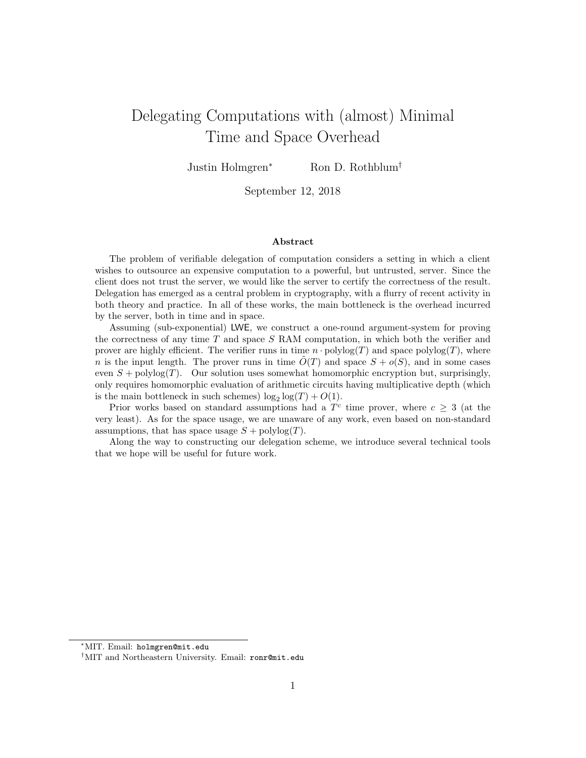# Delegating Computations with (almost) Minimal Time and Space Overhead

Justin Holmgren[*] Ron D. Rothblum[†]

September 12, 2018

### Abstract

The problem of verifiable delegation of computation considers a setting in which a client wishes to outsource an expensive computation to a powerful, but untrusted, server. Since the client does not trust the server, we would like the server to certify the correctness of the result. Delegation has emerged as a central problem in cryptography, with a flurry of recent activity in both theory and practice. In all of these works, the main bottleneck is the overhead incurred by the server, both in time and in space.

Assuming (sub-exponential) LWE, we construct a one-round argument-system for proving the correctness of any time $T$ and space $S$ RAM computation, in which both the verifier and prover are highly efficient. The verifier runs in time $n \cdot \mathrm{polylog}(T)$ and space $\mathrm{polylog}(T)$, where $n$ is the input length. The prover runs in time $\tilde{O}(T)$ and space $S + o(S)$, and in some cases even $S + \mathrm{polylog}(T)$. Our solution uses somewhat homomorphic encryption but, surprisingly, only requires homomorphic evaluation of arithmetic circuits having multiplicative depth (which is the main bottleneck in such schemes) $\log_2 \log(T) + O(1)$.

Prior works based on standard assumptions had a $T^c$ time prover, where $c \geq 3$ (at the very least). As for the space usage, we are unaware of any work, even based on non-standard assumptions, that has space usage $S + \mathrm{polylog}(T)$.

Along the way to constructing our delegation scheme, we introduce several technical tools that we hope will be useful for future work.

[*] MIT. Email: holmgren@mit.edu

[†] MIT and Northeastern University. Email: ronr@mit.edu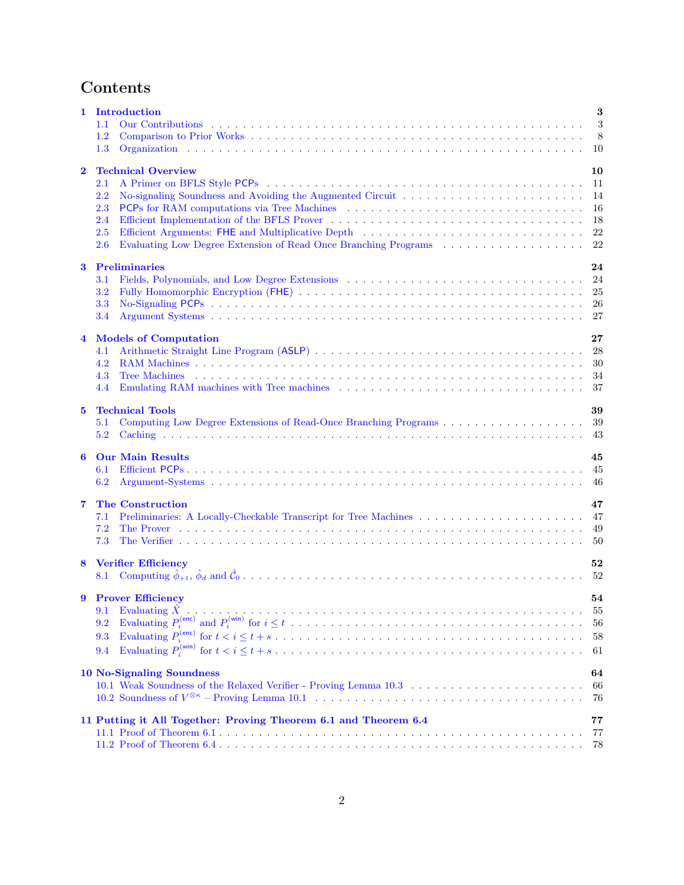# Contents

**1 Introduction** **3**
- 1.1 Our Contributions . . . 3
- 1.2 Comparison to Prior Works . . . 8
- 1.3 Organization . . . 10

**2 Technical Overview** **10**
- 2.1 A Primer on BFLS Style PCPs . . . 11
- 2.2 No-signaling Soundness and Avoiding the Augmented Circuit . . . 14
- 2.3 PCPs for RAM computations via Tree Machines . . . 16
- 2.4 Efficient Implementation of the BFLS Prover . . . 18
- 2.5 Efficient Arguments: FHE and Multiplicative Depth . . . 22
- 2.6 Evaluating Low Degree Extension of Read Once Branching Programs . . . 22

**3 Preliminaries** **24**
- 3.1 Fields, Polynomials, and Low Degree Extensions . . . 24
- 3.2 Fully Homomorphic Encryption (FHE) . . . 25
- 3.3 No-Signaling PCPs . . . 26
- 3.4 Argument Systems . . . 27

**4 Models of Computation** **27**
- 4.1 Arithmetic Straight Line Program (ASLP) . . . 28
- 4.2 RAM Machines . . . 30
- 4.3 Tree Machines . . . 34
- 4.4 Emulating RAM machines with Tree machines . . . 37

**5 Technical Tools** **39**
- 5.1 Computing Low Degree Extensions of Read-Once Branching Programs . . . 39
- 5.2 Caching . . . 43

**6 Our Main Results** **45**
- 6.1 Efficient PCPs . . . 45
- 6.2 Argument-Systems . . . 46

**7 The Construction** **47**
- 7.1 Preliminaries: A Locally-Checkable Transcript for Tree Machines . . . 47
- 7.2 The Prover . . . 49
- 7.3 The Verifier . . . 50

**8 Verifier Efficiency** **52**
- 8.1 Computing $\hat{\phi}_{+1}$, $\hat{\phi}_d$ and $\hat{\mathcal{C}}_0$ . . . 52

**9 Prover Efficiency** **54**
- 9.1 Evaluating $\hat{X}$ . . . 55
- 9.2 Evaluating $P_i^{(\mathsf{enc})}$ and $P_i^{(\mathsf{win})}$ for $i \leq t$ . . . 56
- 9.3 Evaluating $P_i^{(\mathsf{enc})}$ for $t < i \leq t+s$ . . . 58
- 9.4 Evaluating $P_i^{(\mathsf{win})}$ for $t < i \leq t+s$ . . . 61

**10 No-Signaling Soundness** **64**
- 10.1 Weak Soundness of the Relaxed Verifier - Proving Lemma 10.3 . . . 66
- 10.2 Soundness of $V^{\otimes\kappa}$ – Proving Lemma 10.1 . . . 76

**11 Putting it All Together: Proving Theorem 6.1 and Theorem 6.4** **77**
- 11.1 Proof of Theorem 6.1 . . . 77
- 11.2 Proof of Theorem 6.4 . . . 78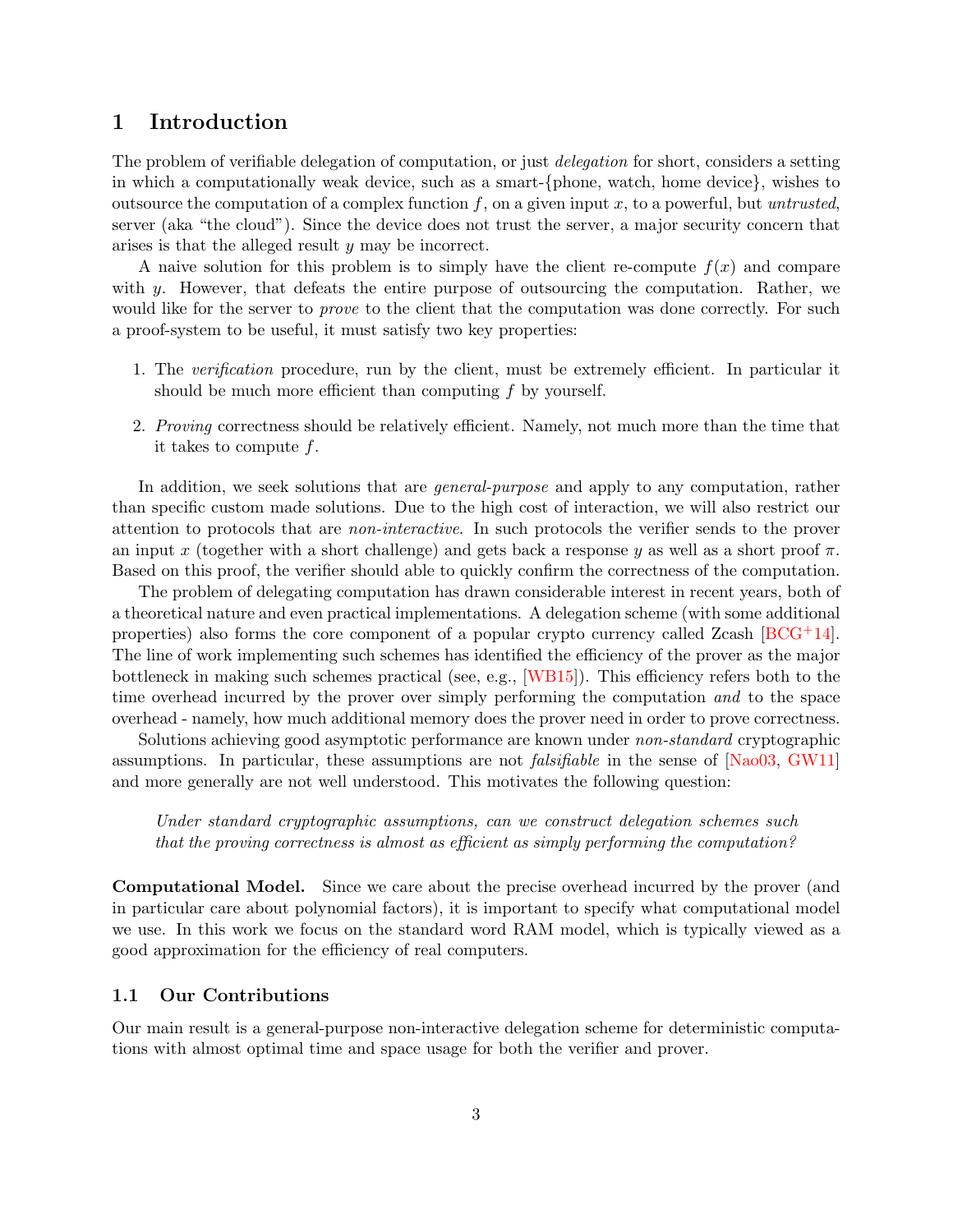# 1 Introduction

The problem of verifiable delegation of computation, or just *delegation* for short, considers a setting in which a computationally weak device, such as a smart-{phone, watch, home device}, wishes to outsource the computation of a complex function $f$, on a given input $x$, to a powerful, but *untrusted*, server (aka "the cloud"). Since the device does not trust the server, a major security concern that arises is that the alleged result $y$ may be incorrect.

A naive solution for this problem is to simply have the client re-compute $f(x)$ and compare with $y$. However, that defeats the entire purpose of outsourcing the computation. Rather, we would like for the server to *prove* to the client that the computation was done correctly. For such a proof-system to be useful, it must satisfy two key properties:

1. The *verification* procedure, run by the client, must be extremely efficient. In particular it should be much more efficient than computing $f$ by yourself.
2. *Proving* correctness should be relatively efficient. Namely, not much more than the time that it takes to compute $f$.

In addition, we seek solutions that are *general-purpose* and apply to any computation, rather than specific custom made solutions. Due to the high cost of interaction, we will also restrict our attention to protocols that are *non-interactive*. In such protocols the verifier sends to the prover an input $x$ (together with a short challenge) and gets back a response $y$ as well as a short proof $\pi$. Based on this proof, the verifier should able to quickly confirm the correctness of the computation.

The problem of delegating computation has drawn considerable interest in recent years, both of a theoretical nature and even practical implementations. A delegation scheme (with some additional properties) also forms the core component of a popular crypto currency called Zcash [BCG+14]. The line of work implementing such schemes has identified the efficiency of the prover as the major bottleneck in making such schemes practical (see, e.g., [WB15]). This efficiency refers both to the time overhead incurred by the prover over simply performing the computation *and* to the space overhead - namely, how much additional memory does the prover need in order to prove correctness.

Solutions achieving good asymptotic performance are known under *non-standard* cryptographic assumptions. In particular, these assumptions are not *falsifiable* in the sense of [Nao03, GW11] and more generally are not well understood. This motivates the following question:

> *Under standard cryptographic assumptions, can we construct delegation schemes such that the proving correctness is almost as efficient as simply performing the computation?*

**Computational Model.** Since we care about the precise overhead incurred by the prover (and in particular care about polynomial factors), it is important to specify what computational model we use. In this work we focus on the standard word RAM model, which is typically viewed as a good approximation for the efficiency of real computers.

## 1.1 Our Contributions

Our main result is a general-purpose non-interactive delegation scheme for deterministic computations with almost optimal time and space usage for both the verifier and prover.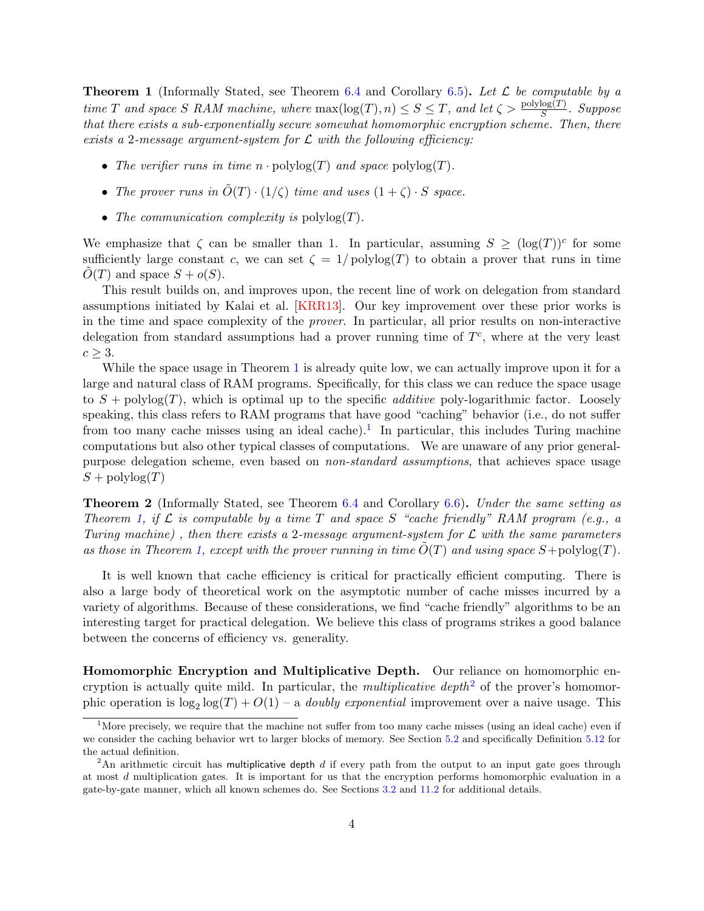**Theorem 1** (Informally Stated, see Theorem 6.4 and Corollary 6.5)**.** *Let $\mathcal{L}$ be computable by a time $T$ and space $S$ RAM machine, where $\max(\log(T), n) \leq S \leq T$, and let $\zeta > \frac{\text{polylog}(T)}{S}$. Suppose that there exists a sub-exponentially secure somewhat homomorphic encryption scheme. Then, there exists a 2-message argument-system for $\mathcal{L}$ with the following efficiency:*

- *The verifier runs in time $n \cdot \text{polylog}(T)$ and space $\text{polylog}(T)$.*
- *The prover runs in $\tilde{O}(T) \cdot (1/\zeta)$ time and uses $(1+\zeta) \cdot S$ space.*
- *The communication complexity is $\text{polylog}(T)$.*

We emphasize that $\zeta$ can be smaller than 1. In particular, assuming $S \geq (\log(T))^c$ for some sufficiently large constant $c$, we can set $\zeta = 1/\text{polylog}(T)$ to obtain a prover that runs in time $\tilde{O}(T)$ and space $S + o(S)$.

This result builds on, and improves upon, the recent line of work on delegation from standard assumptions initiated by Kalai et al. [KRR13]. Our key improvement over these prior works is in the time and space complexity of the *prover*. In particular, all prior results on non-interactive delegation from standard assumptions had a prover running time of $T^c$, where at the very least $c \geq 3$.

While the space usage in Theorem 1 is already quite low, we can actually improve upon it for a large and natural class of RAM programs. Specifically, for this class we can reduce the space usage to $S + \text{polylog}(T)$, which is optimal up to the specific *additive* poly-logarithmic factor. Loosely speaking, this class refers to RAM programs that have good "caching" behavior (i.e., do not suffer from too many cache misses using an ideal cache).[1] In particular, this includes Turing machine computations but also other typical classes of computations. We are unaware of any prior general-purpose delegation scheme, even based on *non-standard assumptions*, that achieves space usage $S + \text{polylog}(T)$

**Theorem 2** (Informally Stated, see Theorem 6.4 and Corollary 6.6)**.** *Under the same setting as Theorem 1, if $\mathcal{L}$ is computable by a time $T$ and space $S$ "cache friendly" RAM program (e.g., a Turing machine) , then there exists a 2-message argument-system for $\mathcal{L}$ with the same parameters as those in Theorem 1, except with the prover running in time $\tilde{O}(T)$ and using space $S+\text{polylog}(T)$.*

It is well known that cache efficiency is critical for practically efficient computing. There is also a large body of theoretical work on the asymptotic number of cache misses incurred by a variety of algorithms. Because of these considerations, we find "cache friendly" algorithms to be an interesting target for practical delegation. We believe this class of programs strikes a good balance between the concerns of efficiency vs. generality.

**Homomorphic Encryption and Multiplicative Depth.** Our reliance on homomorphic encryption is actually quite mild. In particular, the *multiplicative depth*[2] of the prover's homomorphic operation is $\log_2 \log(T) + O(1)$ – a *doubly exponential* improvement over a naive usage. This

[1] More precisely, we require that the machine not suffer from too many cache misses (using an ideal cache) even if we consider the caching behavior wrt to larger blocks of memory. See Section 5.2 and specifically Definition 5.12 for the actual definition.

[2] An arithmetic circuit has multiplicative depth $d$ if every path from the output to an input gate goes through at most $d$ multiplication gates. It is important for us that the encryption performs homomorphic evaluation in a gate-by-gate manner, which all known schemes do. See Sections 3.2 and 11.2 for additional details.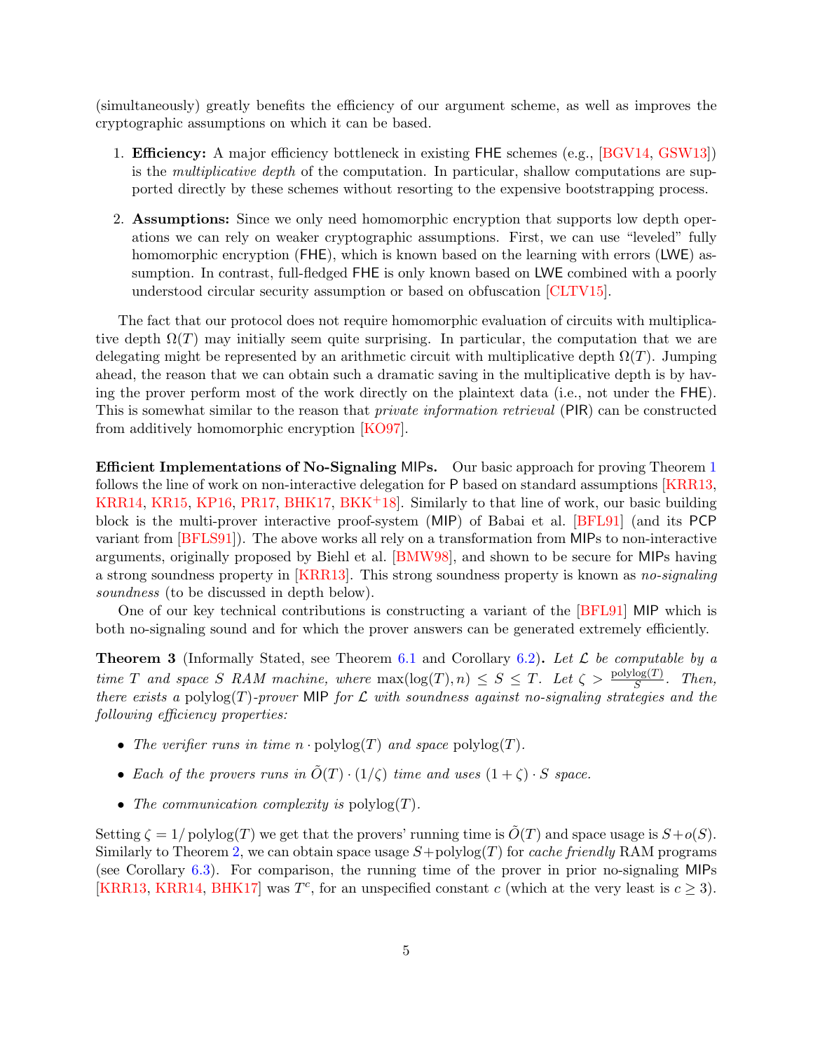(simultaneously) greatly benefits the efficiency of our argument scheme, as well as improves the cryptographic assumptions on which it can be based.

1. **Efficiency:** A major efficiency bottleneck in existing FHE schemes (e.g., [BGV14, GSW13]) is the *multiplicative depth* of the computation. In particular, shallow computations are supported directly by these schemes without resorting to the expensive bootstrapping process.

2. **Assumptions:** Since we only need homomorphic encryption that supports low depth operations we can rely on weaker cryptographic assumptions. First, we can use "leveled" fully homomorphic encryption (FHE), which is known based on the learning with errors (LWE) assumption. In contrast, full-fledged FHE is only known based on LWE combined with a poorly understood circular security assumption or based on obfuscation [CLTV15].

The fact that our protocol does not require homomorphic evaluation of circuits with multiplicative depth $\Omega(T)$ may initially seem quite surprising. In particular, the computation that we are delegating might be represented by an arithmetic circuit with multiplicative depth $\Omega(T)$. Jumping ahead, the reason that we can obtain such a dramatic saving in the multiplicative depth is by having the prover perform most of the work directly on the plaintext data (i.e., not under the FHE). This is somewhat similar to the reason that *private information retrieval* (PIR) can be constructed from additively homomorphic encryption [KO97].

**Efficient Implementations of No-Signaling MIPs.** Our basic approach for proving Theorem 1 follows the line of work on non-interactive delegation for P based on standard assumptions [KRR13, KRR14, KR15, KP16, PR17, BHK17, BKK+18]. Similarly to that line of work, our basic building block is the multi-prover interactive proof-system (MIP) of Babai et al. [BFL91] (and its PCP variant from [BFLS91]). The above works all rely on a transformation from MIPs to non-interactive arguments, originally proposed by Biehl et al. [BMW98], and shown to be secure for MIPs having a strong soundness property in [KRR13]. This strong soundness property is known as *no-signaling soundness* (to be discussed in depth below).

One of our key technical contributions is constructing a variant of the [BFL91] MIP which is both no-signaling sound and for which the prover answers can be generated extremely efficiently.

**Theorem 3** (Informally Stated, see Theorem 6.1 and Corollary 6.2)**.** *Let $\mathcal{L}$ be computable by a time $T$ and space $S$ RAM machine, where $\max(\log(T), n) \leq S \leq T$. Let $\zeta > \frac{\mathrm{polylog}(T)}{S}$. Then, there exists a* $\mathrm{polylog}(T)$*-prover* MIP *for $\mathcal{L}$ with soundness against no-signaling strategies and the following efficiency properties:*

- *The verifier runs in time $n \cdot \mathrm{polylog}(T)$ and space $\mathrm{polylog}(T)$.*
- *Each of the provers runs in $\tilde{O}(T) \cdot (1/\zeta)$ time and uses $(1+\zeta) \cdot S$ space.*
- *The communication complexity is $\mathrm{polylog}(T)$.*

Setting $\zeta = 1/\mathrm{polylog}(T)$ we get that the provers' running time is $\tilde{O}(T)$ and space usage is $S+o(S)$. Similarly to Theorem 2, we can obtain space usage $S+\mathrm{polylog}(T)$ for *cache friendly* RAM programs (see Corollary 6.3). For comparison, the running time of the prover in prior no-signaling MIPs [KRR13, KRR14, BHK17] was $T^c$, for an unspecified constant $c$ (which at the very least is $c \geq 3$).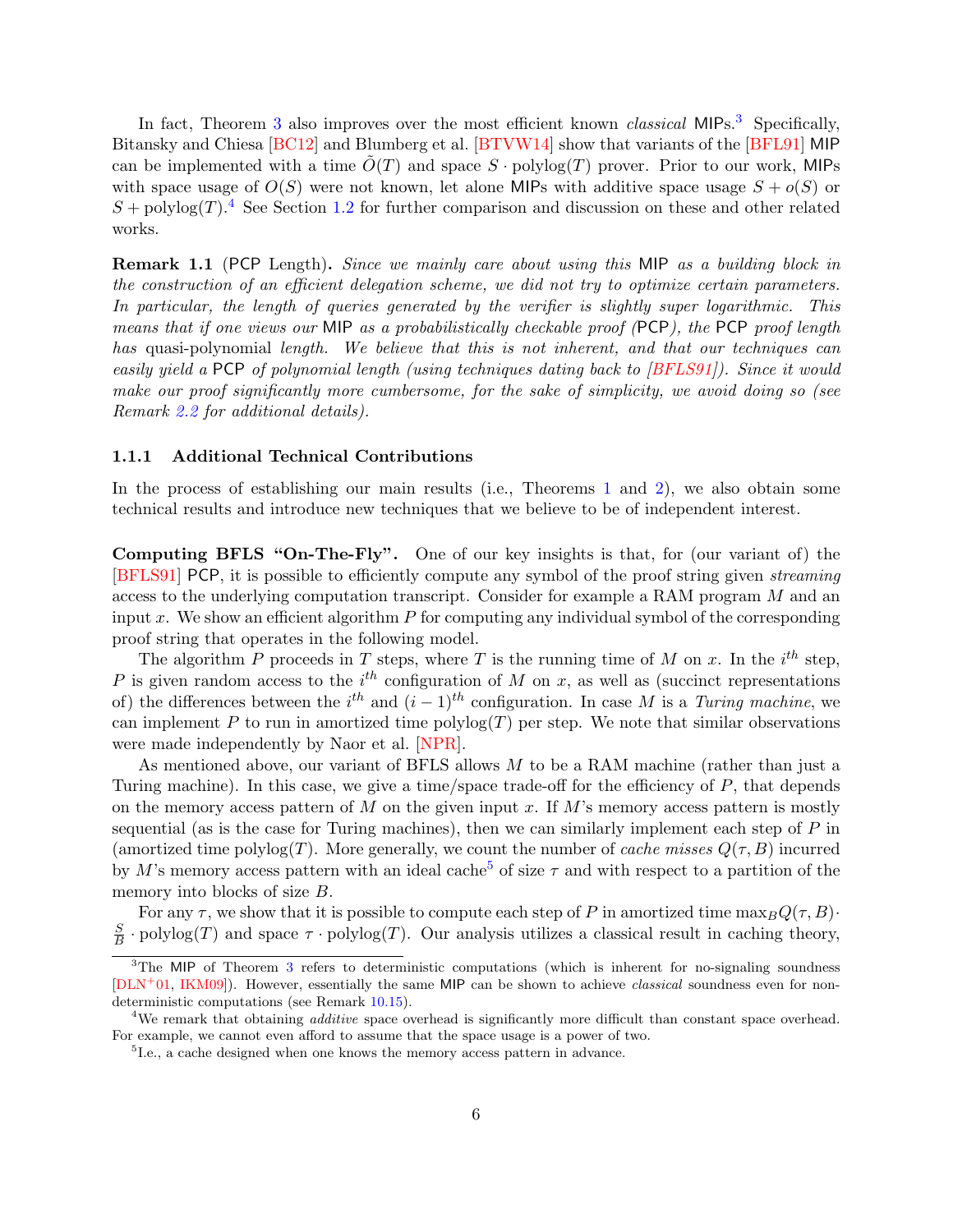In fact, Theorem 3 also improves over the most efficient known *classical* MIPs.[3] Specifically, Bitansky and Chiesa [BC12] and Blumberg et al. [BTVW14] show that variants of the [BFL91] MIP can be implemented with a time $\tilde{O}(T)$ and space $S \cdot \text{polylog}(T)$ prover. Prior to our work, MIPs with space usage of $O(S)$ were not known, let alone MIPs with additive space usage $S + o(S)$ or $S + \text{polylog}(T)$.[4] See Section 1.2 for further comparison and discussion on these and other related works.

**Remark 1.1** (PCP Length)**.** *Since we mainly care about using this* MIP *as a building block in the construction of an efficient delegation scheme, we did not try to optimize certain parameters. In particular, the length of queries generated by the verifier is slightly super logarithmic. This means that if one views our* MIP *as a probabilistically checkable proof (*PCP*), the* PCP *proof length has* quasi-polynomial *length. We believe that this is not inherent, and that our techniques can easily yield a* PCP *of polynomial length (using techniques dating back to [BFLS91]). Since it would make our proof significantly more cumbersome, for the sake of simplicity, we avoid doing so (see Remark 2.2 for additional details).*

### 1.1.1 Additional Technical Contributions

In the process of establishing our main results (i.e., Theorems 1 and 2), we also obtain some technical results and introduce new techniques that we believe to be of independent interest.

**Computing BFLS "On-The-Fly".** One of our key insights is that, for (our variant of) the [BFLS91] PCP, it is possible to efficiently compute any symbol of the proof string given *streaming* access to the underlying computation transcript. Consider for example a RAM program $M$ and an input $x$. We show an efficient algorithm $P$ for computing any individual symbol of the corresponding proof string that operates in the following model.

The algorithm $P$ proceeds in $T$ steps, where $T$ is the running time of $M$ on $x$. In the $i^{th}$ step, $P$ is given random access to the $i^{th}$ configuration of $M$ on $x$, as well as (succinct representations of) the differences between the $i^{th}$ and $(i-1)^{th}$ configuration. In case $M$ is a *Turing machine*, we can implement $P$ to run in amortized time $\text{polylog}(T)$ per step. We note that similar observations were made independently by Naor et al. [NPR].

As mentioned above, our variant of BFLS allows $M$ to be a RAM machine (rather than just a Turing machine). In this case, we give a time/space trade-off for the efficiency of $P$, that depends on the memory access pattern of $M$ on the given input $x$. If $M$'s memory access pattern is mostly sequential (as is the case for Turing machines), then we can similarly implement each step of $P$ in (amortized time $\text{polylog}(T)$. More generally, we count the number of *cache misses* $Q(\tau, B)$ incurred by $M$'s memory access pattern with an ideal cache[5] of size $\tau$ and with respect to a partition of the memory into blocks of size $B$.

For any $\tau$, we show that it is possible to compute each step of $P$ in amortized time $\max_B Q(\tau, B) \cdot \frac{S}{B} \cdot \text{polylog}(T)$ and space $\tau \cdot \text{polylog}(T)$. Our analysis utilizes a classical result in caching theory,

[3] The MIP of Theorem 3 refers to deterministic computations (which is inherent for no-signaling soundness [DLN+01, IKM09]). However, essentially the same MIP can be shown to achieve *classical* soundness even for non-deterministic computations (see Remark 10.15).

[4] We remark that obtaining *additive* space overhead is significantly more difficult than constant space overhead. For example, we cannot even afford to assume that the space usage is a power of two.

[5] I.e., a cache designed when one knows the memory access pattern in advance.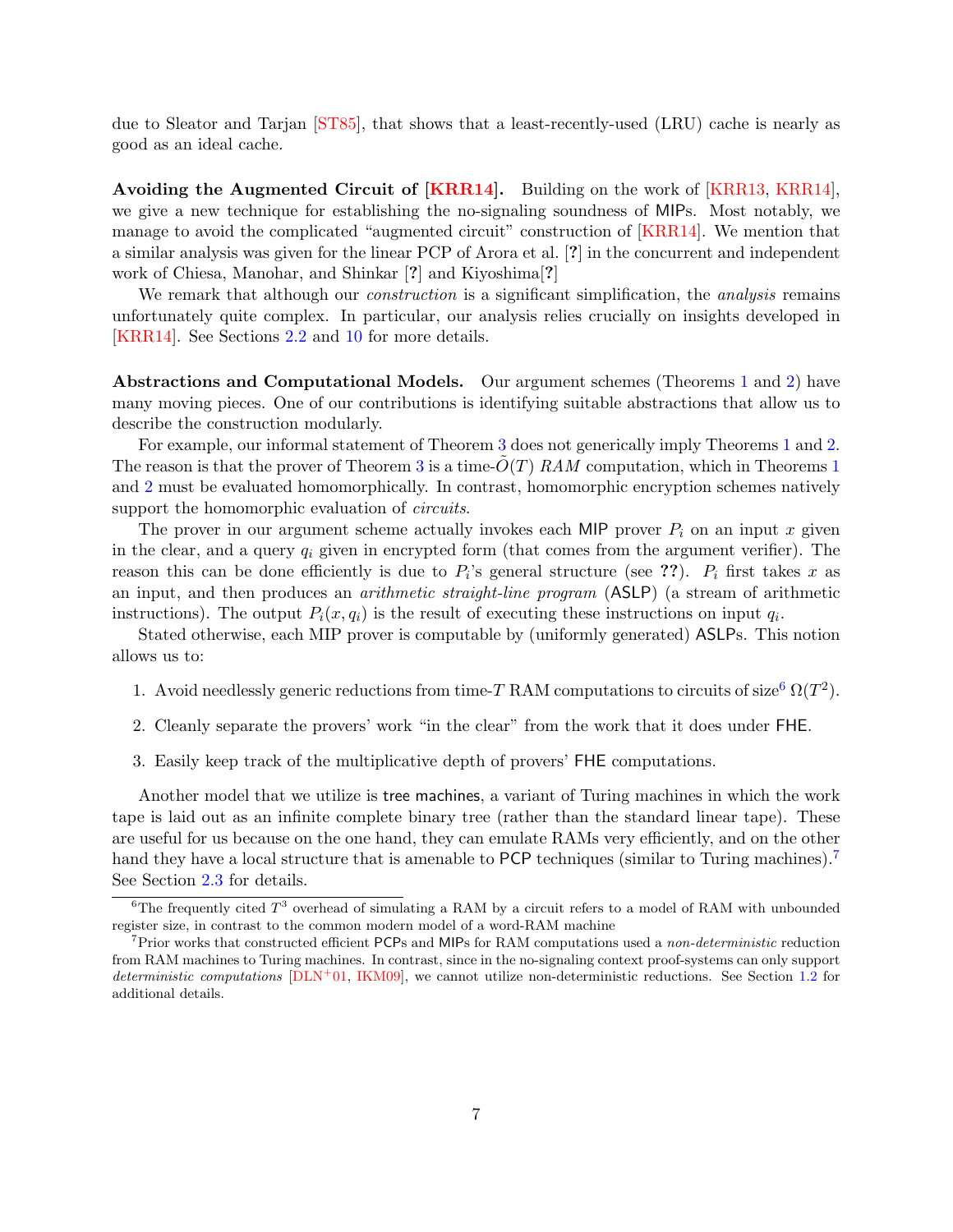due to Sleator and Tarjan [ST85], that shows that a least-recently-used (LRU) cache is nearly as good as an ideal cache.

**Avoiding the Augmented Circuit of [KRR14].** Building on the work of [KRR13, KRR14], we give a new technique for establishing the no-signaling soundness of MIPs. Most notably, we manage to avoid the complicated "augmented circuit" construction of [KRR14]. We mention that a similar analysis was given for the linear PCP of Arora et al. [?] in the concurrent and independent work of Chiesa, Manohar, and Shinkar [?] and Kiyoshima[?]

We remark that although our *construction* is a significant simplification, the *analysis* remains unfortunately quite complex. In particular, our analysis relies crucially on insights developed in [KRR14]. See Sections 2.2 and 10 for more details.

**Abstractions and Computational Models.** Our argument schemes (Theorems 1 and 2) have many moving pieces. One of our contributions is identifying suitable abstractions that allow us to describe the construction modularly.

For example, our informal statement of Theorem 3 does not generically imply Theorems 1 and 2. The reason is that the prover of Theorem 3 is a time-$\tilde{O}(T)$ *RAM* computation, which in Theorems 1 and 2 must be evaluated homomorphically. In contrast, homomorphic encryption schemes natively support the homomorphic evaluation of *circuits*.

The prover in our argument scheme actually invokes each MIP prover $P_i$ on an input $x$ given in the clear, and a query $q_i$ given in encrypted form (that comes from the argument verifier). The reason this can be done efficiently is due to $P_i$'s general structure (see **??**). $P_i$ first takes $x$ as an input, and then produces an *arithmetic straight-line program* (ASLP) (a stream of arithmetic instructions). The output $P_i(x, q_i)$ is the result of executing these instructions on input $q_i$.

Stated otherwise, each MIP prover is computable by (uniformly generated) ASLPs. This notion allows us to:

1. Avoid needlessly generic reductions from time-$T$ RAM computations to circuits of size[6] $\Omega(T^2)$.
2. Cleanly separate the provers' work "in the clear" from the work that it does under FHE.
3. Easily keep track of the multiplicative depth of provers' FHE computations.

Another model that we utilize is tree machines, a variant of Turing machines in which the work tape is laid out as an infinite complete binary tree (rather than the standard linear tape). These are useful for us because on the one hand, they can emulate RAMs very efficiently, and on the other hand they have a local structure that is amenable to PCP techniques (similar to Turing machines).[7] See Section 2.3 for details.

[6] The frequently cited $T^3$ overhead of simulating a RAM by a circuit refers to a model of RAM with unbounded register size, in contrast to the common modern model of a word-RAM machine

[7] Prior works that constructed efficient PCPs and MIPs for RAM computations used a *non-deterministic* reduction from RAM machines to Turing machines. In contrast, since in the no-signaling context proof-systems can only support *deterministic computations* [DLN+01, IKM09], we cannot utilize non-deterministic reductions. See Section 1.2 for additional details.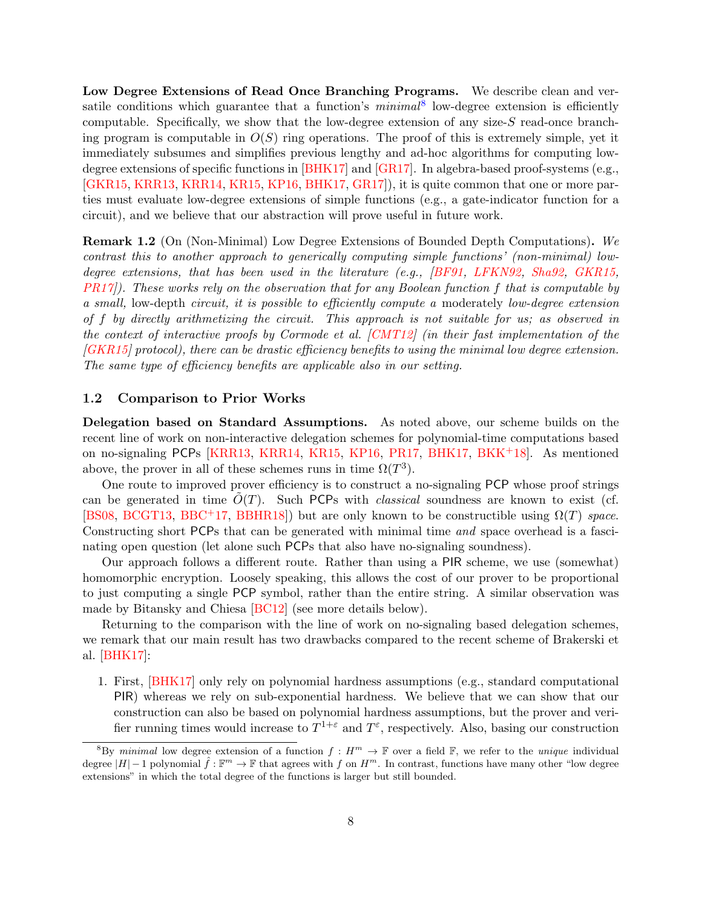**Low Degree Extensions of Read Once Branching Programs.** We describe clean and versatile conditions which guarantee that a function's *minimal*[8] low-degree extension is efficiently computable. Specifically, we show that the low-degree extension of any size-$S$ read-once branching program is computable in $O(S)$ ring operations. The proof of this is extremely simple, yet it immediately subsumes and simplifies previous lengthy and ad-hoc algorithms for computing low-degree extensions of specific functions in [BHK17] and [GR17]. In algebra-based proof-systems (e.g., [GKR15, KRR13, KRR14, KR15, KP16, BHK17, GR17]), it is quite common that one or more parties must evaluate low-degree extensions of simple functions (e.g., a gate-indicator function for a circuit), and we believe that our abstraction will prove useful in future work.

**Remark 1.2** (On (Non-Minimal) Low Degree Extensions of Bounded Depth Computations)**.** *We contrast this to another approach to generically computing simple functions' (non-minimal) low-degree extensions, that has been used in the literature (e.g., [BF91, LFKN92, Sha92, GKR15, PR17]). These works rely on the observation that for any Boolean function $f$ that is computable by a small,* low-depth *circuit, it is possible to efficiently compute a* moderately *low-degree extension of $f$ by directly arithmetizing the circuit. This approach is not suitable for us; as observed in the context of interactive proofs by Cormode et al. [CMT12] (in their fast implementation of the [GKR15] protocol), there can be drastic efficiency benefits to using the minimal low degree extension. The same type of efficiency benefits are applicable also in our setting.*

## 1.2 Comparison to Prior Works

**Delegation based on Standard Assumptions.** As noted above, our scheme builds on the recent line of work on non-interactive delegation schemes for polynomial-time computations based on no-signaling PCPs [KRR13, KRR14, KR15, KP16, PR17, BHK17, BKK+18]. As mentioned above, the prover in all of these schemes runs in time $\Omega(T^3)$.

One route to improved prover efficiency is to construct a no-signaling PCP whose proof strings can be generated in time $\tilde{O}(T)$. Such PCPs with *classical* soundness are known to exist (cf. [BS08, BCGT13, BBC+17, BBHR18]) but are only known to be constructible using $\Omega(T)$ *space*. Constructing short PCPs that can be generated with minimal time *and* space overhead is a fascinating open question (let alone such PCPs that also have no-signaling soundness).

Our approach follows a different route. Rather than using a PIR scheme, we use (somewhat) homomorphic encryption. Loosely speaking, this allows the cost of our prover to be proportional to just computing a single PCP symbol, rather than the entire string. A similar observation was made by Bitansky and Chiesa [BC12] (see more details below).

Returning to the comparison with the line of work on no-signaling based delegation schemes, we remark that our main result has two drawbacks compared to the recent scheme of Brakerski et al. [BHK17]:

1. First, [BHK17] only rely on polynomial hardness assumptions (e.g., standard computational PIR) whereas we rely on sub-exponential hardness. We believe that we can show that our construction can also be based on polynomial hardness assumptions, but the prover and verifier running times would increase to $T^{1+\varepsilon}$ and $T^{\varepsilon}$, respectively. Also, basing our construction

[8] By *minimal* low degree extension of a function $f : H^m \to \mathbb{F}$ over a field $\mathbb{F}$, we refer to the *unique* individual degree $|H| - 1$ polynomial $\hat{f} : \mathbb{F}^m \to \mathbb{F}$ that agrees with $f$ on $H^m$. In contrast, functions have many other "low degree extensions" in which the total degree of the functions is larger but still bounded.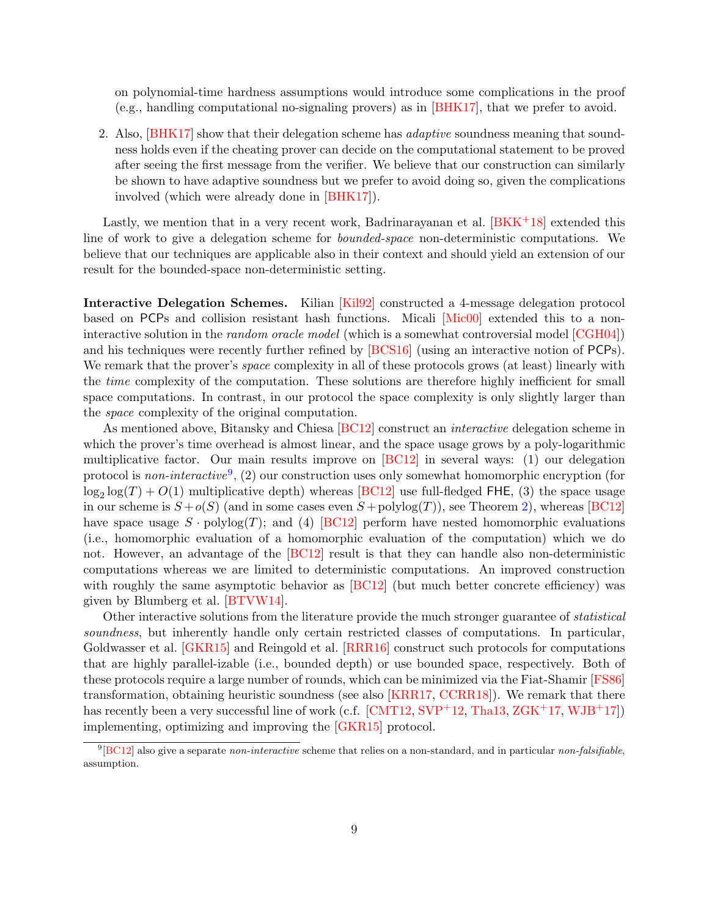on polynomial-time hardness assumptions would introduce some complications in the proof (e.g., handling computational no-signaling provers) as in [BHK17], that we prefer to avoid.

2. Also, [BHK17] show that their delegation scheme has *adaptive* soundness meaning that soundness holds even if the cheating prover can decide on the computational statement to be proved after seeing the first message from the verifier. We believe that our construction can similarly be shown to have adaptive soundness but we prefer to avoid doing so, given the complications involved (which were already done in [BHK17]).

Lastly, we mention that in a very recent work, Badrinarayanan et al. [BKK+18] extended this line of work to give a delegation scheme for *bounded-space* non-deterministic computations. We believe that our techniques are applicable also in their context and should yield an extension of our result for the bounded-space non-deterministic setting.

**Interactive Delegation Schemes.** Kilian [Kil92] constructed a 4-message delegation protocol based on PCPs and collision resistant hash functions. Micali [Mic00] extended this to a non-interactive solution in the *random oracle model* (which is a somewhat controversial model [CGH04]) and his techniques were recently further refined by [BCS16] (using an interactive notion of PCPs). We remark that the prover's *space* complexity in all of these protocols grows (at least) linearly with the *time* complexity of the computation. These solutions are therefore highly inefficient for small space computations. In contrast, in our protocol the space complexity is only slightly larger than the *space* complexity of the original computation.

As mentioned above, Bitansky and Chiesa [BC12] construct an *interactive* delegation scheme in which the prover's time overhead is almost linear, and the space usage grows by a poly-logarithmic multiplicative factor. Our main results improve on [BC12] in several ways: (1) our delegation protocol is *non-interactive*[9], (2) our construction uses only somewhat homomorphic encryption (for $\log_2 \log(T) + O(1)$ multiplicative depth) whereas [BC12] use full-fledged FHE, (3) the space usage in our scheme is $S + o(S)$ (and in some cases even $S + \mathrm{polylog}(T)$), see Theorem 2), whereas [BC12] have space usage $S \cdot \mathrm{polylog}(T)$; and (4) [BC12] perform have nested homomorphic evaluations (i.e., homomorphic evaluation of a homomorphic evaluation of the computation) which we do not. However, an advantage of the [BC12] result is that they can handle also non-deterministic computations whereas we are limited to deterministic computations. An improved construction with roughly the same asymptotic behavior as [BC12] (but much better concrete efficiency) was given by Blumberg et al. [BTVW14].

Other interactive solutions from the literature provide the much stronger guarantee of *statistical soundness*, but inherently handle only certain restricted classes of computations. In particular, Goldwasser et al. [GKR15] and Reingold et al. [RRR16] construct such protocols for computations that are highly parallel-izable (i.e., bounded depth) or use bounded space, respectively. Both of these protocols require a large number of rounds, which can be minimized via the Fiat-Shamir [FS86] transformation, obtaining heuristic soundness (see also [KRR17, CCRR18]). We remark that there has recently been a very successful line of work (c.f. [CMT12, SVP+12, Tha13, ZGK+17, WJB+17]) implementing, optimizing and improving the [GKR15] protocol.

[9] [BC12] also give a separate *non-interactive* scheme that relies on a non-standard, and in particular *non-falsifiable*, assumption.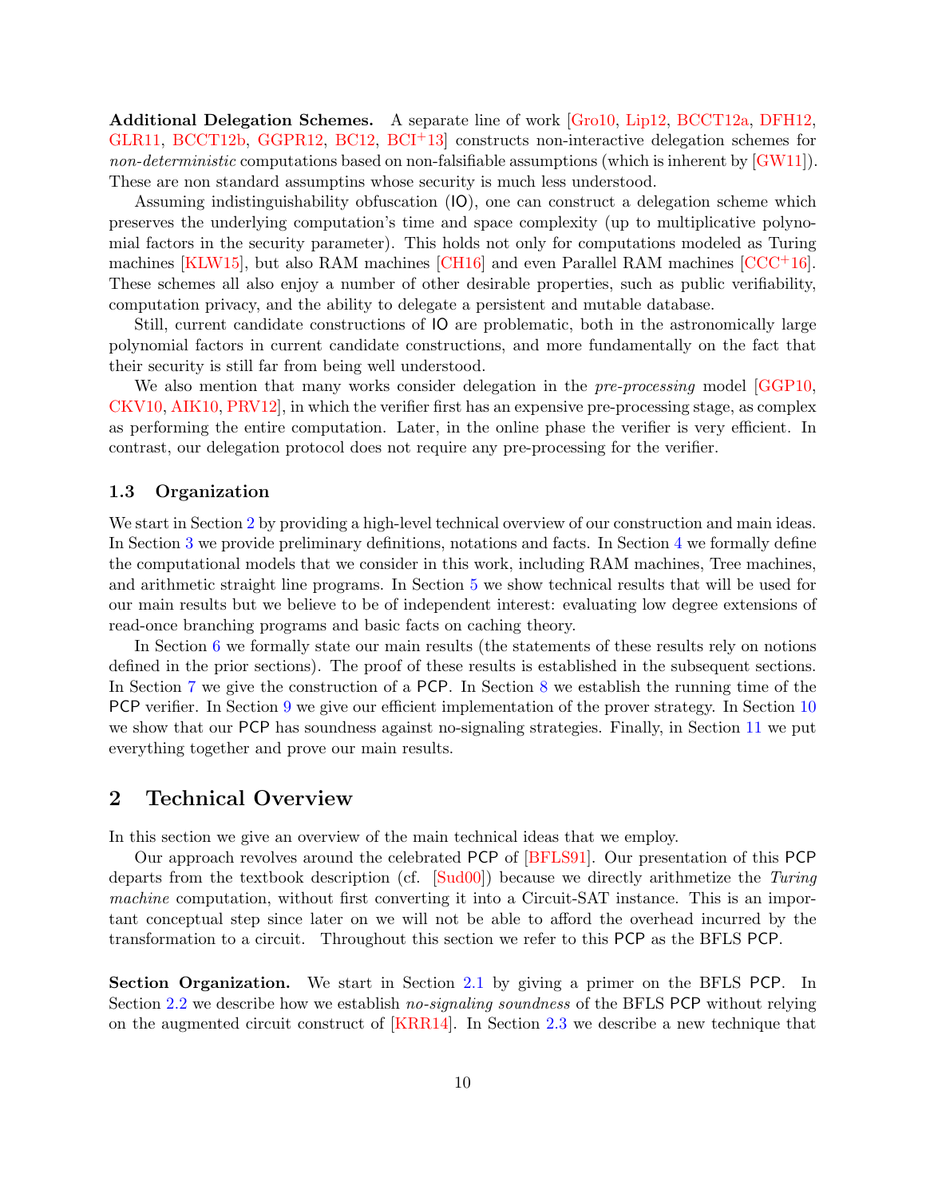**Additional Delegation Schemes.** A separate line of work [Gro10, Lip12, BCCT12a, DFH12, GLR11, BCCT12b, GGPR12, BC12, BCI+13] constructs non-interactive delegation schemes for *non-deterministic* computations based on non-falsifiable assumptions (which is inherent by [GW11]). These are non standard assumptins whose security is much less understood.

Assuming indistinguishability obfuscation (IO), one can construct a delegation scheme which preserves the underlying computation's time and space complexity (up to multiplicative polynomial factors in the security parameter). This holds not only for computations modeled as Turing machines [KLW15], but also RAM machines [CH16] and even Parallel RAM machines [CCC+16]. These schemes all also enjoy a number of other desirable properties, such as public verifiability, computation privacy, and the ability to delegate a persistent and mutable database.

Still, current candidate constructions of IO are problematic, both in the astronomically large polynomial factors in current candidate constructions, and more fundamentally on the fact that their security is still far from being well understood.

We also mention that many works consider delegation in the *pre-processing* model [GGP10, CKV10, AIK10, PRV12], in which the verifier first has an expensive pre-processing stage, as complex as performing the entire computation. Later, in the online phase the verifier is very efficient. In contrast, our delegation protocol does not require any pre-processing for the verifier.

### 1.3 Organization

We start in Section 2 by providing a high-level technical overview of our construction and main ideas. In Section 3 we provide preliminary definitions, notations and facts. In Section 4 we formally define the computational models that we consider in this work, including RAM machines, Tree machines, and arithmetic straight line programs. In Section 5 we show technical results that will be used for our main results but we believe to be of independent interest: evaluating low degree extensions of read-once branching programs and basic facts on caching theory.

In Section 6 we formally state our main results (the statements of these results rely on notions defined in the prior sections). The proof of these results is established in the subsequent sections. In Section 7 we give the construction of a PCP. In Section 8 we establish the running time of the PCP verifier. In Section 9 we give our efficient implementation of the prover strategy. In Section 10 we show that our PCP has soundness against no-signaling strategies. Finally, in Section 11 we put everything together and prove our main results.

## 2 Technical Overview

In this section we give an overview of the main technical ideas that we employ.

Our approach revolves around the celebrated PCP of [BFLS91]. Our presentation of this PCP departs from the textbook description (cf. [Sud00]) because we directly arithmetize the *Turing machine* computation, without first converting it into a Circuit-SAT instance. This is an important conceptual step since later on we will not be able to afford the overhead incurred by the transformation to a circuit. Throughout this section we refer to this PCP as the BFLS PCP.

**Section Organization.** We start in Section 2.1 by giving a primer on the BFLS PCP. In Section 2.2 we describe how we establish *no-signaling soundness* of the BFLS PCP without relying on the augmented circuit construct of [KRR14]. In Section 2.3 we describe a new technique that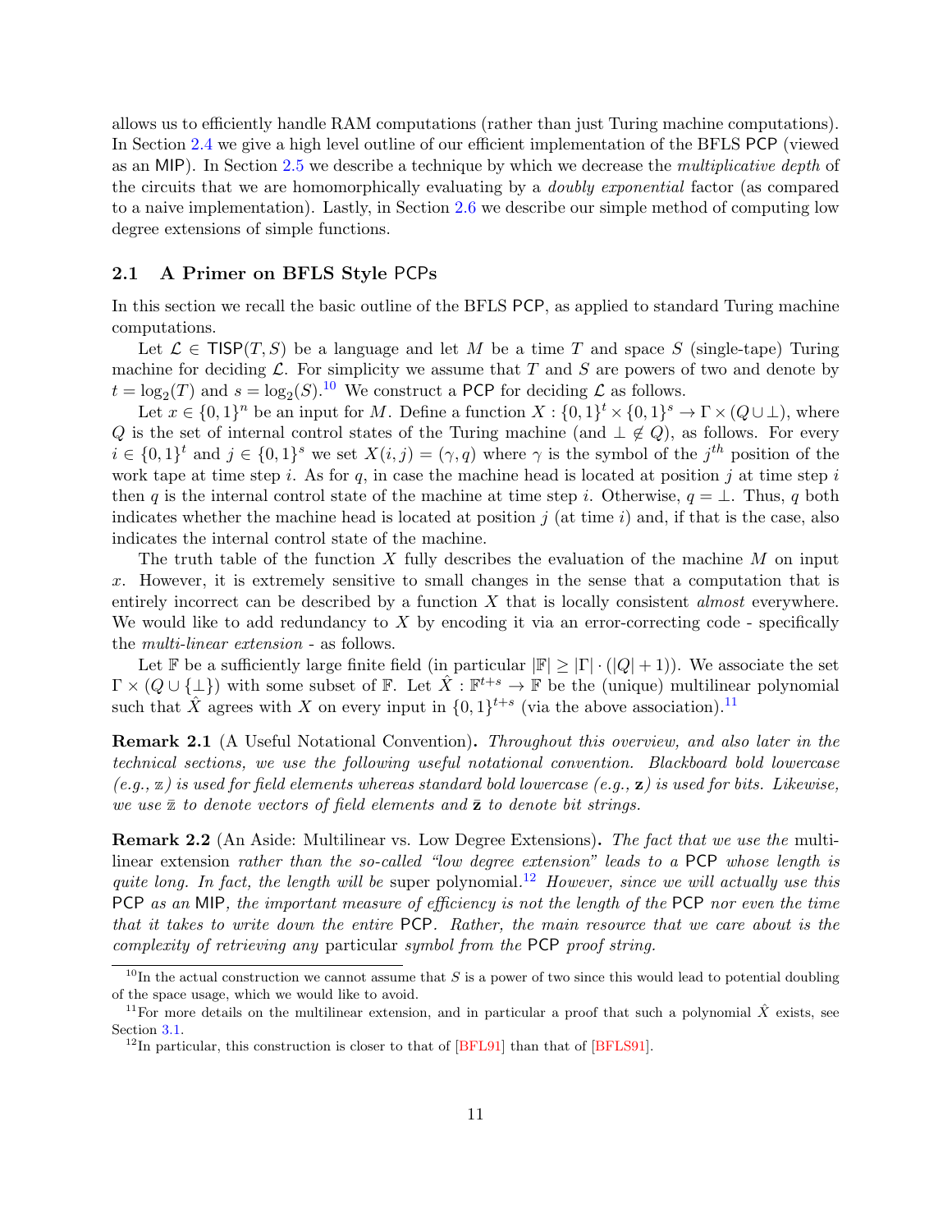allows us to efficiently handle RAM computations (rather than just Turing machine computations). In Section 2.4 we give a high level outline of our efficient implementation of the BFLS PCP (viewed as an MIP). In Section 2.5 we describe a technique by which we decrease the *multiplicative depth* of the circuits that we are homomorphically evaluating by a *doubly exponential* factor (as compared to a naive implementation). Lastly, in Section 2.6 we describe our simple method of computing low degree extensions of simple functions.

## 2.1 A Primer on BFLS Style PCPs

In this section we recall the basic outline of the BFLS PCP, as applied to standard Turing machine computations.

Let $\mathcal{L} \in \mathsf{TISP}(T, S)$ be a language and let $M$ be a time $T$ and space $S$ (single-tape) Turing machine for deciding $\mathcal{L}$. For simplicity we assume that $T$ and $S$ are powers of two and denote by $t = \log_2(T)$ and $s = \log_2(S)$.[10] We construct a PCP for deciding $\mathcal{L}$ as follows.

Let $x \in \{0,1\}^n$ be an input for $M$. Define a function $X : \{0,1\}^t \times \{0,1\}^s \to \Gamma \times (Q \cup \perp)$, where $Q$ is the set of internal control states of the Turing machine (and $\perp \notin Q$), as follows. For every $i \in \{0,1\}^t$ and $j \in \{0,1\}^s$ we set $X(i,j) = (\gamma, q)$ where $\gamma$ is the symbol of the $j^{th}$ position of the work tape at time step $i$. As for $q$, in case the machine head is located at position $j$ at time step $i$ then $q$ is the internal control state of the machine at time step $i$. Otherwise, $q = \perp$. Thus, $q$ both indicates whether the machine head is located at position $j$ (at time $i$) and, if that is the case, also indicates the internal control state of the machine.

The truth table of the function $X$ fully describes the evaluation of the machine $M$ on input $x$. However, it is extremely sensitive to small changes in the sense that a computation that is entirely incorrect can be described by a function $X$ that is locally consistent *almost* everywhere. We would like to add redundancy to $X$ by encoding it via an error-correcting code - specifically the *multi-linear extension* - as follows.

Let $\mathbb{F}$ be a sufficiently large finite field (in particular $|\mathbb{F}| \geq |\Gamma| \cdot (|Q| + 1)$). We associate the set $\Gamma \times (Q \cup \{\perp\})$ with some subset of $\mathbb{F}$. Let $\hat{X} : \mathbb{F}^{t+s} \to \mathbb{F}$ be the (unique) multilinear polynomial such that $\hat{X}$ agrees with $X$ on every input in $\{0,1\}^{t+s}$ (via the above association).[11]

**Remark 2.1** (A Useful Notational Convention)**.** *Throughout this overview, and also later in the technical sections, we use the following useful notational convention. Blackboard bold lowercase (e.g., $\mathbb{z}$) is used for field elements whereas standard bold lowercase (e.g., $\mathbf{z}$) is used for bits. Likewise, we use $\bar{\mathbb{z}}$ to denote vectors of field elements and $\bar{\mathbf{z}}$ to denote bit strings.*

**Remark 2.2** (An Aside: Multilinear vs. Low Degree Extensions)**.** *The fact that we use the* multilinear extension *rather than the so-called "low degree extension" leads to a* PCP *whose length is quite long. In fact, the length will be* super polynomial.[12] *However, since we will actually use this* PCP *as an* MIP*, the important measure of efficiency is not the length of the* PCP *nor even the time that it takes to write down the entire* PCP*. Rather, the main resource that we care about is the complexity of retrieving any* particular *symbol from the* PCP *proof string.*

---

[10] In the actual construction we cannot assume that $S$ is a power of two since this would lead to potential doubling of the space usage, which we would like to avoid.

[11] For more details on the multilinear extension, and in particular a proof that such a polynomial $\hat{X}$ exists, see Section 3.1.

[12] In particular, this construction is closer to that of [BFL91] than that of [BFLS91].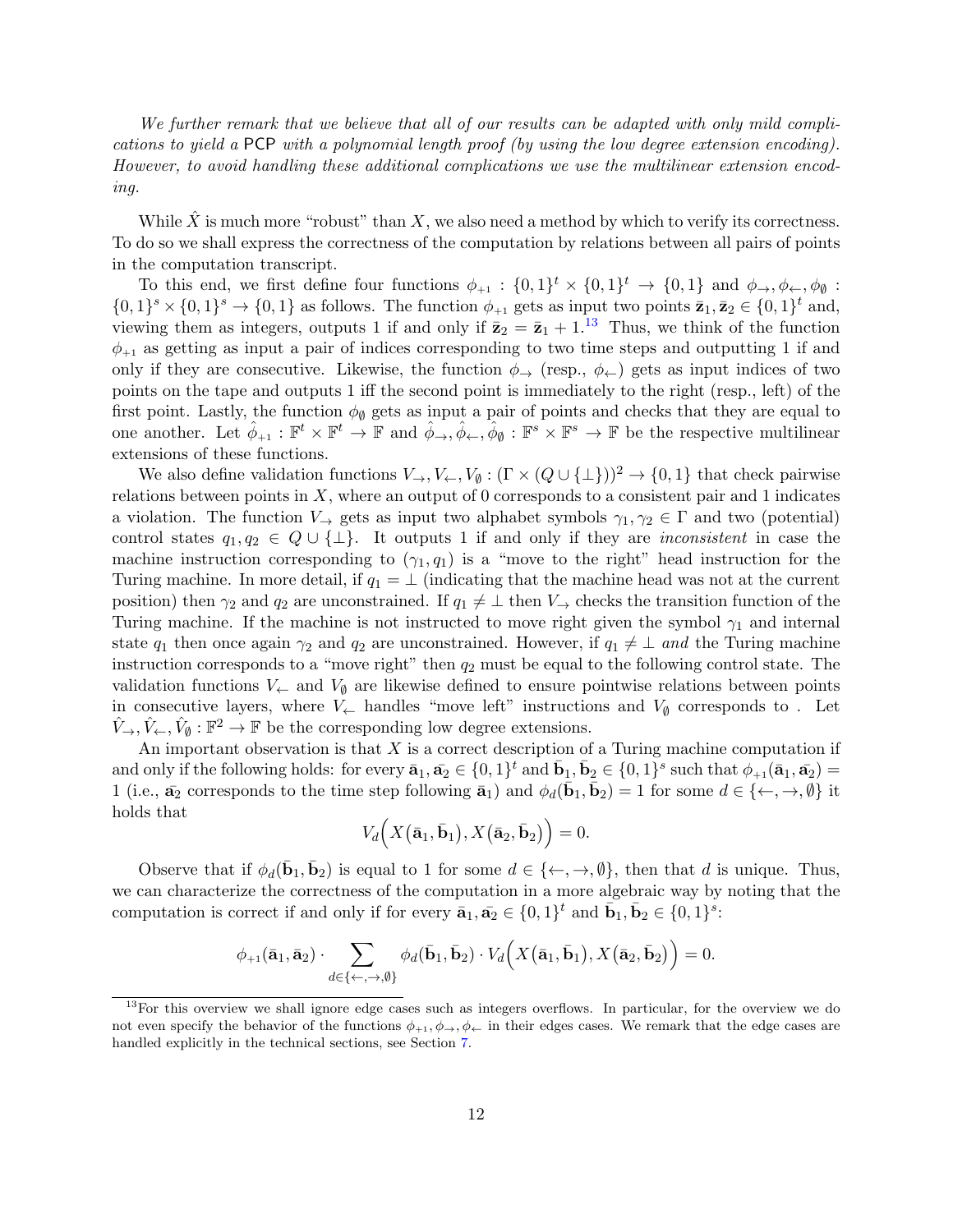*We further remark that we believe that all of our results can be adapted with only mild complications to yield a* PCP *with a polynomial length proof (by using the low degree extension encoding). However, to avoid handling these additional complications we use the multilinear extension encoding.*

While $\hat{X}$ is much more "robust" than $X$, we also need a method by which to verify its correctness. To do so we shall express the correctness of the computation by relations between all pairs of points in the computation transcript.

To this end, we first define four functions $\phi_{+1} : \{0,1\}^t \times \{0,1\}^t \to \{0,1\}$ and $\phi_{\to}, \phi_{\leftarrow}, \phi_{\emptyset} : \{0,1\}^s \times \{0,1\}^s \to \{0,1\}$ as follows. The function $\phi_{+1}$ gets as input two points $\bar{\mathbf{z}}_1, \bar{\mathbf{z}}_2 \in \{0,1\}^t$ and, viewing them as integers, outputs 1 if and only if $\bar{\mathbf{z}}_2 = \bar{\mathbf{z}}_1 + 1$.[13] Thus, we think of the function $\phi_{+1}$ as getting as input a pair of indices corresponding to two time steps and outputting 1 if and only if they are consecutive. Likewise, the function $\phi_{\to}$ (resp., $\phi_{\leftarrow}$) gets as input indices of two points on the tape and outputs 1 iff the second point is immediately to the right (resp., left) of the first point. Lastly, the function $\phi_{\emptyset}$ gets as input a pair of points and checks that they are equal to one another. Let $\hat{\phi}_{+1} : \mathbb{F}^t \times \mathbb{F}^t \to \mathbb{F}$ and $\hat{\phi}_{\to}, \hat{\phi}_{\leftarrow}, \hat{\phi}_{\emptyset} : \mathbb{F}^s \times \mathbb{F}^s \to \mathbb{F}$ be the respective multilinear extensions of these functions.

We also define validation functions $V_{\to}, V_{\leftarrow}, V_{\emptyset} : (\Gamma \times (Q \cup \{\perp\}))^2 \to \{0,1\}$ that check pairwise relations between points in $X$, where an output of 0 corresponds to a consistent pair and 1 indicates a violation. The function $V_{\to}$ gets as input two alphabet symbols $\gamma_1, \gamma_2 \in \Gamma$ and two (potential) control states $q_1, q_2 \in Q \cup \{\perp\}$. It outputs 1 if and only if they are *inconsistent* in case the machine instruction corresponding to $(\gamma_1, q_1)$ is a "move to the right" head instruction for the Turing machine. In more detail, if $q_1 = \perp$ (indicating that the machine head was not at the current position) then $\gamma_2$ and $q_2$ are unconstrained. If $q_1 \neq \perp$ then $V_{\to}$ checks the transition function of the Turing machine. If the machine is not instructed to move right given the symbol $\gamma_1$ and internal state $q_1$ then once again $\gamma_2$ and $q_2$ are unconstrained. However, if $q_1 \neq \perp$ *and* the Turing machine instruction corresponds to a "move right" then $q_2$ must be equal to the following control state. The validation functions $V_{\leftarrow}$ and $V_{\emptyset}$ are likewise defined to ensure pointwise relations between points in consecutive layers, where $V_{\leftarrow}$ handles "move left" instructions and $V_{\emptyset}$ corresponds to . Let $\hat{V}_{\to}, \hat{V}_{\leftarrow}, \hat{V}_{\emptyset} : \mathbb{F}^2 \to \mathbb{F}$ be the corresponding low degree extensions.

An important observation is that $X$ is a correct description of a Turing machine computation if and only if the following holds: for every $\bar{\mathbf{a}}_1, \bar{\mathbf{a}_2} \in \{0,1\}^t$ and $\bar{\mathbf{b}}_1, \bar{\mathbf{b}}_2 \in \{0,1\}^s$ such that $\phi_{+1}(\bar{\mathbf{a}}_1, \bar{\mathbf{a}_2}) = 1$ (i.e., $\bar{\mathbf{a}_2}$ corresponds to the time step following $\bar{\mathbf{a}}_1$) and $\phi_d(\bar{\mathbf{b}}_1, \bar{\mathbf{b}}_2) = 1$ for some $d \in \{\leftarrow, \to, \emptyset\}$ it holds that

$$V_d\Big(X\big(\bar{\mathbf{a}}_1, \bar{\mathbf{b}}_1\big), X\big(\bar{\mathbf{a}}_2, \bar{\mathbf{b}}_2\big)\Big) = 0.$$

Observe that if $\phi_d(\bar{\mathbf{b}}_1, \bar{\mathbf{b}}_2)$ is equal to 1 for some $d \in \{\leftarrow, \to, \emptyset\}$, then that $d$ is unique. Thus, we can characterize the correctness of the computation in a more algebraic way by noting that the computation is correct if and only if for every $\bar{\mathbf{a}}_1, \bar{\mathbf{a}_2} \in \{0,1\}^t$ and $\bar{\mathbf{b}}_1, \bar{\mathbf{b}}_2 \in \{0,1\}^s$:

$$\phi_{+1}(\bar{\mathbf{a}}_1, \bar{\mathbf{a}_2}) \cdot \sum_{d \in \{\leftarrow, \to, \emptyset\}} \phi_d(\bar{\mathbf{b}}_1, \bar{\mathbf{b}}_2) \cdot V_d\Big(X\big(\bar{\mathbf{a}}_1, \bar{\mathbf{b}}_1\big), X\big(\bar{\mathbf{a}}_2, \bar{\mathbf{b}}_2\big)\Big) = 0.$$

[13] For this overview we shall ignore edge cases such as integers overflows. In particular, for the overview we do not even specify the behavior of the functions $\phi_{+1}, \phi_{\to}, \phi_{\leftarrow}$ in their edges cases. We remark that the edge cases are handled explicitly in the technical sections, see Section 7.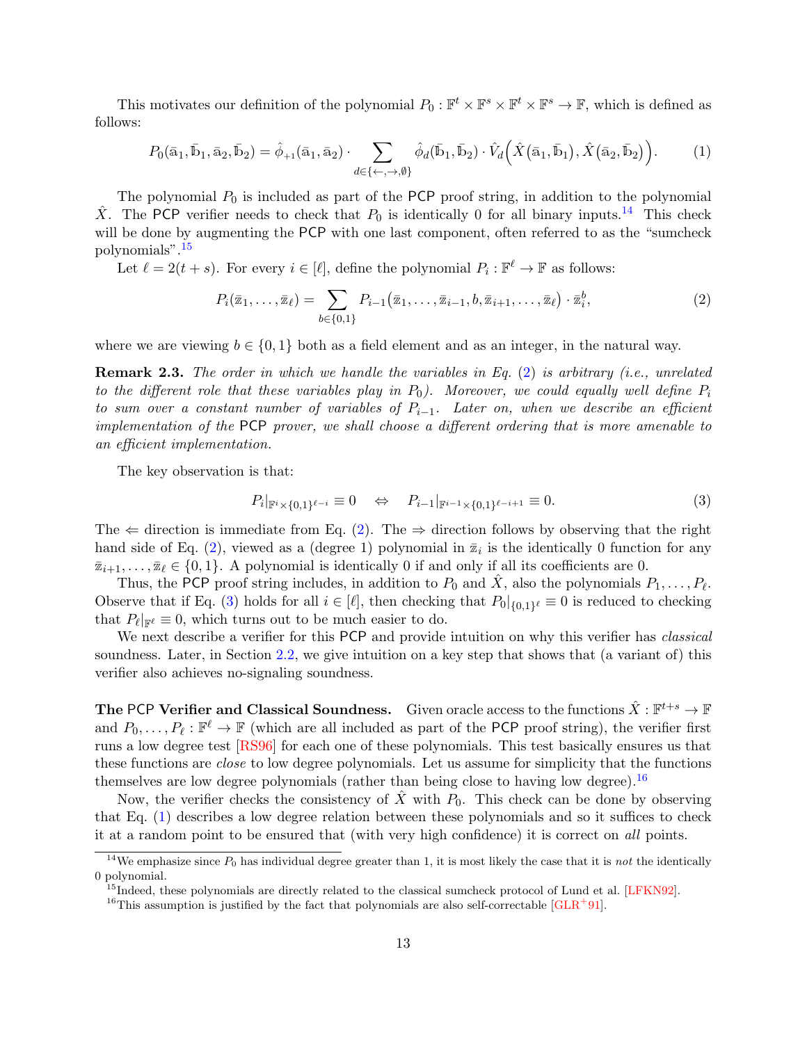This motivates our definition of the polynomial $P_0 : \mathbb{F}^t \times \mathbb{F}^s \times \mathbb{F}^t \times \mathbb{F}^s \to \mathbb{F}$, which is defined as follows:

$$P_0(\bar{\mathbb{a}}_1, \bar{\mathbb{b}}_1, \bar{\mathbb{a}}_2, \bar{\mathbb{b}}_2) = \hat{\phi}_{+1}(\bar{\mathbb{a}}_1, \bar{\mathbb{a}}_2) \cdot \sum_{d \in \{\leftarrow, \rightarrow, \emptyset\}} \hat{\phi}_d(\bar{\mathbb{b}}_1, \bar{\mathbb{b}}_2) \cdot \hat{V}_d\Big(\hat{X}\big(\bar{\mathbb{a}}_1, \bar{\mathbb{b}}_1\big), \hat{X}\big(\bar{\mathbb{a}}_2, \bar{\mathbb{b}}_2\big)\Big). \tag{1}$$

The polynomial $P_0$ is included as part of the PCP proof string, in addition to the polynomial $\hat{X}$. The PCP verifier needs to check that $P_0$ is identically 0 for all binary inputs.[14] This check will be done by augmenting the PCP with one last component, often referred to as the "sumcheck polynomials".[15]

Let $\ell = 2(t+s)$. For every $i \in [\ell]$, define the polynomial $P_i : \mathbb{F}^\ell \to \mathbb{F}$ as follows:

$$P_i(\bar{z}_1, \ldots, \bar{z}_\ell) = \sum_{b \in \{0,1\}} P_{i-1}\big(\bar{z}_1, \ldots, \bar{z}_{i-1}, b, \bar{z}_{i+1}, \ldots, \bar{z}_\ell\big) \cdot \bar{z}_i^b, \tag{2}$$

where we are viewing $b \in \{0,1\}$ both as a field element and as an integer, in the natural way.

**Remark 2.3.** *The order in which we handle the variables in Eq. (2) is arbitrary (i.e., unrelated to the different role that these variables play in $P_0$). Moreover, we could equally well define $P_i$ to sum over a constant number of variables of $P_{i-1}$. Later on, when we describe an efficient implementation of the PCP prover, we shall choose a different ordering that is more amenable to an efficient implementation.*

The key observation is that:

$$P_i|_{\mathbb{F}^i \times \{0,1\}^{\ell-i}} \equiv 0 \quad \Leftrightarrow \quad P_{i-1}|_{\mathbb{F}^{i-1} \times \{0,1\}^{\ell-i+1}} \equiv 0. \tag{3}$$

The $\Leftarrow$ direction is immediate from Eq. (2). The $\Rightarrow$ direction follows by observing that the right hand side of Eq. (2), viewed as a (degree 1) polynomial in $\bar{z}_i$ is the identically 0 function for any $\bar{z}_{i+1}, \ldots, \bar{z}_\ell \in \{0,1\}$. A polynomial is identically 0 if and only if all its coefficients are 0.

Thus, the PCP proof string includes, in addition to $P_0$ and $\hat{X}$, also the polynomials $P_1, \ldots, P_\ell$. Observe that if Eq. (3) holds for all $i \in [\ell]$, then checking that $P_0|_{\{0,1\}^\ell} \equiv 0$ is reduced to checking that $P_\ell|_{\mathbb{F}^\ell} \equiv 0$, which turns out to be much easier to do.

We next describe a verifier for this PCP and provide intuition on why this verifier has *classical* soundness. Later, in Section 2.2, we give intuition on a key step that shows that (a variant of) this verifier also achieves no-signaling soundness.

**The PCP Verifier and Classical Soundness.** Given oracle access to the functions $\hat{X} : \mathbb{F}^{t+s} \to \mathbb{F}$ and $P_0, \ldots, P_\ell : \mathbb{F}^\ell \to \mathbb{F}$ (which are all included as part of the PCP proof string), the verifier first runs a low degree test [RS96] for each one of these polynomials. This test basically ensures us that these functions are *close* to low degree polynomials. Let us assume for simplicity that the functions themselves are low degree polynomials (rather than being close to having low degree).[16]

Now, the verifier checks the consistency of $\hat{X}$ with $P_0$. This check can be done by observing that Eq. (1) describes a low degree relation between these polynomials and so it suffices to check it at a random point to be ensured that (with very high confidence) it is correct on *all* points.

[14] We emphasize since $P_0$ has individual degree greater than 1, it is most likely the case that it is *not* the identically 0 polynomial.

[15] Indeed, these polynomials are directly related to the classical sumcheck protocol of Lund et al. [LFKN92].

[16] This assumption is justified by the fact that polynomials are also self-correctable [GLR+91].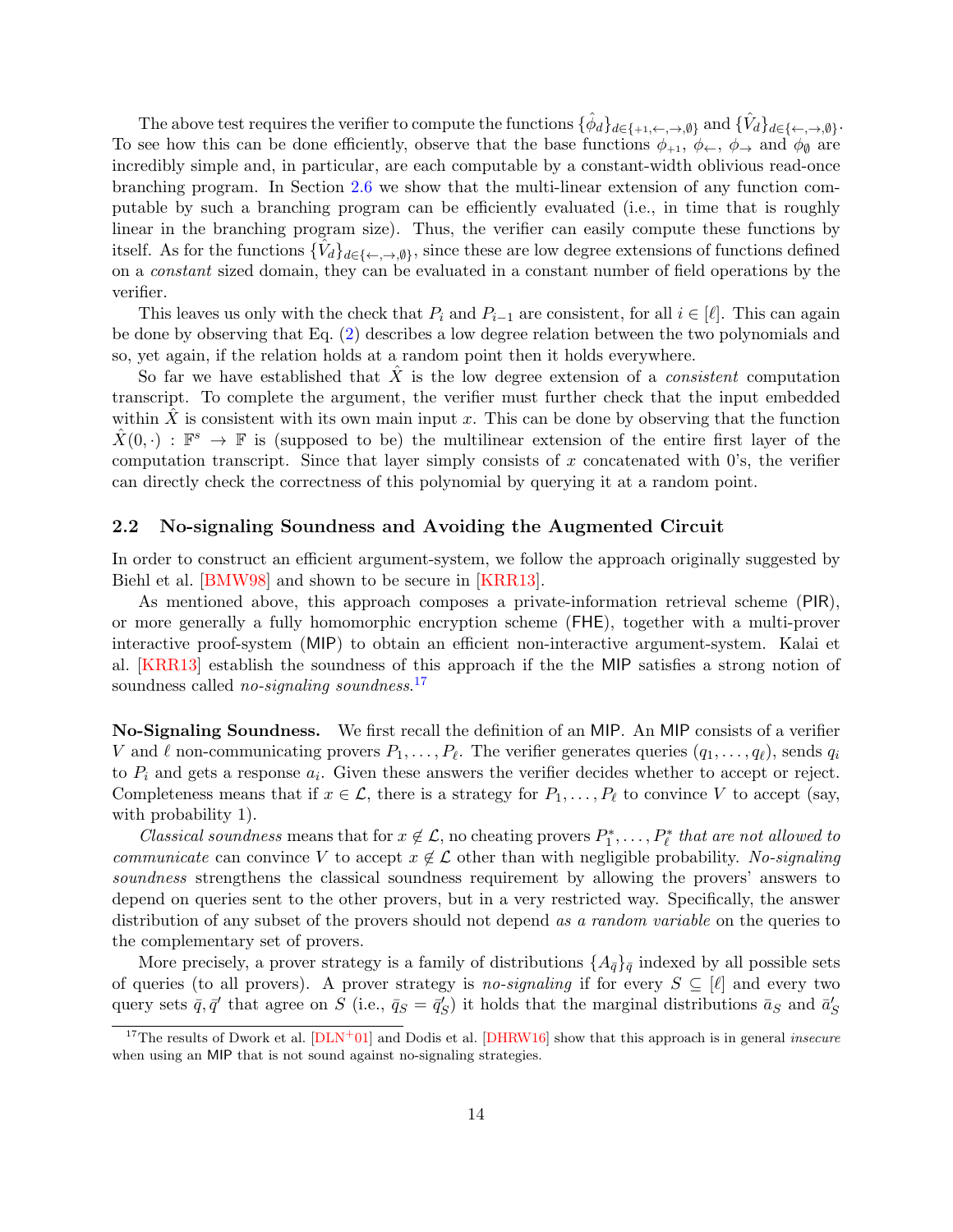The above test requires the verifier to compute the functions $\{\hat{\phi}_d\}_{d \in \{+1, \leftarrow, \rightarrow, \emptyset\}}$ and $\{\hat{V}_d\}_{d \in \{\leftarrow, \rightarrow, \emptyset\}}$. To see how this can be done efficiently, observe that the base functions $\phi_{+1}$, $\phi_{\leftarrow}$, $\phi_{\rightarrow}$ and $\phi_{\emptyset}$ are incredibly simple and, in particular, are each computable by a constant-width oblivious read-once branching program. In Section 2.6 we show that the multi-linear extension of any function computable by such a branching program can be efficiently evaluated (i.e., in time that is roughly linear in the branching program size). Thus, the verifier can easily compute these functions by itself. As for the functions $\{\hat{V}_d\}_{d \in \{\leftarrow, \rightarrow, \emptyset\}}$, since these are low degree extensions of functions defined on a *constant* sized domain, they can be evaluated in a constant number of field operations by the verifier.

This leaves us only with the check that $P_i$ and $P_{i-1}$ are consistent, for all $i \in [\ell]$. This can again be done by observing that Eq. (2) describes a low degree relation between the two polynomials and so, yet again, if the relation holds at a random point then it holds everywhere.

So far we have established that $\hat{X}$ is the low degree extension of a *consistent* computation transcript. To complete the argument, the verifier must further check that the input embedded within $\hat{X}$ is consistent with its own main input $x$. This can be done by observing that the function $\hat{X}(0, \cdot) : \mathbb{F}^s \to \mathbb{F}$ is (supposed to be) the multilinear extension of the entire first layer of the computation transcript. Since that layer simply consists of $x$ concatenated with 0's, the verifier can directly check the correctness of this polynomial by querying it at a random point.

## 2.2 No-signaling Soundness and Avoiding the Augmented Circuit

In order to construct an efficient argument-system, we follow the approach originally suggested by Biehl et al. [BMW98] and shown to be secure in [KRR13].

As mentioned above, this approach composes a private-information retrieval scheme (PIR), or more generally a fully homomorphic encryption scheme (FHE), together with a multi-prover interactive proof-system (MIP) to obtain an efficient non-interactive argument-system. Kalai et al. [KRR13] establish the soundness of this approach if the the MIP satisfies a strong notion of soundness called *no-signaling soundness*.[17]

**No-Signaling Soundness.** We first recall the definition of an MIP. An MIP consists of a verifier $V$ and $\ell$ non-communicating provers $P_1, \ldots, P_\ell$. The verifier generates queries $(q_1, \ldots, q_\ell)$, sends $q_i$ to $P_i$ and gets a response $a_i$. Given these answers the verifier decides whether to accept or reject. Completeness means that if $x \in \mathcal{L}$, there is a strategy for $P_1, \ldots, P_\ell$ to convince $V$ to accept (say, with probability 1).

*Classical soundness* means that for $x \notin \mathcal{L}$, no cheating provers $P_1^*, \ldots, P_\ell^*$ *that are not allowed to communicate* can convince $V$ to accept $x \notin \mathcal{L}$ other than with negligible probability. *No-signaling soundness* strengthens the classical soundness requirement by allowing the provers' answers to depend on queries sent to the other provers, but in a very restricted way. Specifically, the answer distribution of any subset of the provers should not depend *as a random variable* on the queries to the complementary set of provers.

More precisely, a prover strategy is a family of distributions $\{A_{\bar{q}}\}_{\bar{q}}$ indexed by all possible sets of queries (to all provers). A prover strategy is *no-signaling* if for every $S \subseteq [\ell]$ and every two query sets $\bar{q}, \bar{q}'$ that agree on $S$ (i.e., $\bar{q}_S = \bar{q}'_S$) it holds that the marginal distributions $\bar{a}_S$ and $\bar{a}'_S$

[17] The results of Dwork et al. [DLN+01] and Dodis et al. [DHRW16] show that this approach is in general *insecure* when using an MIP that is not sound against no-signaling strategies.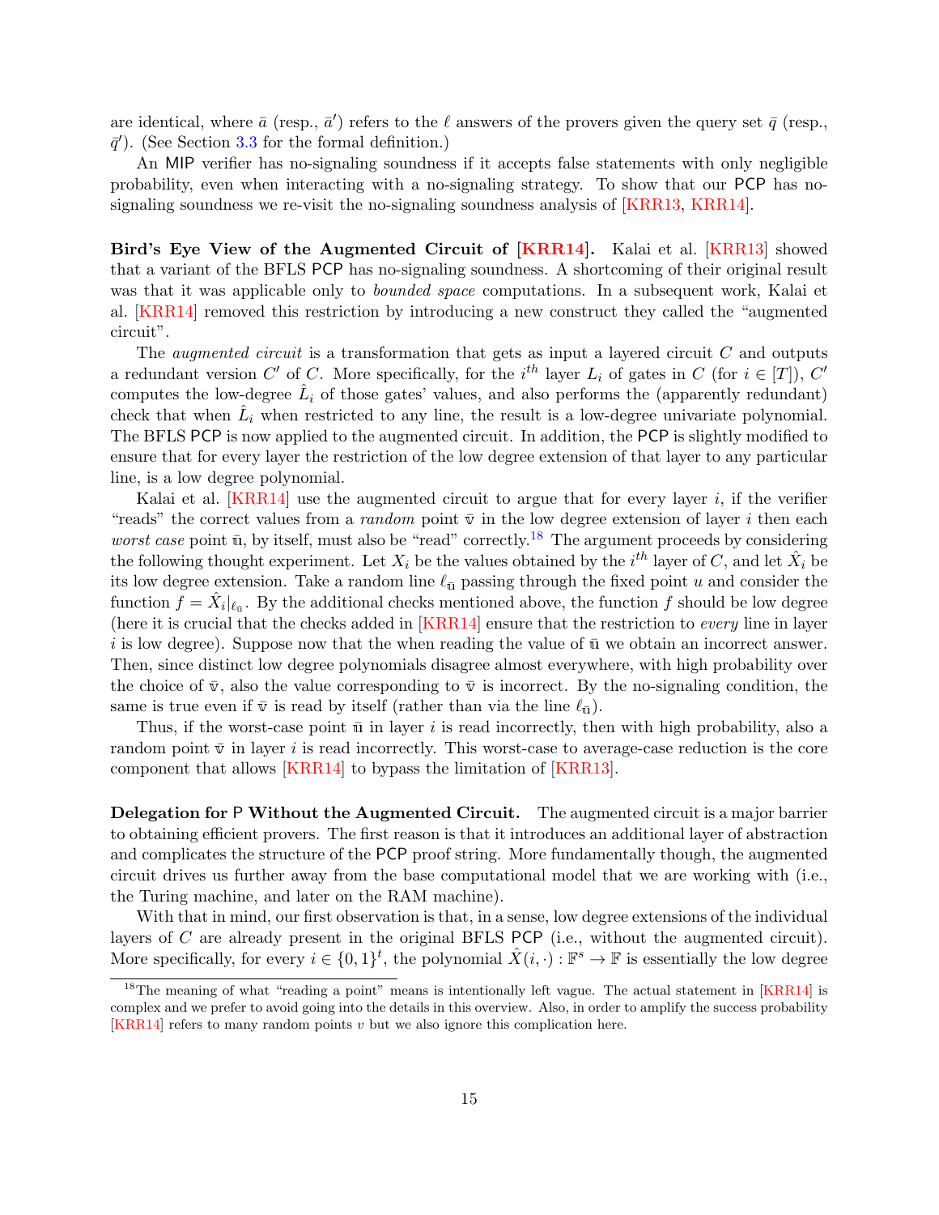are identical, where $\bar{a}$ (resp., $\bar{a}'$) refers to the $\ell$ answers of the provers given the query set $\bar{q}$ (resp., $\bar{q}'$). (See Section 3.3 for the formal definition.)

An MIP verifier has no-signaling soundness if it accepts false statements with only negligible probability, even when interacting with a no-signaling strategy. To show that our PCP has no-signaling soundness we re-visit the no-signaling soundness analysis of [KRR13, KRR14].

**Bird's Eye View of the Augmented Circuit of [KRR14].** Kalai et al. [KRR13] showed that a variant of the BFLS PCP has no-signaling soundness. A shortcoming of their original result was that it was applicable only to *bounded space* computations. In a subsequent work, Kalai et al. [KRR14] removed this restriction by introducing a new construct they called the "augmented circuit".

The *augmented circuit* is a transformation that gets as input a layered circuit $C$ and outputs a redundant version $C'$ of $C$. More specifically, for the $i^{th}$ layer $L_i$ of gates in $C$ (for $i \in [T]$), $C'$ computes the low-degree $\hat{L}_i$ of those gates' values, and also performs the (apparently redundant) check that when $\hat{L}_i$ when restricted to any line, the result is a low-degree univariate polynomial. The BFLS PCP is now applied to the augmented circuit. In addition, the PCP is slightly modified to ensure that for every layer the restriction of the low degree extension of that layer to any particular line, is a low degree polynomial.

Kalai et al. [KRR14] use the augmented circuit to argue that for every layer $i$, if the verifier "reads" the correct values from a *random* point $\bar{\mathtt{v}}$ in the low degree extension of layer $i$ then each *worst case* point $\bar{\mathtt{u}}$, by itself, must also be "read" correctly.[18] The argument proceeds by considering the following thought experiment. Let $X_i$ be the values obtained by the $i^{th}$ layer of $C$, and let $\hat{X}_i$ be its low degree extension. Take a random line $\ell_{\bar{\mathtt{u}}}$ passing through the fixed point $u$ and consider the function $f = \hat{X}_i|_{\ell_{\bar{\mathtt{u}}}}$. By the additional checks mentioned above, the function $f$ should be low degree (here it is crucial that the checks added in [KRR14] ensure that the restriction to *every* line in layer $i$ is low degree). Suppose now that the when reading the value of $\bar{\mathtt{u}}$ we obtain an incorrect answer. Then, since distinct low degree polynomials disagree almost everywhere, with high probability over the choice of $\bar{\mathtt{v}}$, also the value corresponding to $\bar{\mathtt{v}}$ is incorrect. By the no-signaling condition, the same is true even if $\bar{\mathtt{v}}$ is read by itself (rather than via the line $\ell_{\bar{\mathtt{u}}}$).

Thus, if the worst-case point $\bar{\mathtt{u}}$ in layer $i$ is read incorrectly, then with high probability, also a random point $\bar{\mathtt{v}}$ in layer $i$ is read incorrectly. This worst-case to average-case reduction is the core component that allows [KRR14] to bypass the limitation of [KRR13].

**Delegation for P Without the Augmented Circuit.** The augmented circuit is a major barrier to obtaining efficient provers. The first reason is that it introduces an additional layer of abstraction and complicates the structure of the PCP proof string. More fundamentally though, the augmented circuit drives us further away from the base computational model that we are working with (i.e., the Turing machine, and later on the RAM machine).

With that in mind, our first observation is that, in a sense, low degree extensions of the individual layers of $C$ are already present in the original BFLS PCP (i.e., without the augmented circuit). More specifically, for every $i \in \{0,1\}^t$, the polynomial $\hat{X}(i, \cdot) : \mathbb{F}^s \to \mathbb{F}$ is essentially the low degree

[18] The meaning of what "reading a point" means is intentionally left vague. The actual statement in [KRR14] is complex and we prefer to avoid going into the details in this overview. Also, in order to amplify the success probability [KRR14] refers to many random points $v$ but we also ignore this complication here.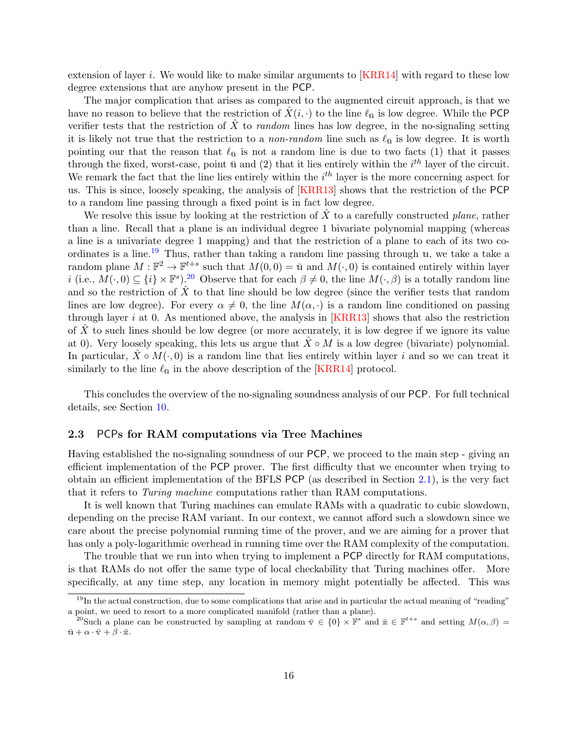extension of layer $i$. We would like to make similar arguments to [KRR14] with regard to these low degree extensions that are anyhow present in the PCP.

The major complication that arises as compared to the augmented circuit approach, is that we have no reason to believe that the restriction of $\hat{X}(i,\cdot)$ to the line $\ell_{\bar{\mathfrak{u}}}$ is low degree. While the PCP verifier tests that the restriction of $\hat{X}$ to *random* lines has low degree, in the no-signaling setting it is likely not true that the restriction to a *non-random* line such as $\ell_{\bar{\mathfrak{u}}}$ is low degree. It is worth pointing our that the reason that $\ell_{\bar{\mathfrak{u}}}$ is not a random line is due to two facts (1) that it passes through the fixed, worst-case, point $\bar{\mathfrak{u}}$ and (2) that it lies entirely within the $i^{th}$ layer of the circuit. We remark the fact that the line lies entirely within the $i^{th}$ layer is the more concerning aspect for us. This is since, loosely speaking, the analysis of [KRR13] shows that the restriction of the PCP to a random line passing through a fixed point is in fact low degree.

We resolve this issue by looking at the restriction of $\hat{X}$ to a carefully constructed *plane*, rather than a line. Recall that a plane is an individual degree 1 bivariate polynomial mapping (whereas a line is a univariate degree 1 mapping) and that the restriction of a plane to each of its two coordinates is a line.[19] Thus, rather than taking a random line passing through $\mathfrak{u}$, we take a take a random plane $M : \mathbb{F}^2 \to \mathbb{F}^{t+s}$ such that $M(0,0) = \bar{\mathfrak{u}}$ and $M(\cdot,0)$ is contained entirely within layer $i$ (i.e., $M(\cdot,0) \subseteq \{i\} \times \mathbb{F}^s$).[20] Observe that for each $\beta \neq 0$, the line $M(\cdot,\beta)$ is a totally random line and so the restriction of $\hat{X}$ to that line should be low degree (since the verifier tests that random lines are low degree). For every $\alpha \neq 0$, the line $M(\alpha,\cdot)$ is a random line conditioned on passing through layer $i$ at 0. As mentioned above, the analysis in [KRR13] shows that also the restriction of $\hat{X}$ to such lines should be low degree (or more accurately, it is low degree if we ignore its value at 0). Very loosely speaking, this lets us argue that $\hat{X} \circ M$ is a low degree (bivariate) polynomial. In particular, $\hat{X} \circ M(\cdot,0)$ is a random line that lies entirely within layer $i$ and so we can treat it similarly to the line $\ell_{\bar{\mathfrak{u}}}$ in the above description of the [KRR14] protocol.

This concludes the overview of the no-signaling soundness analysis of our PCP. For full technical details, see Section 10.

### 2.3 PCPs for RAM computations via Tree Machines

Having established the no-signaling soundness of our PCP, we proceed to the main step - giving an efficient implementation of the PCP prover. The first difficulty that we encounter when trying to obtain an efficient implementation of the BFLS PCP (as described in Section 2.1), is the very fact that it refers to *Turing machine* computations rather than RAM computations.

It is well known that Turing machines can emulate RAMs with a quadratic to cubic slowdown, depending on the precise RAM variant. In our context, we cannot afford such a slowdown since we care about the precise polynomial running time of the prover, and we are aiming for a prover that has only a poly-logarithmic overhead in running time over the RAM complexity of the computation.

The trouble that we run into when trying to implement a PCP directly for RAM computations, is that RAMs do not offer the same type of local checkability that Turing machines offer. More specifically, at any time step, any location in memory might potentially be affected. This was

[19] In the actual construction, due to some complications that arise and in particular the actual meaning of "reading" a point, we need to resort to a more complicated manifold (rather than a plane).

[20] Such a plane can be constructed by sampling at random $\bar{v} \in \{0\} \times \mathbb{F}^s$ and $\bar{z} \in \mathbb{F}^{t+s}$ and setting $M(\alpha,\beta) = \bar{\mathfrak{u}} + \alpha \cdot \bar{v} + \beta \cdot \bar{z}$.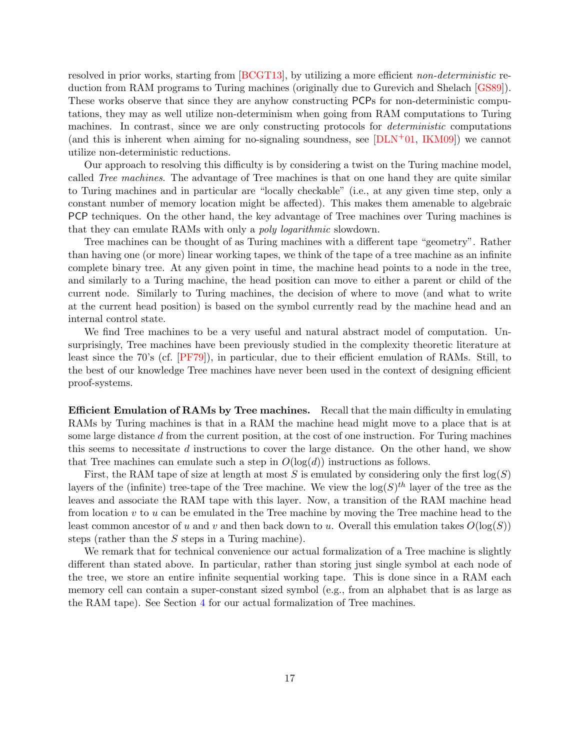resolved in prior works, starting from [BCGT13], by utilizing a more efficient *non-deterministic* reduction from RAM programs to Turing machines (originally due to Gurevich and Shelach [GS89]). These works observe that since they are anyhow constructing PCPs for non-deterministic computations, they may as well utilize non-determinism when going from RAM computations to Turing machines. In contrast, since we are only constructing protocols for *deterministic* computations (and this is inherent when aiming for no-signaling soundness, see [DLN+01, IKM09]) we cannot utilize non-deterministic reductions.

Our approach to resolving this difficulty is by considering a twist on the Turing machine model, called *Tree machines*. The advantage of Tree machines is that on one hand they are quite similar to Turing machines and in particular are "locally checkable" (i.e., at any given time step, only a constant number of memory location might be affected). This makes them amenable to algebraic PCP techniques. On the other hand, the key advantage of Tree machines over Turing machines is that they can emulate RAMs with only a *poly logarithmic* slowdown.

Tree machines can be thought of as Turing machines with a different tape "geometry". Rather than having one (or more) linear working tapes, we think of the tape of a tree machine as an infinite complete binary tree. At any given point in time, the machine head points to a node in the tree, and similarly to a Turing machine, the head position can move to either a parent or child of the current node. Similarly to Turing machines, the decision of where to move (and what to write at the current head position) is based on the symbol currently read by the machine head and an internal control state.

We find Tree machines to be a very useful and natural abstract model of computation. Unsurprisingly, Tree machines have been previously studied in the complexity theoretic literature at least since the 70's (cf. [PF79]), in particular, due to their efficient emulation of RAMs. Still, to the best of our knowledge Tree machines have never been used in the context of designing efficient proof-systems.

**Efficient Emulation of RAMs by Tree machines.** Recall that the main difficulty in emulating RAMs by Turing machines is that in a RAM the machine head might move to a place that is at some large distance $d$ from the current position, at the cost of one instruction. For Turing machines this seems to necessitate $d$ instructions to cover the large distance. On the other hand, we show that Tree machines can emulate such a step in $O(\log(d))$ instructions as follows.

First, the RAM tape of size at length at most $S$ is emulated by considering only the first $\log(S)$ layers of the (infinite) tree-tape of the Tree machine. We view the $\log(S)^{th}$ layer of the tree as the leaves and associate the RAM tape with this layer. Now, a transition of the RAM machine head from location $v$ to $u$ can be emulated in the Tree machine by moving the Tree machine head to the least common ancestor of $u$ and $v$ and then back down to $u$. Overall this emulation takes $O(\log(S))$ steps (rather than the $S$ steps in a Turing machine).

We remark that for technical convenience our actual formalization of a Tree machine is slightly different than stated above. In particular, rather than storing just single symbol at each node of the tree, we store an entire infinite sequential working tape. This is done since in a RAM each memory cell can contain a super-constant sized symbol (e.g., from an alphabet that is as large as the RAM tape). See Section 4 for our actual formalization of Tree machines.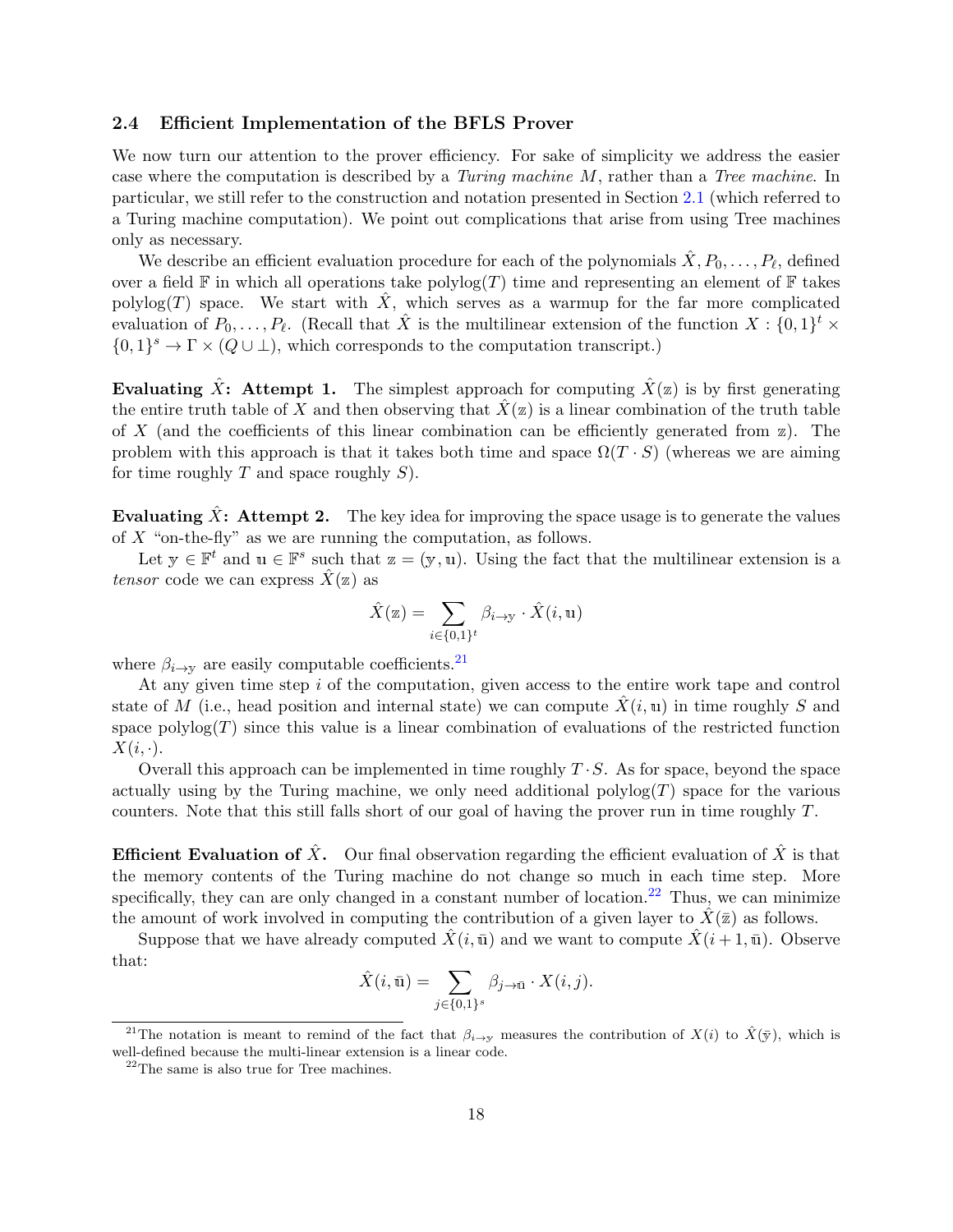### 2.4 Efficient Implementation of the BFLS Prover

We now turn our attention to the prover efficiency. For sake of simplicity we address the easier case where the computation is described by a *Turing machine* $M$, rather than a *Tree machine*. In particular, we still refer to the construction and notation presented in Section 2.1 (which referred to a Turing machine computation). We point out complications that arise from using Tree machines only as necessary.

We describe an efficient evaluation procedure for each of the polynomials $\hat{X}, P_0, \ldots, P_\ell$, defined over a field $\mathbb{F}$ in which all operations take $\mathrm{polylog}(T)$ time and representing an element of $\mathbb{F}$ takes $\mathrm{polylog}(T)$ space. We start with $\hat{X}$, which serves as a warmup for the far more complicated evaluation of $P_0, \ldots, P_\ell$. (Recall that $\hat{X}$ is the multilinear extension of the function $X : \{0,1\}^t \times \{0,1\}^s \to \Gamma \times (Q \cup \bot)$, which corresponds to the computation transcript.)

**Evaluating $\hat{X}$: Attempt 1.** The simplest approach for computing $\hat{X}(\mathbb{z})$ is by first generating the entire truth table of $X$ and then observing that $\hat{X}(\mathbb{z})$ is a linear combination of the truth table of $X$ (and the coefficients of this linear combination can be efficiently generated from $\mathbb{z}$). The problem with this approach is that it takes both time and space $\Omega(T \cdot S)$ (whereas we are aiming for time roughly $T$ and space roughly $S$).

**Evaluating $\hat{X}$: Attempt 2.** The key idea for improving the space usage is to generate the values of $X$ "on-the-fly" as we are running the computation, as follows.

Let $\mathbb{y} \in \mathbb{F}^t$ and $\mathbb{u} \in \mathbb{F}^s$ such that $\mathbb{z} = (\mathbb{y}, \mathbb{u})$. Using the fact that the multilinear extension is a *tensor* code we can express $\hat{X}(\mathbb{z})$ as

$$\hat{X}(\mathbb{z}) = \sum_{i \in \{0,1\}^t} \beta_{i \to \mathbb{y}} \cdot \hat{X}(i, \mathbb{u})$$

where $\beta_{i \to \mathbb{y}}$ are easily computable coefficients.[21]

At any given time step $i$ of the computation, given access to the entire work tape and control state of $M$ (i.e., head position and internal state) we can compute $\hat{X}(i, \mathbb{u})$ in time roughly $S$ and space $\mathrm{polylog}(T)$ since this value is a linear combination of evaluations of the restricted function $X(i, \cdot)$.

Overall this approach can be implemented in time roughly $T \cdot S$. As for space, beyond the space actually using by the Turing machine, we only need additional $\mathrm{polylog}(T)$ space for the various counters. Note that this still falls short of our goal of having the prover run in time roughly $T$.

**Efficient Evaluation of $\hat{X}$.** Our final observation regarding the efficient evaluation of $\hat{X}$ is that the memory contents of the Turing machine do not change so much in each time step. More specifically, they can are only changed in a constant number of location.[22] Thus, we can minimize the amount of work involved in computing the contribution of a given layer to $\hat{X}(\bar{z})$ as follows.

Suppose that we have already computed $\hat{X}(i, \bar{\mathbb{u}})$ and we want to compute $\hat{X}(i+1, \bar{\mathbb{u}})$. Observe that:

$$\hat{X}(i, \bar{\mathbb{u}}) = \sum_{j \in \{0,1\}^s} \beta_{j \to \bar{\mathbb{u}}} \cdot X(i, j).$$

[21] The notation is meant to remind of the fact that $\beta_{i \to \mathbb{y}}$ measures the contribution of $X(i)$ to $\hat{X}(\bar{y})$, which is well-defined because the multi-linear extension is a linear code.

[22] The same is also true for Tree machines.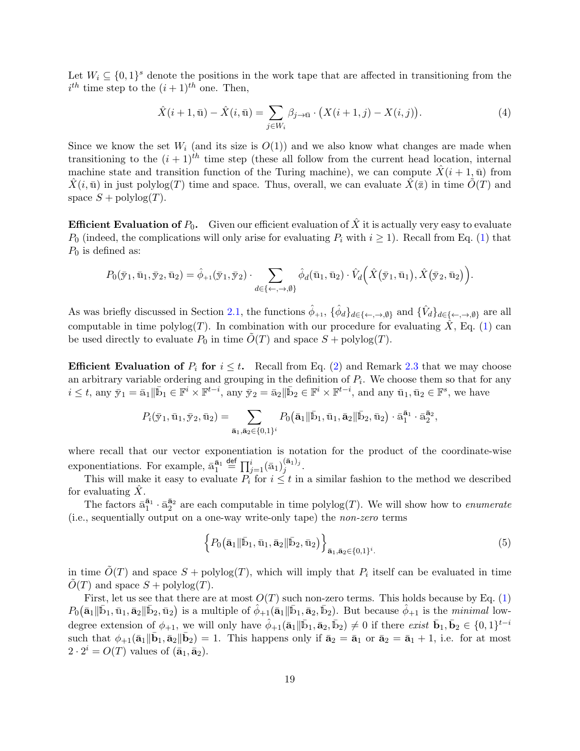Let $W_i \subseteq \{0,1\}^s$ denote the positions in the work tape that are affected in transitioning from the $i^{th}$ time step to the $(i+1)^{th}$ one. Then,

$$\hat{X}(i+1,\bar{\mathbb{u}}) - \hat{X}(i,\bar{\mathbb{u}}) = \sum_{j \in W_i} \beta_{j \to \bar{\mathbb{u}}} \cdot \big(X(i+1,j) - X(i,j)\big). \tag{4}$$

Since we know the set $W_i$ (and its size is $O(1)$) and we also know what changes are made when transitioning to the $(i+1)^{th}$ time step (these all follow from the current head location, internal machine state and transition function of the Turing machine), we can compute $\hat{X}(i+1,\bar{\mathbb{u}})$ from $\hat{X}(i,\bar{\mathbb{u}})$ in just $\mathrm{polylog}(T)$ time and space. Thus, overall, we can evaluate $\hat{X}(\bar{\mathbb{z}})$ in time $\tilde{O}(T)$ and space $S + \mathrm{polylog}(T)$.

**Efficient Evaluation of $P_0$.** Given our efficient evaluation of $\hat{X}$ it is actually very easy to evaluate $P_0$ (indeed, the complications will only arise for evaluating $P_i$ with $i \geq 1$). Recall from Eq. (1) that $P_0$ is defined as:

$$P_0(\bar{\mathbb{y}}_1, \bar{\mathbb{u}}_1, \bar{\mathbb{y}}_2, \bar{\mathbb{u}}_2) = \hat{\phi}_{+1}(\bar{\mathbb{y}}_1, \bar{\mathbb{y}}_2) \cdot \sum_{d \in \{\leftarrow, \rightarrow, \emptyset\}} \hat{\phi}_d(\bar{\mathbb{u}}_1, \bar{\mathbb{u}}_2) \cdot \hat{V}_d\Big(\hat{X}\big(\bar{\mathbb{y}}_1, \bar{\mathbb{u}}_1\big), \hat{X}\big(\bar{\mathbb{y}}_2, \bar{\mathbb{u}}_2\big)\Big).$$

As was briefly discussed in Section 2.1, the functions $\hat{\phi}_{+1}$, $\{\hat{\phi}_d\}_{d \in \{\leftarrow, \rightarrow, \emptyset\}}$ and $\{\hat{V}_d\}_{d \in \{\leftarrow, \rightarrow, \emptyset\}}$ are all computable in time $\mathrm{polylog}(T)$. In combination with our procedure for evaluating $\hat{X}$, Eq. (1) can be used directly to evaluate $P_0$ in time $\tilde{O}(T)$ and space $S + \mathrm{polylog}(T)$.

**Efficient Evaluation of $P_i$ for $i \leq t$.** Recall from Eq. (2) and Remark 2.3 that we may choose an arbitrary variable ordering and grouping in the definition of $P_i$. We choose them so that for any $i \leq t$, any $\bar{\mathbb{y}}_1 = \bar{\mathbb{a}}_1 \| \bar{\mathbb{b}}_1 \in \mathbb{F}^i \times \mathbb{F}^{t-i}$, any $\bar{\mathbb{y}}_2 = \bar{\mathbb{a}}_2 \| \bar{\mathbb{b}}_2 \in \mathbb{F}^i \times \mathbb{F}^{t-i}$, and any $\bar{\mathbb{u}}_1, \bar{\mathbb{u}}_2 \in \mathbb{F}^s$, we have

$$P_i(\bar{\mathbb{y}}_1, \bar{\mathbb{u}}_1, \bar{\mathbb{y}}_2, \bar{\mathbb{u}}_2) = \sum_{\bar{\mathbf{a}}_1, \bar{\mathbf{a}}_2 \in \{0,1\}^i} P_0\big(\bar{\mathbf{a}}_1 \| \bar{\mathbb{b}}_1, \bar{\mathbb{u}}_1, \bar{\mathbf{a}}_2 \| \bar{\mathbb{b}}_2, \bar{\mathbb{u}}_2\big) \cdot \bar{\mathbb{a}}_1^{\bar{\mathbf{a}}_1} \cdot \bar{\mathbb{a}}_2^{\bar{\mathbf{a}}_2},$$

where recall that our vector exponentiation is notation for the product of the coordinate-wise exponentiations. For example, $\bar{\mathbb{a}}_1^{\bar{\mathbf{a}}_1} \stackrel{\mathsf{def}}{=} \prod_{j=1}^{i} (\bar{\mathbb{a}}_1)_j^{(\bar{\mathbf{a}}_1)_j}$.

This will make it easy to evaluate $P_i$ for $i \leq t$ in a similar fashion to the method we described for evaluating $\hat{X}$.

The factors $\bar{\mathbb{a}}_1^{\bar{\mathbf{a}}_1} \cdot \bar{\mathbb{a}}_2^{\bar{\mathbf{a}}_2}$ are each computable in time $\mathrm{polylog}(T)$. We will show how to *enumerate* (i.e., sequentially output on a one-way write-only tape) the *non-zero* terms

$$\Big\{P_0\big(\bar{\mathbf{a}}_1 \| \bar{\mathbb{b}}_1, \bar{\mathbb{u}}_1, \bar{\mathbf{a}}_2 \| \bar{\mathbb{b}}_2, \bar{\mathbb{u}}_2\big)\Big\}_{\bar{\mathbf{a}}_1, \bar{\mathbf{a}}_2 \in \{0,1\}^i.} \tag{5}$$

in time $\tilde{O}(T)$ and space $S + \mathrm{polylog}(T)$, which will imply that $P_i$ itself can be evaluated in time $\tilde{O}(T)$ and space $S + \mathrm{polylog}(T)$.

First, let us see that there are at most $O(T)$ such non-zero terms. This holds because by Eq. (1) $P_0\big(\bar{\mathbf{a}}_1 \| \bar{\mathbb{b}}_1, \bar{\mathbb{u}}_1, \bar{\mathbf{a}}_2 \| \bar{\mathbb{b}}_2, \bar{\mathbb{u}}_2\big)$ is a multiple of $\hat{\phi}_{+1}(\bar{\mathbf{a}}_1 \| \bar{\mathbb{b}}_1, \bar{\mathbf{a}}_2, \bar{\mathbb{b}}_2)$. But because $\hat{\phi}_{+1}$ is the *minimal* low-degree extension of $\phi_{+1}$, we will only have $\hat{\phi}_{+1}(\bar{\mathbf{a}}_1 \| \bar{\mathbb{b}}_1, \bar{\mathbf{a}}_2, \bar{\mathbb{b}}_2) \neq 0$ if there *exist* $\bar{\mathbf{b}}_1, \bar{\mathbf{b}}_2 \in \{0,1\}^{t-i}$ such that $\phi_{+1}(\bar{\mathbf{a}}_1 \| \bar{\mathbf{b}}_1, \bar{\mathbf{a}}_2 \| \bar{\mathbf{b}}_2) = 1$. This happens only if $\bar{\mathbf{a}}_2 = \bar{\mathbf{a}}_1$ or $\bar{\mathbf{a}}_2 = \bar{\mathbf{a}}_1 + 1$, i.e. for at most $2 \cdot 2^i = O(T)$ values of $(\bar{\mathbf{a}}_1, \bar{\mathbf{a}}_2)$.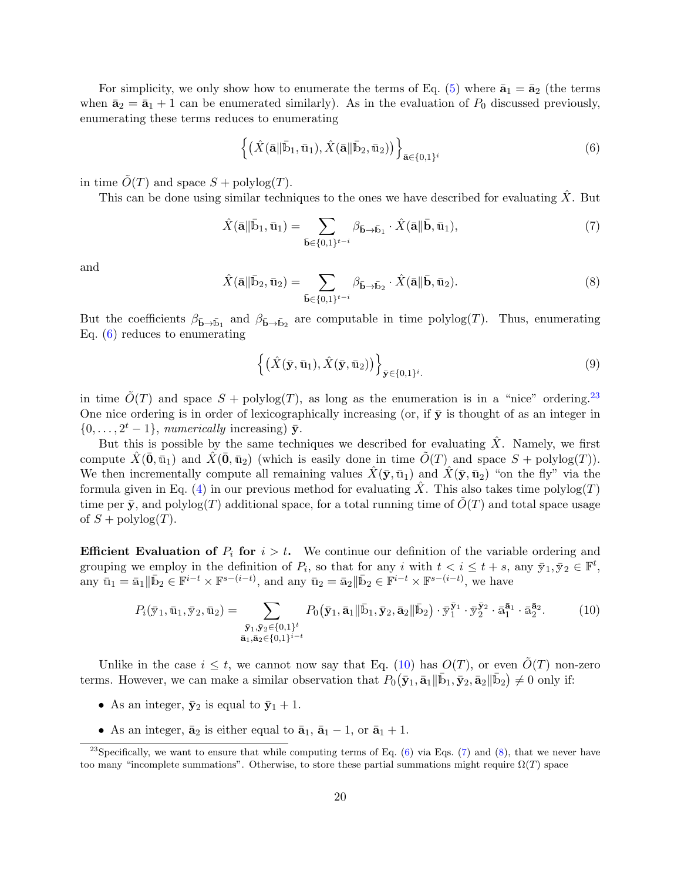For simplicity, we only show how to enumerate the terms of Eq. (5) where $\bar{\mathbf{a}}_1 = \bar{\mathbf{a}}_2$ (the terms when $\bar{\mathbf{a}}_2 = \bar{\mathbf{a}}_1 + 1$ can be enumerated similarly). As in the evaluation of $P_0$ discussed previously, enumerating these terms reduces to enumerating

$$\left\{\left(\hat{X}(\bar{\mathbf{a}}\|\bar{\mathbb{b}}_1, \bar{\mathbb{u}}_1), \hat{X}(\bar{\mathbf{a}}\|\bar{\mathbb{b}}_2, \bar{\mathbb{u}}_2)\right)\right\}_{\bar{\mathbf{a}}\in\{0,1\}^i} \tag{6}$$

in time $\tilde{O}(T)$ and space $S + \text{polylog}(T)$.

This can be done using similar techniques to the ones we have described for evaluating $\hat{X}$. But

$$\hat{X}(\bar{\mathbf{a}}\|\bar{\mathbb{b}}_1, \bar{\mathbb{u}}_1) = \sum_{\bar{\mathbf{b}}\in\{0,1\}^{t-i}} \beta_{\bar{\mathbf{b}}\to\bar{\mathbb{b}}_1} \cdot \hat{X}(\bar{\mathbf{a}}\|\bar{\mathbf{b}}, \bar{\mathbb{u}}_1), \tag{7}$$

and

$$\hat{X}(\bar{\mathbf{a}}\|\bar{\mathbb{b}}_2, \bar{\mathbb{u}}_2) = \sum_{\bar{\mathbf{b}}\in\{0,1\}^{t-i}} \beta_{\bar{\mathbf{b}}\to\bar{\mathbb{b}}_2} \cdot \hat{X}(\bar{\mathbf{a}}\|\bar{\mathbf{b}}, \bar{\mathbb{u}}_2). \tag{8}$$

But the coefficients $\beta_{\bar{\mathbf{b}}\to\bar{\mathbb{b}}_1}$ and $\beta_{\bar{\mathbf{b}}\to\bar{\mathbb{b}}_2}$ are computable in time polylog$(T)$. Thus, enumerating Eq. (6) reduces to enumerating

$$\left\{\left(\hat{X}(\bar{\mathbf{y}}, \bar{\mathbb{u}}_1), \hat{X}(\bar{\mathbf{y}}, \bar{\mathbb{u}}_2)\right)\right\}_{\bar{\mathbf{y}}\in\{0,1\}^i.} \tag{9}$$

in time $\tilde{O}(T)$ and space $S + \text{polylog}(T)$, as long as the enumeration is in a "nice" ordering.[23] One nice ordering is in order of lexicographically increasing (or, if $\bar{\mathbf{y}}$ is thought of as an integer in $\{0, \ldots, 2^t - 1\}$, *numerically* increasing) $\bar{\mathbf{y}}$.

But this is possible by the same techniques we described for evaluating $\hat{X}$. Namely, we first compute $\hat{X}(\bar{\mathbf{0}}, \bar{\mathbb{u}}_1)$ and $\hat{X}(\bar{\mathbf{0}}, \bar{\mathbb{u}}_2)$ (which is easily done in time $\tilde{O}(T)$ and space $S + \text{polylog}(T)$). We then incrementally compute all remaining values $\hat{X}(\bar{\mathbf{y}}, \bar{\mathbb{u}}_1)$ and $\hat{X}(\bar{\mathbf{y}}, \bar{\mathbb{u}}_2)$ "on the fly" via the formula given in Eq. (4) in our previous method for evaluating $\hat{X}$. This also takes time polylog$(T)$ time per $\bar{\mathbf{y}}$, and polylog$(T)$ additional space, for a total running time of $\tilde{O}(T)$ and total space usage of $S + \text{polylog}(T)$.

**Efficient Evaluation of $P_i$ for $i > t$.** We continue our definition of the variable ordering and grouping we employ in the definition of $P_i$, so that for any $i$ with $t < i \leq t + s$, any $\bar{\mathbb{y}}_1, \bar{\mathbb{y}}_2 \in \mathbb{F}^t$, any $\bar{\mathbb{u}}_1 = \bar{\mathbb{a}}_1\|\bar{\mathbb{b}}_2 \in \mathbb{F}^{i-t} \times \mathbb{F}^{s-(i-t)}$, and any $\bar{\mathbb{u}}_2 = \bar{\mathbb{a}}_2\|\bar{\mathbb{b}}_2 \in \mathbb{F}^{i-t} \times \mathbb{F}^{s-(i-t)}$, we have

$$P_i(\bar{\mathbb{y}}_1, \bar{\mathbb{u}}_1, \bar{\mathbb{y}}_2, \bar{\mathbb{u}}_2) = \sum_{\substack{\bar{\mathbf{y}}_1, \bar{\mathbf{y}}_2 \in\{0,1\}^t \\ \bar{\mathbf{a}}_1, \bar{\mathbf{a}}_2\in\{0,1\}^{i-t}}} P_0\big(\bar{\mathbf{y}}_1, \bar{\mathbf{a}}_1\|\bar{\mathbb{b}}_1, \bar{\mathbf{y}}_2, \bar{\mathbf{a}}_2\|\bar{\mathbb{b}}_2\big) \cdot \bar{\mathbb{y}}_1^{\bar{\mathbf{y}}_1} \cdot \bar{\mathbb{y}}_2^{\bar{\mathbf{y}}_2} \cdot \bar{\mathbb{a}}_1^{\bar{\mathbf{a}}_1} \cdot \bar{\mathbb{a}}_2^{\bar{\mathbf{a}}_2}. \tag{10}$$

Unlike in the case $i \leq t$, we cannot now say that Eq. (10) has $O(T)$, or even $\tilde{O}(T)$ non-zero terms. However, we can make a similar observation that $P_0\big(\bar{\mathbf{y}}_1, \bar{\mathbf{a}}_1\|\bar{\mathbb{b}}_1, \bar{\mathbf{y}}_2, \bar{\mathbf{a}}_2\|\bar{\mathbb{b}}_2\big) \neq 0$ only if:

- As an integer, $\bar{\mathbf{y}}_2$ is equal to $\bar{\mathbf{y}}_1 + 1$.
- As an integer, $\bar{\mathbf{a}}_2$ is either equal to $\bar{\mathbf{a}}_1$, $\bar{\mathbf{a}}_1 - 1$, or $\bar{\mathbf{a}}_1 + 1$.

---

[23] Specifically, we want to ensure that while computing terms of Eq. (6) via Eqs. (7) and (8), that we never have too many "incomplete summations". Otherwise, to store these partial summations might require $\Omega(T)$ space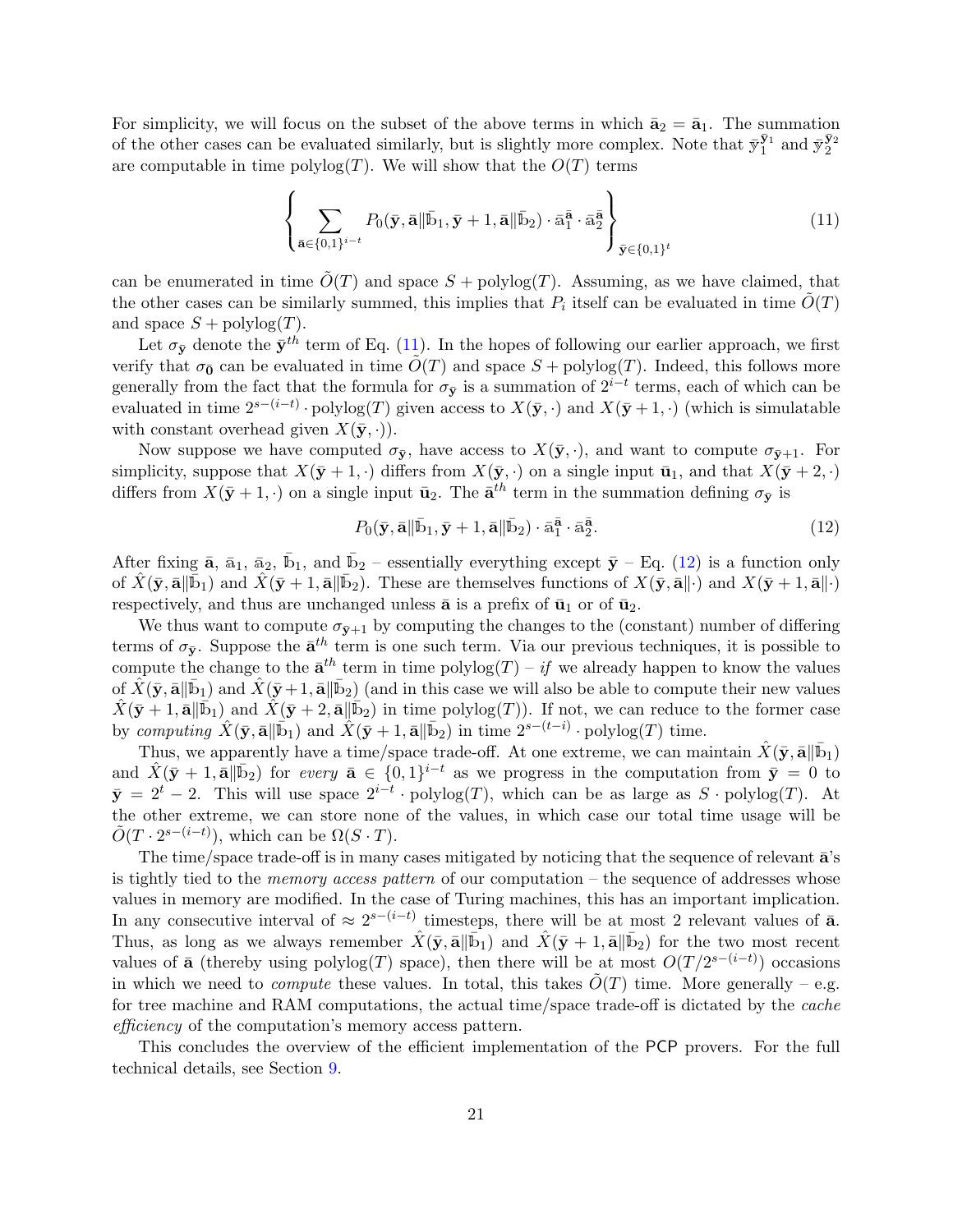For simplicity, we will focus on the subset of the above terms in which $\bar{\mathbf{a}}_2 = \bar{\mathbf{a}}_1$. The summation of the other cases can be evaluated similarly, but is slightly more complex. Note that $\bar{\mathbb{y}}_1^{\bar{\mathbf{y}}_1}$ and $\bar{\mathbb{y}}_2^{\bar{\mathbf{y}}_2}$ are computable in time polylog$(T)$. We will show that the $O(T)$ terms

$$\left\{ \sum_{\bar{\mathbf{a}} \in \{0,1\}^{i-t}} P_0(\bar{\mathbf{y}}, \bar{\mathbf{a}} \| \bar{\mathbb{b}}_1, \bar{\mathbf{y}}+1, \bar{\mathbf{a}} \| \bar{\mathbb{b}}_2) \cdot \bar{\mathbb{a}}_1^{\bar{\mathbf{a}}} \cdot \bar{\mathbb{a}}_2^{\bar{\mathbf{a}}} \right\}_{\bar{\mathbf{y}} \in \{0,1\}^t} \tag{11}$$

can be enumerated in time $\tilde{O}(T)$ and space $S + \text{polylog}(T)$. Assuming, as we have claimed, that the other cases can be similarly summed, this implies that $P_i$ itself can be evaluated in time $\tilde{O}(T)$ and space $S + \text{polylog}(T)$.

Let $\sigma_{\bar{\mathbf{y}}}$ denote the $\bar{\mathbf{y}}^{th}$ term of Eq. (11). In the hopes of following our earlier approach, we first verify that $\sigma_{\bar{\mathbf{0}}}$ can be evaluated in time $\tilde{O}(T)$ and space $S + \text{polylog}(T)$. Indeed, this follows more generally from the fact that the formula for $\sigma_{\bar{\mathbf{y}}}$ is a summation of $2^{i-t}$ terms, each of which can be evaluated in time $2^{s-(i-t)} \cdot \text{polylog}(T)$ given access to $X(\bar{\mathbf{y}}, \cdot)$ and $X(\bar{\mathbf{y}}+1, \cdot)$ (which is simulatable with constant overhead given $X(\bar{\mathbf{y}}, \cdot)$).

Now suppose we have computed $\sigma_{\bar{\mathbf{y}}}$, have access to $X(\bar{\mathbf{y}}, \cdot)$, and want to compute $\sigma_{\bar{\mathbf{y}}+1}$. For simplicity, suppose that $X(\bar{\mathbf{y}}+1, \cdot)$ differs from $X(\bar{\mathbf{y}}, \cdot)$ on a single input $\bar{\mathbf{u}}_1$, and that $X(\bar{\mathbf{y}}+2, \cdot)$ differs from $X(\bar{\mathbf{y}}+1, \cdot)$ on a single input $\bar{\mathbf{u}}_2$. The $\bar{\mathbf{a}}^{th}$ term in the summation defining $\sigma_{\bar{\mathbf{y}}}$ is

$$P_0(\bar{\mathbf{y}}, \bar{\mathbf{a}} \| \bar{\mathbb{b}}_1, \bar{\mathbf{y}}+1, \bar{\mathbf{a}} \| \bar{\mathbb{b}}_2) \cdot \bar{\mathbb{a}}_1^{\bar{\mathbf{a}}} \cdot \bar{\mathbb{a}}_2^{\bar{\mathbf{a}}}. \tag{12}$$

After fixing $\bar{\mathbf{a}}$, $\bar{\mathbb{a}}_1$, $\bar{\mathbb{a}}_2$, $\bar{\mathbb{b}}_1$, and $\bar{\mathbb{b}}_2$ – essentially everything except $\bar{\mathbf{y}}$ – Eq. (12) is a function only of $\hat{X}(\bar{\mathbf{y}}, \bar{\mathbf{a}} \| \bar{\mathbb{b}}_1)$ and $\hat{X}(\bar{\mathbf{y}}+1, \bar{\mathbf{a}} \| \bar{\mathbb{b}}_2)$. These are themselves functions of $X(\bar{\mathbf{y}}, \bar{\mathbf{a}} \| \cdot)$ and $X(\bar{\mathbf{y}}+1, \bar{\mathbf{a}} \| \cdot)$ respectively, and thus are unchanged unless $\bar{\mathbf{a}}$ is a prefix of $\bar{\mathbf{u}}_1$ or of $\bar{\mathbf{u}}_2$.

We thus want to compute $\sigma_{\bar{\mathbf{y}}+1}$ by computing the changes to the (constant) number of differing terms of $\sigma_{\bar{\mathbf{y}}}$. Suppose the $\bar{\mathbf{a}}^{th}$ term is one such term. Via our previous techniques, it is possible to compute the change to the $\bar{\mathbf{a}}^{th}$ term in time polylog$(T)$ – *if* we already happen to know the values of $\hat{X}(\bar{\mathbf{y}}, \bar{\mathbf{a}} \| \bar{\mathbb{b}}_1)$ and $\hat{X}(\bar{\mathbf{y}}+1, \bar{\mathbf{a}} \| \bar{\mathbb{b}}_2)$ (and in this case we will also be able to compute their new values $\hat{X}(\bar{\mathbf{y}}+1, \bar{\mathbf{a}} \| \bar{\mathbb{b}}_1)$ and $\hat{X}(\bar{\mathbf{y}}+2, \bar{\mathbf{a}} \| \bar{\mathbb{b}}_2)$ in time polylog$(T)$). If not, we can reduce to the former case by *computing* $\hat{X}(\bar{\mathbf{y}}, \bar{\mathbf{a}} \| \bar{\mathbb{b}}_1)$ and $\hat{X}(\bar{\mathbf{y}}+1, \bar{\mathbf{a}} \| \bar{\mathbb{b}}_2)$ in time $2^{s-(t-i)} \cdot \text{polylog}(T)$ time.

Thus, we apparently have a time/space trade-off. At one extreme, we can maintain $\hat{X}(\bar{\mathbf{y}}, \bar{\mathbf{a}} \| \bar{\mathbb{b}}_1)$ and $\hat{X}(\bar{\mathbf{y}}+1, \bar{\mathbf{a}} \| \bar{\mathbb{b}}_2)$ for *every* $\bar{\mathbf{a}} \in \{0,1\}^{i-t}$ as we progress in the computation from $\bar{\mathbf{y}} = 0$ to $\bar{\mathbf{y}} = 2^t - 2$. This will use space $2^{i-t} \cdot \text{polylog}(T)$, which can be as large as $S \cdot \text{polylog}(T)$. At the other extreme, we can store none of the values, in which case our total time usage will be $\tilde{O}(T \cdot 2^{s-(i-t)})$, which can be $\Omega(S \cdot T)$.

The time/space trade-off is in many cases mitigated by noticing that the sequence of relevant $\bar{\mathbf{a}}$'s is tightly tied to the *memory access pattern* of our computation – the sequence of addresses whose values in memory are modified. In the case of Turing machines, this has an important implication. In any consecutive interval of $\approx 2^{s-(i-t)}$ timesteps, there will be at most 2 relevant values of $\bar{\mathbf{a}}$. Thus, as long as we always remember $\hat{X}(\bar{\mathbf{y}}, \bar{\mathbf{a}} \| \bar{\mathbb{b}}_1)$ and $\hat{X}(\bar{\mathbf{y}}+1, \bar{\mathbf{a}} \| \bar{\mathbb{b}}_2)$ for the two most recent values of $\bar{\mathbf{a}}$ (thereby using polylog$(T)$ space), then there will be at most $O(T/2^{s-(i-t)})$ occasions in which we need to *compute* these values. In total, this takes $\tilde{O}(T)$ time. More generally – e.g. for tree machine and RAM computations, the actual time/space trade-off is dictated by the *cache efficiency* of the computation's memory access pattern.

This concludes the overview of the efficient implementation of the PCP provers. For the full technical details, see Section 9.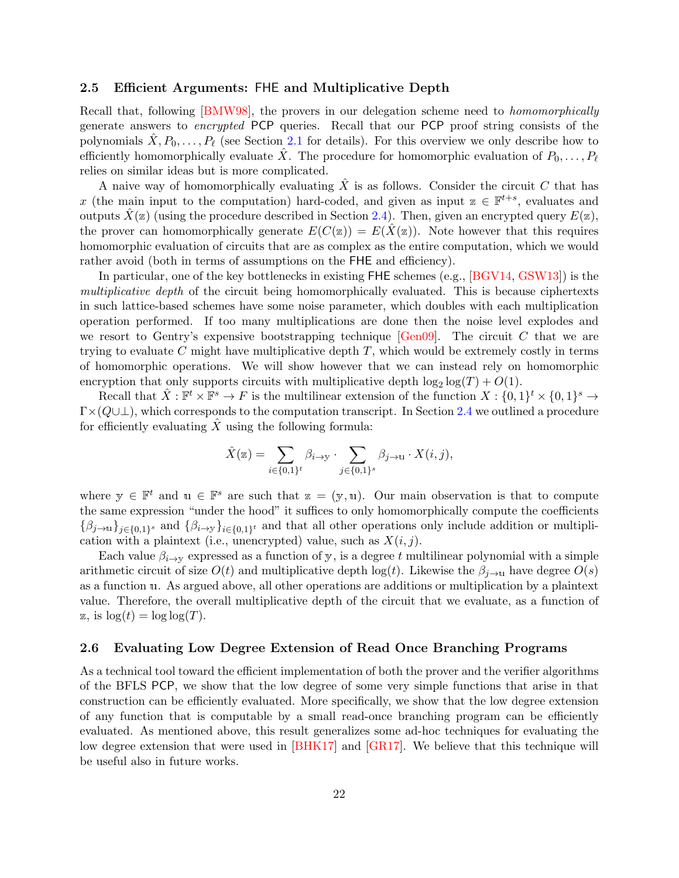### 2.5 Efficient Arguments: FHE and Multiplicative Depth

Recall that, following [BMW98], the provers in our delegation scheme need to *homomorphically* generate answers to *encrypted* PCP queries. Recall that our PCP proof string consists of the polynomials $\hat{X}, P_0, \ldots, P_\ell$ (see Section 2.1 for details). For this overview we only describe how to efficiently homomorphically evaluate $\hat{X}$. The procedure for homomorphic evaluation of $P_0, \ldots, P_\ell$ relies on similar ideas but is more complicated.

A naive way of homomorphically evaluating $\hat{X}$ is as follows. Consider the circuit $C$ that has $x$ (the main input to the computation) hard-coded, and given as input $\mathbb{z} \in \mathbb{F}^{t+s}$, evaluates and outputs $\hat{X}(\mathbb{z})$ (using the procedure described in Section 2.4). Then, given an encrypted query $E(\mathbb{z})$, the prover can homomorphically generate $E(C(\mathbb{z})) = E(\hat{X}(\mathbb{z}))$. Note however that this requires homomorphic evaluation of circuits that are as complex as the entire computation, which we would rather avoid (both in terms of assumptions on the FHE and efficiency).

In particular, one of the key bottlenecks in existing FHE schemes (e.g., [BGV14, GSW13]) is the *multiplicative depth* of the circuit being homomorphically evaluated. This is because ciphertexts in such lattice-based schemes have some noise parameter, which doubles with each multiplication operation performed. If too many multiplications are done then the noise level explodes and we resort to Gentry's expensive bootstrapping technique [Gen09]. The circuit $C$ that we are trying to evaluate $C$ might have multiplicative depth $T$, which would be extremely costly in terms of homomorphic operations. We will show however that we can instead rely on homomorphic encryption that only supports circuits with multiplicative depth $\log_2 \log(T) + O(1)$.

Recall that $\hat{X} : \mathbb{F}^t \times \mathbb{F}^s \to F$ is the multilinear extension of the function $X : \{0,1\}^t \times \{0,1\}^s \to \Gamma \times (Q \cup \bot)$, which corresponds to the computation transcript. In Section 2.4 we outlined a procedure for efficiently evaluating $\hat{X}$ using the following formula:

$$\hat{X}(\mathbb{z}) = \sum_{i \in \{0,1\}^t} \beta_{i \to \mathbb{y}} \cdot \sum_{j \in \{0,1\}^s} \beta_{j \to \mathbb{u}} \cdot X(i,j),$$

where $\mathbb{y} \in \mathbb{F}^t$ and $\mathbb{u} \in \mathbb{F}^s$ are such that $\mathbb{z} = (\mathbb{y}, \mathbb{u})$. Our main observation is that to compute the same expression "under the hood" it suffices to only homomorphically compute the coefficients $\{\beta_{j \to \mathbb{u}}\}_{j \in \{0,1\}^s}$ and $\{\beta_{i \to \mathbb{y}}\}_{i \in \{0,1\}^t}$ and that all other operations only include addition or multiplication with a plaintext (i.e., unencrypted) value, such as $X(i,j)$.

Each value $\beta_{i \to \mathbb{y}}$ expressed as a function of $\mathbb{y}$, is a degree $t$ multilinear polynomial with a simple arithmetic circuit of size $O(t)$ and multiplicative depth $\log(t)$. Likewise the $\beta_{j \to \mathbb{u}}$ have degree $O(s)$ as a function $\mathbb{u}$. As argued above, all other operations are additions or multiplication by a plaintext value. Therefore, the overall multiplicative depth of the circuit that we evaluate, as a function of $\mathbb{z}$, is $\log(t) = \log\log(T)$.

### 2.6 Evaluating Low Degree Extension of Read Once Branching Programs

As a technical tool toward the efficient implementation of both the prover and the verifier algorithms of the BFLS PCP, we show that the low degree of some very simple functions that arise in that construction can be efficiently evaluated. More specifically, we show that the low degree extension of any function that is computable by a small read-once branching program can be efficiently evaluated. As mentioned above, this result generalizes some ad-hoc techniques for evaluating the low degree extension that were used in [BHK17] and [GR17]. We believe that this technique will be useful also in future works.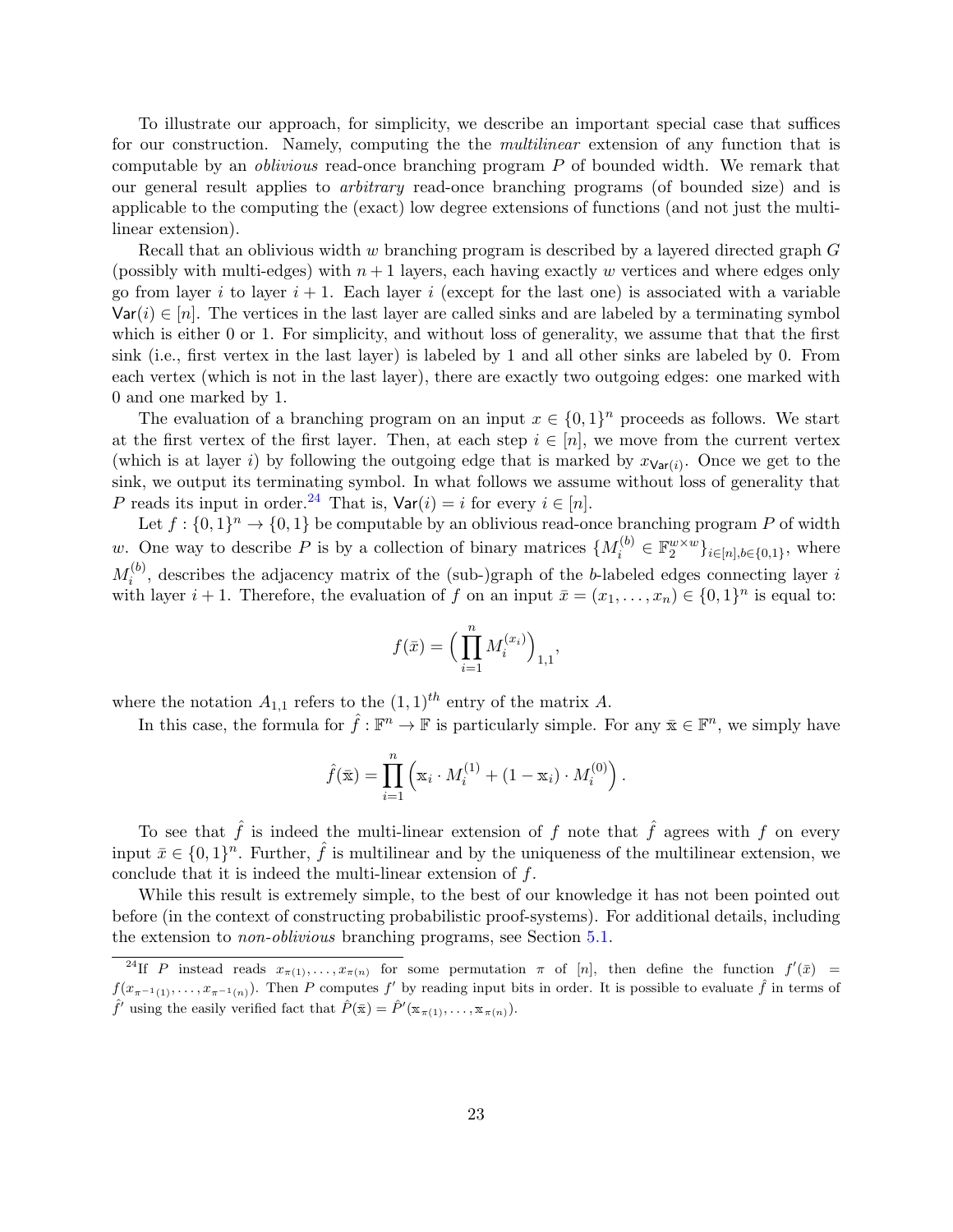To illustrate our approach, for simplicity, we describe an important special case that suffices for our construction. Namely, computing the the *multilinear* extension of any function that is computable by an *oblivious* read-once branching program $P$ of bounded width. We remark that our general result applies to *arbitrary* read-once branching programs (of bounded size) and is applicable to the computing the (exact) low degree extensions of functions (and not just the multi-linear extension).

Recall that an oblivious width $w$ branching program is described by a layered directed graph $G$ (possibly with multi-edges) with $n+1$ layers, each having exactly $w$ vertices and where edges only go from layer $i$ to layer $i+1$. Each layer $i$ (except for the last one) is associated with a variable $\mathsf{Var}(i) \in [n]$. The vertices in the last layer are called sinks and are labeled by a terminating symbol which is either 0 or 1. For simplicity, and without loss of generality, we assume that that the first sink (i.e., first vertex in the last layer) is labeled by 1 and all other sinks are labeled by 0. From each vertex (which is not in the last layer), there are exactly two outgoing edges: one marked with 0 and one marked by 1.

The evaluation of a branching program on an input $x \in \{0,1\}^n$ proceeds as follows. We start at the first vertex of the first layer. Then, at each step $i \in [n]$, we move from the current vertex (which is at layer $i$) by following the outgoing edge that is marked by $x_{\mathsf{Var}(i)}$. Once we get to the sink, we output its terminating symbol. In what follows we assume without loss of generality that $P$ reads its input in order.[24] That is, $\mathsf{Var}(i) = i$ for every $i \in [n]$.

Let $f : \{0,1\}^n \to \{0,1\}$ be computable by an oblivious read-once branching program $P$ of width $w$. One way to describe $P$ is by a collection of binary matrices $\{M_i^{(b)} \in \mathbb{F}_2^{w \times w}\}_{i \in [n], b \in \{0,1\}}$, where $M_i^{(b)}$, describes the adjacency matrix of the (sub-)graph of the $b$-labeled edges connecting layer $i$ with layer $i+1$. Therefore, the evaluation of $f$ on an input $\bar{x} = (x_1, \dots, x_n) \in \{0,1\}^n$ is equal to:

$$f(\bar{x}) = \Big( \prod_{i=1}^{n} M_i^{(x_i)} \Big)_{1,1},$$

where the notation $A_{1,1}$ refers to the $(1,1)^{th}$ entry of the matrix $A$.

In this case, the formula for $\hat{f} : \mathbb{F}^n \to \mathbb{F}$ is particularly simple. For any $\bar{\mathbb{x}} \in \mathbb{F}^n$, we simply have

$$\hat{f}(\bar{\mathbb{x}}) = \prod_{i=1}^{n} \Big( \mathbb{x}_i \cdot M_i^{(1)} + (1 - \mathbb{x}_i) \cdot M_i^{(0)} \Big).$$

To see that $\hat{f}$ is indeed the multi-linear extension of $f$ note that $\hat{f}$ agrees with $f$ on every input $\bar{x} \in \{0,1\}^n$. Further, $\hat{f}$ is multilinear and by the uniqueness of the multilinear extension, we conclude that it is indeed the multi-linear extension of $f$.

While this result is extremely simple, to the best of our knowledge it has not been pointed out before (in the context of constructing probabilistic proof-systems). For additional details, including the extension to *non-oblivious* branching programs, see Section 5.1.

[24] If $P$ instead reads $x_{\pi(1)}, \dots, x_{\pi(n)}$ for some permutation $\pi$ of $[n]$, then define the function $f'(\bar{x}) = f(x_{\pi^{-1}(1)}, \dots, x_{\pi^{-1}(n)})$. Then $P$ computes $f'$ by reading input bits in order. It is possible to evaluate $\hat{f}$ in terms of $\hat{f}'$ using the easily verified fact that $\hat{P}(\bar{\mathbb{x}}) = \hat{P}'(\mathbb{x}_{\pi(1)}, \dots, \mathbb{x}_{\pi(n)})$.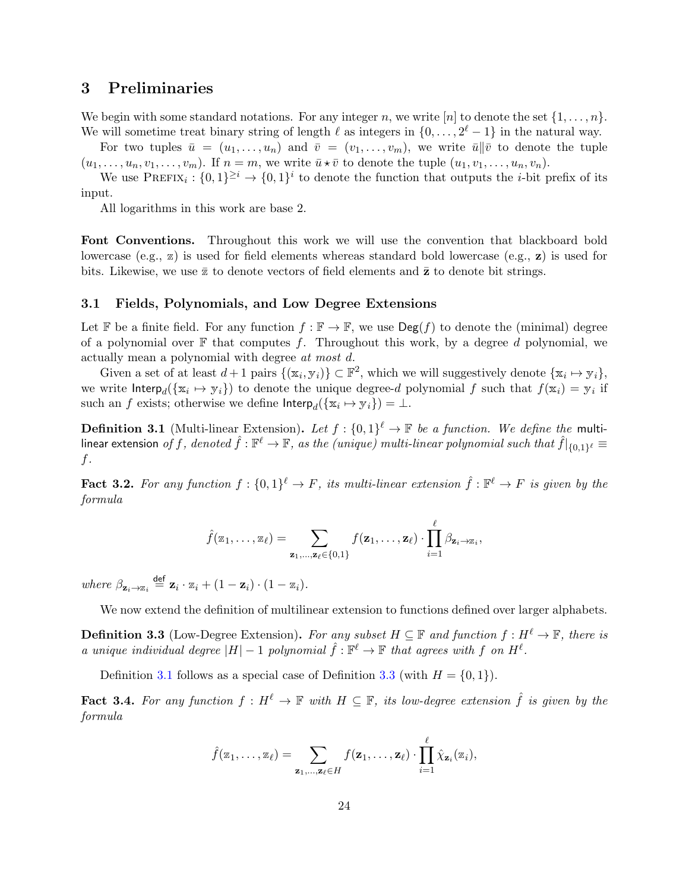## 3 Preliminaries

We begin with some standard notations. For any integer $n$, we write $[n]$ to denote the set $\{1, \ldots, n\}$. We will sometime treat binary string of length $\ell$ as integers in $\{0, \ldots, 2^\ell - 1\}$ in the natural way.

For two tuples $\bar{u} = (u_1, \ldots, u_n)$ and $\bar{v} = (v_1, \ldots, v_m)$, we write $\bar{u} \| \bar{v}$ to denote the tuple $(u_1, \ldots, u_n, v_1, \ldots, v_m)$. If $n = m$, we write $\bar{u} \star \bar{v}$ to denote the tuple $(u_1, v_1, \ldots, u_n, v_n)$.

We use $\textsc{Prefix}_i : \{0,1\}^{\geq i} \to \{0,1\}^i$ to denote the function that outputs the $i$-bit prefix of its input.

All logarithms in this work are base 2.

**Font Conventions.** Throughout this work we will use the convention that blackboard bold lowercase (e.g., $\mathbb{z}$) is used for field elements whereas standard bold lowercase (e.g., $\mathbf{z}$) is used for bits. Likewise, we use $\bar{\mathbb{z}}$ to denote vectors of field elements and $\bar{\mathbf{z}}$ to denote bit strings.

### 3.1 Fields, Polynomials, and Low Degree Extensions

Let $\mathbb{F}$ be a finite field. For any function $f : \mathbb{F} \to \mathbb{F}$, we use $\mathsf{Deg}(f)$ to denote the (minimal) degree of a polynomial over $\mathbb{F}$ that computes $f$. Throughout this work, by a degree $d$ polynomial, we actually mean a polynomial with degree *at most* $d$.

Given a set of at least $d+1$ pairs $\{(\mathbb{x}_i, \mathbb{y}_i)\} \subset \mathbb{F}^2$, which we will suggestively denote $\{\mathbb{x}_i \mapsto \mathbb{y}_i\}$, we write $\mathsf{Interp}_d(\{\mathbb{x}_i \mapsto \mathbb{y}_i\})$ to denote the unique degree-$d$ polynomial $f$ such that $f(\mathbb{x}_i) = \mathbb{y}_i$ if such an $f$ exists; otherwise we define $\mathsf{Interp}_d(\{\mathbb{x}_i \mapsto \mathbb{y}_i\}) = \bot$.

**Definition 3.1** (Multi-linear Extension)**.** *Let $f : \{0,1\}^\ell \to \mathbb{F}$ be a function. We define the* multi-linear extension *of $f$, denoted $\hat{f} : \mathbb{F}^\ell \to \mathbb{F}$, as the (unique) multi-linear polynomial such that $\hat{f}|_{\{0,1\}^\ell} \equiv f$.*

**Fact 3.2.** *For any function $f : \{0,1\}^\ell \to F$, its multi-linear extension $\hat{f} : \mathbb{F}^\ell \to F$ is given by the formula*

$$\hat{f}(\mathbb{z}_1, \ldots, \mathbb{z}_\ell) = \sum_{\mathbf{z}_1, \ldots, \mathbf{z}_\ell \in \{0,1\}} f(\mathbf{z}_1, \ldots, \mathbf{z}_\ell) \cdot \prod_{i=1}^{\ell} \beta_{\mathbf{z}_i \to \mathbb{z}_i},$$

*where $\beta_{\mathbf{z}_i \to \mathbb{z}_i} \stackrel{\mathsf{def}}{=} \mathbf{z}_i \cdot \mathbb{z}_i + (1 - \mathbf{z}_i) \cdot (1 - \mathbb{z}_i)$.*

We now extend the definition of multilinear extension to functions defined over larger alphabets.

**Definition 3.3** (Low-Degree Extension)**.** *For any subset $H \subseteq \mathbb{F}$ and function $f : H^\ell \to \mathbb{F}$, there is a unique individual degree $|H| - 1$ polynomial $\hat{f} : \mathbb{F}^\ell \to \mathbb{F}$ that agrees with $f$ on $H^\ell$.*

Definition 3.1 follows as a special case of Definition 3.3 (with $H = \{0,1\}$).

**Fact 3.4.** *For any function $f : H^\ell \to \mathbb{F}$ with $H \subseteq \mathbb{F}$, its low-degree extension $\hat{f}$ is given by the formula*

$$\hat{f}(\mathbb{z}_1, \ldots, \mathbb{z}_\ell) = \sum_{\mathbf{z}_1, \ldots, \mathbf{z}_\ell \in H} f(\mathbf{z}_1, \ldots, \mathbf{z}_\ell) \cdot \prod_{i=1}^{\ell} \hat{\chi}_{\mathbf{z}_i}(\mathbb{z}_i),$$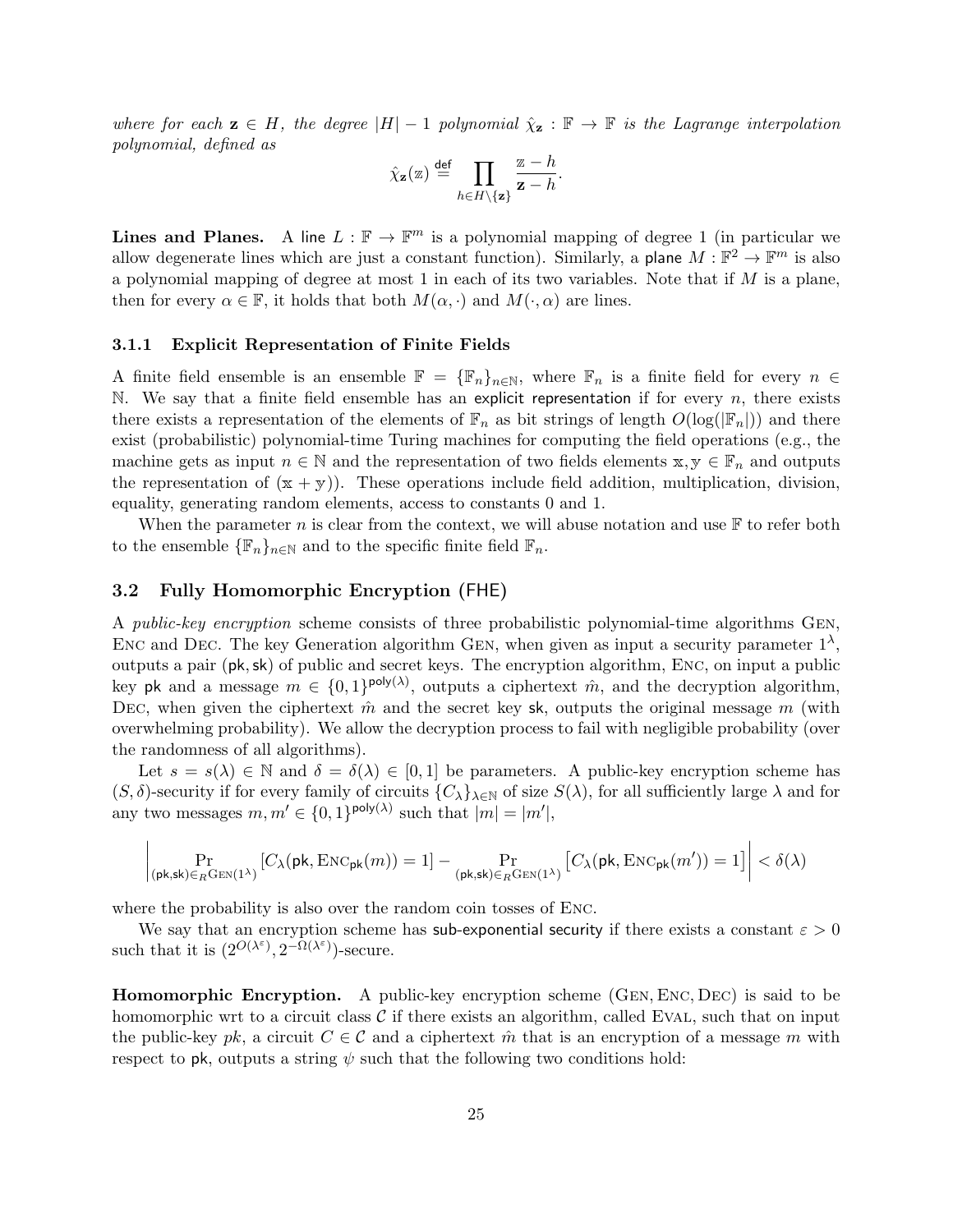*where for each $\mathbf{z} \in H$, the degree $|H|-1$ polynomial $\hat{\chi}_{\mathbf{z}} : \mathbb{F} \to \mathbb{F}$ is the Lagrange interpolation polynomial, defined as*

$$\hat{\chi}_{\mathbf{z}}(\mathbb{z}) \stackrel{\text{def}}{=} \prod_{h \in H \setminus \{\mathbf{z}\}} \frac{\mathbb{z} - h}{\mathbf{z} - h}.$$

**Lines and Planes.** A line $L : \mathbb{F} \to \mathbb{F}^m$ is a polynomial mapping of degree 1 (in particular we allow degenerate lines which are just a constant function). Similarly, a plane $M : \mathbb{F}^2 \to \mathbb{F}^m$ is also a polynomial mapping of degree at most 1 in each of its two variables. Note that if $M$ is a plane, then for every $\alpha \in \mathbb{F}$, it holds that both $M(\alpha, \cdot)$ and $M(\cdot, \alpha)$ are lines.

### 3.1.1 Explicit Representation of Finite Fields

A finite field ensemble is an ensemble $\mathbb{F} = \{\mathbb{F}_n\}_{n \in \mathbb{N}}$, where $\mathbb{F}_n$ is a finite field for every $n \in \mathbb{N}$. We say that a finite field ensemble has an explicit representation if for every $n$, there exists there exists a representation of the elements of $\mathbb{F}_n$ as bit strings of length $O(\log(|\mathbb{F}_n|))$ and there exist (probabilistic) polynomial-time Turing machines for computing the field operations (e.g., the machine gets as input $n \in \mathbb{N}$ and the representation of two fields elements $\mathbb{x}, \mathbb{y} \in \mathbb{F}_n$ and outputs the representation of $(\mathbb{x} + \mathbb{y})$). These operations include field addition, multiplication, division, equality, generating random elements, access to constants 0 and 1.

When the parameter $n$ is clear from the context, we will abuse notation and use $\mathbb{F}$ to refer both to the ensemble $\{\mathbb{F}_n\}_{n \in \mathbb{N}}$ and to the specific finite field $\mathbb{F}_n$.

## 3.2 Fully Homomorphic Encryption (FHE)

A *public-key encryption* scheme consists of three probabilistic polynomial-time algorithms Gen, Enc and Dec. The key Generation algorithm Gen, when given as input a security parameter $1^\lambda$, outputs a pair $(\mathsf{pk}, \mathsf{sk})$ of public and secret keys. The encryption algorithm, Enc, on input a public key $\mathsf{pk}$ and a message $m \in \{0,1\}^{\mathsf{poly}(\lambda)}$, outputs a ciphertext $\hat{m}$, and the decryption algorithm, Dec, when given the ciphertext $\hat{m}$ and the secret key $\mathsf{sk}$, outputs the original message $m$ (with overwhelming probability). We allow the decryption process to fail with negligible probability (over the randomness of all algorithms).

Let $s = s(\lambda) \in \mathbb{N}$ and $\delta = \delta(\lambda) \in [0,1]$ be parameters. A public-key encryption scheme has $(S, \delta)$-security if for every family of circuits $\{C_\lambda\}_{\lambda \in \mathbb{N}}$ of size $S(\lambda)$, for all sufficiently large $\lambda$ and for any two messages $m, m' \in \{0,1\}^{\mathsf{poly}(\lambda)}$ such that $|m| = |m'|$,

$$\left| \Pr_{(\mathsf{pk},\mathsf{sk}) \in_R \mathrm{Gen}(1^\lambda)} [C_\lambda(\mathsf{pk}, \mathrm{Enc}_{\mathsf{pk}}(m)) = 1] - \Pr_{(\mathsf{pk},\mathsf{sk}) \in_R \mathrm{Gen}(1^\lambda)} \left[C_\lambda(\mathsf{pk}, \mathrm{Enc}_{\mathsf{pk}}(m')) = 1\right] \right| < \delta(\lambda)$$

where the probability is also over the random coin tosses of Enc.

We say that an encryption scheme has sub-exponential security if there exists a constant $\varepsilon > 0$ such that it is $(2^{O(\lambda^\varepsilon)}, 2^{-\Omega(\lambda^\varepsilon)})$-secure.

**Homomorphic Encryption.** A public-key encryption scheme (Gen, Enc, Dec) is said to be homomorphic wrt to a circuit class $\mathcal{C}$ if there exists an algorithm, called Eval, such that on input the public-key $pk$, a circuit $C \in \mathcal{C}$ and a ciphertext $\hat{m}$ that is an encryption of a message $m$ with respect to $\mathsf{pk}$, outputs a string $\psi$ such that the following two conditions hold: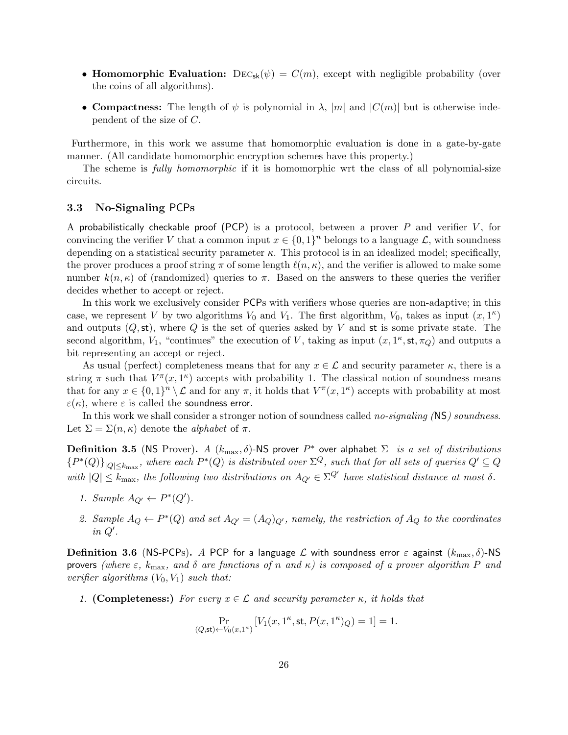- **Homomorphic Evaluation:** $\textsc{Dec}_{\mathsf{sk}}(\psi) = C(m)$, except with negligible probability (over the coins of all algorithms).
- **Compactness:** The length of $\psi$ is polynomial in $\lambda$, $|m|$ and $|C(m)|$ but is otherwise independent of the size of $C$.

Furthermore, in this work we assume that homomorphic evaluation is done in a gate-by-gate manner. (All candidate homomorphic encryption schemes have this property.)

The scheme is *fully homomorphic* if it is homomorphic wrt the class of all polynomial-size circuits.

### 3.3 No-Signaling PCPs

A probabilistically checkable proof (PCP) is a protocol, between a prover $P$ and verifier $V$, for convincing the verifier $V$ that a common input $x \in \{0,1\}^n$ belongs to a language $\mathcal{L}$, with soundness depending on a statistical security parameter $\kappa$. This protocol is in an idealized model; specifically, the prover produces a proof string $\pi$ of some length $\ell(n, \kappa)$, and the verifier is allowed to make some number $k(n, \kappa)$ of (randomized) queries to $\pi$. Based on the answers to these queries the verifier decides whether to accept or reject.

In this work we exclusively consider PCPs with verifiers whose queries are non-adaptive; in this case, we represent $V$ by two algorithms $V_0$ and $V_1$. The first algorithm, $V_0$, takes as input $(x, 1^\kappa)$ and outputs $(Q, \mathsf{st})$, where $Q$ is the set of queries asked by $V$ and $\mathsf{st}$ is some private state. The second algorithm, $V_1$, "continues" the execution of $V$, taking as input $(x, 1^\kappa, \mathsf{st}, \pi_Q)$ and outputs a bit representing an accept or reject.

As usual (perfect) completeness means that for any $x \in \mathcal{L}$ and security parameter $\kappa$, there is a string $\pi$ such that $V^\pi(x, 1^\kappa)$ accepts with probability 1. The classical notion of soundness means that for any $x \in \{0,1\}^n \setminus \mathcal{L}$ and for any $\pi$, it holds that $V^\pi(x, 1^\kappa)$ accepts with probability at most $\varepsilon(\kappa)$, where $\varepsilon$ is called the soundness error.

In this work we shall consider a stronger notion of soundness called *no-signaling (NS) soundness*. Let $\Sigma = \Sigma(n, \kappa)$ denote the *alphabet* of $\pi$.

**Definition 3.5** (NS Prover)**.** *A $(k_{\max}, \delta)$-NS prover $P^*$ over alphabet $\Sigma$ is a set of distributions $\{P^*(Q)\}_{|Q| \le k_{\max}}$, where each $P^*(Q)$ is distributed over $\Sigma^Q$, such that for all sets of queries $Q' \subseteq Q$ with $|Q| \le k_{\max}$, the following two distributions on $A_{Q'} \in \Sigma^{Q'}$ have statistical distance at most $\delta$.*

1. *Sample $A_{Q'} \leftarrow P^*(Q')$.*
2. *Sample $A_Q \leftarrow P^*(Q)$ and set $A_{Q'} = (A_Q)_{Q'}$, namely, the restriction of $A_Q$ to the coordinates in $Q'$.*

**Definition 3.6** (NS-PCPs)**.** *A PCP for a language $\mathcal{L}$ with soundness error $\varepsilon$ against $(k_{\max}, \delta)$-NS provers (where $\varepsilon$, $k_{\max}$, and $\delta$ are functions of $n$ and $\kappa$) is composed of a prover algorithm $P$ and verifier algorithms $(V_0, V_1)$ such that:*

1. **(Completeness:)** *For every $x \in \mathcal{L}$ and security parameter $\kappa$, it holds that*

$$\Pr_{(Q,\mathsf{st}) \leftarrow V_0(x,1^\kappa)} \left[ V_1(x, 1^\kappa, \mathsf{st}, P(x, 1^\kappa)_Q) = 1 \right] = 1.$$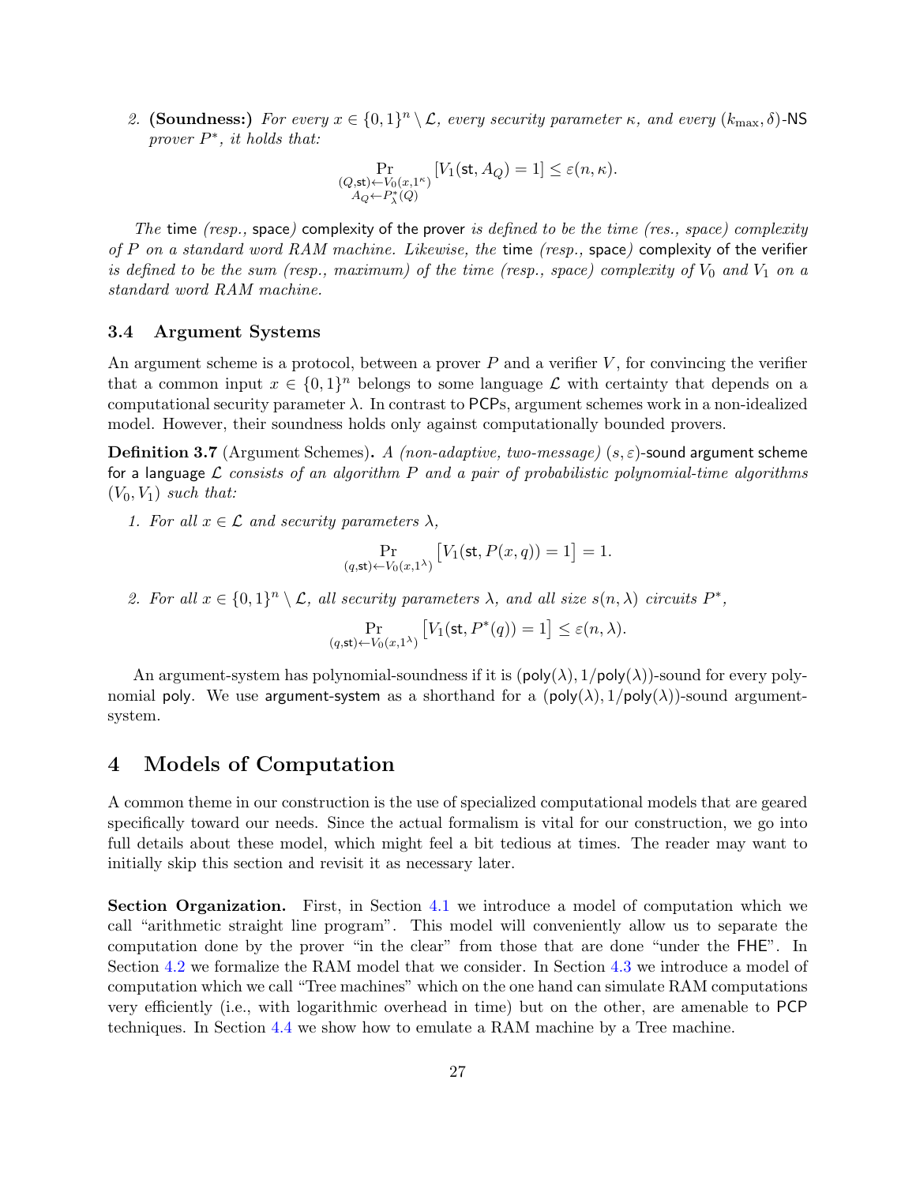2. **(Soundness:)** *For every $x \in \{0,1\}^n \setminus \mathcal{L}$, every security parameter $\kappa$, and every $(k_{\max}, \delta)$-*NS *prover $P^*$, it holds that:*

$$\Pr_{\substack{(Q,\mathsf{st}) \leftarrow V_0(x,1^\kappa) \\ A_Q \leftarrow P^*_\lambda(Q)}} [V_1(\mathsf{st}, A_Q) = 1] \leq \varepsilon(n, \kappa).$$

*The* time *(resp.,* space*)* complexity of the prover *is defined to be the time (res., space) complexity of $P$ on a standard word RAM machine. Likewise, the* time *(resp.,* space*)* complexity of the verifier *is defined to be the sum (resp., maximum) of the time (resp., space) complexity of $V_0$ and $V_1$ on a standard word RAM machine.*

### 3.4 Argument Systems

An argument scheme is a protocol, between a prover $P$ and a verifier $V$, for convincing the verifier that a common input $x \in \{0,1\}^n$ belongs to some language $\mathcal{L}$ with certainty that depends on a computational security parameter $\lambda$. In contrast to PCPs, argument schemes work in a non-idealized model. However, their soundness holds only against computationally bounded provers.

**Definition 3.7** (Argument Schemes)**.** *A (non-adaptive, two-message) $(s, \varepsilon)$-*sound argument scheme for a language *$\mathcal{L}$ consists of an algorithm $P$ and a pair of probabilistic polynomial-time algorithms $(V_0, V_1)$ such that:*

1. *For all $x \in \mathcal{L}$ and security parameters $\lambda$,*

$$\Pr_{(q,\mathsf{st}) \leftarrow V_0(x,1^\lambda)} \left[V_1(\mathsf{st}, P(x,q)) = 1\right] = 1.$$

2. *For all $x \in \{0,1\}^n \setminus \mathcal{L}$, all security parameters $\lambda$, and all size $s(n, \lambda)$ circuits $P^*$,*

$$\Pr_{(q,\mathsf{st}) \leftarrow V_0(x,1^\lambda)} \left[V_1(\mathsf{st}, P^*(q)) = 1\right] \leq \varepsilon(n, \lambda).$$

An argument-system has polynomial-soundness if it is $(\mathsf{poly}(\lambda), 1/\mathsf{poly}(\lambda))$-sound for every polynomial poly. We use argument-system as a shorthand for a $(\mathsf{poly}(\lambda), 1/\mathsf{poly}(\lambda))$-sound argument-system.

# 4 Models of Computation

A common theme in our construction is the use of specialized computational models that are geared specifically toward our needs. Since the actual formalism is vital for our construction, we go into full details about these model, which might feel a bit tedious at times. The reader may want to initially skip this section and revisit it as necessary later.

**Section Organization.** First, in Section 4.1 we introduce a model of computation which we call "arithmetic straight line program". This model will conveniently allow us to separate the computation done by the prover "in the clear" from those that are done "under the FHE". In Section 4.2 we formalize the RAM model that we consider. In Section 4.3 we introduce a model of computation which we call "Tree machines" which on the one hand can simulate RAM computations very efficiently (i.e., with logarithmic overhead in time) but on the other, are amenable to PCP techniques. In Section 4.4 we show how to emulate a RAM machine by a Tree machine.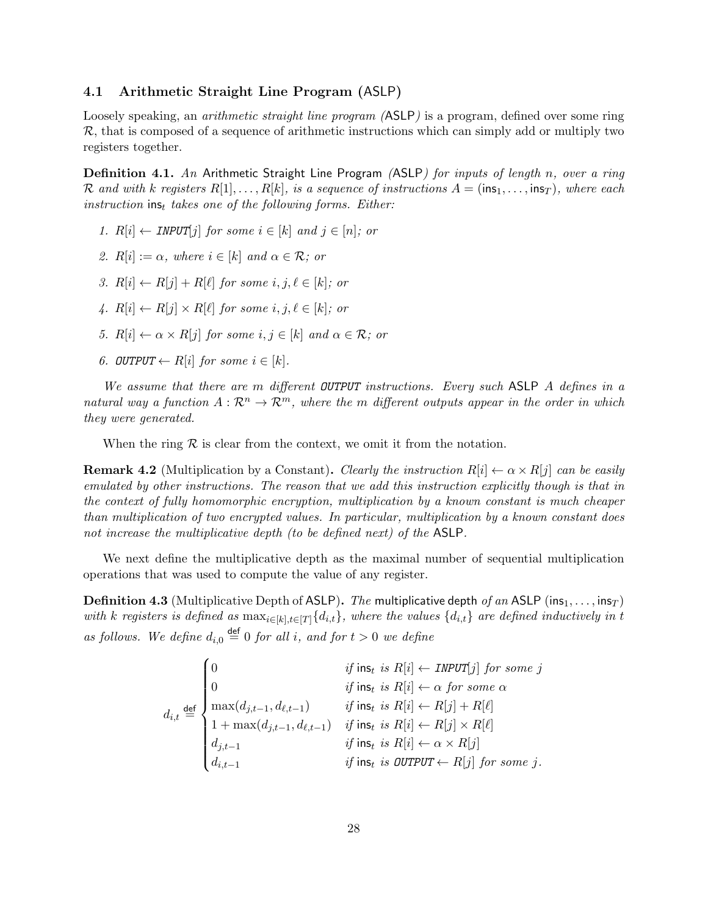### 4.1 Arithmetic Straight Line Program (ASLP)

Loosely speaking, an *arithmetic straight line program (*ASLP*)* is a program, defined over some ring $\mathcal{R}$, that is composed of a sequence of arithmetic instructions which can simply add or multiply two registers together.

**Definition 4.1.** *An* Arithmetic Straight Line Program *(*ASLP*) for inputs of length $n$, over a ring $\mathcal{R}$ and with $k$ registers $R[1], \ldots, R[k]$, is a sequence of instructions $A = (\mathsf{ins}_1, \ldots, \mathsf{ins}_T)$, where each instruction $\mathsf{ins}_t$ takes one of the following forms. Either:*

1. *$R[i] \leftarrow \texttt{INPUT}[j]$ for some $i \in [k]$ and $j \in [n]$; or*
2. *$R[i] := \alpha$, where $i \in [k]$ and $\alpha \in \mathcal{R}$; or*
3. *$R[i] \leftarrow R[j] + R[\ell]$ for some $i, j, \ell \in [k]$; or*
4. *$R[i] \leftarrow R[j] \times R[\ell]$ for some $i, j, \ell \in [k]$; or*
5. *$R[i] \leftarrow \alpha \times R[j]$ for some $i, j \in [k]$ and $\alpha \in \mathcal{R}$; or*
6. *$\texttt{OUTPUT} \leftarrow R[i]$ for some $i \in [k]$.*

*We assume that there are $m$ different* OUTPUT *instructions. Every such* ASLP *$A$ defines in a natural way a function $A : \mathcal{R}^n \to \mathcal{R}^m$, where the $m$ different outputs appear in the order in which they were generated.*

When the ring $\mathcal{R}$ is clear from the context, we omit it from the notation.

**Remark 4.2** (Multiplication by a Constant)**.** *Clearly the instruction $R[i] \leftarrow \alpha \times R[j]$ can be easily emulated by other instructions. The reason that we add this instruction explicitly though is that in the context of fully homomorphic encryption, multiplication by a known constant is much cheaper than multiplication of two encrypted values. In particular, multiplication by a known constant does not increase the multiplicative depth (to be defined next) of the* ASLP*.*

We next define the multiplicative depth as the maximal number of sequential multiplication operations that was used to compute the value of any register.

**Definition 4.3** (Multiplicative Depth of ASLP)**.** *The* multiplicative depth *of an* ASLP $(\mathsf{ins}_1, \ldots, \mathsf{ins}_T)$ *with $k$ registers is defined as $\max_{i \in [k], t \in [T]}\{d_{i,t}\}$, where the values $\{d_{i,t}\}$ are defined inductively in $t$ as follows. We define $d_{i,0} \stackrel{\mathsf{def}}{=} 0$ for all $i$, and for $t > 0$ we define*

$$
d_{i,t} \stackrel{\mathsf{def}}{=} \begin{cases} 0 & \text{if } \mathsf{ins}_t \text{ is } R[i] \leftarrow \texttt{INPUT}[j] \text{ for some } j \\ 0 & \text{if } \mathsf{ins}_t \text{ is } R[i] \leftarrow \alpha \text{ for some } \alpha \\ \max(d_{j,t-1}, d_{\ell,t-1}) & \text{if } \mathsf{ins}_t \text{ is } R[i] \leftarrow R[j] + R[\ell] \\ 1 + \max(d_{j,t-1}, d_{\ell,t-1}) & \text{if } \mathsf{ins}_t \text{ is } R[i] \leftarrow R[j] \times R[\ell] \\ d_{j,t-1} & \text{if } \mathsf{ins}_t \text{ is } R[i] \leftarrow \alpha \times R[j] \\ d_{i,t-1} & \text{if } \mathsf{ins}_t \text{ is } \texttt{OUTPUT} \leftarrow R[j] \text{ for some } j. \end{cases}
$$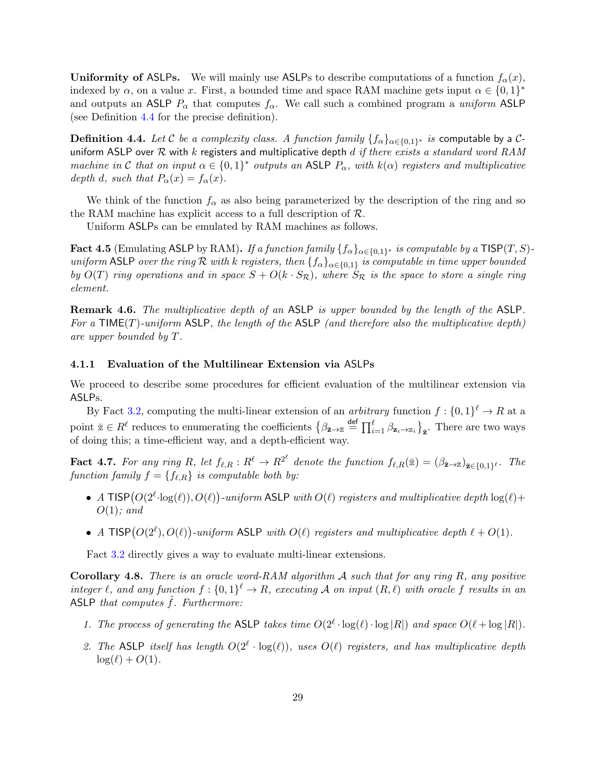**Uniformity of ASLPs.** We will mainly use ASLPs to describe computations of a function $f_\alpha(x)$, indexed by $\alpha$, on a value $x$. First, a bounded time and space RAM machine gets input $\alpha \in \{0,1\}^*$ and outputs an ASLP $P_\alpha$ that computes $f_\alpha$. We call such a combined program a *uniform* ASLP (see Definition 4.4 for the precise definition).

**Definition 4.4.** *Let $\mathcal{C}$ be a complexity class. A function family $\{f_\alpha\}_{\alpha\in\{0,1\}^*}$ is* computable by a $\mathcal{C}$-uniform ASLP over $\mathcal{R}$ with $k$ registers and multiplicative depth $d$ *if there exists a standard word RAM machine in $\mathcal{C}$ that on input $\alpha \in \{0,1\}^*$ outputs an ASLP $P_\alpha$, with $k(\alpha)$ registers and multiplicative depth $d$, such that $P_\alpha(x) = f_\alpha(x)$.*

We think of the function $f_\alpha$ as also being parameterized by the description of the ring and so the RAM machine has explicit access to a full description of $\mathcal{R}$.

Uniform ASLPs can be emulated by RAM machines as follows.

**Fact 4.5** (Emulating ASLP by RAM)**.** *If a function family $\{f_\alpha\}_{\alpha\in\{0,1\}^*}$ is computable by a $\mathsf{TISP}(T,S)$-uniform ASLP over the ring $\mathcal{R}$ with $k$ registers, then $\{f_\alpha\}_{\alpha\in\{0,1\}}$ is computable in time upper bounded by $O(T)$ ring operations and in space $S + O(k \cdot S_{\mathcal{R}})$, where $S_{\mathcal{R}}$ is the space to store a single ring element.*

**Remark 4.6.** *The multiplicative depth of an ASLP is upper bounded by the length of the ASLP. For a $\mathsf{TIME}(T)$-uniform ASLP, the length of the ASLP (and therefore also the multiplicative depth) are upper bounded by $T$.*

### 4.1.1 Evaluation of the Multilinear Extension via ASLPs

We proceed to describe some procedures for efficient evaluation of the multilinear extension via ASLPs.

By Fact 3.2, computing the multi-linear extension of an *arbitrary* function $f : \{0,1\}^\ell \to R$ at a point $\bar{\mathbb{z}} \in R^\ell$ reduces to enumerating the coefficients $\left\{\beta_{\bar{\mathbf{z}}\to\bar{\mathbb{z}}} \stackrel{\mathsf{def}}{=} \prod_{i=1}^{\ell} \beta_{\mathbf{z}_i\to\mathbb{z}_i}\right\}_{\bar{\mathbf{z}}}$. There are two ways of doing this; a time-efficient way, and a depth-efficient way.

**Fact 4.7.** *For any ring $R$, let $f_{\ell,R} : R^\ell \to R^{2^\ell}$ denote the function $f_{\ell,R}(\bar{\mathbb{z}}) = (\beta_{\bar{\mathbf{z}}\to\bar{\mathbb{z}}})_{\bar{\mathbf{z}}\in\{0,1\}^\ell}$. The function family $f = \{f_{\ell,R}\}$ is computable both by:*

- *A $\mathsf{TISP}\big(O(2^\ell \cdot \log(\ell)), O(\ell)\big)$-uniform ASLP with $O(\ell)$ registers and multiplicative depth $\log(\ell) + O(1)$; and*
- *A $\mathsf{TISP}\big(O(2^\ell), O(\ell)\big)$-uniform ASLP with $O(\ell)$ registers and multiplicative depth $\ell + O(1)$.*

Fact 3.2 directly gives a way to evaluate multi-linear extensions.

**Corollary 4.8.** *There is an oracle word-RAM algorithm $\mathcal{A}$ such that for any ring $R$, any positive integer $\ell$, and any function $f : \{0,1\}^\ell \to R$, executing $\mathcal{A}$ on input $(R, \ell)$ with oracle $f$ results in an ASLP that computes $\hat{f}$. Furthermore:*

1. *The process of generating the ASLP takes time $O(2^\ell \cdot \log(\ell) \cdot \log|R|)$ and space $O(\ell + \log|R|)$.*
2. *The ASLP itself has length $O(2^\ell \cdot \log(\ell))$, uses $O(\ell)$ registers, and has multiplicative depth $\log(\ell) + O(1)$.*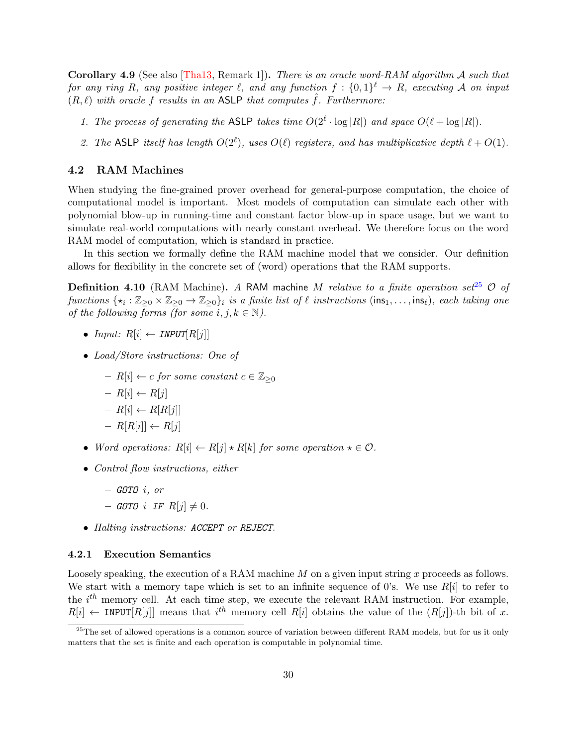**Corollary 4.9** (See also [Tha13, Remark 1]). *There is an oracle word-RAM algorithm $\mathcal{A}$ such that for any ring $R$, any positive integer $\ell$, and any function $f : \{0,1\}^\ell \to R$, executing $\mathcal{A}$ on input $(R, \ell)$ with oracle $f$ results in an* ASLP *that computes $\hat{f}$. Furthermore:*

1. *The process of generating the* ASLP *takes time $O(2^\ell \cdot \log |R|)$ and space $O(\ell + \log |R|)$.*
2. *The* ASLP *itself has length $O(2^\ell)$, uses $O(\ell)$ registers, and has multiplicative depth $\ell + O(1)$.*

## 4.2 RAM Machines

When studying the fine-grained prover overhead for general-purpose computation, the choice of computational model is important. Most models of computation can simulate each other with polynomial blow-up in running-time and constant factor blow-up in space usage, but we want to simulate real-world computations with nearly constant overhead. We therefore focus on the word RAM model of computation, which is standard in practice.

In this section we formally define the RAM machine model that we consider. Our definition allows for flexibility in the concrete set of (word) operations that the RAM supports.

**Definition 4.10** (RAM Machine). *A* RAM machine *$M$ relative to a finite operation set[25] $\mathcal{O}$ of functions $\{\star_i : \mathbb{Z}_{\geq 0} \times \mathbb{Z}_{\geq 0} \to \mathbb{Z}_{\geq 0}\}_i$ is a finite list of $\ell$ instructions $(\mathsf{ins}_1, \ldots, \mathsf{ins}_\ell)$, each taking one of the following forms (for some $i, j, k \in \mathbb{N}$).*

- *Input: $R[i] \leftarrow$ INPUT$[R[j]]$*
- *Load/Store instructions: One of*
  - *$R[i] \leftarrow c$ for some constant $c \in \mathbb{Z}_{\geq 0}$*
  - *$R[i] \leftarrow R[j]$*
  - *$R[i] \leftarrow R[R[j]]$*
  - *$R[R[i]] \leftarrow R[j]$*
- *Word operations: $R[i] \leftarrow R[j] \star R[k]$ for some operation $\star \in \mathcal{O}$.*
- *Control flow instructions, either*
  - *GOTO $i$, or*
  - *GOTO $i$ IF $R[j] \neq 0$.*
- *Halting instructions: ACCEPT or REJECT.*

### 4.2.1 Execution Semantics

Loosely speaking, the execution of a RAM machine $M$ on a given input string $x$ proceeds as follows. We start with a memory tape which is set to an infinite sequence of 0's. We use $R[i]$ to refer to the $i^{th}$ memory cell. At each time step, we execute the relevant RAM instruction. For example, $R[i] \leftarrow$ INPUT$[R[j]]$ means that $i^{th}$ memory cell $R[i]$ obtains the value of the $(R[j])$-th bit of $x$.

[25] The set of allowed operations is a common source of variation between different RAM models, but for us it only matters that the set is finite and each operation is computable in polynomial time.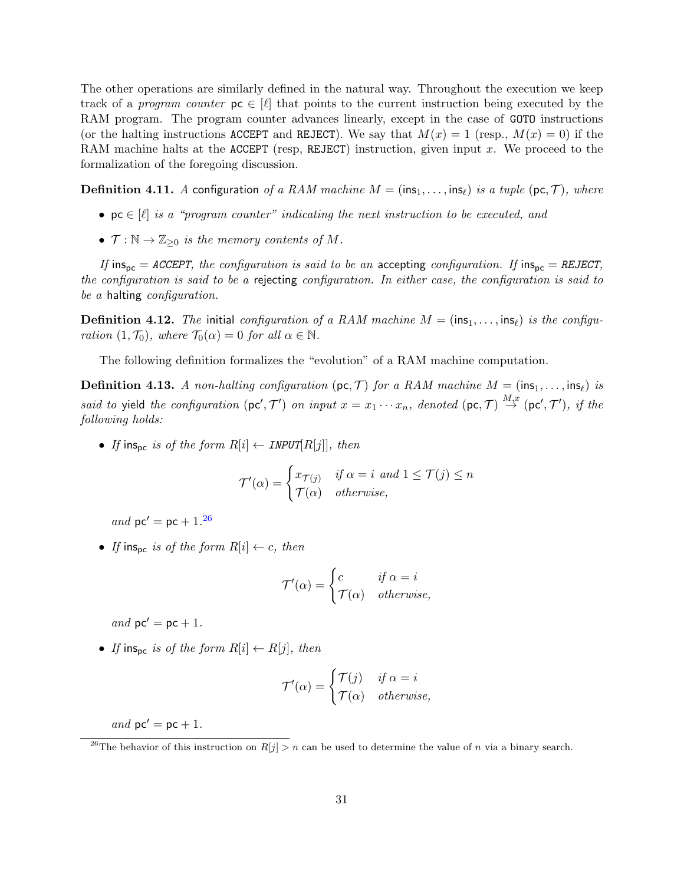The other operations are similarly defined in the natural way. Throughout the execution we keep track of a *program counter* $\mathsf{pc} \in [\ell]$ that points to the current instruction being executed by the RAM program. The program counter advances linearly, except in the case of `GOTO` instructions (or the halting instructions `ACCEPT` and `REJECT`). We say that $M(x) = 1$ (resp., $M(x) = 0$) if the RAM machine halts at the `ACCEPT` (resp, `REJECT`) instruction, given input $x$. We proceed to the formalization of the foregoing discussion.

**Definition 4.11.** *A* configuration *of a RAM machine $M = (\mathsf{ins}_1, \ldots, \mathsf{ins}_\ell)$ is a tuple $(\mathsf{pc}, \mathcal{T})$, where*

- *$\mathsf{pc} \in [\ell]$ is a "program counter" indicating the next instruction to be executed, and*
- *$\mathcal{T} : \mathbb{N} \to \mathbb{Z}_{\geq 0}$ is the memory contents of $M$.*

*If $\mathsf{ins}_{\mathsf{pc}} =$ `ACCEPT`, the configuration is said to be an* accepting *configuration. If $\mathsf{ins}_{\mathsf{pc}} =$ `REJECT`, the configuration is said to be a* rejecting *configuration. In either case, the configuration is said to be a* halting *configuration.*

**Definition 4.12.** *The* initial *configuration of a RAM machine $M = (\mathsf{ins}_1, \ldots, \mathsf{ins}_\ell)$ is the configuration $(1, \mathcal{T}_0)$, where $\mathcal{T}_0(\alpha) = 0$ for all $\alpha \in \mathbb{N}$.*

The following definition formalizes the "evolution" of a RAM machine computation.

**Definition 4.13.** *A non-halting configuration $(\mathsf{pc}, \mathcal{T})$ for a RAM machine $M = (\mathsf{ins}_1, \ldots, \mathsf{ins}_\ell)$ is said to* yield *the configuration $(\mathsf{pc}', \mathcal{T}')$ on input $x = x_1 \cdots x_n$, denoted $(\mathsf{pc}, \mathcal{T}) \overset{M,x}{\to} (\mathsf{pc}', \mathcal{T}')$, if the following holds:*

- *If $\mathsf{ins}_{\mathsf{pc}}$ is of the form $R[i] \leftarrow$ `INPUT`$[R[j]]$, then*

$$\mathcal{T}'(\alpha) = \begin{cases} x_{\mathcal{T}(j)} & \text{if } \alpha = i \text{ and } 1 \leq \mathcal{T}(j) \leq n \\ \mathcal{T}(\alpha) & \text{otherwise,} \end{cases}$$

  *and $\mathsf{pc}' = \mathsf{pc} + 1$.*[26]

- *If $\mathsf{ins}_{\mathsf{pc}}$ is of the form $R[i] \leftarrow c$, then*

$$\mathcal{T}'(\alpha) = \begin{cases} c & \text{if } \alpha = i \\ \mathcal{T}(\alpha) & \text{otherwise,} \end{cases}$$

  *and $\mathsf{pc}' = \mathsf{pc} + 1$.*

- *If $\mathsf{ins}_{\mathsf{pc}}$ is of the form $R[i] \leftarrow R[j]$, then*

$$\mathcal{T}'(\alpha) = \begin{cases} \mathcal{T}(j) & \text{if } \alpha = i \\ \mathcal{T}(\alpha) & \text{otherwise,} \end{cases}$$

  *and $\mathsf{pc}' = \mathsf{pc} + 1$.*

[26] The behavior of this instruction on $R[j] > n$ can be used to determine the value of $n$ via a binary search.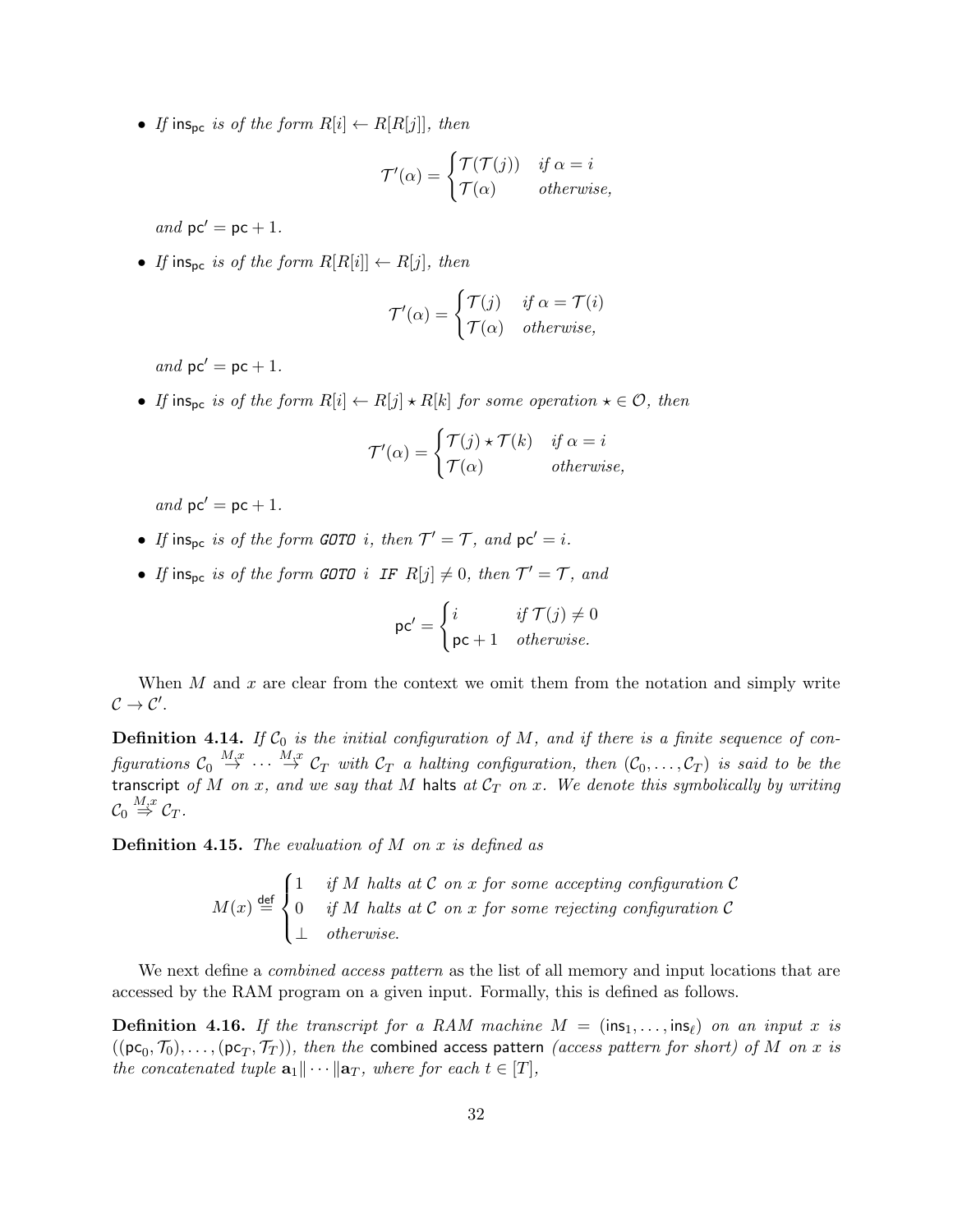- *If* $\mathsf{ins}_{\mathsf{pc}}$ *is of the form* $R[i] \leftarrow R[R[j]]$*, then*

$$\mathcal{T}'(\alpha) = \begin{cases} \mathcal{T}(\mathcal{T}(j)) & \textit{if } \alpha = i \\ \mathcal{T}(\alpha) & \textit{otherwise,} \end{cases}$$

*and* $\mathsf{pc}' = \mathsf{pc} + 1$.

- *If* $\mathsf{ins}_{\mathsf{pc}}$ *is of the form* $R[R[i]] \leftarrow R[j]$*, then*

$$\mathcal{T}'(\alpha) = \begin{cases} \mathcal{T}(j) & \textit{if } \alpha = \mathcal{T}(i) \\ \mathcal{T}(\alpha) & \textit{otherwise,} \end{cases}$$

*and* $\mathsf{pc}' = \mathsf{pc} + 1$.

- *If* $\mathsf{ins}_{\mathsf{pc}}$ *is of the form* $R[i] \leftarrow R[j] \star R[k]$ *for some operation* $\star \in \mathcal{O}$*, then*

$$\mathcal{T}'(\alpha) = \begin{cases} \mathcal{T}(j) \star \mathcal{T}(k) & \textit{if } \alpha = i \\ \mathcal{T}(\alpha) & \textit{otherwise,} \end{cases}$$

*and* $\mathsf{pc}' = \mathsf{pc} + 1$.

- *If* $\mathsf{ins}_{\mathsf{pc}}$ *is of the form* `GOTO` $i$*, then* $\mathcal{T}' = \mathcal{T}$*, and* $\mathsf{pc}' = i$.
- *If* $\mathsf{ins}_{\mathsf{pc}}$ *is of the form* `GOTO` $i$ `IF` $R[j] \neq 0$*, then* $\mathcal{T}' = \mathcal{T}$*, and*

$$\mathsf{pc}' = \begin{cases} i & \textit{if } \mathcal{T}(j) \neq 0 \\ \mathsf{pc} + 1 & \textit{otherwise.} \end{cases}$$

When $M$ and $x$ are clear from the context we omit them from the notation and simply write $\mathcal{C} \to \mathcal{C}'$.

**Definition 4.14.** *If* $\mathcal{C}_0$ *is the initial configuration of* $M$*, and if there is a finite sequence of configurations* $\mathcal{C}_0 \overset{M,x}{\to} \cdots \overset{M,x}{\to} \mathcal{C}_T$ *with* $\mathcal{C}_T$ *a halting configuration, then* $(\mathcal{C}_0, \ldots, \mathcal{C}_T)$ *is said to be the* transcript *of* $M$ *on* $x$*, and we say that* $M$ halts *at* $\mathcal{C}_T$ *on* $x$*. We denote this symbolically by writing* $\mathcal{C}_0 \overset{M,x}{\Rightarrow} \mathcal{C}_T$.

**Definition 4.15.** *The evaluation of* $M$ *on* $x$ *is defined as*

$$M(x) \overset{\mathsf{def}}{=} \begin{cases} 1 & \textit{if } M \textit{ halts at } \mathcal{C} \textit{ on } x \textit{ for some accepting configuration } \mathcal{C} \\ 0 & \textit{if } M \textit{ halts at } \mathcal{C} \textit{ on } x \textit{ for some rejecting configuration } \mathcal{C} \\ \bot & \textit{otherwise.} \end{cases}$$

We next define a *combined access pattern* as the list of all memory and input locations that are accessed by the RAM program on a given input. Formally, this is defined as follows.

**Definition 4.16.** *If the transcript for a RAM machine* $M = (\mathsf{ins}_1, \ldots, \mathsf{ins}_\ell)$ *on an input* $x$ *is* $((\mathsf{pc}_0, \mathcal{T}_0), \ldots, (\mathsf{pc}_T, \mathcal{T}_T))$*, then the* combined access pattern *(access pattern for short) of* $M$ *on* $x$ *is the concatenated tuple* $\mathbf{a}_1 \| \cdots \| \mathbf{a}_T$*, where for each* $t \in [T]$,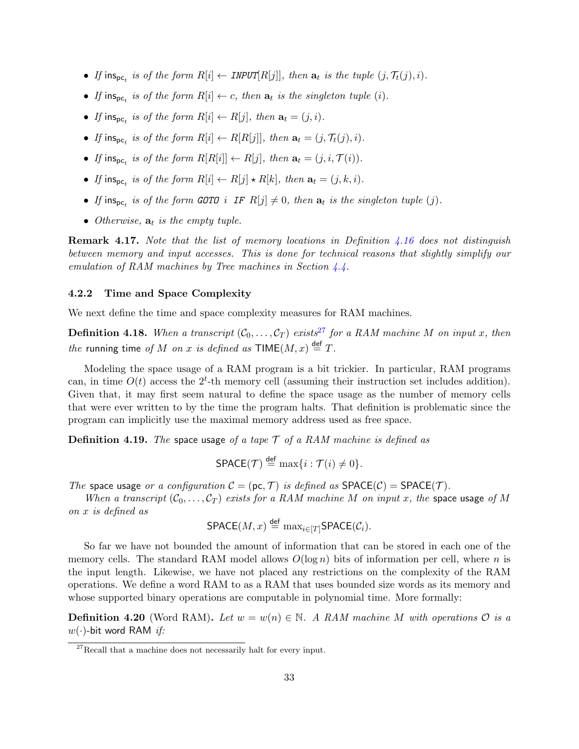- *If* $\mathsf{ins}_{\mathsf{pc}_t}$ *is of the form* $R[i] \leftarrow \texttt{INPUT}[R[j]]$*, then* $\mathbf{a}_t$ *is the tuple* $(j, \mathcal{T}_t(j), i)$*.*
- *If* $\mathsf{ins}_{\mathsf{pc}_t}$ *is of the form* $R[i] \leftarrow c$*, then* $\mathbf{a}_t$ *is the singleton tuple* $(i)$*.*
- *If* $\mathsf{ins}_{\mathsf{pc}_t}$ *is of the form* $R[i] \leftarrow R[j]$*, then* $\mathbf{a}_t = (j, i)$*.*
- *If* $\mathsf{ins}_{\mathsf{pc}_t}$ *is of the form* $R[i] \leftarrow R[R[j]]$*, then* $\mathbf{a}_t = (j, \mathcal{T}_t(j), i)$*.*
- *If* $\mathsf{ins}_{\mathsf{pc}_t}$ *is of the form* $R[R[i]] \leftarrow R[j]$*, then* $\mathbf{a}_t = (j, i, \mathcal{T}(i))$*.*
- *If* $\mathsf{ins}_{\mathsf{pc}_t}$ *is of the form* $R[i] \leftarrow R[j] \star R[k]$*, then* $\mathbf{a}_t = (j, k, i)$*.*
- *If* $\mathsf{ins}_{\mathsf{pc}_t}$ *is of the form* `GOTO` $i$ `IF` $R[j] \neq 0$*, then* $\mathbf{a}_t$ *is the singleton tuple* $(j)$*.*
- *Otherwise,* $\mathbf{a}_t$ *is the empty tuple.*

**Remark 4.17.** *Note that the list of memory locations in Definition 4.16 does not distinguish between memory and input accesses. This is done for technical reasons that slightly simplify our emulation of RAM machines by Tree machines in Section 4.4.*

### 4.2.2 Time and Space Complexity

We next define the time and space complexity measures for RAM machines.

**Definition 4.18.** *When a transcript* $(\mathcal{C}_0, \ldots, \mathcal{C}_T)$ *exists*[27] *for a RAM machine* $M$ *on input* $x$*, then the* running time *of* $M$ *on* $x$ *is defined as* $\mathsf{TIME}(M, x) \stackrel{\mathsf{def}}{=} T$*.*

Modeling the space usage of a RAM program is a bit trickier. In particular, RAM programs can, in time $O(t)$ access the $2^t$-th memory cell (assuming their instruction set includes addition). Given that, it may first seem natural to define the space usage as the number of memory cells that were ever written to by the time the program halts. That definition is problematic since the program can implicitly use the maximal memory address used as free space.

**Definition 4.19.** *The* space usage *of a tape* $\mathcal{T}$ *of a RAM machine is defined as*

$$\mathsf{SPACE}(\mathcal{T}) \stackrel{\mathsf{def}}{=} \max\{i : \mathcal{T}(i) \neq 0\}.$$

*The* space usage *or a configuration* $\mathcal{C} = (\mathsf{pc}, \mathcal{T})$ *is defined as* $\mathsf{SPACE}(\mathcal{C}) = \mathsf{SPACE}(\mathcal{T})$*.*

*When a transcript* $(\mathcal{C}_0, \ldots, \mathcal{C}_T)$ *exists for a RAM machine* $M$ *on input* $x$*, the* space usage *of* $M$ *on* $x$ *is defined as*

$$\mathsf{SPACE}(M, x) \stackrel{\mathsf{def}}{=} \max_{i \in [T]} \mathsf{SPACE}(\mathcal{C}_i).$$

So far we have not bounded the amount of information that can be stored in each one of the memory cells. The standard RAM model allows $O(\log n)$ bits of information per cell, where $n$ is the input length. Likewise, we have not placed any restrictions on the complexity of the RAM operations. We define a word RAM to as a RAM that uses bounded size words as its memory and whose supported binary operations are computable in polynomial time. More formally:

**Definition 4.20** (Word RAM)**.** *Let* $w = w(n) \in \mathbb{N}$*. A RAM machine* $M$ *with operations* $\mathcal{O}$ *is a* $w(\cdot)$-bit word RAM *if:*

---

[27] Recall that a machine does not necessarily halt for every input.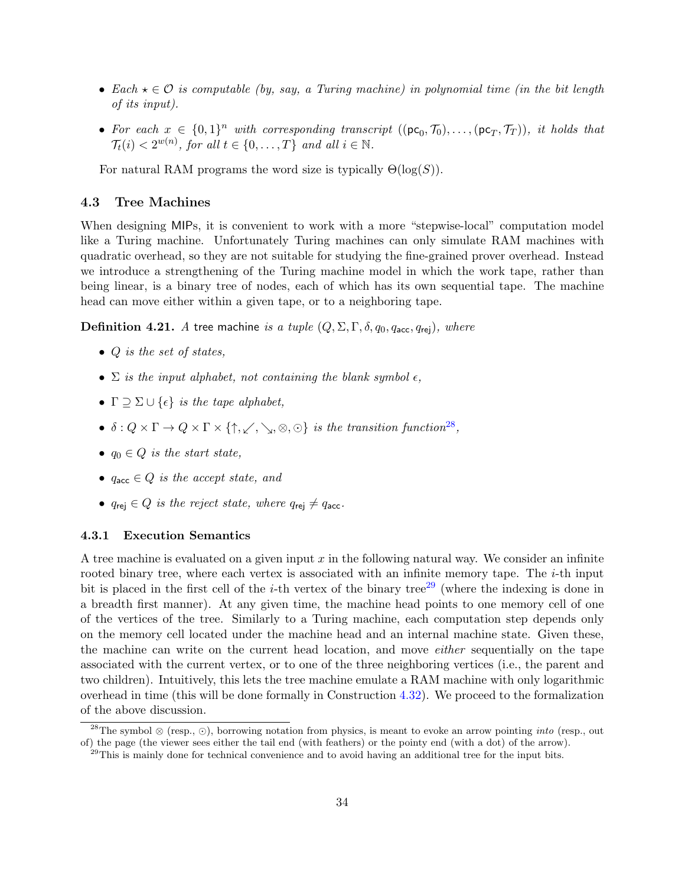- *Each $\star \in \mathcal{O}$ is computable (by, say, a Turing machine) in polynomial time (in the bit length of its input).*
- *For each $x \in \{0,1\}^n$ with corresponding transcript $((\mathsf{pc}_0, \mathcal{T}_0), \ldots, (\mathsf{pc}_T, \mathcal{T}_T))$, it holds that $\mathcal{T}_t(i) < 2^{w(n)}$, for all $t \in \{0, \ldots, T\}$ and all $i \in \mathbb{N}$.*

For natural RAM programs the word size is typically $\Theta(\log(S))$.

### 4.3 Tree Machines

When designing MIPs, it is convenient to work with a more "stepwise-local" computation model like a Turing machine. Unfortunately Turing machines can only simulate RAM machines with quadratic overhead, so they are not suitable for studying the fine-grained prover overhead. Instead we introduce a strengthening of the Turing machine model in which the work tape, rather than being linear, is a binary tree of nodes, each of which has its own sequential tape. The machine head can move either within a given tape, or to a neighboring tape.

**Definition 4.21.** *A* tree machine *is a tuple $(Q, \Sigma, \Gamma, \delta, q_0, q_{\mathsf{acc}}, q_{\mathsf{rej}})$, where*

- *$Q$ is the set of states,*
- *$\Sigma$ is the input alphabet, not containing the blank symbol $\epsilon$,*
- *$\Gamma \supseteq \Sigma \cup \{\epsilon\}$ is the tape alphabet,*
- *$\delta : Q \times \Gamma \to Q \times \Gamma \times \{\uparrow, \swarrow, \searrow, \otimes, \odot\}$ is the transition function[28],*
- *$q_0 \in Q$ is the start state,*
- *$q_{\mathsf{acc}} \in Q$ is the accept state, and*
- *$q_{\mathsf{rej}} \in Q$ is the reject state, where $q_{\mathsf{rej}} \neq q_{\mathsf{acc}}$.*

#### 4.3.1 Execution Semantics

A tree machine is evaluated on a given input $x$ in the following natural way. We consider an infinite rooted binary tree, where each vertex is associated with an infinite memory tape. The $i$-th input bit is placed in the first cell of the $i$-th vertex of the binary tree[29] (where the indexing is done in a breadth first manner). At any given time, the machine head points to one memory cell of one of the vertices of the tree. Similarly to a Turing machine, each computation step depends only on the memory cell located under the machine head and an internal machine state. Given these, the machine can write on the current head location, and move *either* sequentially on the tape associated with the current vertex, or to one of the three neighboring vertices (i.e., the parent and two children). Intuitively, this lets the tree machine emulate a RAM machine with only logarithmic overhead in time (this will be done formally in Construction 4.32). We proceed to the formalization of the above discussion.

[28] The symbol $\otimes$ (resp., $\odot$), borrowing notation from physics, is meant to evoke an arrow pointing *into* (resp., out of) the page (the viewer sees either the tail end (with feathers) or the pointy end (with a dot) of the arrow).

[29] This is mainly done for technical convenience and to avoid having an additional tree for the input bits.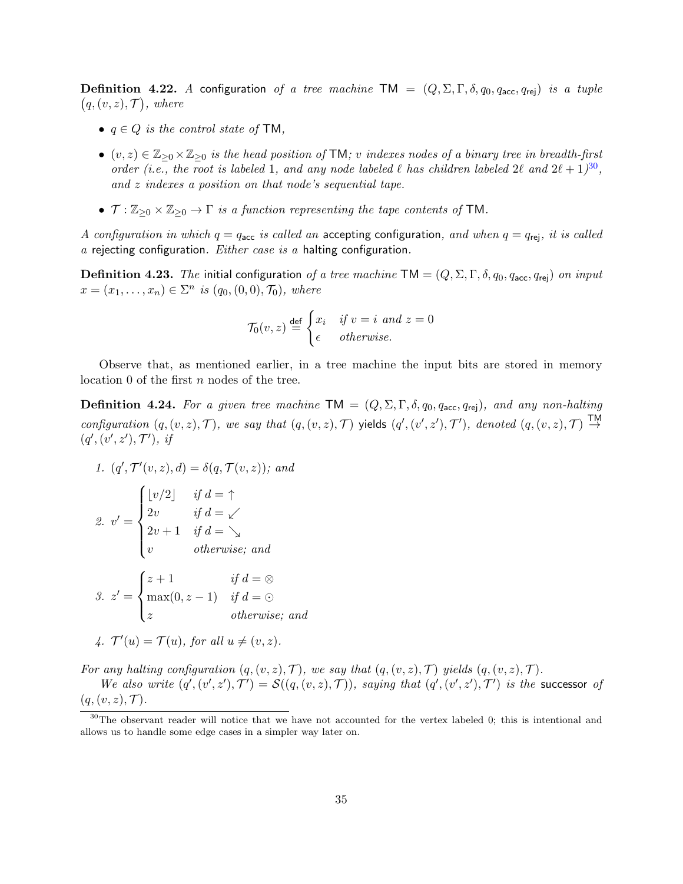**Definition 4.22.** *A* configuration *of a tree machine* $\mathsf{TM} = (Q, \Sigma, \Gamma, \delta, q_0, q_{\mathsf{acc}}, q_{\mathsf{rej}})$ *is a tuple* $(q, (v, z), \mathcal{T})$*, where*

- $q \in Q$ *is the control state of* $\mathsf{TM}$*,*
- $(v, z) \in \mathbb{Z}_{\geq 0} \times \mathbb{Z}_{\geq 0}$ *is the head position of* $\mathsf{TM}$*; v indexes nodes of a binary tree in breadth-first order (i.e., the root is labeled* 1*, and any node labeled* $\ell$ *has children labeled* $2\ell$ *and* $2\ell + 1$*)*[30]*, and z indexes a position on that node's sequential tape.*
- $\mathcal{T} : \mathbb{Z}_{\geq 0} \times \mathbb{Z}_{\geq 0} \to \Gamma$ *is a function representing the tape contents of* $\mathsf{TM}$*.*

*A configuration in which* $q = q_{\mathsf{acc}}$ *is called an* accepting configuration*, and when* $q = q_{\mathsf{rej}}$*, it is called a* rejecting configuration*. Either case is a* halting configuration*.*

**Definition 4.23.** *The* initial configuration *of a tree machine* $\mathsf{TM} = (Q, \Sigma, \Gamma, \delta, q_0, q_{\mathsf{acc}}, q_{\mathsf{rej}})$ *on input* $x = (x_1, \ldots, x_n) \in \Sigma^n$ *is* $(q_0, (0, 0), \mathcal{T}_0)$*, where*

$$\mathcal{T}_0(v, z) \stackrel{\mathsf{def}}{=} \begin{cases} x_i & \text{if } v = i \text{ and } z = 0 \\ \epsilon & \text{otherwise.} \end{cases}$$

Observe that, as mentioned earlier, in a tree machine the input bits are stored in memory location 0 of the first $n$ nodes of the tree.

**Definition 4.24.** *For a given tree machine* $\mathsf{TM} = (Q, \Sigma, \Gamma, \delta, q_0, q_{\mathsf{acc}}, q_{\mathsf{rej}})$*, and any non-halting configuration* $(q, (v, z), \mathcal{T})$*, we say that* $(q, (v, z), \mathcal{T})$ yields $(q', (v', z'), \mathcal{T}')$*, denoted* $(q, (v, z), \mathcal{T}) \stackrel{\mathsf{TM}}{\to} (q', (v', z'), \mathcal{T}')$*, if*

1. $(q', \mathcal{T}'(v, z), d) = \delta(q, \mathcal{T}(v, z))$*; and*
2. $v' = \begin{cases} \lfloor v/2 \rfloor & \text{if } d = \uparrow \\ 2v & \text{if } d = \swarrow \\ 2v + 1 & \text{if } d = \searrow \\ v & \text{otherwise; and} \end{cases}$
3. $z' = \begin{cases} z + 1 & \text{if } d = \otimes \\ \max(0, z - 1) & \text{if } d = \odot \\ z & \text{otherwise; and} \end{cases}$
4. $\mathcal{T}'(u) = \mathcal{T}(u)$*, for all* $u \neq (v, z)$*.*

*For any halting configuration* $(q, (v, z), \mathcal{T})$*, we say that* $(q, (v, z), \mathcal{T})$ *yields* $(q, (v, z), \mathcal{T})$*.*

*We also write* $(q', (v', z'), \mathcal{T}') = \mathcal{S}((q, (v, z), \mathcal{T}))$*, saying that* $(q', (v', z'), \mathcal{T}')$ *is the* successor *of* $(q, (v, z), \mathcal{T})$*.*

---

[30] The observant reader will notice that we have not accounted for the vertex labeled 0; this is intentional and allows us to handle some edge cases in a simpler way later on.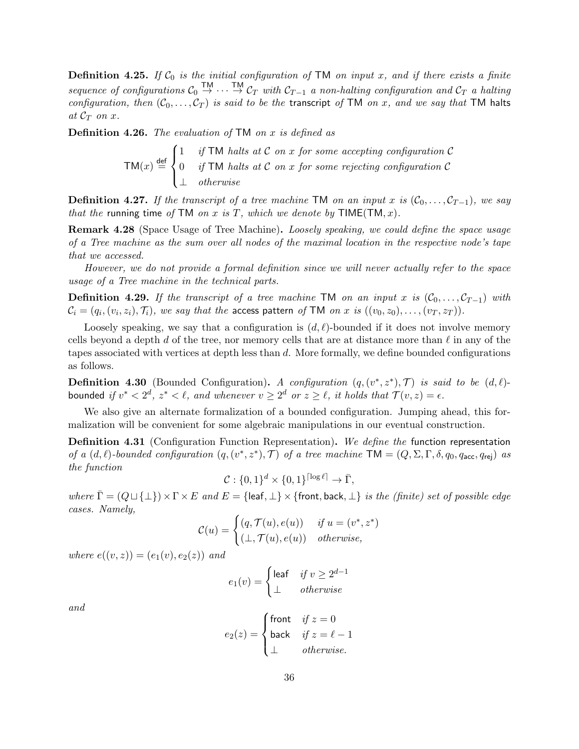**Definition 4.25.** *If $\mathcal{C}_0$ is the initial configuration of* $\mathsf{TM}$ *on input $x$, and if there exists a finite sequence of configurations $\mathcal{C}_0 \overset{\mathsf{TM}}{\to} \cdots \overset{\mathsf{TM}}{\to} \mathcal{C}_T$ with $\mathcal{C}_{T-1}$ a non-halting configuration and $\mathcal{C}_T$ a halting configuration, then $(\mathcal{C}_0, \dots, \mathcal{C}_T)$ is said to be the* transcript *of* $\mathsf{TM}$ *on $x$, and we say that* $\mathsf{TM}$ halts *at $\mathcal{C}_T$ on $x$.*

**Definition 4.26.** *The evaluation of* $\mathsf{TM}$ *on $x$ is defined as*

$$\mathsf{TM}(x) \overset{\mathsf{def}}{=} \begin{cases} 1 & \text{if } \mathsf{TM} \text{ halts at } \mathcal{C} \text{ on } x \text{ for some accepting configuration } \mathcal{C} \\ 0 & \text{if } \mathsf{TM} \text{ halts at } \mathcal{C} \text{ on } x \text{ for some rejecting configuration } \mathcal{C} \\ \perp & \text{otherwise} \end{cases}$$

**Definition 4.27.** *If the transcript of a tree machine* $\mathsf{TM}$ *on an input $x$ is $(\mathcal{C}_0, \dots, \mathcal{C}_{T-1})$, we say that the* running time *of* $\mathsf{TM}$ *on $x$ is $T$, which we denote by $\mathsf{TIME}(\mathsf{TM}, x)$.*

**Remark 4.28** (Space Usage of Tree Machine)**.** *Loosely speaking, we could define the space usage of a Tree machine as the sum over all nodes of the maximal location in the respective node's tape that we accessed.*

*However, we do not provide a formal definition since we will never actually refer to the space usage of a Tree machine in the technical parts.*

**Definition 4.29.** *If the transcript of a tree machine* $\mathsf{TM}$ *on an input $x$ is $(\mathcal{C}_0, \dots, \mathcal{C}_{T-1})$ with $\mathcal{C}_i = (q_i, (v_i, z_i), \mathcal{T}_i)$, we say that the* access pattern *of* $\mathsf{TM}$ *on $x$ is $((v_0, z_0), \dots, (v_T, z_T))$.*

Loosely speaking, we say that a configuration is $(d, \ell)$-bounded if it does not involve memory cells beyond a depth $d$ of the tree, nor memory cells that are at distance more than $\ell$ in any of the tapes associated with vertices at depth less than $d$. More formally, we define bounded configurations as follows.

**Definition 4.30** (Bounded Configuration)**.** *A configuration $(q, (v^*, z^*), \mathcal{T})$ is said to be $(d, \ell)$-*bounded *if $v^* < 2^d$, $z^* < \ell$, and whenever $v \geq 2^d$ or $z \geq \ell$, it holds that $\mathcal{T}(v, z) = \epsilon$.*

We also give an alternate formalization of a bounded configuration. Jumping ahead, this formalization will be convenient for some algebraic manipulations in our eventual construction.

**Definition 4.31** (Configuration Function Representation)**.** *We define the* function representation *of a $(d, \ell)$-bounded configuration $(q, (v^*, z^*), \mathcal{T})$ of a tree machine $\mathsf{TM} = (Q, \Sigma, \Gamma, \delta, q_0, q_{\mathsf{acc}}, q_{\mathsf{rej}})$ as the function*

$$\mathcal{C} : \{0,1\}^d \times \{0,1\}^{\lceil \log \ell \rceil} \to \bar{\Gamma},$$

*where $\bar{\Gamma} = (Q \sqcup \{\perp\}) \times \Gamma \times E$ and $E = \{\mathsf{leaf}, \perp\} \times \{\mathsf{front}, \mathsf{back}, \perp\}$ is the (finite) set of possible edge cases. Namely,*

$$\mathcal{C}(u) = \begin{cases} (q, \mathcal{T}(u), e(u)) & \text{if } u = (v^*, z^*) \\ (\perp, \mathcal{T}(u), e(u)) & \text{otherwise,} \end{cases}$$

*where $e((v, z)) = (e_1(v), e_2(z))$ and*

$$e_1(v) = \begin{cases} \mathsf{leaf} & \text{if } v \geq 2^{d-1} \\ \perp & \text{otherwise} \end{cases}$$

*and*

$$e_2(z) = \begin{cases} \mathsf{front} & \text{if } z = 0 \\ \mathsf{back} & \text{if } z = \ell - 1 \\ \perp & \text{otherwise.} \end{cases}$$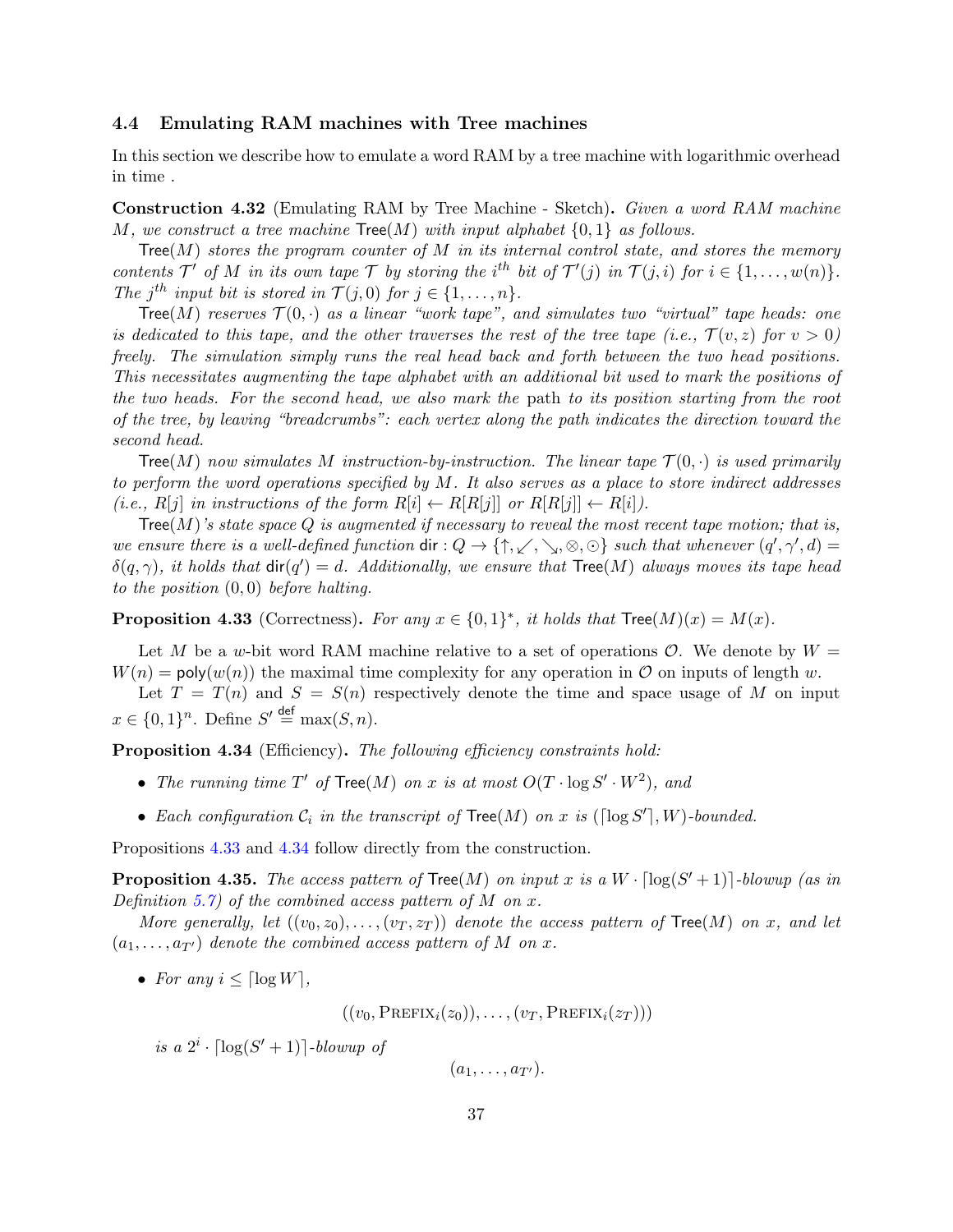### 4.4 Emulating RAM machines with Tree machines

In this section we describe how to emulate a word RAM by a tree machine with logarithmic overhead in time .

**Construction 4.32** (Emulating RAM by Tree Machine - Sketch)**.** *Given a word RAM machine $M$, we construct a tree machine $\mathsf{Tree}(M)$ with input alphabet $\{0,1\}$ as follows.*

*$\mathsf{Tree}(M)$ stores the program counter of $M$ in its internal control state, and stores the memory contents $\mathcal{T}'$ of $M$ in its own tape $\mathcal{T}$ by storing the $i^{th}$ bit of $\mathcal{T}'(j)$ in $\mathcal{T}(j,i)$ for $i \in \{1,\ldots,w(n)\}$. The $j^{th}$ input bit is stored in $\mathcal{T}(j,0)$ for $j \in \{1,\ldots,n\}$.*

*$\mathsf{Tree}(M)$ reserves $\mathcal{T}(0,\cdot)$ as a linear "work tape", and simulates two "virtual" tape heads: one is dedicated to this tape, and the other traverses the rest of the tree tape (i.e., $\mathcal{T}(v,z)$ for $v > 0$) freely. The simulation simply runs the real head back and forth between the two head positions. This necessitates augmenting the tape alphabet with an additional bit used to mark the positions of the two heads. For the second head, we also mark the* path *to its position starting from the root of the tree, by leaving "breadcrumbs": each vertex along the path indicates the direction toward the second head.*

*$\mathsf{Tree}(M)$ now simulates $M$ instruction-by-instruction. The linear tape $\mathcal{T}(0,\cdot)$ is used primarily to perform the word operations specified by $M$. It also serves as a place to store indirect addresses (i.e., $R[j]$ in instructions of the form $R[i] \leftarrow R[R[j]]$ or $R[R[j]] \leftarrow R[i]$).*

*$\mathsf{Tree}(M)$'s state space $Q$ is augmented if necessary to reveal the most recent tape motion; that is, we ensure there is a well-defined function $\mathsf{dir} : Q \to \{\uparrow, \swarrow, \searrow, \otimes, \odot\}$ such that whenever $(q', \gamma', d) = \delta(q, \gamma)$, it holds that $\mathsf{dir}(q') = d$. Additionally, we ensure that $\mathsf{Tree}(M)$ always moves its tape head to the position $(0,0)$ before halting.*

**Proposition 4.33** (Correctness)**.** *For any $x \in \{0,1\}^*$, it holds that $\mathsf{Tree}(M)(x) = M(x)$.*

Let $M$ be a $w$-bit word RAM machine relative to a set of operations $\mathcal{O}$. We denote by $W = W(n) = \mathsf{poly}(w(n))$ the maximal time complexity for any operation in $\mathcal{O}$ on inputs of length $w$.

Let $T = T(n)$ and $S = S(n)$ respectively denote the time and space usage of $M$ on input $x \in \{0,1\}^n$. Define $S' \stackrel{\mathsf{def}}{=} \max(S, n)$.

**Proposition 4.34** (Efficiency)**.** *The following efficiency constraints hold:*

- *The running time $T'$ of $\mathsf{Tree}(M)$ on $x$ is at most $O(T \cdot \log S' \cdot W^2)$, and*
- *Each configuration $\mathcal{C}_i$ in the transcript of $\mathsf{Tree}(M)$ on $x$ is $(\lceil \log S' \rceil, W)$-bounded.*

Propositions 4.33 and 4.34 follow directly from the construction.

**Proposition 4.35.** *The access pattern of $\mathsf{Tree}(M)$ on input $x$ is a $W \cdot \lceil \log(S'+1) \rceil$-blowup (as in Definition 5.7) of the combined access pattern of $M$ on $x$.*

*More generally, let $((v_0, z_0), \ldots, (v_T, z_T))$ denote the access pattern of $\mathsf{Tree}(M)$ on $x$, and let $(a_1, \ldots, a_{T'})$ denote the combined access pattern of $M$ on $x$.*

- *For any $i \le \lceil \log W \rceil$,*

$$((v_0, \textsc{Prefix}_i(z_0)), \ldots, (v_T, \textsc{Prefix}_i(z_T)))$$

  *is a $2^i \cdot \lceil \log(S'+1) \rceil$-blowup of*

$$(a_1, \ldots, a_{T'}).$$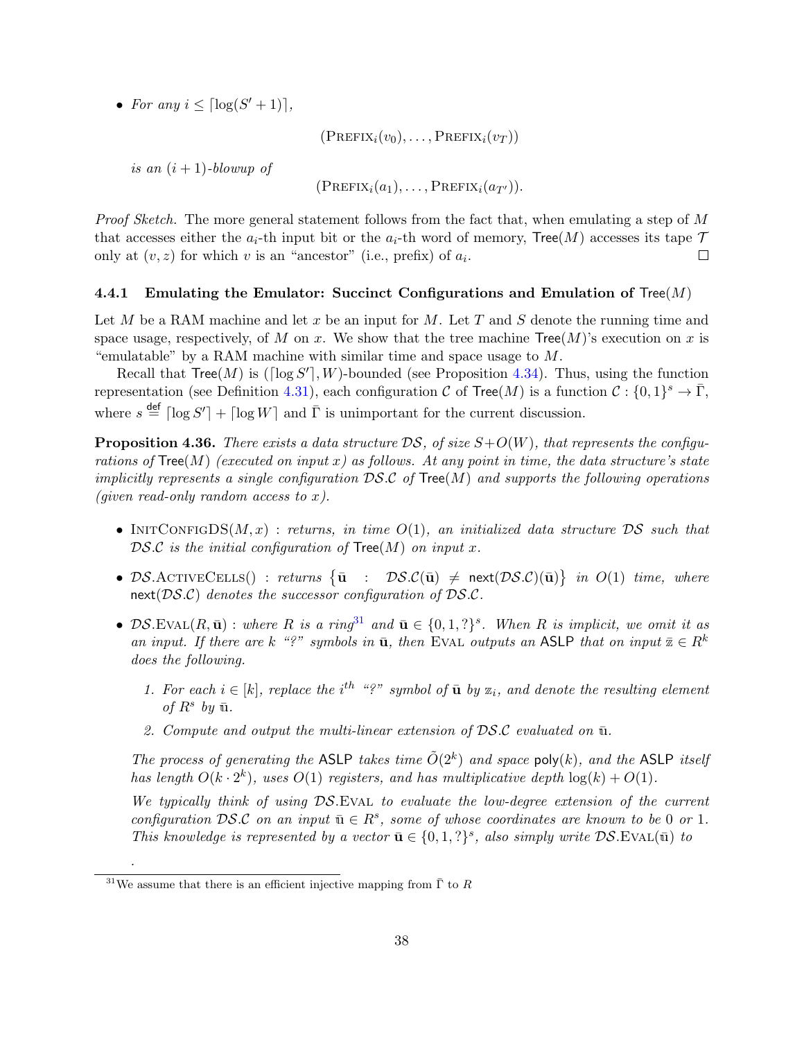- *For any $i \le \lceil \log(S'+1) \rceil$,*

$$(\textsc{Prefix}_i(v_0), \ldots, \textsc{Prefix}_i(v_T))$$

*is an $(i+1)$-blowup of*

$$(\textsc{Prefix}_i(a_1), \ldots, \textsc{Prefix}_i(a_{T'})).$$

*Proof Sketch.* The more general statement follows from the fact that, when emulating a step of $M$ that accesses either the $a_i$-th input bit or the $a_i$-th word of memory, $\mathsf{Tree}(M)$ accesses its tape $\mathcal{T}$ only at $(v, z)$ for which $v$ is an "ancestor" (i.e., prefix) of $a_i$. □

### 4.4.1 Emulating the Emulator: Succinct Configurations and Emulation of $\mathsf{Tree}(M)$

Let $M$ be a RAM machine and let $x$ be an input for $M$. Let $T$ and $S$ denote the running time and space usage, respectively, of $M$ on $x$. We show that the tree machine $\mathsf{Tree}(M)$'s execution on $x$ is "emulatable" by a RAM machine with similar time and space usage to $M$.

Recall that $\mathsf{Tree}(M)$ is $(\lceil \log S' \rceil, W)$-bounded (see Proposition 4.34). Thus, using the function representation (see Definition 4.31), each configuration $\mathcal{C}$ of $\mathsf{Tree}(M)$ is a function $\mathcal{C} : \{0,1\}^s \to \bar{\Gamma}$, where $s \stackrel{\mathsf{def}}{=} \lceil \log S' \rceil + \lceil \log W \rceil$ and $\bar{\Gamma}$ is unimportant for the current discussion.

**Proposition 4.36.** *There exists a data structure $\mathcal{DS}$, of size $S + O(W)$, that represents the configurations of $\mathsf{Tree}(M)$ (executed on input $x$) as follows. At any point in time, the data structure's state implicitly represents a single configuration $\mathcal{DS}.\mathcal{C}$ of $\mathsf{Tree}(M)$ and supports the following operations (given read-only random access to $x$).*

- $\textsc{InitConfigDS}(M, x)$ : *returns, in time $O(1)$, an initialized data structure $\mathcal{DS}$ such that $\mathcal{DS}.\mathcal{C}$ is the initial configuration of $\mathsf{Tree}(M)$ on input $x$.*
- $\mathcal{DS}.\textsc{ActiveCells}()$ : *returns $\{\bar{\mathbf{u}} \ : \ \mathcal{DS}.\mathcal{C}(\bar{\mathbf{u}}) \neq \mathsf{next}(\mathcal{DS}.\mathcal{C})(\bar{\mathbf{u}})\}$ in $O(1)$ time, where $\mathsf{next}(\mathcal{DS}.\mathcal{C})$ denotes the successor configuration of $\mathcal{DS}.\mathcal{C}$.*
- $\mathcal{DS}.\textsc{Eval}(R, \bar{\mathbf{u}})$ : *where $R$ is a ring*[31] *and $\bar{\mathbf{u}} \in \{0, 1, ?\}^s$. When $R$ is implicit, we omit it as an input. If there are $k$ "?" symbols in $\bar{\mathbf{u}}$, then $\textsc{Eval}$ outputs an $\mathsf{ASLP}$ that on input $\bar{\mathbb{z}} \in R^k$ does the following.*
  1. *For each $i \in [k]$, replace the $i^{th}$ "?" symbol of $\bar{\mathbf{u}}$ by $\mathbb{z}_i$, and denote the resulting element of $R^s$ by $\bar{\mathbb{u}}$.*
  2. *Compute and output the multi-linear extension of $\mathcal{DS}.\mathcal{C}$ evaluated on $\bar{\mathbb{u}}$.*

  *The process of generating the $\mathsf{ASLP}$ takes time $\tilde{O}(2^k)$ and space $\mathsf{poly}(k)$, and the $\mathsf{ASLP}$ itself has length $O(k \cdot 2^k)$, uses $O(1)$ registers, and has multiplicative depth $\log(k) + O(1)$.*

  *We typically think of using $\mathcal{DS}.\textsc{Eval}$ to evaluate the low-degree extension of the current configuration $\mathcal{DS}.\mathcal{C}$ on an input $\bar{\mathbb{u}} \in R^s$, some of whose coordinates are known to be 0 or 1. This knowledge is represented by a vector $\bar{\mathbf{u}} \in \{0, 1, ?\}^s$, also simply write $\mathcal{DS}.\textsc{Eval}(\bar{\mathbb{u}})$ to*

.

[31] We assume that there is an efficient injective mapping from $\bar{\Gamma}$ to $R$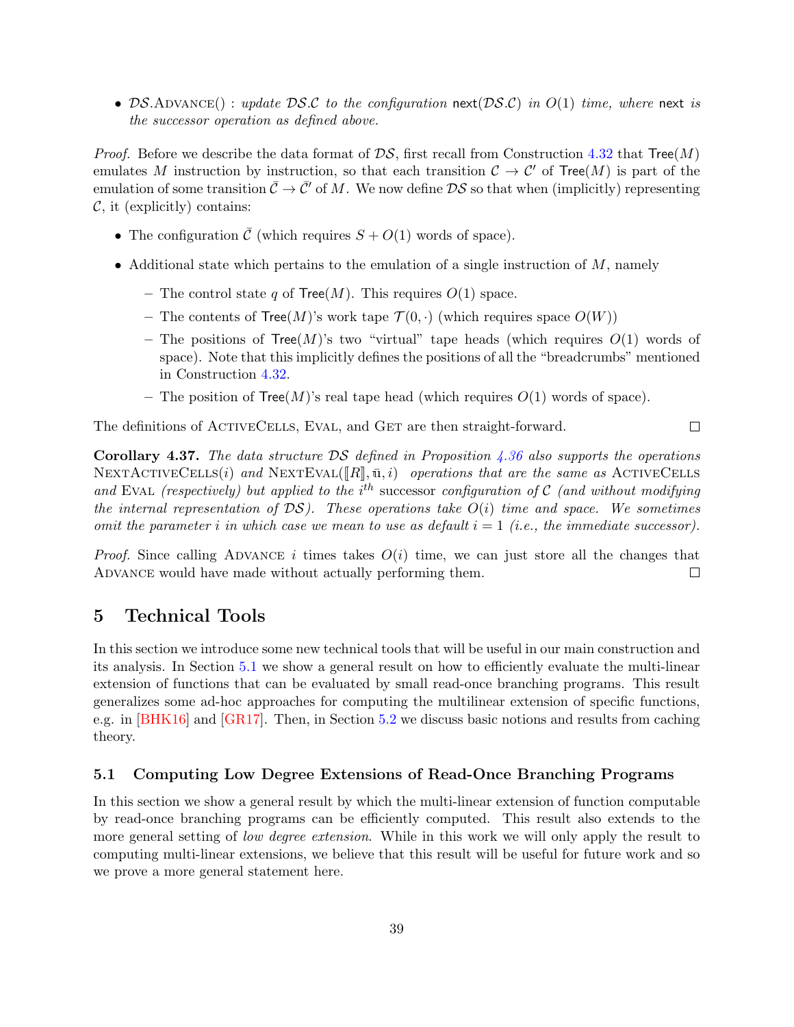- $\mathcal{DS}$.ADVANCE() : *update $\mathcal{DS}.\mathcal{C}$ to the configuration* $\mathsf{next}(\mathcal{DS}.\mathcal{C})$ *in $O(1)$ time, where* $\mathsf{next}$ *is the successor operation as defined above.*

*Proof.* Before we describe the data format of $\mathcal{DS}$, first recall from Construction 4.32 that $\mathsf{Tree}(M)$ emulates $M$ instruction by instruction, so that each transition $\mathcal{C} \to \mathcal{C}'$ of $\mathsf{Tree}(M)$ is part of the emulation of some transition $\bar{\mathcal{C}} \to \bar{\mathcal{C}}'$ of $M$. We now define $\mathcal{DS}$ so that when (implicitly) representing $\mathcal{C}$, it (explicitly) contains:

- The configuration $\bar{\mathcal{C}}$ (which requires $S + O(1)$ words of space).
- Additional state which pertains to the emulation of a single instruction of $M$, namely
  - The control state $q$ of $\mathsf{Tree}(M)$. This requires $O(1)$ space.
  - The contents of $\mathsf{Tree}(M)$'s work tape $\mathcal{T}(0, \cdot)$ (which requires space $O(W)$)
  - The positions of $\mathsf{Tree}(M)$'s two "virtual" tape heads (which requires $O(1)$ words of space). Note that this implicitly defines the positions of all the "breadcrumbs" mentioned in Construction 4.32.
  - The position of $\mathsf{Tree}(M)$'s real tape head (which requires $O(1)$ words of space).

The definitions of ACTIVECELLS, EVAL, and GET are then straight-forward. $\square$

**Corollary 4.37.** *The data structure $\mathcal{DS}$ defined in Proposition 4.36 also supports the operations* NEXTACTIVECELLS($i$) *and* NEXTEVAL($[\![R]\!], \bar{u}, i$) *operations that are the same as* ACTIVECELLS *and* EVAL *(respectively) but applied to the $i^{th}$* successor *configuration of $\mathcal{C}$ (and without modifying the internal representation of $\mathcal{DS}$). These operations take $O(i)$ time and space. We sometimes omit the parameter $i$ in which case we mean to use as default $i = 1$ (i.e., the immediate successor).*

*Proof.* Since calling ADVANCE $i$ times takes $O(i)$ time, we can just store all the changes that ADVANCE would have made without actually performing them. $\square$

# 5 Technical Tools

In this section we introduce some new technical tools that will be useful in our main construction and its analysis. In Section 5.1 we show a general result on how to efficiently evaluate the multi-linear extension of functions that can be evaluated by small read-once branching programs. This result generalizes some ad-hoc approaches for computing the multilinear extension of specific functions, e.g. in [BHK16] and [GR17]. Then, in Section 5.2 we discuss basic notions and results from caching theory.

## 5.1 Computing Low Degree Extensions of Read-Once Branching Programs

In this section we show a general result by which the multi-linear extension of function computable by read-once branching programs can be efficiently computed. This result also extends to the more general setting of *low degree extension*. While in this work we will only apply the result to computing multi-linear extensions, we believe that this result will be useful for future work and so we prove a more general statement here.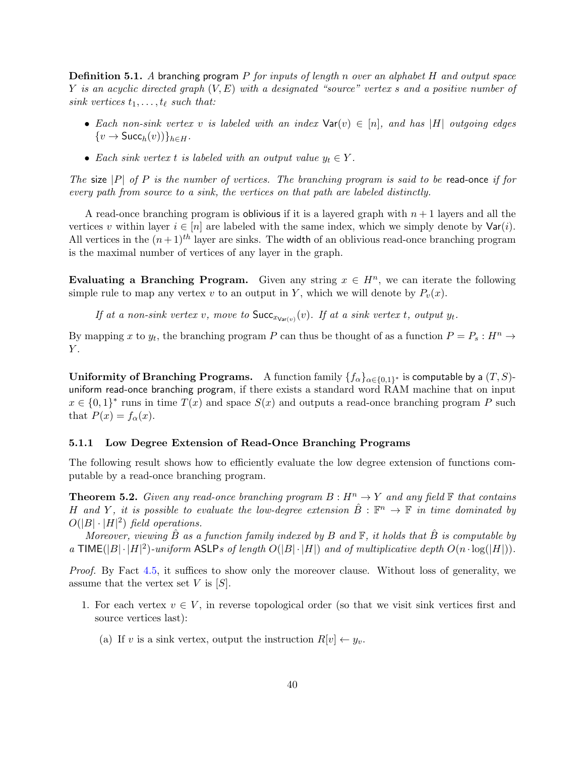**Definition 5.1.** *A* branching program $P$ *for inputs of length* $n$ *over an alphabet* $H$ *and output space* $Y$ *is an acyclic directed graph* $(V, E)$ *with a designated "source" vertex* $s$ *and a positive number of sink vertices* $t_1, \ldots, t_\ell$ *such that:*

- *Each non-sink vertex* $v$ *is labeled with an index* $\mathsf{Var}(v) \in [n]$*, and has* $|H|$ *outgoing edges* $\{v \to \mathsf{Succ}_h(v)\}_{h \in H}$*.*
- *Each sink vertex* $t$ *is labeled with an output value* $y_t \in Y$*.*

*The* size $|P|$ *of* $P$ *is the number of vertices. The branching program is said to be* read-once *if for every path from source to a sink, the vertices on that path are labeled distinctly.*

A read-once branching program is oblivious if it is a layered graph with $n+1$ layers and all the vertices $v$ within layer $i \in [n]$ are labeled with the same index, which we simply denote by $\mathsf{Var}(i)$. All vertices in the $(n+1)^{th}$ layer are sinks. The width of an oblivious read-once branching program is the maximal number of vertices of any layer in the graph.

**Evaluating a Branching Program.** Given any string $x \in H^n$, we can iterate the following simple rule to map any vertex $v$ to an output in $Y$, which we will denote by $P_v(x)$.

*If at a non-sink vertex* $v$*, move to* $\mathsf{Succ}_{x_{\mathsf{Var}(v)}}(v)$*. If at a sink vertex* $t$*, output* $y_t$*.*

By mapping $x$ to $y_t$, the branching program $P$ can thus be thought of as a function $P = P_s : H^n \to Y$.

**Uniformity of Branching Programs.** A function family $\{f_\alpha\}_{\alpha \in \{0,1\}^*}$ is computable by a $(T, S)$-uniform read-once branching program, if there exists a standard word RAM machine that on input $x \in \{0,1\}^*$ runs in time $T(x)$ and space $S(x)$ and outputs a read-once branching program $P$ such that $P(x) = f_\alpha(x)$.

### 5.1.1 Low Degree Extension of Read-Once Branching Programs

The following result shows how to efficiently evaluate the low degree extension of functions computable by a read-once branching program.

**Theorem 5.2.** *Given any read-once branching program* $B : H^n \to Y$ *and any field* $\mathbb{F}$ *that contains* $H$ *and* $Y$*, it is possible to evaluate the low-degree extension* $\hat{B} : \mathbb{F}^n \to \mathbb{F}$ *in time dominated by* $O(|B| \cdot |H|^2)$ *field operations.*

*Moreover, viewing* $\hat{B}$ *as a function family indexed by* $B$ *and* $\mathbb{F}$*, it holds that* $\hat{B}$ *is computable by a* $\mathsf{TIME}(|B| \cdot |H|^2)$*-uniform* $\mathsf{ASLP}$*s of length* $O(|B| \cdot |H|)$ *and of multiplicative depth* $O(n \cdot \log(|H|))$*.*

*Proof.* By Fact 4.5, it suffices to show only the moreover clause. Without loss of generality, we assume that the vertex set $V$ is $[S]$.

1. For each vertex $v \in V$, in reverse topological order (so that we visit sink vertices first and source vertices last):
   (a) If $v$ is a sink vertex, output the instruction $R[v] \leftarrow y_v$.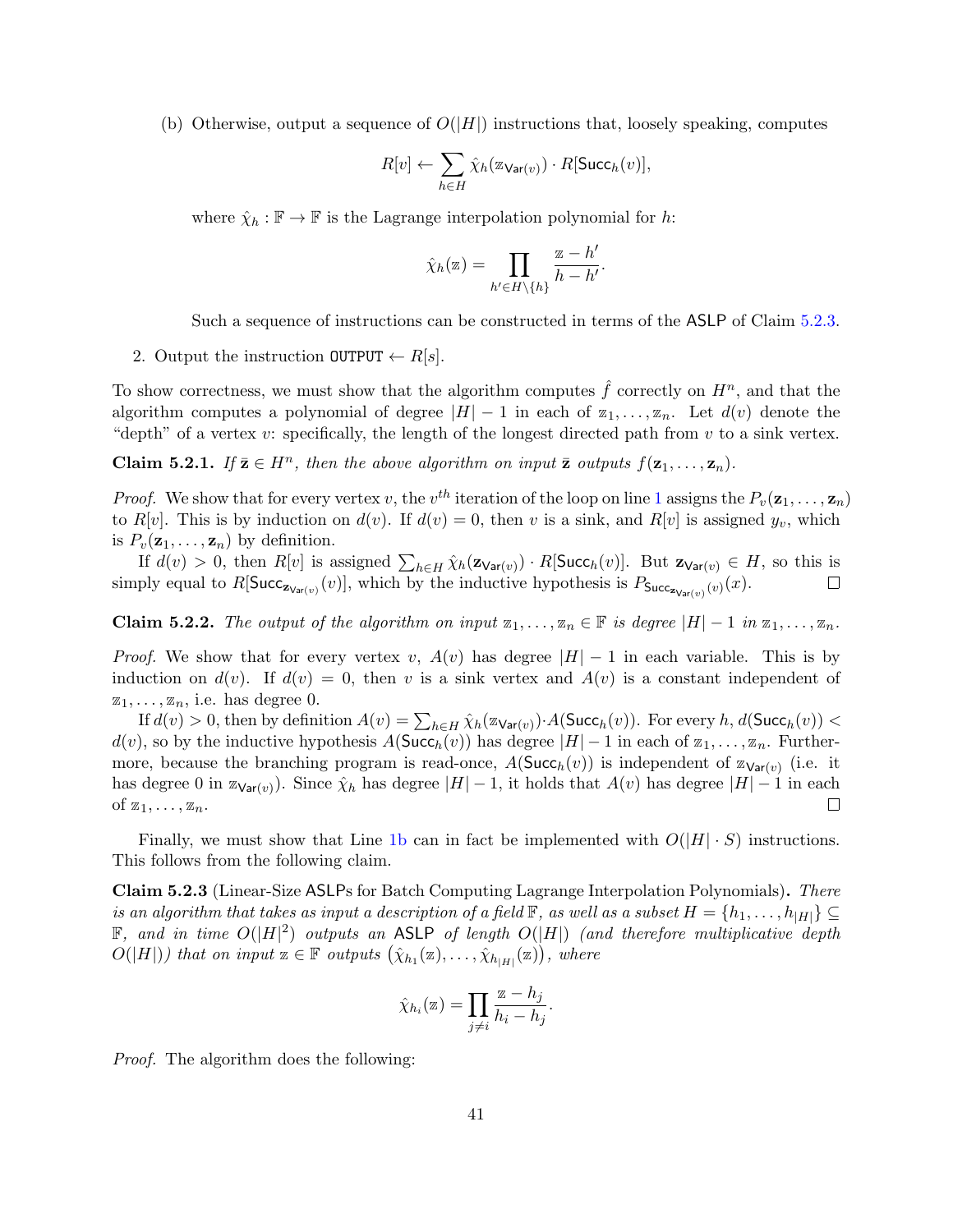(b) Otherwise, output a sequence of $O(|H|)$ instructions that, loosely speaking, computes

$$R[v] \leftarrow \sum_{h \in H} \hat{\chi}_h(\mathbb{z}_{\mathsf{Var}(v)}) \cdot R[\mathsf{Succ}_h(v)],$$

where $\hat{\chi}_h : \mathbb{F} \to \mathbb{F}$ is the Lagrange interpolation polynomial for $h$:

$$\hat{\chi}_h(\mathbb{z}) = \prod_{h' \in H \setminus \{h\}} \frac{\mathbb{z} - h'}{h - h'}.$$

Such a sequence of instructions can be constructed in terms of the $\mathsf{ASLP}$ of Claim 5.2.3.

2. Output the instruction $\mathtt{OUTPUT} \leftarrow R[s]$.

To show correctness, we must show that the algorithm computes $\hat{f}$ correctly on $H^n$, and that the algorithm computes a polynomial of degree $|H| - 1$ in each of $\mathbb{z}_1, \ldots, \mathbb{z}_n$. Let $d(v)$ denote the "depth" of a vertex $v$: specifically, the length of the longest directed path from $v$ to a sink vertex.

**Claim 5.2.1.** *If $\bar{\mathbf{z}} \in H^n$, then the above algorithm on input $\bar{\mathbf{z}}$ outputs $f(\mathbf{z}_1, \ldots, \mathbf{z}_n)$.*

*Proof.* We show that for every vertex $v$, the $v^{th}$ iteration of the loop on line 1 assigns the $P_v(\mathbf{z}_1, \ldots, \mathbf{z}_n)$ to $R[v]$. This is by induction on $d(v)$. If $d(v) = 0$, then $v$ is a sink, and $R[v]$ is assigned $y_v$, which is $P_v(\mathbf{z}_1, \ldots, \mathbf{z}_n)$ by definition.

If $d(v) > 0$, then $R[v]$ is assigned $\sum_{h \in H} \hat{\chi}_h(\mathbf{z}_{\mathsf{Var}(v)}) \cdot R[\mathsf{Succ}_h(v)]$. But $\mathbf{z}_{\mathsf{Var}(v)} \in H$, so this is simply equal to $R[\mathsf{Succ}_{\mathbf{z}_{\mathsf{Var}(v)}}(v)]$, which by the inductive hypothesis is $P_{\mathsf{Succ}_{\mathbf{z}_{\mathsf{Var}(v)}}(v)}(x)$. ∎

**Claim 5.2.2.** *The output of the algorithm on input $\mathbb{z}_1, \ldots, \mathbb{z}_n \in \mathbb{F}$ is degree $|H| - 1$ in $\mathbb{z}_1, \ldots, \mathbb{z}_n$.*

*Proof.* We show that for every vertex $v$, $A(v)$ has degree $|H| - 1$ in each variable. This is by induction on $d(v)$. If $d(v) = 0$, then $v$ is a sink vertex and $A(v)$ is a constant independent of $\mathbb{z}_1, \ldots, \mathbb{z}_n$, i.e. has degree 0.

If $d(v) > 0$, then by definition $A(v) = \sum_{h \in H} \hat{\chi}_h(\mathbb{z}_{\mathsf{Var}(v)}) \cdot A(\mathsf{Succ}_h(v))$. For every $h$, $d(\mathsf{Succ}_h(v)) < d(v)$, so by the inductive hypothesis $A(\mathsf{Succ}_h(v))$ has degree $|H| - 1$ in each of $\mathbb{z}_1, \ldots, \mathbb{z}_n$. Furthermore, because the branching program is read-once, $A(\mathsf{Succ}_h(v))$ is independent of $\mathbb{z}_{\mathsf{Var}(v)}$ (i.e. it has degree 0 in $\mathbb{z}_{\mathsf{Var}(v)}$). Since $\hat{\chi}_h$ has degree $|H| - 1$, it holds that $A(v)$ has degree $|H| - 1$ in each of $\mathbb{z}_1, \ldots, \mathbb{z}_n$. ∎

Finally, we must show that Line 1b can in fact be implemented with $O(|H| \cdot S)$ instructions. This follows from the following claim.

**Claim 5.2.3** (Linear-Size $\mathsf{ASLP}$s for Batch Computing Lagrange Interpolation Polynomials)**.** *There is an algorithm that takes as input a description of a field $\mathbb{F}$, as well as a subset $H = \{h_1, \ldots, h_{|H|}\} \subseteq \mathbb{F}$, and in time $O(|H|^2)$ outputs an $\mathsf{ASLP}$ of length $O(|H|)$ (and therefore multiplicative depth $O(|H|)$) that on input $\mathbb{z} \in \mathbb{F}$ outputs $\left(\hat{\chi}_{h_1}(\mathbb{z}), \ldots, \hat{\chi}_{h_{|H|}}(\mathbb{z})\right)$, where*

$$\hat{\chi}_{h_i}(\mathbb{z}) = \prod_{j \neq i} \frac{\mathbb{z} - h_j}{h_i - h_j}.$$

*Proof.* The algorithm does the following: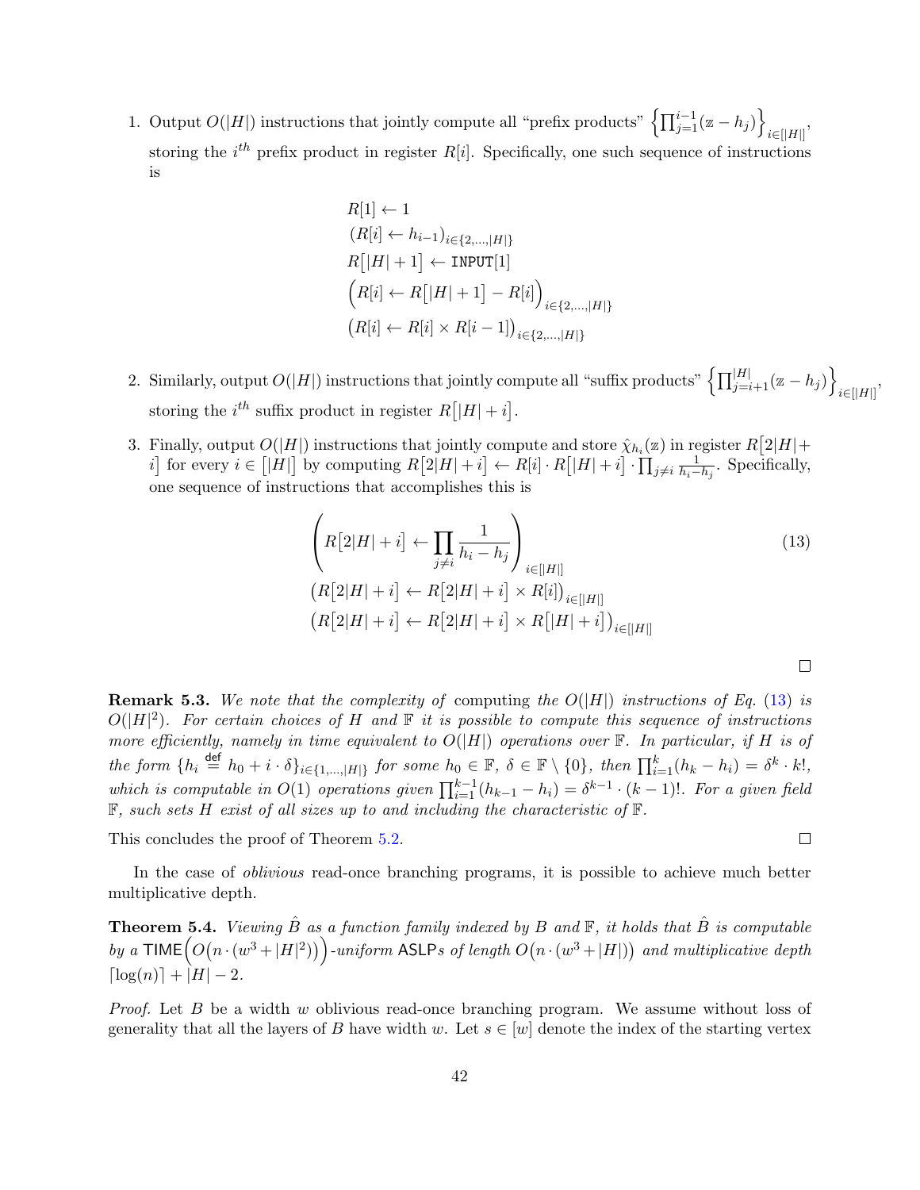1. Output $O(|H|)$ instructions that jointly compute all "prefix products" $\left\{\prod_{j=1}^{i-1}(\mathbb{z} - h_j)\right\}_{i\in[|H|]}$, storing the $i^{th}$ prefix product in register $R[i]$. Specifically, one such sequence of instructions is

$$
\begin{aligned}
&R[1] \leftarrow 1 \\
&(R[i] \leftarrow h_{i-1})_{i\in\{2,\dots,|H|\}} \\
&R\big[|H|+1\big] \leftarrow \texttt{INPUT}[1] \\
&\Big(R[i] \leftarrow R\big[|H|+1\big] - R[i]\Big)_{i\in\{2,\dots,|H|\}} \\
&\big(R[i] \leftarrow R[i] \times R[i-1]\big)_{i\in\{2,\dots,|H|\}}
\end{aligned}
$$

2. Similarly, output $O(|H|)$ instructions that jointly compute all "suffix products" $\left\{\prod_{j=i+1}^{|H|}(\mathbb{z} - h_j)\right\}_{i\in[|H|]}$, storing the $i^{th}$ suffix product in register $R\big[|H|+i\big]$.

3. Finally, output $O(|H|)$ instructions that jointly compute and store $\hat{\chi}_{h_i}(\mathbb{z})$ in register $R\big[2|H|+i\big]$ for every $i \in \big[|H|\big]$ by computing $R\big[2|H|+i\big] \leftarrow R[i] \cdot R\big[|H|+i\big] \cdot \prod_{j\neq i} \frac{1}{h_i - h_j}$. Specifically, one sequence of instructions that accomplishes this is

$$
\begin{aligned}
&\left(R\big[2|H|+i\big] \leftarrow \prod_{j\neq i} \frac{1}{h_i - h_j}\right)_{i\in[|H|]} \\
&\big(R\big[2|H|+i\big] \leftarrow R\big[2|H|+i\big] \times R[i]\big)_{i\in[|H|]} \\
&\big(R\big[2|H|+i\big] \leftarrow R\big[2|H|+i\big] \times R\big[|H|+i\big]\big)_{i\in[|H|]}
\end{aligned}
\tag{13}
$$

□

**Remark 5.3.** *We note that the complexity of* computing *the $O(|H|)$ instructions of Eq. (13) is $O(|H|^2)$. For certain choices of $H$ and $\mathbb{F}$ it is possible to compute this sequence of instructions more efficiently, namely in time equivalent to $O(|H|)$ operations over $\mathbb{F}$. In particular, if $H$ is of the form $\{h_i \stackrel{\mathsf{def}}{=} h_0 + i \cdot \delta\}_{i\in\{1,\dots,|H|\}}$ for some $h_0 \in \mathbb{F}$, $\delta \in \mathbb{F} \setminus \{0\}$, then $\prod_{i=1}^{k}(h_k - h_i) = \delta^k \cdot k!$, which is computable in $O(1)$ operations given $\prod_{i=1}^{k-1}(h_{k-1} - h_i) = \delta^{k-1} \cdot (k-1)!$. For a given field $\mathbb{F}$, such sets $H$ exist of all sizes up to and including the characteristic of $\mathbb{F}$.*

This concludes the proof of Theorem 5.2. □

In the case of *oblivious* read-once branching programs, it is possible to achieve much better multiplicative depth.

**Theorem 5.4.** *Viewing $\hat{B}$ as a function family indexed by $B$ and $\mathbb{F}$, it holds that $\hat{B}$ is computable by a $\mathsf{TIME}\Big(O\big(n \cdot (w^3 + |H|^2)\big)\Big)$-uniform $\mathsf{ASLP}$s of length $O\big(n \cdot (w^3 + |H|)\big)$ and multiplicative depth $\lceil \log(n) \rceil + |H| - 2$.*

*Proof.* Let $B$ be a width $w$ oblivious read-once branching program. We assume without loss of generality that all the layers of $B$ have width $w$. Let $s \in [w]$ denote the index of the starting vertex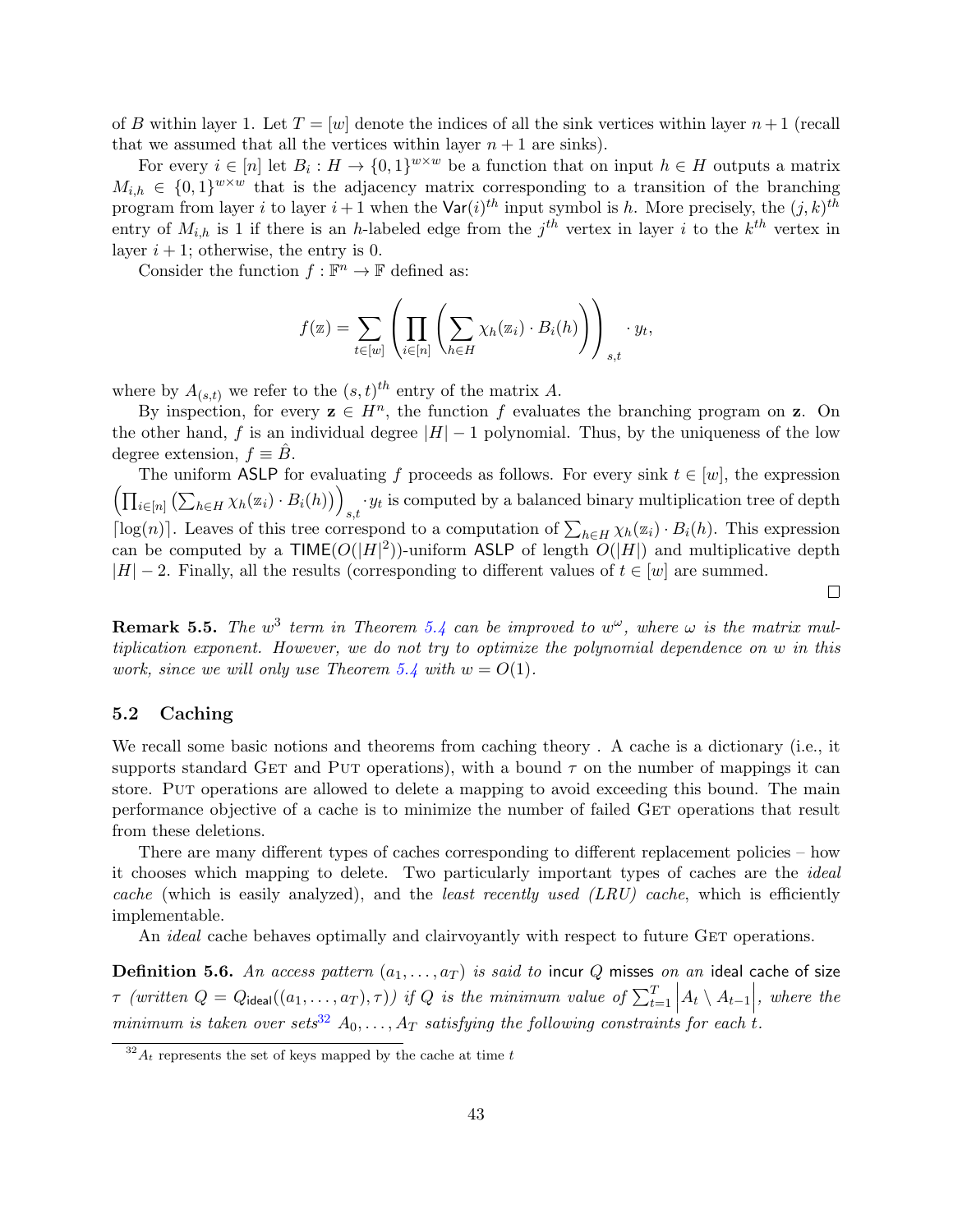of $B$ within layer 1. Let $T = [w]$ denote the indices of all the sink vertices within layer $n+1$ (recall that we assumed that all the vertices within layer $n+1$ are sinks).

For every $i \in [n]$ let $B_i : H \to \{0,1\}^{w \times w}$ be a function that on input $h \in H$ outputs a matrix $M_{i,h} \in \{0,1\}^{w \times w}$ that is the adjacency matrix corresponding to a transition of the branching program from layer $i$ to layer $i+1$ when the $\mathsf{Var}(i)^{th}$ input symbol is $h$. More precisely, the $(j,k)^{th}$ entry of $M_{i,h}$ is 1 if there is an $h$-labeled edge from the $j^{th}$ vertex in layer $i$ to the $k^{th}$ vertex in layer $i+1$; otherwise, the entry is 0.

Consider the function $f : \mathbb{F}^n \to \mathbb{F}$ defined as:

$$f(\mathbb{z}) = \sum_{t \in [w]} \left( \prod_{i \in [n]} \left( \sum_{h \in H} \chi_h(\mathbb{z}_i) \cdot B_i(h) \right) \right)_{s,t} \cdot y_t,$$

where by $A_{(s,t)}$ we refer to the $(s,t)^{th}$ entry of the matrix $A$.

By inspection, for every $\mathbf{z} \in H^n$, the function $f$ evaluates the branching program on $\mathbf{z}$. On the other hand, $f$ is an individual degree $|H|-1$ polynomial. Thus, by the uniqueness of the low degree extension, $f \equiv \hat{B}$.

The uniform $\mathsf{ASLP}$ for evaluating $f$ proceeds as follows. For every sink $t \in [w]$, the expression $\left( \prod_{i \in [n]} \left( \sum_{h \in H} \chi_h(\mathbb{z}_i) \cdot B_i(h) \right) \right)_{s,t} \cdot y_t$ is computed by a balanced binary multiplication tree of depth $\lceil \log(n) \rceil$. Leaves of this tree correspond to a computation of $\sum_{h \in H} \chi_h(\mathbb{z}_i) \cdot B_i(h)$. This expression can be computed by a $\mathsf{TIME}(O(|H|^2))$-uniform $\mathsf{ASLP}$ of length $O(|H|)$ and multiplicative depth $|H|-2$. Finally, all the results (corresponding to different values of $t \in [w]$ are summed.

□

**Remark 5.5.** *The $w^3$ term in Theorem 5.4 can be improved to $w^\omega$, where $\omega$ is the matrix multiplication exponent. However, we do not try to optimize the polynomial dependence on $w$ in this work, since we will only use Theorem 5.4 with $w = O(1)$.*

## 5.2 Caching

We recall some basic notions and theorems from caching theory . A cache is a dictionary (i.e., it supports standard GET and PUT operations), with a bound $\tau$ on the number of mappings it can store. PUT operations are allowed to delete a mapping to avoid exceeding this bound. The main performance objective of a cache is to minimize the number of failed GET operations that result from these deletions.

There are many different types of caches corresponding to different replacement policies – how it chooses which mapping to delete. Two particularly important types of caches are the *ideal cache* (which is easily analyzed), and the *least recently used (LRU) cache*, which is efficiently implementable.

An *ideal* cache behaves optimally and clairvoyantly with respect to future GET operations.

**Definition 5.6.** *An access pattern $(a_1, \ldots, a_T)$ is said to* incur $Q$ misses *on an* ideal cache of size $\tau$ *(written $Q = Q_{\mathsf{ideal}}((a_1, \ldots, a_T), \tau)$) if $Q$ is the minimum value of $\sum_{t=1}^{T} \left| A_t \setminus A_{t-1} \right|$, where the minimum is taken over sets*[32] *$A_0, \ldots, A_T$ satisfying the following constraints for each $t$.*

[32] $A_t$ represents the set of keys mapped by the cache at time $t$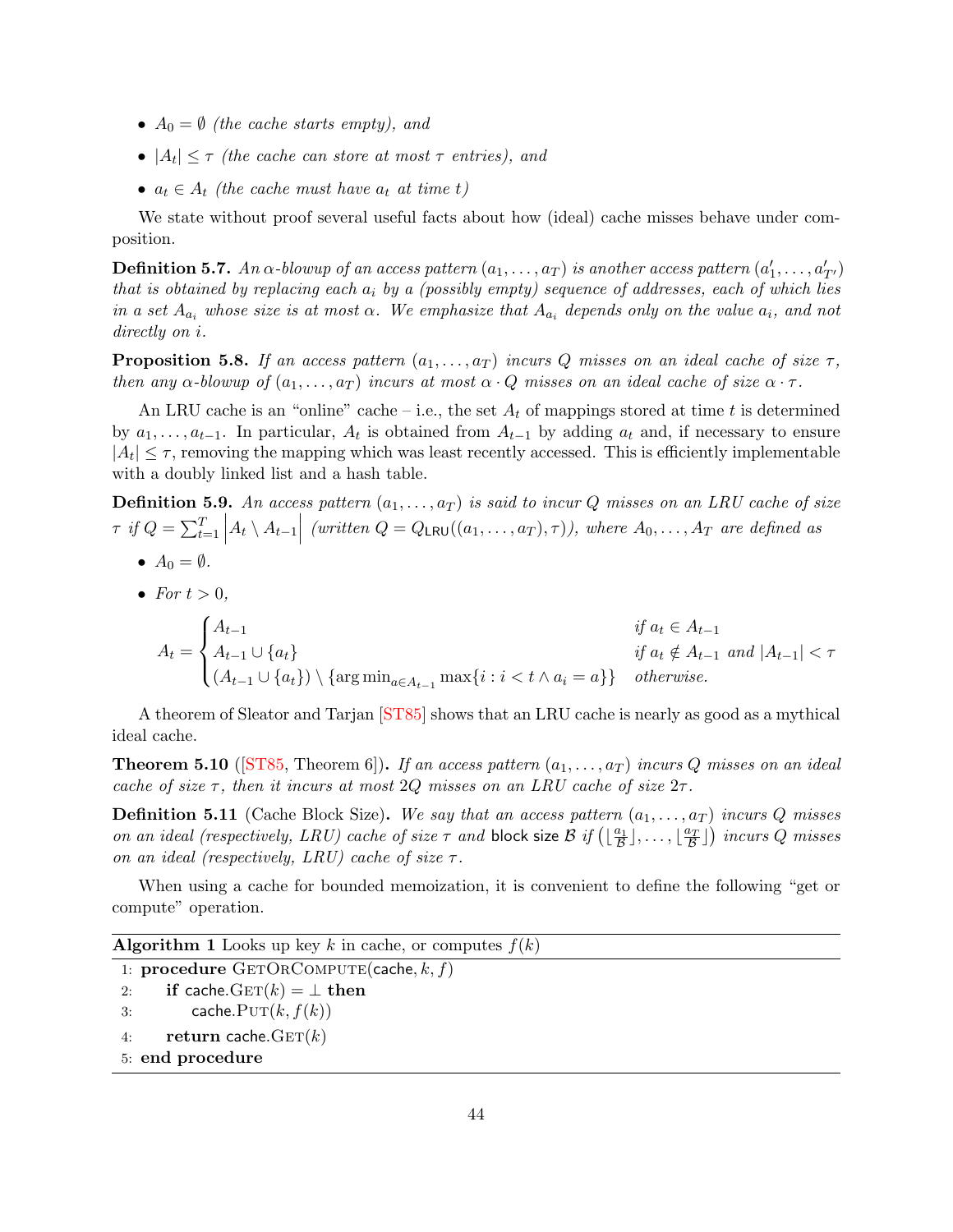- $A_0 = \emptyset$ *(the cache starts empty), and*
- $|A_t| \leq \tau$ *(the cache can store at most $\tau$ entries), and*
- $a_t \in A_t$ *(the cache must have $a_t$ at time $t$)*

We state without proof several useful facts about how (ideal) cache misses behave under composition.

**Definition 5.7.** *An $\alpha$-blowup of an access pattern $(a_1, \ldots, a_T)$ is another access pattern $(a'_1, \ldots, a'_{T'})$ that is obtained by replacing each $a_i$ by a (possibly empty) sequence of addresses, each of which lies in a set $A_{a_i}$ whose size is at most $\alpha$. We emphasize that $A_{a_i}$ depends only on the value $a_i$, and not directly on $i$.*

**Proposition 5.8.** *If an access pattern $(a_1, \ldots, a_T)$ incurs $Q$ misses on an ideal cache of size $\tau$, then any $\alpha$-blowup of $(a_1, \ldots, a_T)$ incurs at most $\alpha \cdot Q$ misses on an ideal cache of size $\alpha \cdot \tau$.*

An LRU cache is an "online" cache – i.e., the set $A_t$ of mappings stored at time $t$ is determined by $a_1, \ldots, a_{t-1}$. In particular, $A_t$ is obtained from $A_{t-1}$ by adding $a_t$ and, if necessary to ensure $|A_t| \leq \tau$, removing the mapping which was least recently accessed. This is efficiently implementable with a doubly linked list and a hash table.

**Definition 5.9.** *An access pattern $(a_1, \ldots, a_T)$ is said to incur $Q$ misses on an LRU cache of size $\tau$ if $Q = \sum_{t=1}^{T} \left| A_t \setminus A_{t-1} \right|$ (written $Q = Q_{\mathsf{LRU}}((a_1, \ldots, a_T), \tau)$), where $A_0, \ldots, A_T$ are defined as*

- $A_0 = \emptyset$.
- *For $t > 0$,*

$$A_t = \begin{cases} A_{t-1} & \text{if } a_t \in A_{t-1} \\ A_{t-1} \cup \{a_t\} & \text{if } a_t \notin A_{t-1} \text{ and } |A_{t-1}| < \tau \\ (A_{t-1} \cup \{a_t\}) \setminus \{\arg\min_{a \in A_{t-1}} \max\{i : i < t \wedge a_i = a\}\} & \text{otherwise.} \end{cases}$$

A theorem of Sleator and Tarjan [ST85] shows that an LRU cache is nearly as good as a mythical ideal cache.

**Theorem 5.10** ([ST85, Theorem 6])**.** *If an access pattern $(a_1, \ldots, a_T)$ incurs $Q$ misses on an ideal cache of size $\tau$, then it incurs at most $2Q$ misses on an LRU cache of size $2\tau$.*

**Definition 5.11** (Cache Block Size)**.** *We say that an access pattern $(a_1, \ldots, a_T)$ incurs $Q$ misses on an ideal (respectively, LRU) cache of size $\tau$ and* block size $\mathcal{B}$ *if $\left(\lfloor \frac{a_1}{\mathcal{B}} \rfloor, \ldots, \lfloor \frac{a_T}{\mathcal{B}} \rfloor\right)$ incurs $Q$ misses on an ideal (respectively, LRU) cache of size $\tau$.*

When using a cache for bounded memoization, it is convenient to define the following "get or compute" operation.

**Algorithm 1** Looks up key $k$ in cache, or computes $f(k)$

```
1: procedure GetOrCompute(cache, k, f)
2:     if cache.Get(k) = ⊥ then
3:         cache.Put(k, f(k))
4:     return cache.Get(k)
5: end procedure
```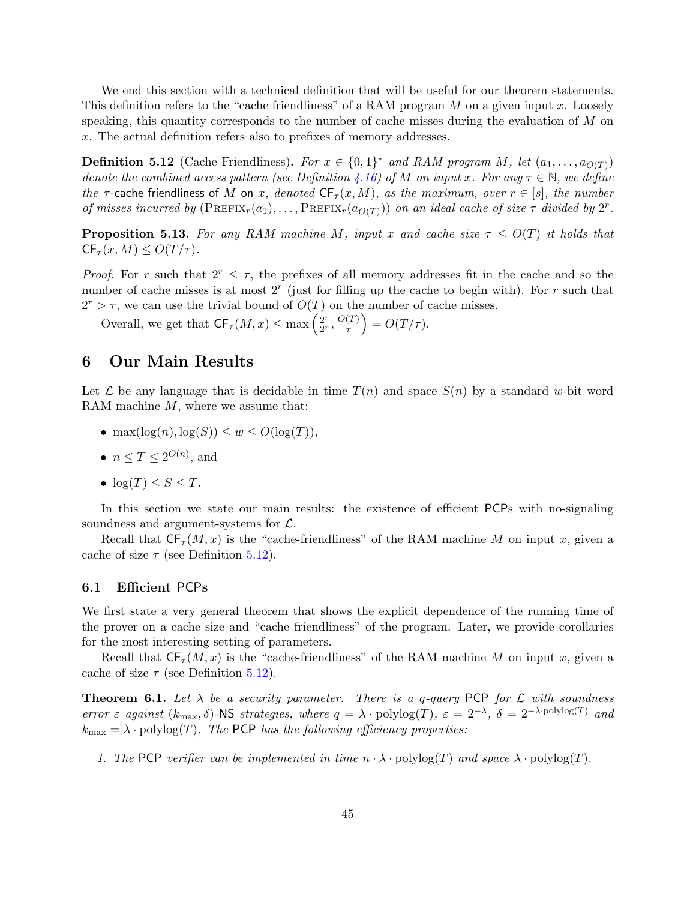We end this section with a technical definition that will be useful for our theorem statements. This definition refers to the "cache friendliness" of a RAM program $M$ on a given input $x$. Loosely speaking, this quantity corresponds to the number of cache misses during the evaluation of $M$ on $x$. The actual definition refers also to prefixes of memory addresses.

**Definition 5.12** (Cache Friendliness)**.** *For $x \in \{0,1\}^*$ and RAM program $M$, let $(a_1, \ldots, a_{O(T)})$ denote the combined access pattern (see Definition 4.16) of $M$ on input $x$. For any $\tau \in \mathbb{N}$, we define the $\tau$-*cache friendliness *of $M$* on *$x$, denoted $\mathsf{CF}_\tau(x, M)$, as the maximum, over $r \in [s]$, the number of misses incurred by $(\textsc{Prefix}_r(a_1), \ldots, \textsc{Prefix}_r(a_{O(T)}))$ on an ideal cache of size $\tau$ divided by $2^r$.*

**Proposition 5.13.** *For any RAM machine $M$, input $x$ and cache size $\tau \leq O(T)$ it holds that $\mathsf{CF}_\tau(x, M) \leq O(T/\tau)$.*

*Proof.* For $r$ such that $2^r \leq \tau$, the prefixes of all memory addresses fit in the cache and so the number of cache misses is at most $2^r$ (just for filling up the cache to begin with). For $r$ such that $2^r > \tau$, we can use the trivial bound of $O(T)$ on the number of cache misses.

Overall, we get that $\mathsf{CF}_\tau(M, x) \leq \max\left(\frac{2^r}{2^r}, \frac{O(T)}{\tau}\right) = O(T/\tau)$. □

# 6 Our Main Results

Let $\mathcal{L}$ be any language that is decidable in time $T(n)$ and space $S(n)$ by a standard $w$-bit word RAM machine $M$, where we assume that:

- $\max(\log(n), \log(S)) \leq w \leq O(\log(T))$,
- $n \leq T \leq 2^{O(n)}$, and
- $\log(T) \leq S \leq T$.

In this section we state our main results: the existence of efficient PCPs with no-signaling soundness and argument-systems for $\mathcal{L}$.

Recall that $\mathsf{CF}_\tau(M, x)$ is the "cache-friendliness" of the RAM machine $M$ on input $x$, given a cache of size $\tau$ (see Definition 5.12).

## 6.1 Efficient PCPs

We first state a very general theorem that shows the explicit dependence of the running time of the prover on a cache size and "cache friendliness" of the program. Later, we provide corollaries for the most interesting setting of parameters.

Recall that $\mathsf{CF}_\tau(M, x)$ is the "cache-friendliness" of the RAM machine $M$ on input $x$, given a cache of size $\tau$ (see Definition 5.12).

**Theorem 6.1.** *Let $\lambda$ be a security parameter. There is a $q$-query PCP for $\mathcal{L}$ with soundness error $\varepsilon$ against $(k_{\max}, \delta)$-NS strategies, where $q = \lambda \cdot \mathrm{polylog}(T)$, $\varepsilon = 2^{-\lambda}$, $\delta = 2^{-\lambda \cdot \mathrm{polylog}(T)}$ and $k_{\max} = \lambda \cdot \mathrm{polylog}(T)$. The PCP has the following efficiency properties:*

1. *The PCP verifier can be implemented in time $n \cdot \lambda \cdot \mathrm{polylog}(T)$ and space $\lambda \cdot \mathrm{polylog}(T)$.*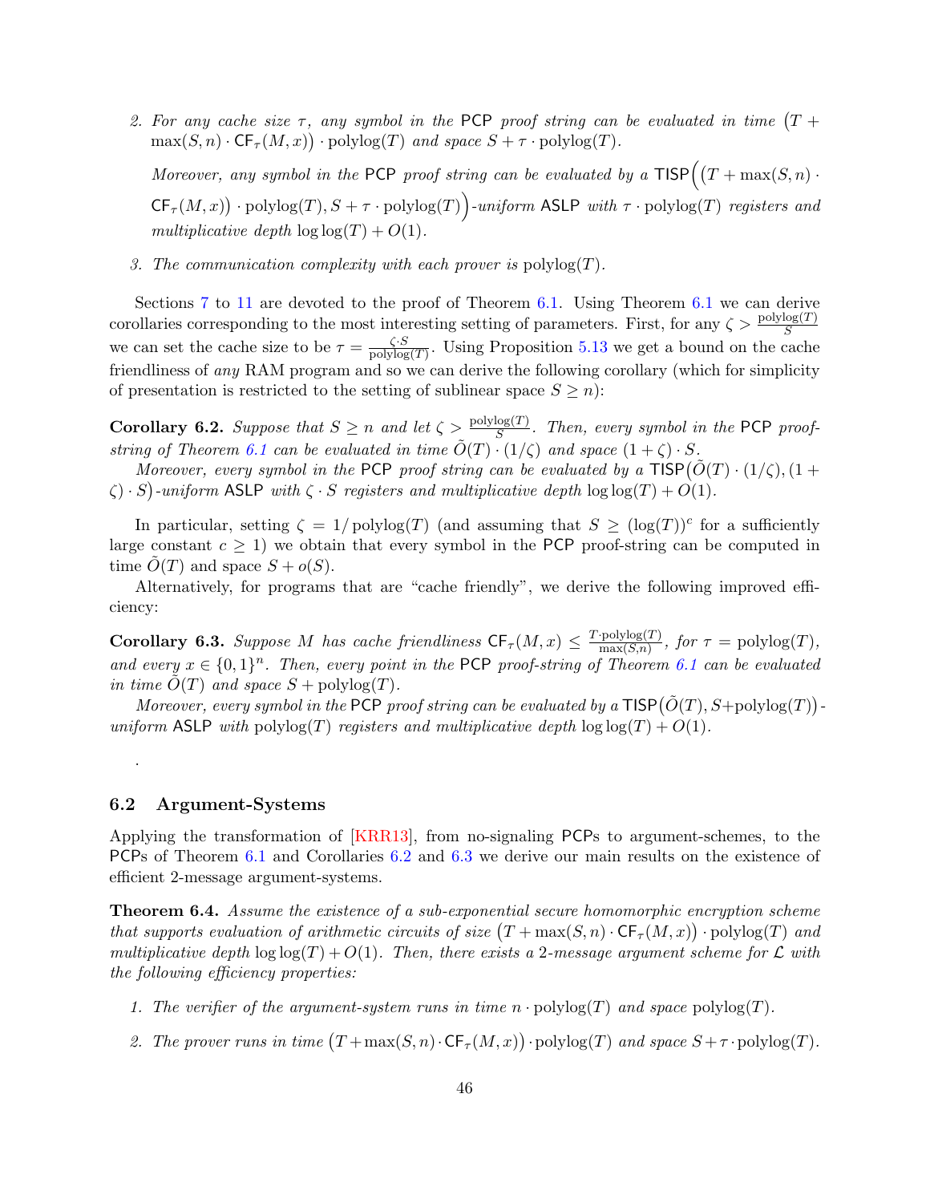2. *For any cache size $\tau$, any symbol in the* PCP *proof string can be evaluated in time $\big(T + \max(S, n) \cdot \mathsf{CF}_\tau(M, x)\big) \cdot \mathrm{polylog}(T)$ and space $S + \tau \cdot \mathrm{polylog}(T)$.*

   *Moreover, any symbol in the* PCP *proof string can be evaluated by a* $\mathsf{TISP}\Big(\big(T + \max(S, n) \cdot \mathsf{CF}_\tau(M, x)\big) \cdot \mathrm{polylog}(T), S + \tau \cdot \mathrm{polylog}(T)\Big)$*-uniform* ASLP *with $\tau \cdot \mathrm{polylog}(T)$ registers and multiplicative depth $\log\log(T) + O(1)$.*

3. *The communication complexity with each prover is $\mathrm{polylog}(T)$.*

Sections 7 to 11 are devoted to the proof of Theorem 6.1. Using Theorem 6.1 we can derive corollaries corresponding to the most interesting setting of parameters. First, for any $\zeta > \frac{\mathrm{polylog}(T)}{S}$ we can set the cache size to be $\tau = \frac{\zeta \cdot S}{\mathrm{polylog}(T)}$. Using Proposition 5.13 we get a bound on the cache friendliness of *any* RAM program and so we can derive the following corollary (which for simplicity of presentation is restricted to the setting of sublinear space $S \geq n$):

**Corollary 6.2.** *Suppose that $S \geq n$ and let $\zeta > \frac{\mathrm{polylog}(T)}{S}$. Then, every symbol in the* PCP *proof-string of Theorem 6.1 can be evaluated in time $\tilde{O}(T) \cdot (1/\zeta)$ and space $(1 + \zeta) \cdot S$.*

*Moreover, every symbol in the* PCP *proof string can be evaluated by a* $\mathsf{TISP}\big(\tilde{O}(T) \cdot (1/\zeta), (1 + \zeta) \cdot S\big)$*-uniform* ASLP *with $\zeta \cdot S$ registers and multiplicative depth $\log\log(T) + O(1)$.*

In particular, setting $\zeta = 1/\mathrm{polylog}(T)$ (and assuming that $S \geq (\log(T))^c$ for a sufficiently large constant $c \geq 1$) we obtain that every symbol in the PCP proof-string can be computed in time $\tilde{O}(T)$ and space $S + o(S)$.

Alternatively, for programs that are "cache friendly", we derive the following improved efficiency:

**Corollary 6.3.** *Suppose $M$ has cache friendliness $\mathsf{CF}_\tau(M, x) \leq \frac{T \cdot \mathrm{polylog}(T)}{\max(S,n)}$, for $\tau = \mathrm{polylog}(T)$, and every $x \in \{0, 1\}^n$. Then, every point in the* PCP *proof-string of Theorem 6.1 can be evaluated in time $\tilde{O}(T)$ and space $S + \mathrm{polylog}(T)$.*

*Moreover, every symbol in the* PCP *proof string can be evaluated by a* $\mathsf{TISP}\big(\tilde{O}(T), S + \mathrm{polylog}(T)\big)$*-uniform* ASLP *with $\mathrm{polylog}(T)$ registers and multiplicative depth $\log\log(T) + O(1)$.*

.

### 6.2 Argument-Systems

Applying the transformation of [KRR13], from no-signaling PCPs to argument-schemes, to the PCPs of Theorem 6.1 and Corollaries 6.2 and 6.3 we derive our main results on the existence of efficient 2-message argument-systems.

**Theorem 6.4.** *Assume the existence of a sub-exponential secure homomorphic encryption scheme that supports evaluation of arithmetic circuits of size $\big(T + \max(S, n) \cdot \mathsf{CF}_\tau(M, x)\big) \cdot \mathrm{polylog}(T)$ and multiplicative depth $\log\log(T) + O(1)$. Then, there exists a 2-message argument scheme for $\mathcal{L}$ with the following efficiency properties:*

1. *The verifier of the argument-system runs in time $n \cdot \mathrm{polylog}(T)$ and space $\mathrm{polylog}(T)$.*

2. *The prover runs in time $\big(T + \max(S, n) \cdot \mathsf{CF}_\tau(M, x)\big) \cdot \mathrm{polylog}(T)$ and space $S + \tau \cdot \mathrm{polylog}(T)$.*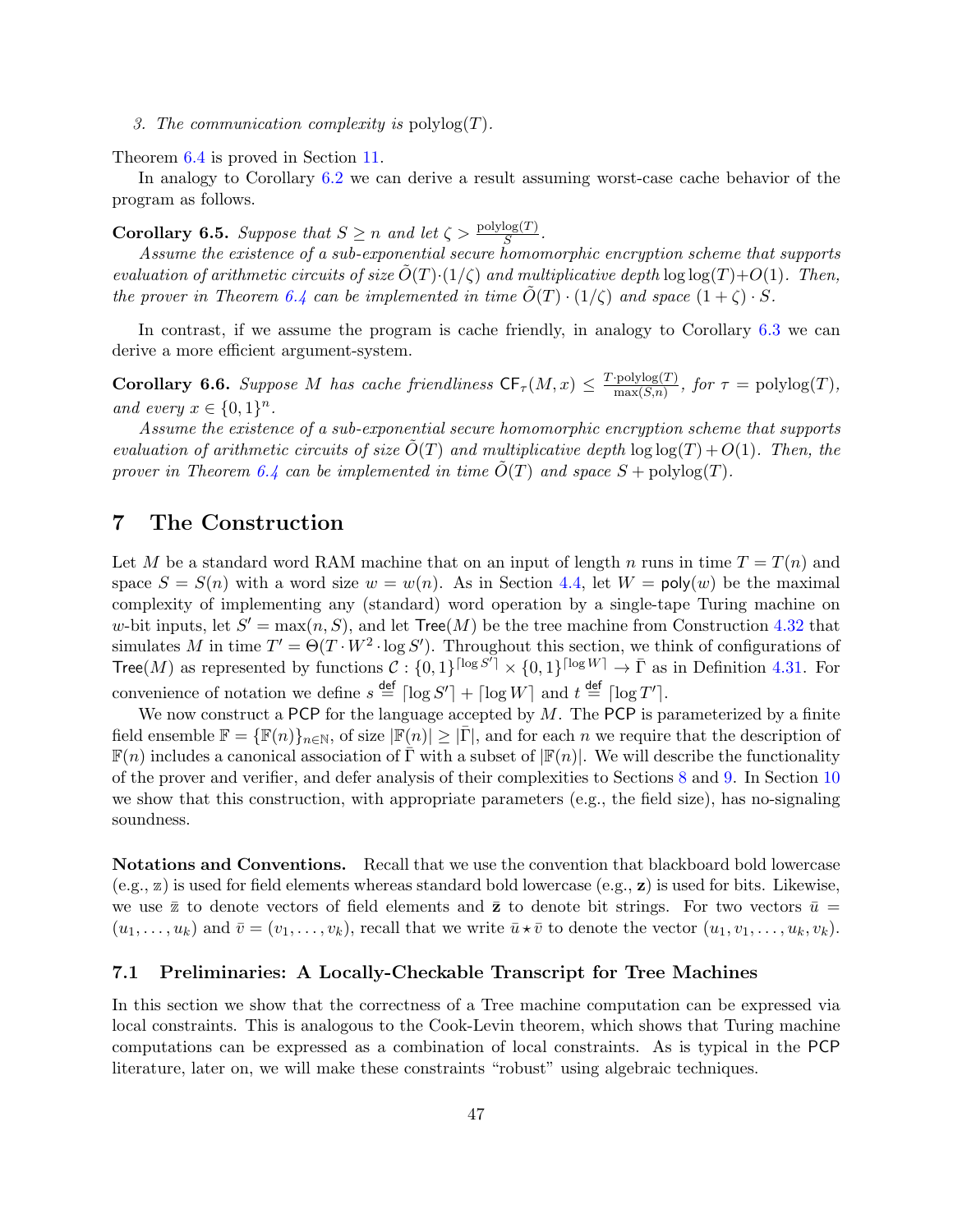3. *The communication complexity is* $\mathrm{polylog}(T)$.

Theorem 6.4 is proved in Section 11.

In analogy to Corollary 6.2 we can derive a result assuming worst-case cache behavior of the program as follows.

**Corollary 6.5.** *Suppose that $S \geq n$ and let $\zeta > \frac{\mathrm{polylog}(T)}{S}$.*

*Assume the existence of a sub-exponential secure homomorphic encryption scheme that supports evaluation of arithmetic circuits of size $\tilde{O}(T) \cdot (1/\zeta)$ and multiplicative depth $\log\log(T) + O(1)$. Then, the prover in Theorem 6.4 can be implemented in time $\tilde{O}(T) \cdot (1/\zeta)$ and space $(1 + \zeta) \cdot S$.*

In contrast, if we assume the program is cache friendly, in analogy to Corollary 6.3 we can derive a more efficient argument-system.

**Corollary 6.6.** *Suppose $M$ has cache friendliness $\mathsf{CF}_\tau(M, x) \leq \frac{T \cdot \mathrm{polylog}(T)}{\max(S,n)}$, for $\tau = \mathrm{polylog}(T)$, and every $x \in \{0,1\}^n$.*

*Assume the existence of a sub-exponential secure homomorphic encryption scheme that supports evaluation of arithmetic circuits of size $\tilde{O}(T)$ and multiplicative depth $\log\log(T) + O(1)$. Then, the prover in Theorem 6.4 can be implemented in time $\tilde{O}(T)$ and space $S + \mathrm{polylog}(T)$.*

# 7 The Construction

Let $M$ be a standard word RAM machine that on an input of length $n$ runs in time $T = T(n)$ and space $S = S(n)$ with a word size $w = w(n)$. As in Section 4.4, let $W = \mathsf{poly}(w)$ be the maximal complexity of implementing any (standard) word operation by a single-tape Turing machine on $w$-bit inputs, let $S' = \max(n, S)$, and let $\mathsf{Tree}(M)$ be the tree machine from Construction 4.32 that simulates $M$ in time $T' = \Theta(T \cdot W^2 \cdot \log S')$. Throughout this section, we think of configurations of $\mathsf{Tree}(M)$ as represented by functions $\mathcal{C} : \{0,1\}^{\lceil \log S' \rceil} \times \{0,1\}^{\lceil \log W \rceil} \to \bar{\Gamma}$ as in Definition 4.31. For convenience of notation we define $s \stackrel{\mathsf{def}}{=} \lceil \log S' \rceil + \lceil \log W \rceil$ and $t \stackrel{\mathsf{def}}{=} \lceil \log T' \rceil$.

We now construct a $\mathsf{PCP}$ for the language accepted by $M$. The $\mathsf{PCP}$ is parameterized by a finite field ensemble $\mathbb{F} = \{\mathbb{F}(n)\}_{n \in \mathbb{N}}$, of size $|\mathbb{F}(n)| \geq |\bar{\Gamma}|$, and for each $n$ we require that the description of $\mathbb{F}(n)$ includes a canonical association of $\bar{\Gamma}$ with a subset of $|\mathbb{F}(n)|$. We will describe the functionality of the prover and verifier, and defer analysis of their complexities to Sections 8 and 9. In Section 10 we show that this construction, with appropriate parameters (e.g., the field size), has no-signaling soundness.

**Notations and Conventions.** Recall that we use the convention that blackboard bold lowercase (e.g., $\mathbb{z}$) is used for field elements whereas standard bold lowercase (e.g., $\mathbf{z}$) is used for bits. Likewise, we use $\bar{\mathbb{z}}$ to denote vectors of field elements and $\bar{\mathbf{z}}$ to denote bit strings. For two vectors $\bar{u} = (u_1, \ldots, u_k)$ and $\bar{v} = (v_1, \ldots, v_k)$, recall that we write $\bar{u} \star \bar{v}$ to denote the vector $(u_1, v_1, \ldots, u_k, v_k)$.

## 7.1 Preliminaries: A Locally-Checkable Transcript for Tree Machines

In this section we show that the correctness of a Tree machine computation can be expressed via local constraints. This is analogous to the Cook-Levin theorem, which shows that Turing machine computations can be expressed as a combination of local constraints. As is typical in the $\mathsf{PCP}$ literature, later on, we will make these constraints "robust" using algebraic techniques.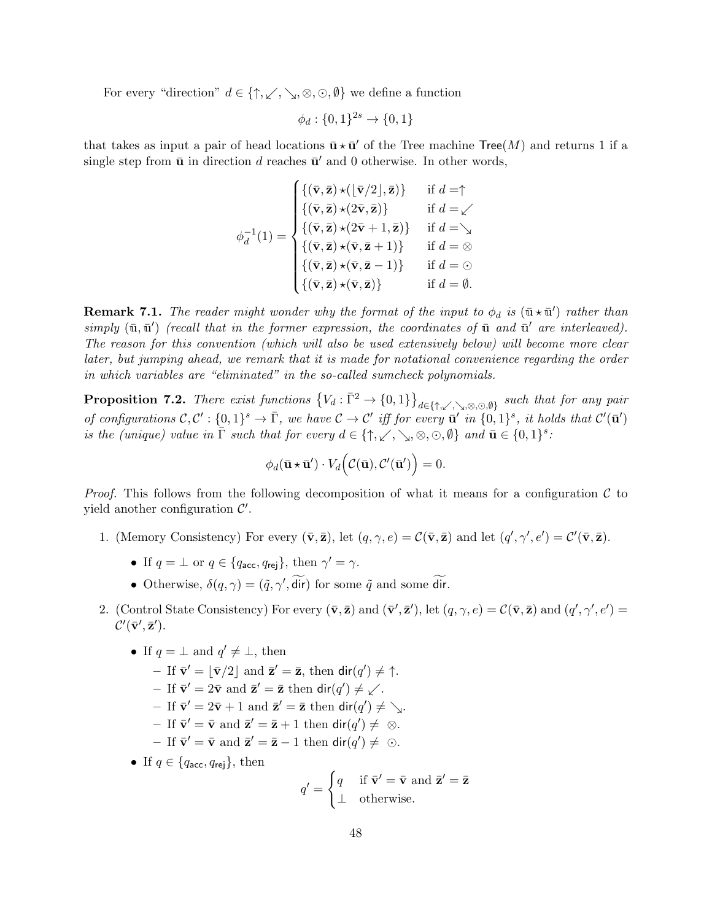For every "direction" $d \in \{\uparrow, \swarrow, \searrow, \otimes, \odot, \emptyset\}$ we define a function

$$\phi_d : \{0,1\}^{2s} \to \{0,1\}$$

that takes as input a pair of head locations $\bar{\mathbf{u}} \star \bar{\mathbf{u}}'$ of the Tree machine $\mathsf{Tree}(M)$ and returns 1 if a single step from $\bar{\mathbf{u}}$ in direction $d$ reaches $\bar{\mathbf{u}}'$ and 0 otherwise. In other words,

$$\phi_d^{-1}(1) = \begin{cases} \{(\bar{\mathbf{v}}, \bar{\mathbf{z}}) \star (\lfloor \bar{\mathbf{v}}/2 \rfloor, \bar{\mathbf{z}})\} & \text{if } d = \uparrow \\ \{(\bar{\mathbf{v}}, \bar{\mathbf{z}}) \star (2\bar{\mathbf{v}}, \bar{\mathbf{z}})\} & \text{if } d = \swarrow \\ \{(\bar{\mathbf{v}}, \bar{\mathbf{z}}) \star (2\bar{\mathbf{v}}+1, \bar{\mathbf{z}})\} & \text{if } d = \searrow \\ \{(\bar{\mathbf{v}}, \bar{\mathbf{z}}) \star (\bar{\mathbf{v}}, \bar{\mathbf{z}}+1)\} & \text{if } d = \otimes \\ \{(\bar{\mathbf{v}}, \bar{\mathbf{z}}) \star (\bar{\mathbf{v}}, \bar{\mathbf{z}}-1)\} & \text{if } d = \odot \\ \{(\bar{\mathbf{v}}, \bar{\mathbf{z}}) \star (\bar{\mathbf{v}}, \bar{\mathbf{z}})\} & \text{if } d = \emptyset. \end{cases}$$

**Remark 7.1.** *The reader might wonder why the format of the input to $\phi_d$ is $(\bar{\mathbf{u}} \star \bar{\mathbf{u}}')$ rather than simply $(\bar{\mathbf{u}}, \bar{\mathbf{u}}')$ (recall that in the former expression, the coordinates of $\bar{\mathbf{u}}$ and $\bar{\mathbf{u}}'$ are interleaved). The reason for this convention (which will also be used extensively below) will become more clear later, but jumping ahead, we remark that it is made for notational convenience regarding the order in which variables are "eliminated" in the so-called sumcheck polynomials.*

**Proposition 7.2.** *There exist functions $\{V_d : \bar{\Gamma}^2 \to \{0,1\}\}_{d \in \{\uparrow, \swarrow, \searrow, \otimes, \odot, \emptyset\}}$ such that for any pair of configurations $\mathcal{C}, \mathcal{C}' : \{0,1\}^s \to \bar{\Gamma}$, we have $\mathcal{C} \to \mathcal{C}'$ iff for every $\bar{\mathbf{u}}'$ in $\{0,1\}^s$, it holds that $\mathcal{C}'(\bar{\mathbf{u}}')$ is the (unique) value in $\bar{\Gamma}$ such that for every $d \in \{\uparrow, \swarrow, \searrow, \otimes, \odot, \emptyset\}$ and $\bar{\mathbf{u}} \in \{0,1\}^s$:*

$$\phi_d(\bar{\mathbf{u}} \star \bar{\mathbf{u}}') \cdot V_d\Big(\mathcal{C}(\bar{\mathbf{u}}), \mathcal{C}'(\bar{\mathbf{u}}')\Big) = 0.$$

*Proof.* This follows from the following decomposition of what it means for a configuration $\mathcal{C}$ to yield another configuration $\mathcal{C}'$.

1. (Memory Consistency) For every $(\bar{\mathbf{v}}, \bar{\mathbf{z}})$, let $(q, \gamma, e) = \mathcal{C}(\bar{\mathbf{v}}, \bar{\mathbf{z}})$ and let $(q', \gamma', e') = \mathcal{C}'(\bar{\mathbf{v}}, \bar{\mathbf{z}})$.
   - If $q = \perp$ or $q \in \{q_{\mathsf{acc}}, q_{\mathsf{rej}}\}$, then $\gamma' = \gamma$.
   - Otherwise, $\delta(q, \gamma) = (\tilde{q}, \gamma', \widetilde{\mathsf{dir}})$ for some $\tilde{q}$ and some $\widetilde{\mathsf{dir}}$.
2. (Control State Consistency) For every $(\bar{\mathbf{v}}, \bar{\mathbf{z}})$ and $(\bar{\mathbf{v}}', \bar{\mathbf{z}}')$, let $(q, \gamma, e) = \mathcal{C}(\bar{\mathbf{v}}, \bar{\mathbf{z}})$ and $(q', \gamma', e') = \mathcal{C}'(\bar{\mathbf{v}}', \bar{\mathbf{z}}')$.
   - If $q = \perp$ and $q' \neq \perp$, then
     - If $\bar{\mathbf{v}}' = \lfloor \bar{\mathbf{v}}/2 \rfloor$ and $\bar{\mathbf{z}}' = \bar{\mathbf{z}}$, then $\mathsf{dir}(q') \neq \uparrow$.
     - If $\bar{\mathbf{v}}' = 2\bar{\mathbf{v}}$ and $\bar{\mathbf{z}}' = \bar{\mathbf{z}}$ then $\mathsf{dir}(q') \neq \swarrow$.
     - If $\bar{\mathbf{v}}' = 2\bar{\mathbf{v}}+1$ and $\bar{\mathbf{z}}' = \bar{\mathbf{z}}$ then $\mathsf{dir}(q') \neq \searrow$.
     - If $\bar{\mathbf{v}}' = \bar{\mathbf{v}}$ and $\bar{\mathbf{z}}' = \bar{\mathbf{z}}+1$ then $\mathsf{dir}(q') \neq \otimes$.
     - If $\bar{\mathbf{v}}' = \bar{\mathbf{v}}$ and $\bar{\mathbf{z}}' = \bar{\mathbf{z}}-1$ then $\mathsf{dir}(q') \neq \odot$.
   - If $q \in \{q_{\mathsf{acc}}, q_{\mathsf{rej}}\}$, then
   $$q' = \begin{cases} q & \text{if } \bar{\mathbf{v}}' = \bar{\mathbf{v}} \text{ and } \bar{\mathbf{z}}' = \bar{\mathbf{z}} \\ \perp & \text{otherwise.} \end{cases}$$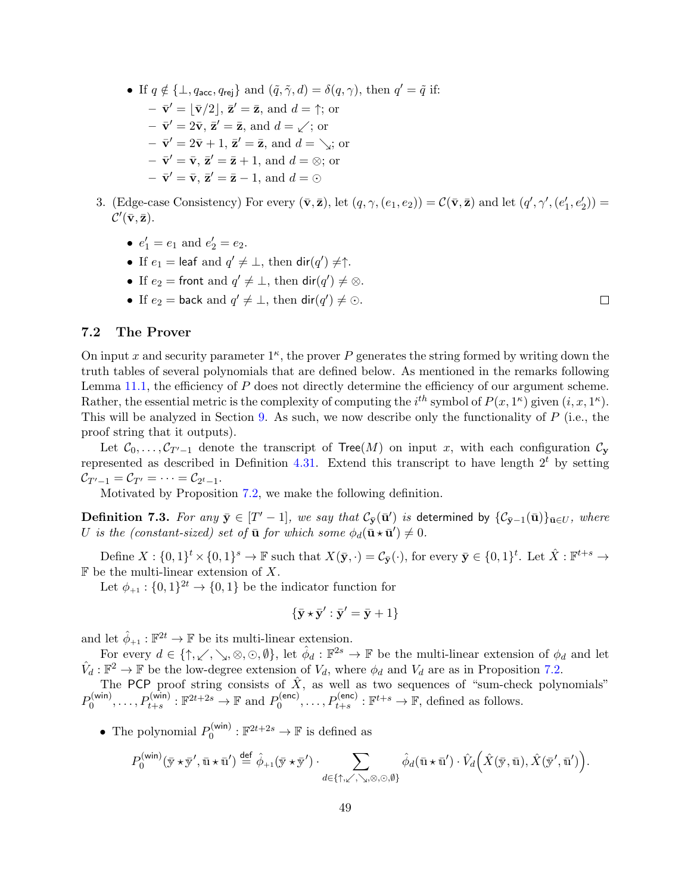- If $q \notin \{\bot, q_{\mathsf{acc}}, q_{\mathsf{rej}}\}$ and $(\tilde{q}, \tilde{\gamma}, d) = \delta(q, \gamma)$, then $q' = \tilde{q}$ if:
  - $\bar{\mathbf{v}}' = \lfloor \bar{\mathbf{v}}/2 \rfloor$, $\bar{\mathbf{z}}' = \bar{\mathbf{z}}$, and $d = \uparrow$; or
  - $\bar{\mathbf{v}}' = 2\bar{\mathbf{v}}$, $\bar{\mathbf{z}}' = \bar{\mathbf{z}}$, and $d = \swarrow$; or
  - $\bar{\mathbf{v}}' = 2\bar{\mathbf{v}} + 1$, $\bar{\mathbf{z}}' = \bar{\mathbf{z}}$, and $d = \searrow$; or
  - $\bar{\mathbf{v}}' = \bar{\mathbf{v}}$, $\bar{\mathbf{z}}' = \bar{\mathbf{z}} + 1$, and $d = \otimes$; or
  - $\bar{\mathbf{v}}' = \bar{\mathbf{v}}$, $\bar{\mathbf{z}}' = \bar{\mathbf{z}} - 1$, and $d = \odot$

3. (Edge-case Consistency) For every $(\bar{\mathbf{v}}, \bar{\mathbf{z}})$, let $(q, \gamma, (e_1, e_2)) = \mathcal{C}(\bar{\mathbf{v}}, \bar{\mathbf{z}})$ and let $(q', \gamma', (e_1', e_2')) = \mathcal{C}'(\bar{\mathbf{v}}, \bar{\mathbf{z}})$.

   - $e_1' = e_1$ and $e_2' = e_2$.
   - If $e_1 = \mathsf{leaf}$ and $q' \neq \bot$, then $\mathsf{dir}(q') \neq \uparrow$.
   - If $e_2 = \mathsf{front}$ and $q' \neq \bot$, then $\mathsf{dir}(q') \neq \otimes$.
   - If $e_2 = \mathsf{back}$ and $q' \neq \bot$, then $\mathsf{dir}(q') \neq \odot$. □

## 7.2 The Prover

On input $x$ and security parameter $1^\kappa$, the prover $P$ generates the string formed by writing down the truth tables of several polynomials that are defined below. As mentioned in the remarks following Lemma 11.1, the efficiency of $P$ does not directly determine the efficiency of our argument scheme. Rather, the essential metric is the complexity of computing the $i^{th}$ symbol of $P(x, 1^\kappa)$ given $(i, x, 1^\kappa)$. This will be analyzed in Section 9. As such, we now describe only the functionality of $P$ (i.e., the proof string that it outputs).

Let $\mathcal{C}_0, \ldots, \mathcal{C}_{T'-1}$ denote the transcript of $\mathsf{Tree}(M)$ on input $x$, with each configuration $\mathcal{C}_{\mathbf{y}}$ represented as described in Definition 4.31. Extend this transcript to have length $2^t$ by setting $\mathcal{C}_{T'-1} = \mathcal{C}_{T'} = \cdots = \mathcal{C}_{2^t-1}$.

Motivated by Proposition 7.2, we make the following definition.

**Definition 7.3.** *For any $\bar{\mathbf{y}} \in [T'-1]$, we say that $\mathcal{C}_{\bar{\mathbf{y}}}(\bar{\mathbf{u}}')$ is* determined *by $\{\mathcal{C}_{\bar{\mathbf{y}}-1}(\bar{\mathbf{u}})\}_{\bar{\mathbf{u}} \in U}$, where $U$ is the (constant-sized) set of $\bar{\mathbf{u}}$ for which some $\phi_d(\bar{\mathbf{u}} \star \bar{\mathbf{u}}') \neq 0$.*

Define $X : \{0,1\}^t \times \{0,1\}^s \to \mathbb{F}$ such that $X(\bar{\mathbf{y}}, \cdot) = \mathcal{C}_{\bar{\mathbf{y}}}(\cdot)$, for every $\bar{\mathbf{y}} \in \{0,1\}^t$. Let $\hat{X} : \mathbb{F}^{t+s} \to \mathbb{F}$ be the multi-linear extension of $X$.

Let $\phi_{+1} : \{0,1\}^{2t} \to \{0,1\}$ be the indicator function for

$$\{\bar{\mathbf{y}} \star \bar{\mathbf{y}}' : \bar{\mathbf{y}}' = \bar{\mathbf{y}} + 1\}$$

and let $\hat{\phi}_{+1} : \mathbb{F}^{2t} \to \mathbb{F}$ be its multi-linear extension.

For every $d \in \{\uparrow, \swarrow, \searrow, \otimes, \odot, \emptyset\}$, let $\hat{\phi}_d : \mathbb{F}^{2s} \to \mathbb{F}$ be the multi-linear extension of $\phi_d$ and let $\hat{V}_d : \mathbb{F}^2 \to \mathbb{F}$ be the low-degree extension of $V_d$, where $\phi_d$ and $V_d$ are as in Proposition 7.2.

The $\mathsf{PCP}$ proof string consists of $\hat{X}$, as well as two sequences of "sum-check polynomials" $P_0^{(\mathsf{win})}, \ldots, P_{t+s}^{(\mathsf{win})} : \mathbb{F}^{2t+2s} \to \mathbb{F}$ and $P_0^{(\mathsf{enc})}, \ldots, P_{t+s}^{(\mathsf{enc})} : \mathbb{F}^{t+s} \to \mathbb{F}$, defined as follows.

- The polynomial $P_0^{(\mathsf{win})} : \mathbb{F}^{2t+2s} \to \mathbb{F}$ is defined as

$$P_0^{(\mathsf{win})}(\bar{\mathbf{y}} \star \bar{\mathbf{y}}', \bar{\mathbf{u}} \star \bar{\mathbf{u}}') \stackrel{\mathsf{def}}{=} \hat{\phi}_{+1}(\bar{\mathbf{y}} \star \bar{\mathbf{y}}') \cdot \sum_{d \in \{\uparrow, \swarrow, \searrow, \otimes, \odot, \emptyset\}} \hat{\phi}_d(\bar{\mathbf{u}} \star \bar{\mathbf{u}}') \cdot \hat{V}_d\Big(\hat{X}(\bar{\mathbf{y}}, \bar{\mathbf{u}}), \hat{X}(\bar{\mathbf{y}}', \bar{\mathbf{u}}')\Big).$$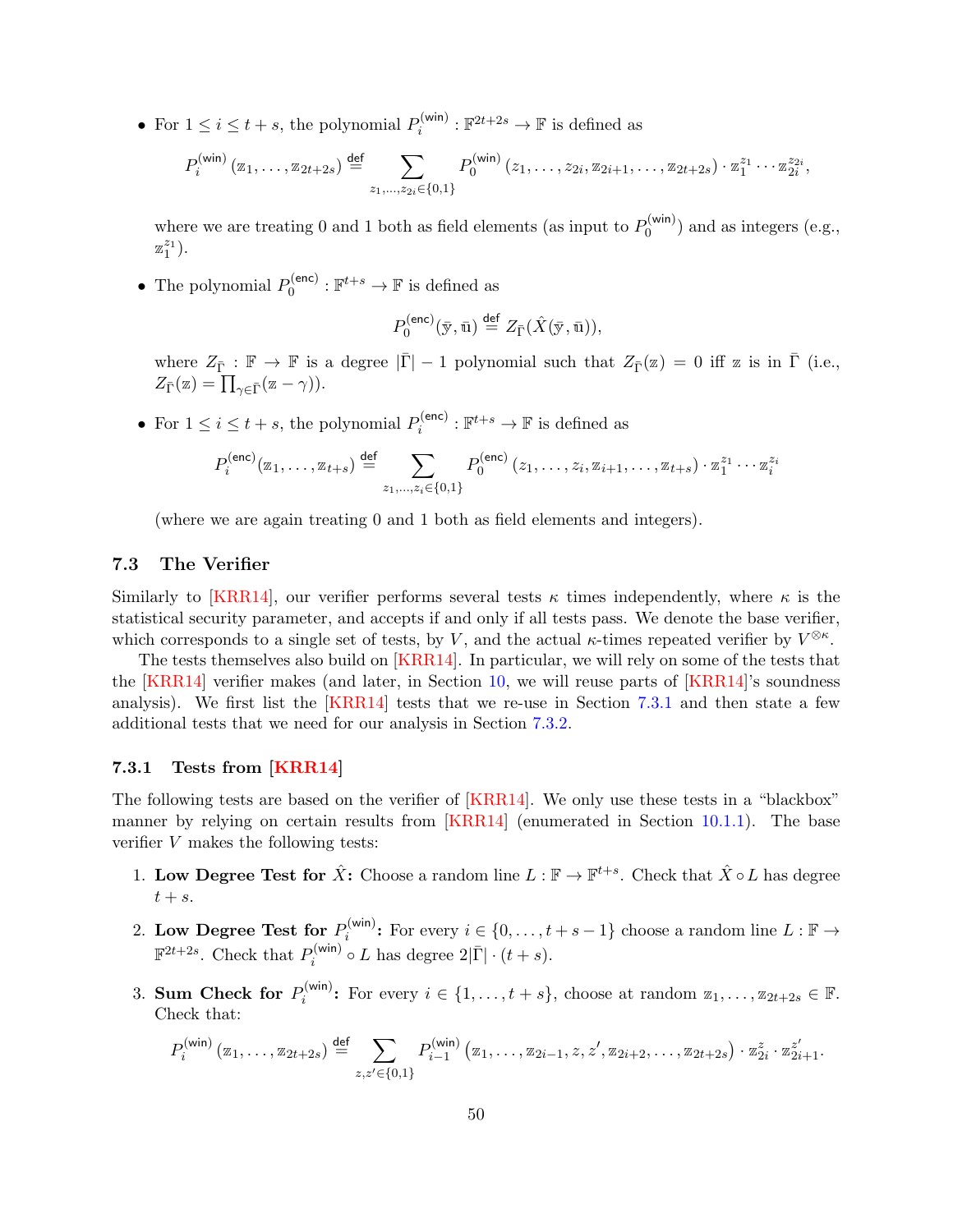- For $1 \leq i \leq t+s$, the polynomial $P_i^{(\mathsf{win})} : \mathbb{F}^{2t+2s} \to \mathbb{F}$ is defined as

$$P_i^{(\mathsf{win})}(\mathbb{z}_1, \ldots, \mathbb{z}_{2t+2s}) \stackrel{\mathsf{def}}{=} \sum_{z_1,\ldots,z_{2i} \in \{0,1\}} P_0^{(\mathsf{win})}(z_1, \ldots, z_{2i}, \mathbb{z}_{2i+1}, \ldots, \mathbb{z}_{2t+2s}) \cdot \mathbb{z}_1^{z_1} \cdots \mathbb{z}_{2i}^{z_{2i}},$$

  where we are treating 0 and 1 both as field elements (as input to $P_0^{(\mathsf{win})}$) and as integers (e.g., $\mathbb{z}_1^{z_1}$).

- The polynomial $P_0^{(\mathsf{enc})} : \mathbb{F}^{t+s} \to \mathbb{F}$ is defined as

$$P_0^{(\mathsf{enc})}(\bar{\mathbb{y}}, \bar{\mathbb{u}}) \stackrel{\mathsf{def}}{=} Z_{\bar{\Gamma}}(\hat{X}(\bar{\mathbb{y}}, \bar{\mathbb{u}})),$$

  where $Z_{\bar{\Gamma}} : \mathbb{F} \to \mathbb{F}$ is a degree $|\bar{\Gamma}| - 1$ polynomial such that $Z_{\bar{\Gamma}}(\mathbb{z}) = 0$ iff $\mathbb{z}$ is in $\bar{\Gamma}$ (i.e., $Z_{\bar{\Gamma}}(\mathbb{z}) = \prod_{\gamma \in \bar{\Gamma}}(\mathbb{z} - \gamma)$).

- For $1 \leq i \leq t+s$, the polynomial $P_i^{(\mathsf{enc})} : \mathbb{F}^{t+s} \to \mathbb{F}$ is defined as

$$P_i^{(\mathsf{enc})}(\mathbb{z}_1, \ldots, \mathbb{z}_{t+s}) \stackrel{\mathsf{def}}{=} \sum_{z_1,\ldots,z_i \in \{0,1\}} P_0^{(\mathsf{enc})}(z_1, \ldots, z_i, \mathbb{z}_{i+1}, \ldots, \mathbb{z}_{t+s}) \cdot \mathbb{z}_1^{z_1} \cdots \mathbb{z}_i^{z_i}$$

  (where we are again treating 0 and 1 both as field elements and integers).

### 7.3 The Verifier

Similarly to [KRR14], our verifier performs several tests $\kappa$ times independently, where $\kappa$ is the statistical security parameter, and accepts if and only if all tests pass. We denote the base verifier, which corresponds to a single set of tests, by $V$, and the actual $\kappa$-times repeated verifier by $V^{\otimes\kappa}$.

The tests themselves also build on [KRR14]. In particular, we will rely on some of the tests that the [KRR14] verifier makes (and later, in Section 10, we will reuse parts of [KRR14]'s soundness analysis). We first list the [KRR14] tests that we re-use in Section 7.3.1 and then state a few additional tests that we need for our analysis in Section 7.3.2.

#### 7.3.1 Tests from [KRR14]

The following tests are based on the verifier of [KRR14]. We only use these tests in a "blackbox" manner by relying on certain results from [KRR14] (enumerated in Section 10.1.1). The base verifier $V$ makes the following tests:

1. **Low Degree Test for $\hat{X}$:** Choose a random line $L : \mathbb{F} \to \mathbb{F}^{t+s}$. Check that $\hat{X} \circ L$ has degree $t+s$.
2. **Low Degree Test for $P_i^{(\mathsf{win})}$:** For every $i \in \{0, \ldots, t+s-1\}$ choose a random line $L : \mathbb{F} \to \mathbb{F}^{2t+2s}$. Check that $P_i^{(\mathsf{win})} \circ L$ has degree $2|\bar{\Gamma}| \cdot (t+s)$.
3. **Sum Check for $P_i^{(\mathsf{win})}$:** For every $i \in \{1, \ldots, t+s\}$, choose at random $\mathbb{z}_1, \ldots, \mathbb{z}_{2t+2s} \in \mathbb{F}$. Check that:

$$P_i^{(\mathsf{win})}(\mathbb{z}_1, \ldots, \mathbb{z}_{2t+2s}) \stackrel{\mathsf{def}}{=} \sum_{z,z' \in \{0,1\}} P_{i-1}^{(\mathsf{win})}(\mathbb{z}_1, \ldots, \mathbb{z}_{2i-1}, z, z', \mathbb{z}_{2i+2}, \ldots, \mathbb{z}_{2t+2s}) \cdot \mathbb{z}_{2i}^{z} \cdot \mathbb{z}_{2i+1}^{z'}.$$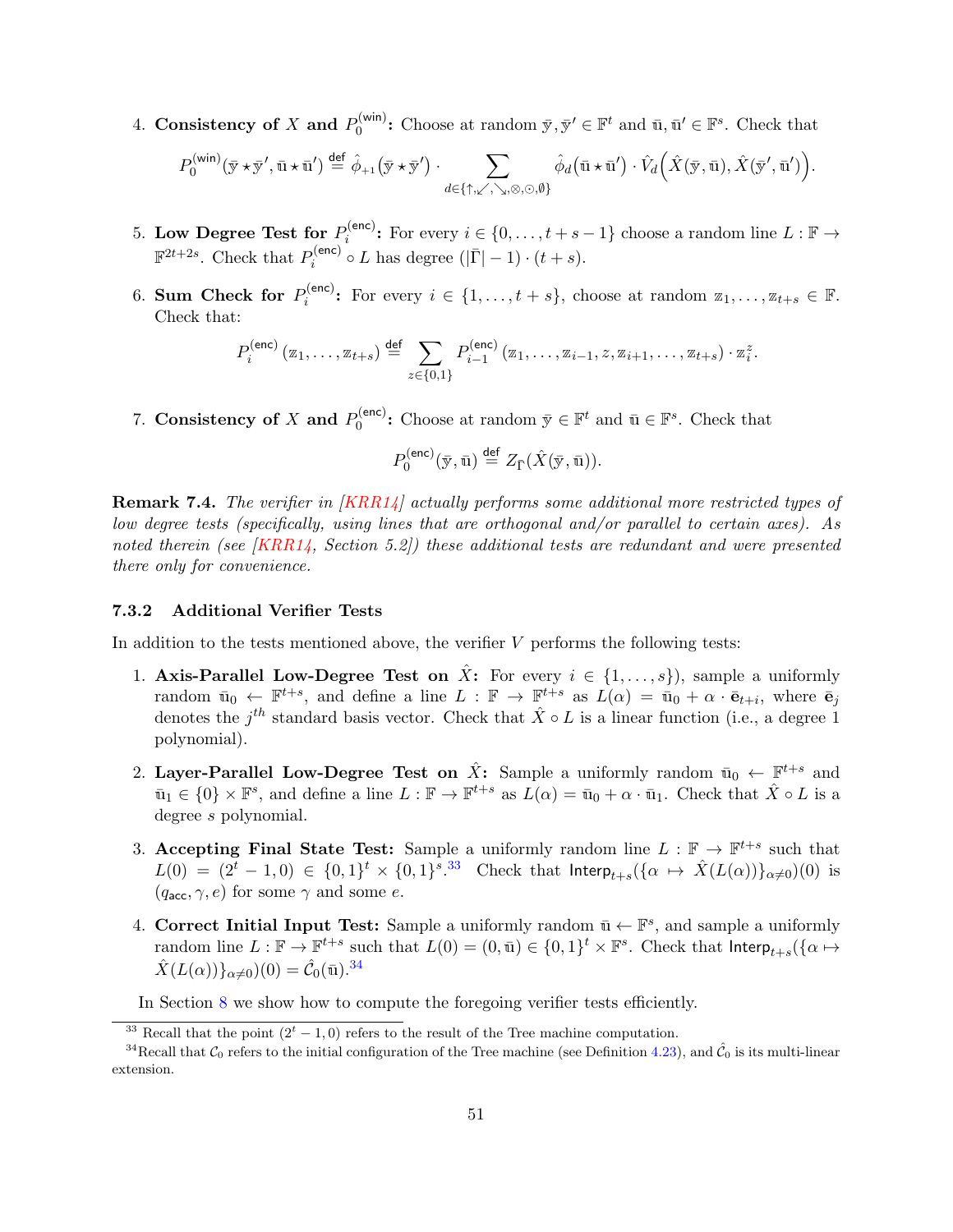4. **Consistency of $X$ and $P_0^{(\mathsf{win})}$:** Choose at random $\bar{\mathbb{y}}, \bar{\mathbb{y}}' \in \mathbb{F}^t$ and $\bar{\mathbb{u}}, \bar{\mathbb{u}}' \in \mathbb{F}^s$. Check that

$$P_0^{(\mathsf{win})}(\bar{\mathbb{y}} \star \bar{\mathbb{y}}', \bar{\mathbb{u}} \star \bar{\mathbb{u}}') \stackrel{\mathsf{def}}{=} \hat{\phi}_{+1}(\bar{\mathbb{y}} \star \bar{\mathbb{y}}') \cdot \sum_{d \in \{\uparrow, \swarrow, \searrow, \otimes, \odot, \emptyset\}} \hat{\phi}_d(\bar{\mathbb{u}} \star \bar{\mathbb{u}}') \cdot \hat{V}_d\Big(\hat{X}(\bar{\mathbb{y}}, \bar{\mathbb{u}}), \hat{X}(\bar{\mathbb{y}}', \bar{\mathbb{u}}')\Big).$$

5. **Low Degree Test for $P_i^{(\mathsf{enc})}$:** For every $i \in \{0, \ldots, t+s-1\}$ choose a random line $L : \mathbb{F} \to \mathbb{F}^{2t+2s}$. Check that $P_i^{(\mathsf{enc})} \circ L$ has degree $(|\bar{\Gamma}| - 1) \cdot (t+s)$.

6. **Sum Check for $P_i^{(\mathsf{enc})}$:** For every $i \in \{1, \ldots, t+s\}$, choose at random $\mathbb{z}_1, \ldots, \mathbb{z}_{t+s} \in \mathbb{F}$. Check that:

$$P_i^{(\mathsf{enc})}(\mathbb{z}_1, \ldots, \mathbb{z}_{t+s}) \stackrel{\mathsf{def}}{=} \sum_{z \in \{0,1\}} P_{i-1}^{(\mathsf{enc})}(\mathbb{z}_1, \ldots, \mathbb{z}_{i-1}, z, \mathbb{z}_{i+1}, \ldots, \mathbb{z}_{t+s}) \cdot \mathbb{z}_i^z.$$

7. **Consistency of $X$ and $P_0^{(\mathsf{enc})}$:** Choose at random $\bar{\mathbb{y}} \in \mathbb{F}^t$ and $\bar{\mathbb{u}} \in \mathbb{F}^s$. Check that

$$P_0^{(\mathsf{enc})}(\bar{\mathbb{y}}, \bar{\mathbb{u}}) \stackrel{\mathsf{def}}{=} Z_{\bar{\Gamma}}(\hat{X}(\bar{\mathbb{y}}, \bar{\mathbb{u}})).$$

**Remark 7.4.** *The verifier in [KRR14] actually performs some additional more restricted types of low degree tests (specifically, using lines that are orthogonal and/or parallel to certain axes). As noted therein (see [KRR14, Section 5.2]) these additional tests are redundant and were presented there only for convenience.*

### 7.3.2 Additional Verifier Tests

In addition to the tests mentioned above, the verifier $V$ performs the following tests:

1. **Axis-Parallel Low-Degree Test on $\hat{X}$:** For every $i \in \{1, \ldots, s\}$), sample a uniformly random $\bar{\mathbb{u}}_0 \leftarrow \mathbb{F}^{t+s}$, and define a line $L : \mathbb{F} \to \mathbb{F}^{t+s}$ as $L(\alpha) = \bar{\mathbb{u}}_0 + \alpha \cdot \bar{\mathbf{e}}_{t+i}$, where $\bar{\mathbf{e}}_j$ denotes the $j^{th}$ standard basis vector. Check that $\hat{X} \circ L$ is a linear function (i.e., a degree 1 polynomial).

2. **Layer-Parallel Low-Degree Test on $\hat{X}$:** Sample a uniformly random $\bar{\mathbb{u}}_0 \leftarrow \mathbb{F}^{t+s}$ and $\bar{\mathbb{u}}_1 \in \{0\} \times \mathbb{F}^s$, and define a line $L : \mathbb{F} \to \mathbb{F}^{t+s}$ as $L(\alpha) = \bar{\mathbb{u}}_0 + \alpha \cdot \bar{\mathbb{u}}_1$. Check that $\hat{X} \circ L$ is a degree $s$ polynomial.

3. **Accepting Final State Test:** Sample a uniformly random line $L : \mathbb{F} \to \mathbb{F}^{t+s}$ such that $L(0) = (2^t - 1, 0) \in \{0,1\}^t \times \{0,1\}^s$.[33] Check that $\mathsf{Interp}_{t+s}(\{\alpha \mapsto \hat{X}(L(\alpha))\}_{\alpha \neq 0})(0)$ is $(q_{\mathsf{acc}}, \gamma, e)$ for some $\gamma$ and some $e$.

4. **Correct Initial Input Test:** Sample a uniformly random $\bar{\mathbb{u}} \leftarrow \mathbb{F}^s$, and sample a uniformly random line $L : \mathbb{F} \to \mathbb{F}^{t+s}$ such that $L(0) = (0, \bar{\mathbb{u}}) \in \{0,1\}^t \times \mathbb{F}^s$. Check that $\mathsf{Interp}_{t+s}(\{\alpha \mapsto \hat{X}(L(\alpha))\}_{\alpha \neq 0})(0) = \hat{\mathcal{C}}_0(\bar{\mathbb{u}})$.[34]

In Section 8 we show how to compute the foregoing verifier tests efficiently.

[33] Recall that the point $(2^t - 1, 0)$ refers to the result of the Tree machine computation.

[34] Recall that $\mathcal{C}_0$ refers to the initial configuration of the Tree machine (see Definition 4.23), and $\hat{\mathcal{C}}_0$ is its multi-linear extension.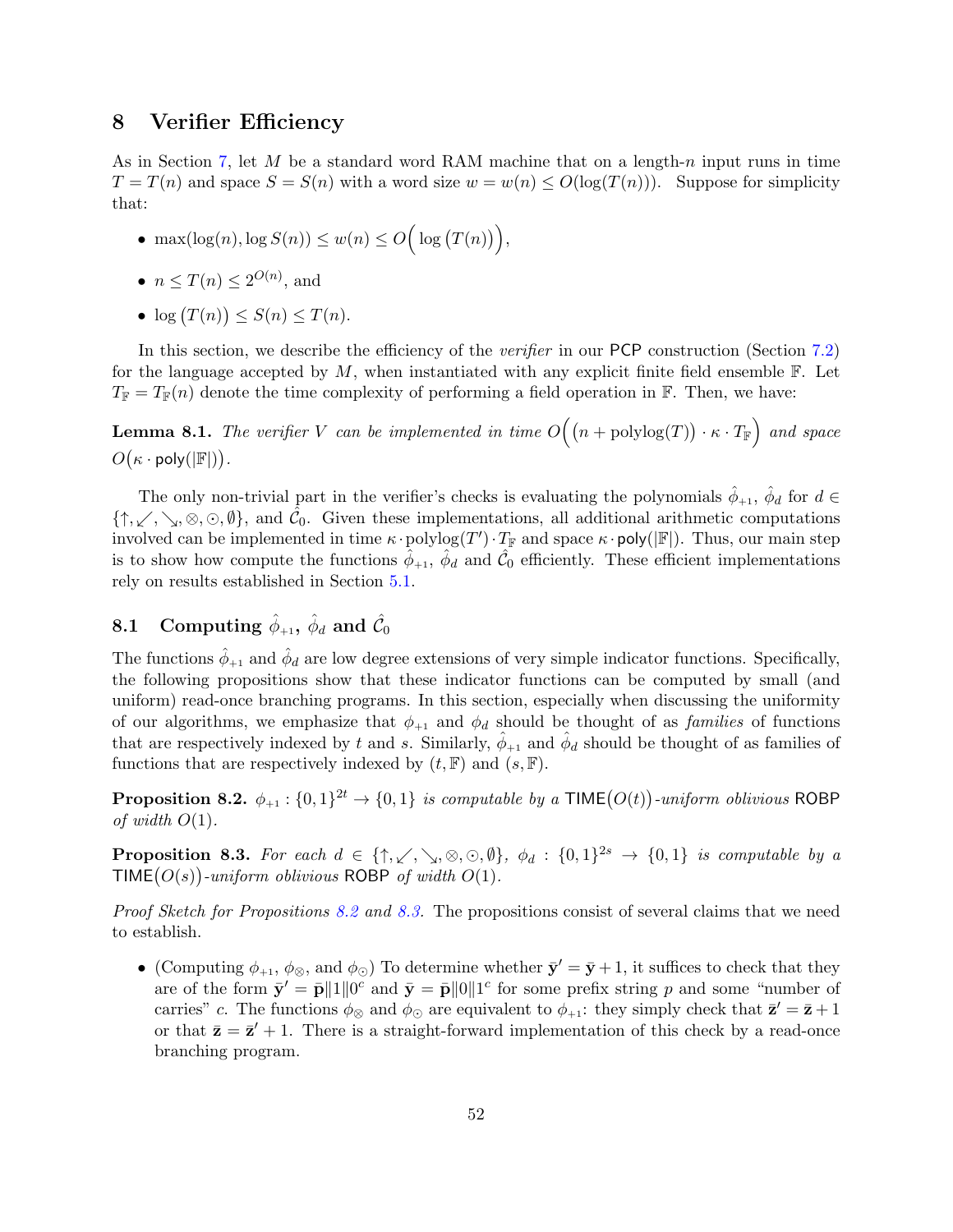# 8 Verifier Efficiency

As in Section 7, let $M$ be a standard word RAM machine that on a length-$n$ input runs in time $T = T(n)$ and space $S = S(n)$ with a word size $w = w(n) \leq O(\log(T(n)))$. Suppose for simplicity that:

- $\max(\log(n), \log S(n)) \leq w(n) \leq O\Big(\log\big(T(n)\big)\Big)$,
- $n \leq T(n) \leq 2^{O(n)}$, and
- $\log\big(T(n)\big) \leq S(n) \leq T(n)$.

In this section, we describe the efficiency of the *verifier* in our PCP construction (Section 7.2) for the language accepted by $M$, when instantiated with any explicit finite field ensemble $\mathbb{F}$. Let $T_{\mathbb{F}} = T_{\mathbb{F}}(n)$ denote the time complexity of performing a field operation in $\mathbb{F}$. Then, we have:

**Lemma 8.1.** *The verifier $V$ can be implemented in time $O\Big(\big(n + \mathsf{polylog}(T)\big) \cdot \kappa \cdot T_{\mathbb{F}}\Big)$ and space $O\big(\kappa \cdot \mathsf{poly}(|\mathbb{F}|)\big)$.*

The only non-trivial part in the verifier's checks is evaluating the polynomials $\hat{\phi}_{+1}$, $\hat{\phi}_d$ for $d \in \{\uparrow, \swarrow, \searrow, \otimes, \odot, \emptyset\}$, and $\hat{\mathcal{C}}_0$. Given these implementations, all additional arithmetic computations involved can be implemented in time $\kappa \cdot \mathsf{polylog}(T') \cdot T_{\mathbb{F}}$ and space $\kappa \cdot \mathsf{poly}(|\mathbb{F}|)$. Thus, our main step is to show how compute the functions $\hat{\phi}_{+1}$, $\hat{\phi}_d$ and $\hat{\mathcal{C}}_0$ efficiently. These efficient implementations rely on results established in Section 5.1.

## 8.1 Computing $\hat{\phi}_{+1}$, $\hat{\phi}_d$ and $\hat{\mathcal{C}}_0$

The functions $\hat{\phi}_{+1}$ and $\hat{\phi}_d$ are low degree extensions of very simple indicator functions. Specifically, the following propositions show that these indicator functions can be computed by small (and uniform) read-once branching programs. In this section, especially when discussing the uniformity of our algorithms, we emphasize that $\phi_{+1}$ and $\phi_d$ should be thought of as *families* of functions that are respectively indexed by $t$ and $s$. Similarly, $\hat{\phi}_{+1}$ and $\hat{\phi}_d$ should be thought of as families of functions that are respectively indexed by $(t, \mathbb{F})$ and $(s, \mathbb{F})$.

**Proposition 8.2.** *$\phi_{+1} : \{0,1\}^{2t} \to \{0,1\}$ is computable by a $\mathsf{TIME}\big(O(t)\big)$-uniform oblivious $\mathsf{ROBP}$ of width $O(1)$.*

**Proposition 8.3.** *For each $d \in \{\uparrow, \swarrow, \searrow, \otimes, \odot, \emptyset\}$, $\phi_d : \{0,1\}^{2s} \to \{0,1\}$ is computable by a $\mathsf{TIME}\big(O(s)\big)$-uniform oblivious $\mathsf{ROBP}$ of width $O(1)$.*

*Proof Sketch for Propositions 8.2 and 8.3.* The propositions consist of several claims that we need to establish.

- (Computing $\phi_{+1}$, $\phi_{\otimes}$, and $\phi_{\odot}$) To determine whether $\bar{\mathbf{y}}' = \bar{\mathbf{y}} + 1$, it suffices to check that they are of the form $\bar{\mathbf{y}}' = \bar{\mathbf{p}} \| 1 \| 0^c$ and $\bar{\mathbf{y}} = \bar{\mathbf{p}} \| 0 \| 1^c$ for some prefix string $p$ and some "number of carries" $c$. The functions $\phi_{\otimes}$ and $\phi_{\odot}$ are equivalent to $\phi_{+1}$: they simply check that $\bar{\mathbf{z}}' = \bar{\mathbf{z}} + 1$ or that $\bar{\mathbf{z}} = \bar{\mathbf{z}}' + 1$. There is a straight-forward implementation of this check by a read-once branching program.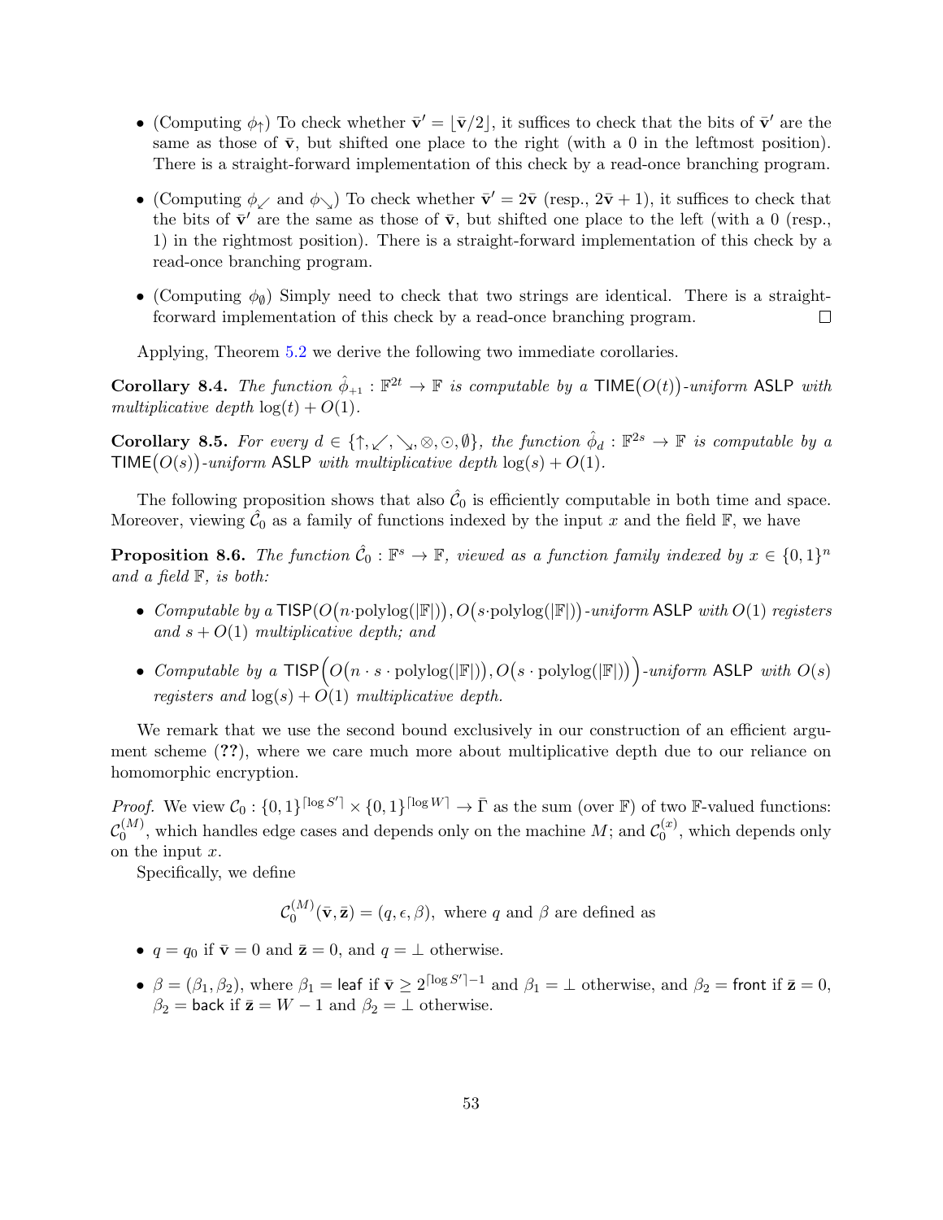- (Computing $\phi_{\uparrow}$) To check whether $\bar{\mathbf{v}}' = \lfloor \bar{\mathbf{v}}/2 \rfloor$, it suffices to check that the bits of $\bar{\mathbf{v}}'$ are the same as those of $\bar{\mathbf{v}}$, but shifted one place to the right (with a 0 in the leftmost position). There is a straight-forward implementation of this check by a read-once branching program.

- (Computing $\phi_{\swarrow}$ and $\phi_{\searrow}$) To check whether $\bar{\mathbf{v}}' = 2\bar{\mathbf{v}}$ (resp., $2\bar{\mathbf{v}}+1$), it suffices to check that the bits of $\bar{\mathbf{v}}'$ are the same as those of $\bar{\mathbf{v}}$, but shifted one place to the left (with a 0 (resp., 1) in the rightmost position). There is a straight-forward implementation of this check by a read-once branching program.

- (Computing $\phi_{\emptyset}$) Simply need to check that two strings are identical. There is a straight-fcorward implementation of this check by a read-once branching program. □

Applying, Theorem 5.2 we derive the following two immediate corollaries.

**Corollary 8.4.** *The function $\hat{\phi}_{+1} : \mathbb{F}^{2t} \to \mathbb{F}$ is computable by a $\mathsf{TIME}\big(O(t)\big)$-uniform $\mathsf{ASLP}$ with multiplicative depth $\log(t) + O(1)$.*

**Corollary 8.5.** *For every $d \in \{\uparrow, \swarrow, \searrow, \otimes, \odot, \emptyset\}$, the function $\hat{\phi}_d : \mathbb{F}^{2s} \to \mathbb{F}$ is computable by a $\mathsf{TIME}\big(O(s)\big)$-uniform $\mathsf{ASLP}$ with multiplicative depth $\log(s) + O(1)$.*

The following proposition shows that also $\hat{\mathcal{C}}_0$ is efficiently computable in both time and space. Moreover, viewing $\hat{\mathcal{C}}_0$ as a family of functions indexed by the input $x$ and the field $\mathbb{F}$, we have

**Proposition 8.6.** *The function $\hat{\mathcal{C}}_0 : \mathbb{F}^s \to \mathbb{F}$, viewed as a function family indexed by $x \in \{0,1\}^n$ and a field $\mathbb{F}$, is both:*

- *Computable by a $\mathsf{TISP}(O\big(n \cdot \mathrm{polylog}(|\mathbb{F}|)\big), O\big(s \cdot \mathrm{polylog}(|\mathbb{F}|)\big)$-uniform $\mathsf{ASLP}$ with $O(1)$ registers and $s + O(1)$ multiplicative depth; and*

- *Computable by a $\mathsf{TISP}\Big(O\big(n \cdot s \cdot \mathrm{polylog}(|\mathbb{F}|)\big), O\big(s \cdot \mathrm{polylog}(|\mathbb{F}|)\big)\Big)$-uniform $\mathsf{ASLP}$ with $O(s)$ registers and $\log(s) + O(1)$ multiplicative depth.*

We remark that we use the second bound exclusively in our construction of an efficient argument scheme (**??**), where we care much more about multiplicative depth due to our reliance on homomorphic encryption.

*Proof.* We view $\mathcal{C}_0 : \{0,1\}^{\lceil \log S' \rceil} \times \{0,1\}^{\lceil \log W \rceil} \to \bar{\Gamma}$ as the sum (over $\mathbb{F}$) of two $\mathbb{F}$-valued functions: $\mathcal{C}_0^{(M)}$, which handles edge cases and depends only on the machine $M$; and $\mathcal{C}_0^{(x)}$, which depends only on the input $x$.

Specifically, we define

$$\mathcal{C}_0^{(M)}(\bar{\mathbf{v}}, \bar{\mathbf{z}}) = (q, \epsilon, \beta), \text{ where } q \text{ and } \beta \text{ are defined as}$$

- $q = q_0$ if $\bar{\mathbf{v}} = 0$ and $\bar{\mathbf{z}} = 0$, and $q = \perp$ otherwise.

- $\beta = (\beta_1, \beta_2)$, where $\beta_1 = \mathsf{leaf}$ if $\bar{\mathbf{v}} \geq 2^{\lceil \log S' \rceil - 1}$ and $\beta_1 = \perp$ otherwise, and $\beta_2 = \mathsf{front}$ if $\bar{\mathbf{z}} = 0$, $\beta_2 = \mathsf{back}$ if $\bar{\mathbf{z}} = W - 1$ and $\beta_2 = \perp$ otherwise.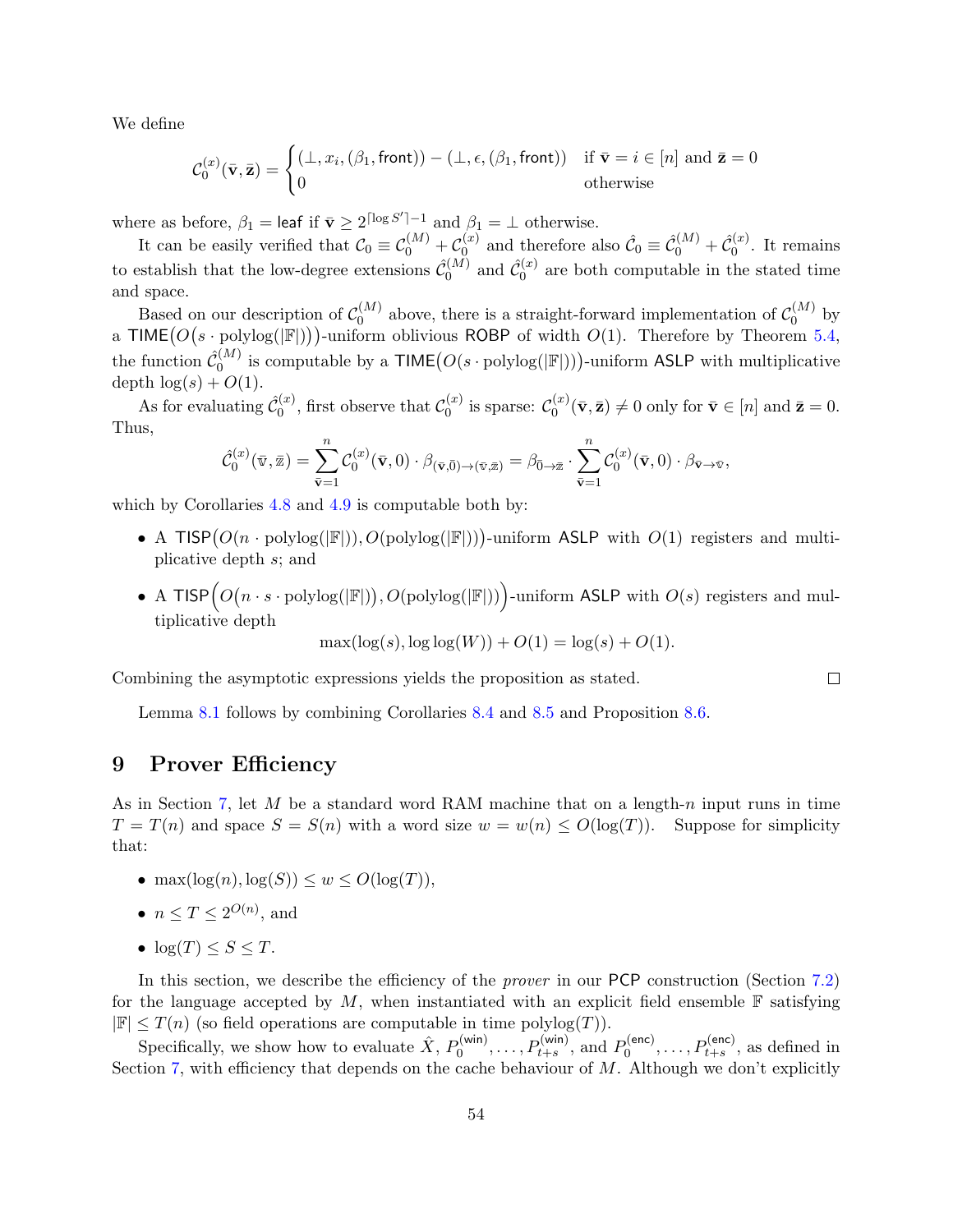We define

$$\mathcal{C}_0^{(x)}(\bar{\mathbf{v}}, \bar{\mathbf{z}}) = \begin{cases} (\bot, x_i, (\beta_1, \mathsf{front})) - (\bot, \epsilon, (\beta_1, \mathsf{front})) & \text{if } \bar{\mathbf{v}} = i \in [n] \text{ and } \bar{\mathbf{z}} = 0 \\ 0 & \text{otherwise} \end{cases}$$

where as before, $\beta_1 = \mathsf{leaf}$ if $\bar{\mathbf{v}} \geq 2^{\lceil \log S' \rceil - 1}$ and $\beta_1 = \bot$ otherwise.

It can be easily verified that $\mathcal{C}_0 \equiv \mathcal{C}_0^{(M)} + \mathcal{C}_0^{(x)}$ and therefore also $\hat{\mathcal{C}}_0 \equiv \hat{\mathcal{C}}_0^{(M)} + \hat{\mathcal{C}}_0^{(x)}$. It remains to establish that the low-degree extensions $\hat{\mathcal{C}}_0^{(M)}$ and $\hat{\mathcal{C}}_0^{(x)}$ are both computable in the stated time and space.

Based on our description of $\mathcal{C}_0^{(M)}$ above, there is a straight-forward implementation of $\mathcal{C}_0^{(M)}$ by a $\mathsf{TIME}\big(O\big(s \cdot \mathrm{polylog}(|\mathbb{F}|)\big)\big)$-uniform oblivious $\mathsf{ROBP}$ of width $O(1)$. Therefore by Theorem 5.4, the function $\hat{\mathcal{C}}_0^{(M)}$ is computable by a $\mathsf{TIME}\big(O(s \cdot \mathrm{polylog}(|\mathbb{F}|))\big)$-uniform $\mathsf{ASLP}$ with multiplicative depth $\log(s) + O(1)$.

As for evaluating $\hat{\mathcal{C}}_0^{(x)}$, first observe that $\mathcal{C}_0^{(x)}$ is sparse: $\mathcal{C}_0^{(x)}(\bar{\mathbf{v}}, \bar{\mathbf{z}}) \neq 0$ only for $\bar{\mathbf{v}} \in [n]$ and $\bar{\mathbf{z}} = 0$. Thus,

$$\hat{\mathcal{C}}_0^{(x)}(\bar{\mathbb{v}}, \bar{\mathbb{z}}) = \sum_{\bar{\mathbf{v}}=1}^{n} \mathcal{C}_0^{(x)}(\bar{\mathbf{v}}, 0) \cdot \beta_{(\bar{\mathbf{v}}, \bar{0}) \to (\bar{\mathbb{v}}, \bar{\mathbb{z}})} = \beta_{\bar{0} \to \bar{\mathbb{z}}} \cdot \sum_{\bar{\mathbf{v}}=1}^{n} \mathcal{C}_0^{(x)}(\bar{\mathbf{v}}, 0) \cdot \beta_{\bar{\mathbf{v}} \to \bar{\mathbb{v}}},$$

which by Corollaries 4.8 and 4.9 is computable both by:

- A $\mathsf{TISP}\big(O(n \cdot \mathrm{polylog}(|\mathbb{F}|)), O(\mathrm{polylog}(|\mathbb{F}|))\big)$-uniform $\mathsf{ASLP}$ with $O(1)$ registers and multiplicative depth $s$; and
- A $\mathsf{TISP}\Big(O\big(n \cdot s \cdot \mathrm{polylog}(|\mathbb{F}|)\big), O\big(\mathrm{polylog}(|\mathbb{F}|)\big)\Big)$-uniform $\mathsf{ASLP}$ with $O(s)$ registers and multiplicative depth
$$\max(\log(s), \log\log(W)) + O(1) = \log(s) + O(1).$$

Combining the asymptotic expressions yields the proposition as stated. □

Lemma 8.1 follows by combining Corollaries 8.4 and 8.5 and Proposition 8.6.

# 9 Prover Efficiency

As in Section 7, let $M$ be a standard word RAM machine that on a length-$n$ input runs in time $T = T(n)$ and space $S = S(n)$ with a word size $w = w(n) \leq O(\log(T))$. Suppose for simplicity that:

- $\max(\log(n), \log(S)) \leq w \leq O(\log(T))$,
- $n \leq T \leq 2^{O(n)}$, and
- $\log(T) \leq S \leq T$.

In this section, we describe the efficiency of the *prover* in our $\mathsf{PCP}$ construction (Section 7.2) for the language accepted by $M$, when instantiated with an explicit field ensemble $\mathbb{F}$ satisfying $|\mathbb{F}| \leq T(n)$ (so field operations are computable in time $\mathrm{polylog}(T)$).

Specifically, we show how to evaluate $\hat{X}$, $P_0^{(\mathsf{win})}, \ldots, P_{t+s}^{(\mathsf{win})}$, and $P_0^{(\mathsf{enc})}, \ldots, P_{t+s}^{(\mathsf{enc})}$, as defined in Section 7, with efficiency that depends on the cache behaviour of $M$. Although we don't explicitly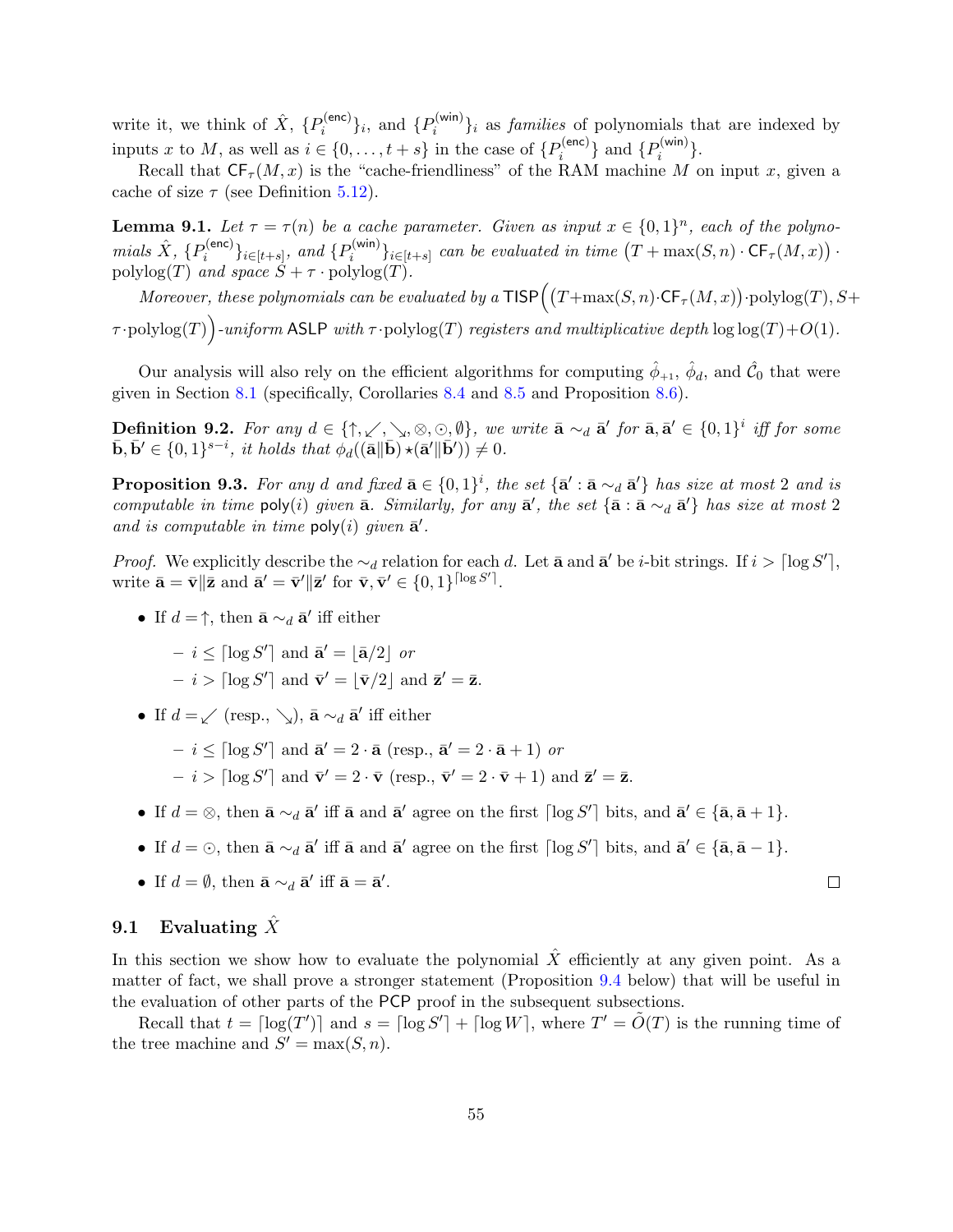write it, we think of $\hat{X}$, $\{P_i^{(\mathsf{enc})}\}_i$, and $\{P_i^{(\mathsf{win})}\}_i$ as *families* of polynomials that are indexed by inputs $x$ to $M$, as well as $i \in \{0, \dots, t+s\}$ in the case of $\{P_i^{(\mathsf{enc})}\}$ and $\{P_i^{(\mathsf{win})}\}$.

Recall that $\mathsf{CF}_\tau(M, x)$ is the "cache-friendliness" of the RAM machine $M$ on input $x$, given a cache of size $\tau$ (see Definition 5.12).

**Lemma 9.1.** *Let $\tau = \tau(n)$ be a cache parameter. Given as input $x \in \{0,1\}^n$, each of the polynomials $\hat{X}$, $\{P_i^{(\mathsf{enc})}\}_{i \in [t+s]}$, and $\{P_i^{(\mathsf{win})}\}_{i \in [t+s]}$ can be evaluated in time $\big(T + \max(S, n) \cdot \mathsf{CF}_\tau(M, x)\big) \cdot \mathrm{polylog}(T)$ and space $S + \tau \cdot \mathrm{polylog}(T)$.*

*Moreover, these polynomials can be evaluated by a $\mathsf{TISP}\Big(\big(T+\max(S,n)\cdot\mathsf{CF}_\tau(M,x)\big)\cdot\mathrm{polylog}(T), S+\tau\cdot\mathrm{polylog}(T)\Big)$-uniform $\mathsf{ASLP}$ with $\tau \cdot \mathrm{polylog}(T)$ registers and multiplicative depth $\log\log(T) + O(1)$.*

Our analysis will also rely on the efficient algorithms for computing $\hat{\phi}_{+1}$, $\hat{\phi}_d$, and $\hat{\mathcal{C}}_0$ that were given in Section 8.1 (specifically, Corollaries 8.4 and 8.5 and Proposition 8.6).

**Definition 9.2.** *For any $d \in \{\uparrow, \swarrow, \searrow, \otimes, \odot, \emptyset\}$, we write $\bar{\mathbf{a}} \sim_d \bar{\mathbf{a}}'$ for $\bar{\mathbf{a}}, \bar{\mathbf{a}}' \in \{0,1\}^i$ iff for some $\bar{\mathbf{b}}, \bar{\mathbf{b}}' \in \{0,1\}^{s-i}$, it holds that $\phi_d((\bar{\mathbf{a}}\|\bar{\mathbf{b}}) \star (\bar{\mathbf{a}}'\|\bar{\mathbf{b}}')) \neq 0$.*

**Proposition 9.3.** *For any $d$ and fixed $\bar{\mathbf{a}} \in \{0,1\}^i$, the set $\{\bar{\mathbf{a}}' : \bar{\mathbf{a}} \sim_d \bar{\mathbf{a}}'\}$ has size at most 2 and is computable in time $\mathsf{poly}(i)$ given $\bar{\mathbf{a}}$. Similarly, for any $\bar{\mathbf{a}}'$, the set $\{\bar{\mathbf{a}} : \bar{\mathbf{a}} \sim_d \bar{\mathbf{a}}'\}$ has size at most 2 and is computable in time $\mathsf{poly}(i)$ given $\bar{\mathbf{a}}'$.*

*Proof.* We explicitly describe the $\sim_d$ relation for each $d$. Let $\bar{\mathbf{a}}$ and $\bar{\mathbf{a}}'$ be $i$-bit strings. If $i > \lceil \log S' \rceil$, write $\bar{\mathbf{a}} = \bar{\mathbf{v}}\|\bar{\mathbf{z}}$ and $\bar{\mathbf{a}}' = \bar{\mathbf{v}}'\|\bar{\mathbf{z}}'$ for $\bar{\mathbf{v}}, \bar{\mathbf{v}}' \in \{0,1\}^{\lceil \log S' \rceil}$.

- If $d = \uparrow$, then $\bar{\mathbf{a}} \sim_d \bar{\mathbf{a}}'$ iff either
  - $i \le \lceil \log S' \rceil$ and $\bar{\mathbf{a}}' = \lfloor \bar{\mathbf{a}}/2 \rfloor$ *or*
  - $i > \lceil \log S' \rceil$ and $\bar{\mathbf{v}}' = \lfloor \bar{\mathbf{v}}/2 \rfloor$ and $\bar{\mathbf{z}}' = \bar{\mathbf{z}}$.
- If $d = \swarrow$ (resp., $\searrow$), $\bar{\mathbf{a}} \sim_d \bar{\mathbf{a}}'$ iff either
  - $i \le \lceil \log S' \rceil$ and $\bar{\mathbf{a}}' = 2 \cdot \bar{\mathbf{a}}$ (resp., $\bar{\mathbf{a}}' = 2 \cdot \bar{\mathbf{a}} + 1$) *or*
  - $i > \lceil \log S' \rceil$ and $\bar{\mathbf{v}}' = 2 \cdot \bar{\mathbf{v}}$ (resp., $\bar{\mathbf{v}}' = 2 \cdot \bar{\mathbf{v}} + 1$) and $\bar{\mathbf{z}}' = \bar{\mathbf{z}}$.
- If $d = \otimes$, then $\bar{\mathbf{a}} \sim_d \bar{\mathbf{a}}'$ iff $\bar{\mathbf{a}}$ and $\bar{\mathbf{a}}'$ agree on the first $\lceil \log S' \rceil$ bits, and $\bar{\mathbf{a}}' \in \{\bar{\mathbf{a}}, \bar{\mathbf{a}} + 1\}$.
- If $d = \odot$, then $\bar{\mathbf{a}} \sim_d \bar{\mathbf{a}}'$ iff $\bar{\mathbf{a}}$ and $\bar{\mathbf{a}}'$ agree on the first $\lceil \log S' \rceil$ bits, and $\bar{\mathbf{a}}' \in \{\bar{\mathbf{a}}, \bar{\mathbf{a}} - 1\}$.
- If $d = \emptyset$, then $\bar{\mathbf{a}} \sim_d \bar{\mathbf{a}}'$ iff $\bar{\mathbf{a}} = \bar{\mathbf{a}}'$. $\square$

## 9.1 Evaluating $\hat{X}$

In this section we show how to evaluate the polynomial $\hat{X}$ efficiently at any given point. As a matter of fact, we shall prove a stronger statement (Proposition 9.4 below) that will be useful in the evaluation of other parts of the $\mathsf{PCP}$ proof in the subsequent subsections.

Recall that $t = \lceil \log(T') \rceil$ and $s = \lceil \log S' \rceil + \lceil \log W \rceil$, where $T' = \tilde{O}(T)$ is the running time of the tree machine and $S' = \max(S, n)$.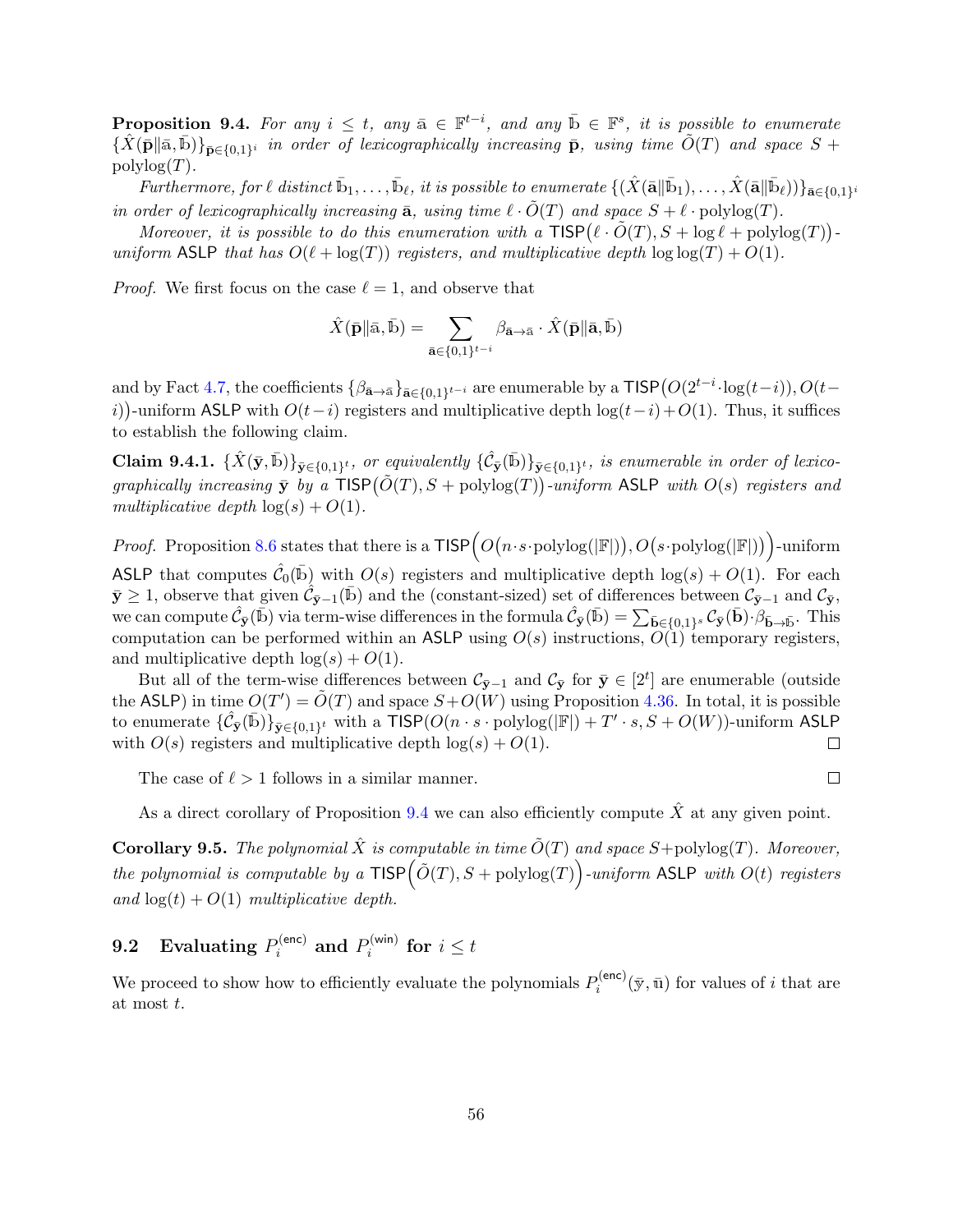**Proposition 9.4.** *For any $i \leq t$, any $\bar{\mathrm{a}} \in \mathbb{F}^{t-i}$, and any $\bar{\mathrm{b}} \in \mathbb{F}^s$, it is possible to enumerate $\{\hat{X}(\bar{\mathbf{p}}\|\bar{\mathrm{a}}, \bar{\mathrm{b}})\}_{\bar{\mathbf{p}} \in \{0,1\}^i}$ in order of lexicographically increasing $\bar{\mathbf{p}}$, using time $\tilde{O}(T)$ and space $S + \mathrm{polylog}(T)$.*

*Furthermore, for $\ell$ distinct $\bar{\mathrm{b}}_1, \ldots, \bar{\mathrm{b}}_\ell$, it is possible to enumerate $\{(\hat{X}(\bar{\mathbf{a}}\|\bar{\mathrm{b}}_1), \ldots, \hat{X}(\bar{\mathbf{a}}\|\bar{\mathrm{b}}_\ell))\}_{\bar{\mathbf{a}} \in \{0,1\}^i}$ in order of lexicographically increasing $\bar{\mathbf{a}}$, using time $\ell \cdot \tilde{O}(T)$ and space $S + \ell \cdot \mathrm{polylog}(T)$.*

*Moreover, it is possible to do this enumeration with a $\mathsf{TISP}\big(\ell \cdot \tilde{O}(T), S + \log \ell + \mathrm{polylog}(T)\big)$-uniform $\mathsf{ASLP}$ that has $O(\ell + \log(T))$ registers, and multiplicative depth $\log\log(T) + O(1)$.*

*Proof.* We first focus on the case $\ell = 1$, and observe that

$$\hat{X}(\bar{\mathbf{p}}\|\bar{\mathrm{a}}, \bar{\mathrm{b}}) = \sum_{\bar{\mathbf{a}} \in \{0,1\}^{t-i}} \beta_{\bar{\mathbf{a}} \to \bar{\mathrm{a}}} \cdot \hat{X}(\bar{\mathbf{p}}\|\bar{\mathbf{a}}, \bar{\mathrm{b}})$$

and by Fact 4.7, the coefficients $\{\beta_{\bar{\mathbf{a}} \to \bar{\mathrm{a}}}\}_{\bar{\mathbf{a}} \in \{0,1\}^{t-i}}$ are enumerable by a $\mathsf{TISP}\big(O(2^{t-i} \cdot \log(t-i)), O(t-i)\big)$-uniform $\mathsf{ASLP}$ with $O(t-i)$ registers and multiplicative depth $\log(t-i) + O(1)$. Thus, it suffices to establish the following claim.

**Claim 9.4.1.** *$\{\hat{X}(\bar{\mathbf{y}}, \bar{\mathrm{b}})\}_{\bar{\mathbf{y}} \in \{0,1\}^t}$, or equivalently $\{\hat{\mathcal{C}}_{\bar{\mathbf{y}}}(\bar{\mathrm{b}})\}_{\bar{\mathbf{y}} \in \{0,1\}^t}$, is enumerable in order of lexicographically increasing $\bar{\mathbf{y}}$ by a $\mathsf{TISP}\big(\tilde{O}(T), S + \mathrm{polylog}(T)\big)$-uniform $\mathsf{ASLP}$ with $O(s)$ registers and multiplicative depth $\log(s) + O(1)$.*

*Proof.* Proposition 8.6 states that there is a $\mathsf{TISP}\Big(O\big(n \cdot s \cdot \mathrm{polylog}(|\mathbb{F}|)\big), O\big(s \cdot \mathrm{polylog}(|\mathbb{F}|)\big)\Big)$-uniform $\mathsf{ASLP}$ that computes $\hat{\mathcal{C}}_0(\bar{\mathrm{b}})$ with $O(s)$ registers and multiplicative depth $\log(s) + O(1)$. For each $\bar{\mathbf{y}} \geq 1$, observe that given $\hat{\mathcal{C}}_{\bar{\mathbf{y}}-1}(\bar{\mathrm{b}})$ and the (constant-sized) set of differences between $\mathcal{C}_{\bar{\mathbf{y}}-1}$ and $\mathcal{C}_{\bar{\mathbf{y}}}$, we can compute $\hat{\mathcal{C}}_{\bar{\mathbf{y}}}(\bar{\mathrm{b}})$ via term-wise differences in the formula $\hat{\mathcal{C}}_{\bar{\mathbf{y}}}(\bar{\mathrm{b}}) = \sum_{\bar{\mathbf{b}} \in \{0,1\}^s} \mathcal{C}_{\bar{\mathbf{y}}}(\bar{\mathbf{b}}) \cdot \beta_{\bar{\mathbf{b}} \to \bar{\mathrm{b}}}$. This computation can be performed within an $\mathsf{ASLP}$ using $O(s)$ instructions, $O(1)$ temporary registers, and multiplicative depth $\log(s) + O(1)$.

But all of the term-wise differences between $\mathcal{C}_{\bar{\mathbf{y}}-1}$ and $\mathcal{C}_{\bar{\mathbf{y}}}$ for $\bar{\mathbf{y}} \in [2^t]$ are enumerable (outside the $\mathsf{ASLP}$) in time $O(T') = \tilde{O}(T)$ and space $S + O(W)$ using Proposition 4.36. In total, it is possible to enumerate $\{\hat{\mathcal{C}}_{\bar{\mathbf{y}}}(\bar{\mathrm{b}})\}_{\bar{\mathbf{y}} \in \{0,1\}^t}$ with a $\mathsf{TISP}(O(n \cdot s \cdot \mathrm{polylog}(|\mathbb{F}|) + T' \cdot s, S + O(W))$-uniform $\mathsf{ASLP}$ with $O(s)$ registers and multiplicative depth $\log(s) + O(1)$. $\square$

The case of $\ell > 1$ follows in a similar manner. $\square$

As a direct corollary of Proposition 9.4 we can also efficiently compute $\hat{X}$ at any given point.

**Corollary 9.5.** *The polynomial $\hat{X}$ is computable in time $\tilde{O}(T)$ and space $S + \mathrm{polylog}(T)$. Moreover, the polynomial is computable by a $\mathsf{TISP}\Big(\tilde{O}(T), S + \mathrm{polylog}(T)\Big)$-uniform $\mathsf{ASLP}$ with $O(t)$ registers and $\log(t) + O(1)$ multiplicative depth.*

## 9.2 Evaluating $P_i^{(\mathsf{enc})}$ and $P_i^{(\mathsf{win})}$ for $i \leq t$

We proceed to show how to efficiently evaluate the polynomials $P_i^{(\mathsf{enc})}(\bar{\mathrm{y}}, \bar{\mathrm{u}})$ for values of $i$ that are at most $t$.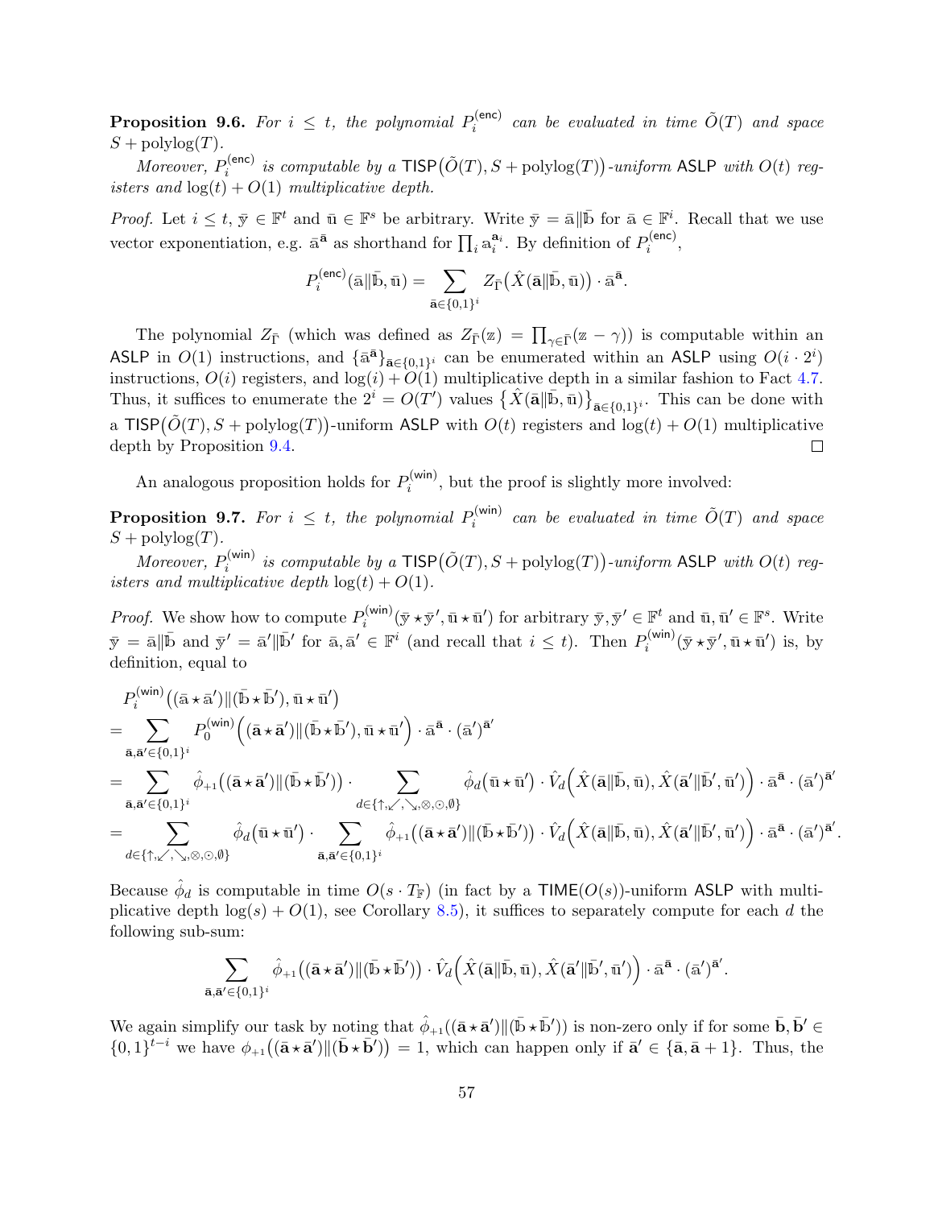**Proposition 9.6.** *For $i \le t$, the polynomial $P_i^{(\mathsf{enc})}$ can be evaluated in time $\tilde{O}(T)$ and space $S + \mathrm{polylog}(T)$.*

*Moreover, $P_i^{(\mathsf{enc})}$ is computable by a $\mathsf{TISP}\big(\tilde{O}(T), S + \mathrm{polylog}(T)\big)$-uniform $\mathsf{ASLP}$ with $O(t)$ registers and $\log(t) + O(1)$ multiplicative depth.*

*Proof.* Let $i \le t$, $\bar{\mathbb{y}} \in \mathbb{F}^t$ and $\bar{\mathbb{u}} \in \mathbb{F}^s$ be arbitrary. Write $\bar{\mathbb{y}} = \bar{\mathbb{a}} \| \bar{\mathbb{b}}$ for $\bar{\mathbb{a}} \in \mathbb{F}^i$. Recall that we use vector exponentiation, e.g. $\bar{\mathbb{a}}^{\bar{\mathbf{a}}}$ as shorthand for $\prod_i \mathbb{a}_i^{\mathbf{a}_i}$. By definition of $P_i^{(\mathsf{enc})}$,

$$
P_i^{(\mathsf{enc})}(\bar{\mathbb{a}} \| \bar{\mathbb{b}}, \bar{\mathbb{u}}) = \sum_{\bar{\mathbf{a}} \in \{0,1\}^i} Z_{\bar{\Gamma}}\big(\hat{X}(\bar{\mathbf{a}} \| \bar{\mathbb{b}}, \bar{\mathbb{u}})\big) \cdot \bar{\mathbb{a}}^{\bar{\mathbf{a}}}.
$$

The polynomial $Z_{\bar{\Gamma}}$ (which was defined as $Z_{\bar{\Gamma}}(\mathbb{z}) = \prod_{\gamma \in \bar{\Gamma}} (\mathbb{z} - \gamma)$) is computable within an $\mathsf{ASLP}$ in $O(1)$ instructions, and $\{\bar{\mathbb{a}}^{\bar{\mathbf{a}}}\}_{\bar{\mathbf{a}} \in \{0,1\}^i}$ can be enumerated within an $\mathsf{ASLP}$ using $O(i \cdot 2^i)$ instructions, $O(i)$ registers, and $\log(i) + O(1)$ multiplicative depth in a similar fashion to Fact 4.7. Thus, it suffices to enumerate the $2^i = O(T')$ values $\big\{\hat{X}(\bar{\mathbf{a}} \| \bar{\mathbb{b}}, \bar{\mathbb{u}})\big\}_{\bar{\mathbf{a}} \in \{0,1\}^i}$. This can be done with a $\mathsf{TISP}\big(\tilde{O}(T), S + \mathrm{polylog}(T)\big)$-uniform $\mathsf{ASLP}$ with $O(t)$ registers and $\log(t) + O(1)$ multiplicative depth by Proposition 9.4. $\square$

An analogous proposition holds for $P_i^{(\mathsf{win})}$, but the proof is slightly more involved:

**Proposition 9.7.** *For $i \le t$, the polynomial $P_i^{(\mathsf{win})}$ can be evaluated in time $\tilde{O}(T)$ and space $S + \mathrm{polylog}(T)$.*

*Moreover, $P_i^{(\mathsf{win})}$ is computable by a $\mathsf{TISP}\big(\tilde{O}(T), S + \mathrm{polylog}(T)\big)$-uniform $\mathsf{ASLP}$ with $O(t)$ registers and multiplicative depth $\log(t) + O(1)$.*

*Proof.* We show how to compute $P_i^{(\mathsf{win})}(\bar{\mathbb{y}} \star \bar{\mathbb{y}}', \bar{\mathbb{u}} \star \bar{\mathbb{u}}')$ for arbitrary $\bar{\mathbb{y}}, \bar{\mathbb{y}}' \in \mathbb{F}^t$ and $\bar{\mathbb{u}}, \bar{\mathbb{u}}' \in \mathbb{F}^s$. Write $\bar{\mathbb{y}} = \bar{\mathbb{a}} \| \bar{\mathbb{b}}$ and $\bar{\mathbb{y}}' = \bar{\mathbb{a}}' \| \bar{\mathbb{b}}'$ for $\bar{\mathbb{a}}, \bar{\mathbb{a}}' \in \mathbb{F}^i$ (and recall that $i \le t$). Then $P_i^{(\mathsf{win})}(\bar{\mathbb{y}} \star \bar{\mathbb{y}}', \bar{\mathbb{u}} \star \bar{\mathbb{u}}')$ is, by definition, equal to

$$
\begin{aligned}
&P_i^{(\mathsf{win})}\big((\bar{\mathbb{a}} \star \bar{\mathbb{a}}') \| (\bar{\mathbb{b}} \star \bar{\mathbb{b}}'), \bar{\mathbb{u}} \star \bar{\mathbb{u}}'\big) \\
&= \sum_{\bar{\mathbf{a}}, \bar{\mathbf{a}}' \in \{0,1\}^i} P_0^{(\mathsf{win})}\Big((\bar{\mathbf{a}} \star \bar{\mathbf{a}}') \| (\bar{\mathbb{b}} \star \bar{\mathbb{b}}'), \bar{\mathbb{u}} \star \bar{\mathbb{u}}'\Big) \cdot \bar{\mathbb{a}}^{\bar{\mathbf{a}}} \cdot (\bar{\mathbb{a}}')^{\bar{\mathbf{a}}'} \\
&= \sum_{\bar{\mathbf{a}}, \bar{\mathbf{a}}' \in \{0,1\}^i} \hat{\phi}_{+1}\big((\bar{\mathbf{a}} \star \bar{\mathbf{a}}') \| (\bar{\mathbb{b}} \star \bar{\mathbb{b}}')\big) \cdot \sum_{d \in \{\uparrow, \swarrow, \searrow, \otimes, \odot, \emptyset\}} \hat{\phi}_d\big(\bar{\mathbb{u}} \star \bar{\mathbb{u}}'\big) \cdot \hat{V}_d\Big(\hat{X}(\bar{\mathbf{a}} \| \bar{\mathbb{b}}, \bar{\mathbb{u}}), \hat{X}(\bar{\mathbf{a}}' \| \bar{\mathbb{b}}', \bar{\mathbb{u}}')\Big) \cdot \bar{\mathbb{a}}^{\bar{\mathbf{a}}} \cdot (\bar{\mathbb{a}}')^{\bar{\mathbf{a}}'} \\
&= \sum_{d \in \{\uparrow, \swarrow, \searrow, \otimes, \odot, \emptyset\}} \hat{\phi}_d\big(\bar{\mathbb{u}} \star \bar{\mathbb{u}}'\big) \cdot \sum_{\bar{\mathbf{a}}, \bar{\mathbf{a}}' \in \{0,1\}^i} \hat{\phi}_{+1}\big((\bar{\mathbf{a}} \star \bar{\mathbf{a}}') \| (\bar{\mathbb{b}} \star \bar{\mathbb{b}}')\big) \cdot \hat{V}_d\Big(\hat{X}(\bar{\mathbf{a}} \| \bar{\mathbb{b}}, \bar{\mathbb{u}}), \hat{X}(\bar{\mathbf{a}}' \| \bar{\mathbb{b}}', \bar{\mathbb{u}}')\Big) \cdot \bar{\mathbb{a}}^{\bar{\mathbf{a}}} \cdot (\bar{\mathbb{a}}')^{\bar{\mathbf{a}}'}.
\end{aligned}
$$

Because $\hat{\phi}_d$ is computable in time $O(s \cdot T_{\mathbb{F}})$ (in fact by a $\mathsf{TIME}(O(s))$-uniform $\mathsf{ASLP}$ with multiplicative depth $\log(s) + O(1)$, see Corollary 8.5), it suffices to separately compute for each $d$ the following sub-sum:

$$
\sum_{\bar{\mathbf{a}}, \bar{\mathbf{a}}' \in \{0,1\}^i} \hat{\phi}_{+1}\big((\bar{\mathbf{a}} \star \bar{\mathbf{a}}') \| (\bar{\mathbb{b}} \star \bar{\mathbb{b}}')\big) \cdot \hat{V}_d\Big(\hat{X}(\bar{\mathbf{a}} \| \bar{\mathbb{b}}, \bar{\mathbb{u}}), \hat{X}(\bar{\mathbf{a}}' \| \bar{\mathbb{b}}', \bar{\mathbb{u}}')\Big) \cdot \bar{\mathbb{a}}^{\bar{\mathbf{a}}} \cdot (\bar{\mathbb{a}}')^{\bar{\mathbf{a}}'}.
$$

We again simplify our task by noting that $\hat{\phi}_{+1}((\bar{\mathbf{a}} \star \bar{\mathbf{a}}') \| (\bar{\mathbb{b}} \star \bar{\mathbb{b}}'))$ is non-zero only if for some $\bar{\mathbf{b}}, \bar{\mathbf{b}}' \in \{0,1\}^{t-i}$ we have $\phi_{+1}\big((\bar{\mathbf{a}} \star \bar{\mathbf{a}}') \| (\bar{\mathbf{b}} \star \bar{\mathbf{b}}')\big) = 1$, which can happen only if $\bar{\mathbf{a}}' \in \{\bar{\mathbf{a}}, \bar{\mathbf{a}} + 1\}$. Thus, the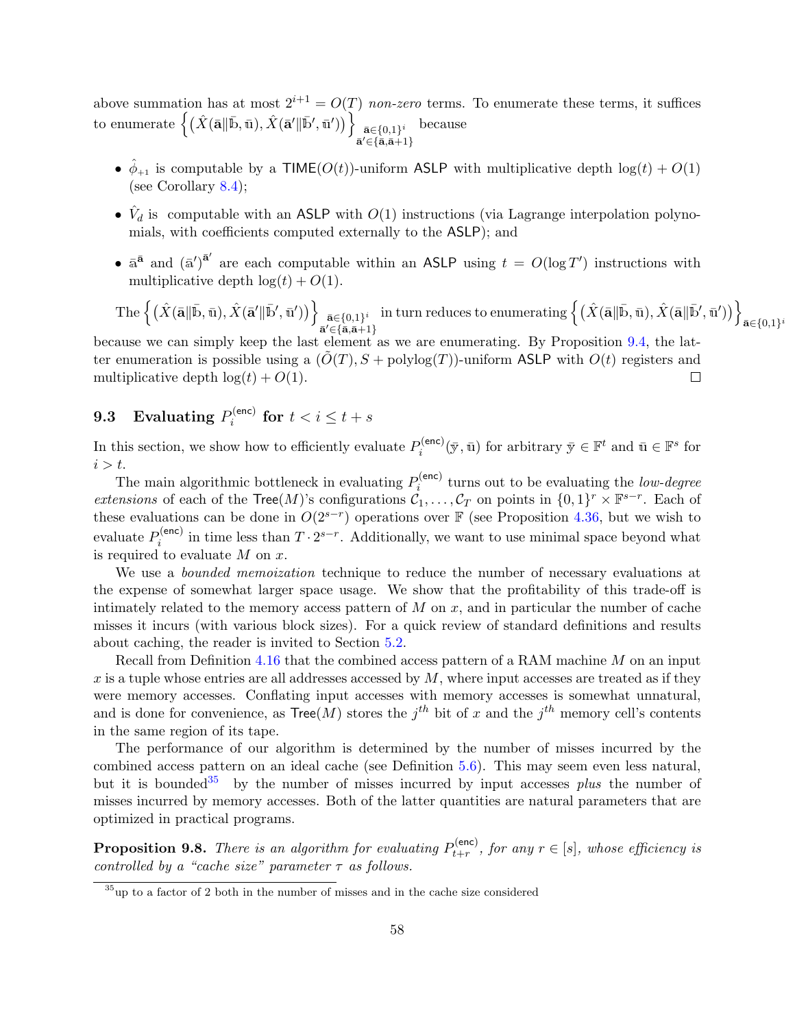above summation has at most $2^{i+1} = O(T)$ *non-zero* terms. To enumerate these terms, it suffices to enumerate $\left\{\left(\hat{X}(\bar{\mathrm{a}}\|\bar{\mathrm{b}}, \bar{\mathrm{u}}), \hat{X}(\bar{\mathrm{a}}'\|\bar{\mathrm{b}}', \bar{\mathrm{u}}')\right)\right\}_{\substack{\bar{\mathrm{a}}\in\{0,1\}^i \\ \bar{\mathrm{a}}'\in\{\bar{\mathrm{a}}, \bar{\mathrm{a}}+1\}}}$ because

- $\hat{\phi}_{+1}$ is computable by a $\mathsf{TIME}(O(t))$-uniform $\mathsf{ASLP}$ with multiplicative depth $\log(t) + O(1)$ (see Corollary 8.4);
- $\hat{V}_d$ is computable with an $\mathsf{ASLP}$ with $O(1)$ instructions (via Lagrange interpolation polynomials, with coefficients computed externally to the $\mathsf{ASLP}$); and
- $\bar{\mathrm{a}}^{\bar{\mathrm{a}}}$ and $(\bar{\mathrm{a}}')^{\bar{\mathrm{a}}'}$ are each computable within an $\mathsf{ASLP}$ using $t = O(\log T')$ instructions with multiplicative depth $\log(t) + O(1)$.

The $\left\{\left(\hat{X}(\bar{\mathrm{a}}\|\bar{\mathrm{b}}, \bar{\mathrm{u}}), \hat{X}(\bar{\mathrm{a}}'\|\bar{\mathrm{b}}', \bar{\mathrm{u}}')\right)\right\}_{\substack{\bar{\mathrm{a}}\in\{0,1\}^i \\ \bar{\mathrm{a}}'\in\{\bar{\mathrm{a}}, \bar{\mathrm{a}}+1\}}}$ in turn reduces to enumerating $\left\{\left(\hat{X}(\bar{\mathrm{a}}\|\bar{\mathrm{b}}, \bar{\mathrm{u}}), \hat{X}(\bar{\mathrm{a}}\|\bar{\mathrm{b}}', \bar{\mathrm{u}}')\right)\right\}_{\bar{\mathrm{a}}\in\{0,1\}^i}$ because we can simply keep the last element as we are enumerating. By Proposition 9.4, the latter enumeration is possible using a $(\tilde{O}(T), S + \mathrm{polylog}(T))$-uniform $\mathsf{ASLP}$ with $O(t)$ registers and multiplicative depth $\log(t) + O(1)$. $\square$

### 9.3 Evaluating $P_i^{(\mathsf{enc})}$ for $t < i \leq t + s$

In this section, we show how to efficiently evaluate $P_i^{(\mathsf{enc})}(\bar{\mathrm{y}}, \bar{\mathrm{u}})$ for arbitrary $\bar{\mathrm{y}} \in \mathbb{F}^t$ and $\bar{\mathrm{u}} \in \mathbb{F}^s$ for $i > t$.

The main algorithmic bottleneck in evaluating $P_i^{(\mathsf{enc})}$ turns out to be evaluating the *low-degree extensions* of each of the $\mathsf{Tree}(M)$'s configurations $\mathcal{C}_1, \ldots, \mathcal{C}_T$ on points in $\{0,1\}^r \times \mathbb{F}^{s-r}$. Each of these evaluations can be done in $O(2^{s-r})$ operations over $\mathbb{F}$ (see Proposition 4.36, but we wish to evaluate $P_i^{(\mathsf{enc})}$ in time less than $T \cdot 2^{s-r}$. Additionally, we want to use minimal space beyond what is required to evaluate $M$ on $x$.

We use a *bounded memoization* technique to reduce the number of necessary evaluations at the expense of somewhat larger space usage. We show that the profitability of this trade-off is intimately related to the memory access pattern of $M$ on $x$, and in particular the number of cache misses it incurs (with various block sizes). For a quick review of standard definitions and results about caching, the reader is invited to Section 5.2.

Recall from Definition 4.16 that the combined access pattern of a RAM machine $M$ on an input $x$ is a tuple whose entries are all addresses accessed by $M$, where input accesses are treated as if they were memory accesses. Conflating input accesses with memory accesses is somewhat unnatural, and is done for convenience, as $\mathsf{Tree}(M)$ stores the $j^{th}$ bit of $x$ and the $j^{th}$ memory cell's contents in the same region of its tape.

The performance of our algorithm is determined by the number of misses incurred by the combined access pattern on an ideal cache (see Definition 5.6). This may seem even less natural, but it is bounded[35] by the number of misses incurred by input accesses *plus* the number of misses incurred by memory accesses. Both of the latter quantities are natural parameters that are optimized in practical programs.

**Proposition 9.8.** *There is an algorithm for evaluating $P_{t+r}^{(\mathsf{enc})}$, for any $r \in [s]$, whose efficiency is controlled by a "cache size" parameter $\tau$ as follows.*

[35] up to a factor of 2 both in the number of misses and in the cache size considered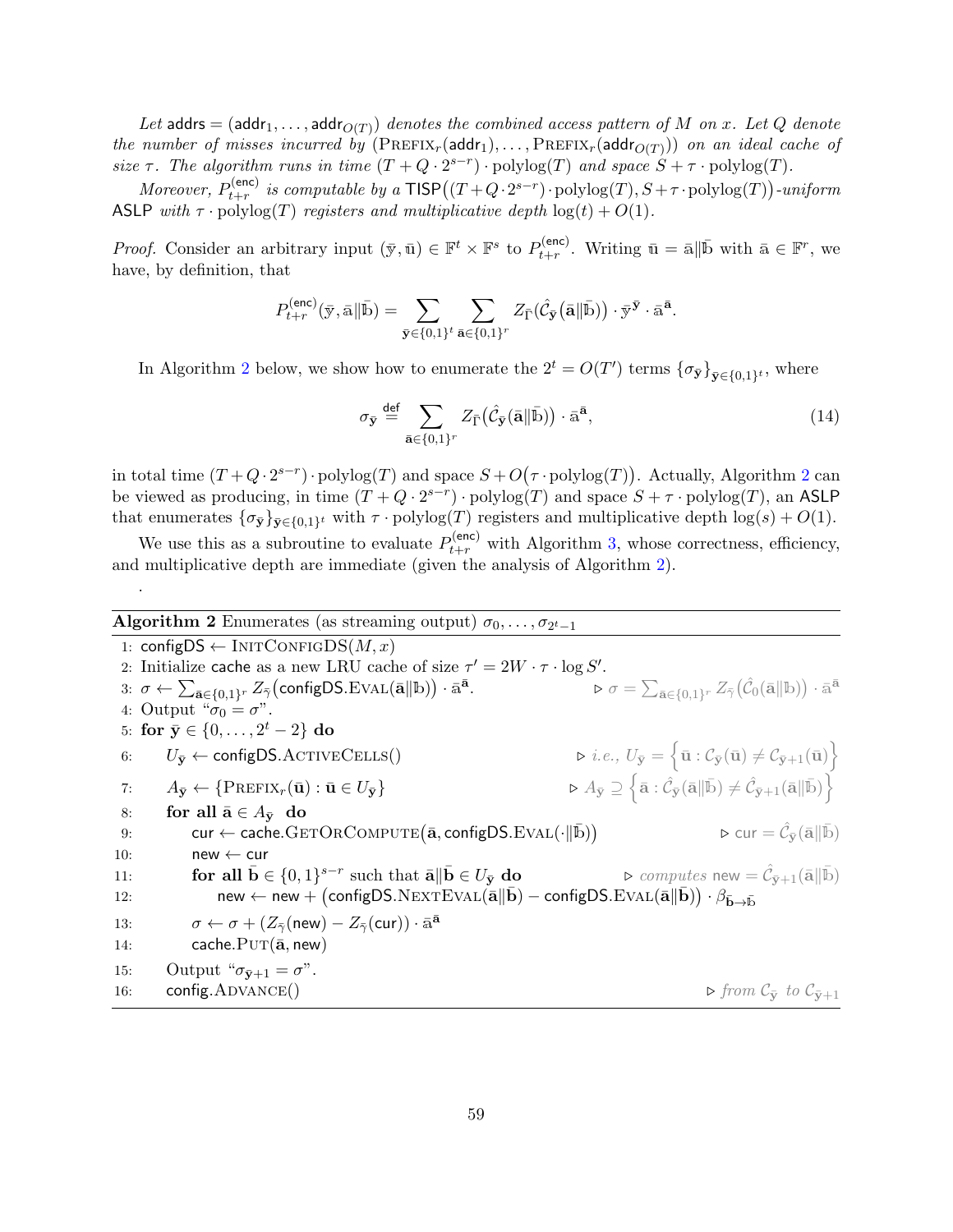*Let* $\mathsf{addrs} = (\mathsf{addr}_1, \dots, \mathsf{addr}_{O(T)})$ *denotes the combined access pattern of* $M$ *on* $x$*. Let* $Q$ *denote the number of misses incurred by* $(\textsc{Prefix}_r(\mathsf{addr}_1), \dots, \textsc{Prefix}_r(\mathsf{addr}_{O(T)}))$ *on an ideal cache of size* $\tau$*. The algorithm runs in time* $(T + Q \cdot 2^{s-r}) \cdot \mathrm{polylog}(T)$ *and space* $S + \tau \cdot \mathrm{polylog}(T)$*.*

*Moreover,* $P^{(\mathsf{enc})}_{t+r}$ *is computable by a* $\mathsf{TISP}\big((T+Q\cdot 2^{s-r})\cdot \mathrm{polylog}(T), S+\tau\cdot\mathrm{polylog}(T)\big)$*-uniform* $\mathsf{ASLP}$ *with* $\tau \cdot \mathrm{polylog}(T)$ *registers and multiplicative depth* $\log(t) + O(1)$*.*

*Proof.* Consider an arbitrary input $(\bar{\mathbb{y}}, \bar{\mathbb{u}}) \in \mathbb{F}^t \times \mathbb{F}^s$ to $P^{(\mathsf{enc})}_{t+r}$. Writing $\bar{\mathbb{u}} = \bar{\mathbb{a}} \| \bar{\mathbb{b}}$ with $\bar{\mathbb{a}} \in \mathbb{F}^r$, we have, by definition, that

$$P^{(\mathsf{enc})}_{t+r}(\bar{\mathbb{y}}, \bar{\mathbb{a}}\|\bar{\mathbb{b}}) = \sum_{\bar{\mathbf{y}}\in\{0,1\}^t} \sum_{\bar{\mathbf{a}}\in\{0,1\}^r} Z_{\bar{\Gamma}}\big(\hat{\mathcal{C}}_{\bar{\mathbf{y}}}(\bar{\mathbf{a}}\|\bar{\mathbb{b}})\big) \cdot \bar{\mathbb{y}}^{\bar{\mathbf{y}}} \cdot \bar{\mathbb{a}}^{\bar{\mathbf{a}}}.$$

In Algorithm 2 below, we show how to enumerate the $2^t = O(T')$ terms $\{\sigma_{\bar{\mathbf{y}}}\}_{\bar{\mathbf{y}}\in\{0,1\}^t}$, where

$$\sigma_{\bar{\mathbf{y}}} \stackrel{\mathsf{def}}{=} \sum_{\bar{\mathbf{a}}\in\{0,1\}^r} Z_{\bar{\Gamma}}\big(\hat{\mathcal{C}}_{\bar{\mathbf{y}}}(\bar{\mathbf{a}}\|\bar{\mathbb{b}})\big) \cdot \bar{\mathbb{a}}^{\bar{\mathbf{a}}}, \tag{14}$$

in total time $(T + Q\cdot 2^{s-r})\cdot\mathrm{polylog}(T)$ and space $S + O\big(\tau\cdot\mathrm{polylog}(T)\big)$. Actually, Algorithm 2 can be viewed as producing, in time $(T + Q\cdot 2^{s-r})\cdot\mathrm{polylog}(T)$ and space $S + \tau\cdot\mathrm{polylog}(T)$, an $\mathsf{ASLP}$ that enumerates $\{\sigma_{\bar{\mathbf{y}}}\}_{\bar{\mathbf{y}}\in\{0,1\}^t}$ with $\tau\cdot\mathrm{polylog}(T)$ registers and multiplicative depth $\log(s) + O(1)$.

We use this as a subroutine to evaluate $P^{(\mathsf{enc})}_{t+r}$ with Algorithm 3, whose correctness, efficiency, and multiplicative depth are immediate (given the analysis of Algorithm 2).

.

**Algorithm 2** Enumerates (as streaming output) $\sigma_0, \dots, \sigma_{2^t-1}$

```
1:  configDS ← InitConfigDS(M, x)
2:  Initialize cache as a new LRU cache of size τ' = 2W · τ · log S'.
3:  σ ← Σ_{ā∈{0,1}^r} Z_γ̄(configDS.Eval(ā‖b̄)) · ā^ā.      ▷ σ = Σ_{ā∈{0,1}^r} Z_γ̄(Ĉ_0(ā‖b̄)) · ā^ā
4:  Output "σ_0 = σ".
5:  for ȳ ∈ {0, ..., 2^t − 2} do
6:      U_ȳ ← configDS.ActiveCells()                       ▷ i.e., U_ȳ = {ū : C_ȳ(ū) ≠ C_ȳ+1(ū)}
7:      A_ȳ ← {Prefix_r(ū) : ū ∈ U_ȳ}                      ▷ A_ȳ ⊇ {ā : Ĉ_ȳ(ā‖b̄) ≠ Ĉ_ȳ+1(ā‖b̄)}
8:      for all ā ∈ A_ȳ do
9:          cur ← cache.GetOrCompute(ā, configDS.Eval(·‖b̄))      ▷ cur = Ĉ_ȳ(ā‖b̄)
10:         new ← cur
11:         for all b̄ ∈ {0,1}^{s−r} such that ā‖b̄ ∈ U_ȳ do     ▷ computes new = Ĉ_ȳ+1(ā‖b̄)
12:             new ← new + (configDS.NextEval(ā‖b̄) − configDS.Eval(ā‖b̄)) · β_{b̄→b̄}
13:         σ ← σ + (Z_γ̄(new) − Z_γ̄(cur)) · ā^ā
14:         cache.Put(ā, new)
15:     Output "σ_ȳ+1 = σ".
16:     config.Advance()                                    ▷ from C_ȳ to C_ȳ+1
```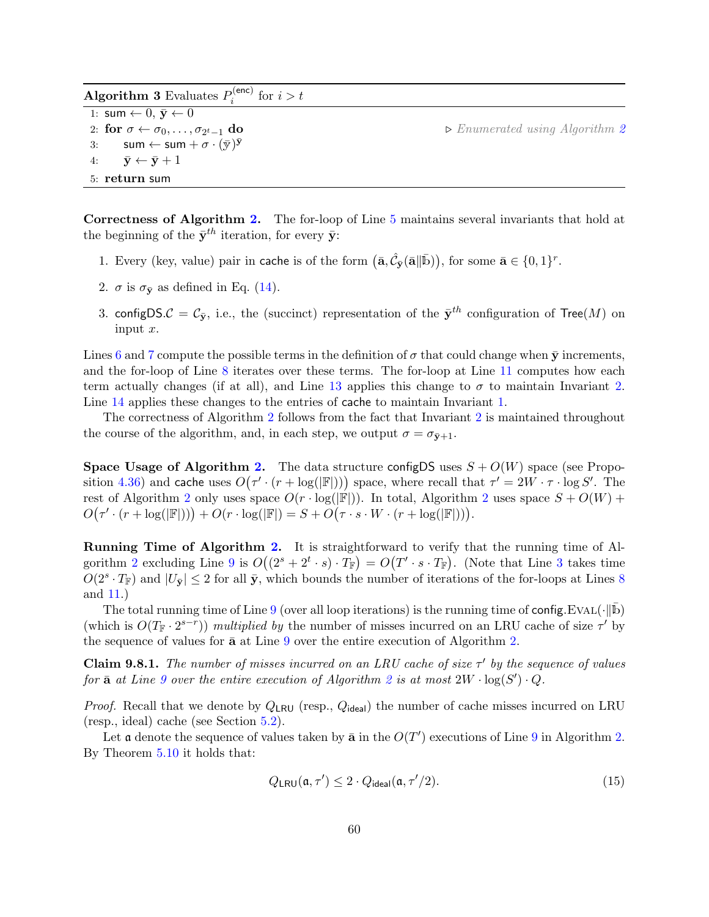**Algorithm 3** Evaluates $P_i^{(\mathsf{enc})}$ for $i > t$

```
1: sum ← 0, ȳ ← 0
2: for σ ← σ_0, ..., σ_{2^t − 1} do                ▷ Enumerated using Algorithm 2
3:     sum ← sum + σ · (ȳ)^ȳ
4:     ȳ ← ȳ + 1
5: return sum
```

**Correctness of Algorithm 2.** The for-loop of Line 5 maintains several invariants that hold at the beginning of the $\bar{\mathbf{y}}^{th}$ iteration, for every $\bar{\mathbf{y}}$:

1. Every (key, value) pair in $\mathsf{cache}$ is of the form $\big(\bar{\mathbf{a}}, \hat{\mathcal{C}}_{\bar{\mathbf{y}}}(\bar{\mathbf{a}} \| \bar{\mathbb{b}})\big)$, for some $\bar{\mathbf{a}} \in \{0,1\}^r$.
2. $\sigma$ is $\sigma_{\bar{\mathbf{y}}}$ as defined in Eq. (14).
3. $\mathsf{configDS}.\mathcal{C} = \mathcal{C}_{\bar{\mathbf{y}}}$, i.e., the (succinct) representation of the $\bar{\mathbf{y}}^{th}$ configuration of $\mathsf{Tree}(M)$ on input $x$.

Lines 6 and 7 compute the possible terms in the definition of $\sigma$ that could change when $\bar{\mathbf{y}}$ increments, and the for-loop of Line 8 iterates over these terms. The for-loop at Line 11 computes how each term actually changes (if at all), and Line 13 applies this change to $\sigma$ to maintain Invariant 2. Line 14 applies these changes to the entries of $\mathsf{cache}$ to maintain Invariant 1.

The correctness of Algorithm 2 follows from the fact that Invariant 2 is maintained throughout the course of the algorithm, and, in each step, we output $\sigma = \sigma_{\bar{\mathbf{y}}+1}$.

**Space Usage of Algorithm 2.** The data structure $\mathsf{configDS}$ uses $S + O(W)$ space (see Proposition 4.36) and $\mathsf{cache}$ uses $O\big(\tau' \cdot (r + \log(|\mathbb{F}|))\big)$ space, where recall that $\tau' = 2W \cdot \tau \cdot \log S'$. The rest of Algorithm 2 only uses space $O(r \cdot \log(|\mathbb{F}|))$. In total, Algorithm 2 uses space $S + O(W) + O\big(\tau' \cdot (r + \log(|\mathbb{F}|))\big) + O(r \cdot \log(|\mathbb{F}|) = S + O\big(\tau \cdot s \cdot W \cdot (r + \log(|\mathbb{F}|))\big)$.

**Running Time of Algorithm 2.** It is straightforward to verify that the running time of Algorithm 2 excluding Line 9 is $O\big((2^s + 2^t \cdot s) \cdot T_{\mathbb{F}}\big) = O\big(T' \cdot s \cdot T_{\mathbb{F}}\big)$. (Note that Line 3 takes time $O(2^s \cdot T_{\mathbb{F}})$ and $|U_{\bar{\mathbf{y}}}| \leq 2$ for all $\bar{\mathbf{y}}$, which bounds the number of iterations of the for-loops at Lines 8 and 11.)

The total running time of Line 9 (over all loop iterations) is the running time of $\mathsf{config}.\textsc{Eval}(\cdot \| \bar{\mathbb{b}})$ (which is $O(T_{\mathbb{F}} \cdot 2^{s-r})$) *multiplied by* the number of misses incurred on an LRU cache of size $\tau'$ by the sequence of values for $\bar{\mathbf{a}}$ at Line 9 over the entire execution of Algorithm 2.

**Claim 9.8.1.** *The number of misses incurred on an LRU cache of size $\tau'$ by the sequence of values for $\bar{\mathbf{a}}$ at Line 9 over the entire execution of Algorithm 2 is at most $2W \cdot \log(S') \cdot Q$.*

*Proof.* Recall that we denote by $Q_{\mathsf{LRU}}$ (resp., $Q_{\mathsf{ideal}}$) the number of cache misses incurred on LRU (resp., ideal) cache (see Section 5.2).

Let $\mathfrak{a}$ denote the sequence of values taken by $\bar{\mathbf{a}}$ in the $O(T')$ executions of Line 9 in Algorithm 2. By Theorem 5.10 it holds that:

$$Q_{\mathsf{LRU}}(\mathfrak{a}, \tau') \leq 2 \cdot Q_{\mathsf{ideal}}(\mathfrak{a}, \tau'/2). \tag{15}$$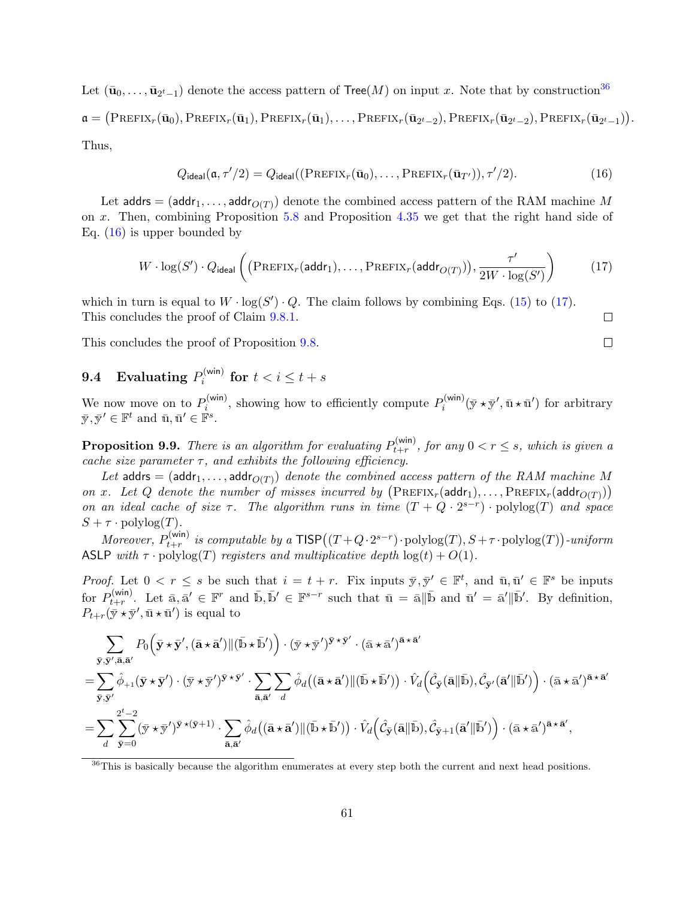Let $(\bar{\mathbf{u}}_0, \ldots, \bar{\mathbf{u}}_{2^t-1})$ denote the access pattern of $\mathsf{Tree}(M)$ on input $x$. Note that by construction[36]

$$\mathfrak{a} = \big(\textsc{Prefix}_r(\bar{\mathbf{u}}_0), \textsc{Prefix}_r(\bar{\mathbf{u}}_1), \textsc{Prefix}_r(\bar{\mathbf{u}}_1), \ldots, \textsc{Prefix}_r(\bar{\mathbf{u}}_{2^t-2}), \textsc{Prefix}_r(\bar{\mathbf{u}}_{2^t-2}), \textsc{Prefix}_r(\bar{\mathbf{u}}_{2^t-1})\big).$$

Thus,

$$Q_{\mathsf{ideal}}(\mathfrak{a}, \tau'/2) = Q_{\mathsf{ideal}}((\textsc{Prefix}_r(\bar{\mathbf{u}}_0), \ldots, \textsc{Prefix}_r(\bar{\mathbf{u}}_{T'})), \tau'/2). \tag{16}$$

Let $\mathsf{addrs} = (\mathsf{addr}_1, \ldots, \mathsf{addr}_{O(T)})$ denote the combined access pattern of the RAM machine $M$ on $x$. Then, combining Proposition 5.8 and Proposition 4.35 we get that the right hand side of Eq. (16) is upper bounded by

$$W \cdot \log(S') \cdot Q_{\mathsf{ideal}}\left(\big(\textsc{Prefix}_r(\mathsf{addr}_1), \ldots, \textsc{Prefix}_r(\mathsf{addr}_{O(T)})\big), \frac{\tau'}{2W \cdot \log(S')}\right) \tag{17}$$

which in turn is equal to $W \cdot \log(S') \cdot Q$. The claim follows by combining Eqs. (15) to (17). This concludes the proof of Claim 9.8.1. □

This concludes the proof of Proposition 9.8. □

## 9.4 Evaluating $P_i^{(\mathsf{win})}$ for $t < i \leq t + s$

We now move on to $P_i^{(\mathsf{win})}$, showing how to efficiently compute $P_i^{(\mathsf{win})}(\bar{y} \star \bar{y}', \bar{u} \star \bar{u}')$ for arbitrary $\bar{y}, \bar{y}' \in \mathbb{F}^t$ and $\bar{u}, \bar{u}' \in \mathbb{F}^s$.

**Proposition 9.9.** *There is an algorithm for evaluating $P_{t+r}^{(\mathsf{win})}$, for any $0 < r \leq s$, which is given a cache size parameter $\tau$, and exhibits the following efficiency.*

*Let $\mathsf{addrs} = (\mathsf{addr}_1, \ldots, \mathsf{addr}_{O(T)})$ denote the combined access pattern of the RAM machine $M$ on $x$. Let $Q$ denote the number of misses incurred by $\big(\textsc{Prefix}_r(\mathsf{addr}_1), \ldots, \textsc{Prefix}_r(\mathsf{addr}_{O(T)})\big)$ on an ideal cache of size $\tau$. The algorithm runs in time $(T + Q \cdot 2^{s-r}) \cdot \mathrm{polylog}(T)$ and space $S + \tau \cdot \mathrm{polylog}(T)$.*

*Moreover, $P_{t+r}^{(\mathsf{win})}$ is computable by a $\mathsf{TISP}\big((T + Q \cdot 2^{s-r}) \cdot \mathrm{polylog}(T), S + \tau \cdot \mathrm{polylog}(T)\big)$-uniform $\mathsf{ASLP}$ with $\tau \cdot \mathrm{polylog}(T)$ registers and multiplicative depth $\log(t) + O(1)$.*

*Proof.* Let $0 < r \leq s$ be such that $i = t + r$. Fix inputs $\bar{y}, \bar{y}' \in \mathbb{F}^t$, and $\bar{u}, \bar{u}' \in \mathbb{F}^s$ be inputs for $P_{t+r}^{(\mathsf{win})}$. Let $\bar{a}, \bar{a}' \in \mathbb{F}^r$ and $\bar{b}, \bar{b}' \in \mathbb{F}^{s-r}$ such that $\bar{u} = \bar{a} \| \bar{b}$ and $\bar{u}' = \bar{a}' \| \bar{b}'$. By definition, $P_{t+r}(\bar{y} \star \bar{y}', \bar{u} \star \bar{u}')$ is equal to

$$\begin{aligned}
&\sum_{\bar{\mathbf{y}}, \bar{\mathbf{y}}', \bar{\mathbf{a}}, \bar{\mathbf{a}}'} P_0\Big(\bar{\mathbf{y}} \star \bar{\mathbf{y}}', (\bar{\mathbf{a}} \star \bar{\mathbf{a}}') \| (\bar{b} \star \bar{b}')\Big) \cdot (\bar{y} \star \bar{y}')^{\bar{\mathbf{y}} \star \bar{\mathbf{y}}'} \cdot (\bar{a} \star \bar{a}')^{\bar{\mathbf{a}} \star \bar{\mathbf{a}}'} \\
&= \sum_{\bar{\mathbf{y}}, \bar{\mathbf{y}}'} \hat{\phi}_{+1}(\bar{\mathbf{y}} \star \bar{\mathbf{y}}') \cdot (\bar{y} \star \bar{y}')^{\bar{\mathbf{y}} \star \bar{\mathbf{y}}'} \cdot \sum_{\bar{\mathbf{a}}, \bar{\mathbf{a}}'} \sum_{d} \hat{\phi}_d\big((\bar{\mathbf{a}} \star \bar{\mathbf{a}}') \| (\bar{b} \star \bar{b}')\big) \cdot \hat{V}_d\Big(\hat{\mathcal{C}}_{\bar{\mathbf{y}}}(\bar{\mathbf{a}} \| \bar{b}), \hat{\mathcal{C}}_{\bar{\mathbf{y}}'}(\bar{\mathbf{a}}' \| \bar{b}')\Big) \cdot (\bar{a} \star \bar{a}')^{\bar{\mathbf{a}} \star \bar{\mathbf{a}}'} \\
&= \sum_{d} \sum_{\bar{\mathbf{y}}=0}^{2^t-2} (\bar{y} \star \bar{y}')^{\bar{\mathbf{y}} \star (\bar{\mathbf{y}}+1)} \cdot \sum_{\bar{\mathbf{a}}, \bar{\mathbf{a}}'} \hat{\phi}_d\big((\bar{\mathbf{a}} \star \bar{\mathbf{a}}') \| (\bar{b} \star \bar{b}')\big) \cdot \hat{V}_d\Big(\hat{\mathcal{C}}_{\bar{\mathbf{y}}}(\bar{\mathbf{a}} \| \bar{b}), \hat{\mathcal{C}}_{\bar{\mathbf{y}}+1}(\bar{\mathbf{a}}' \| \bar{b}')\Big) \cdot (\bar{a} \star \bar{a}')^{\bar{\mathbf{a}} \star \bar{\mathbf{a}}'},
\end{aligned}$$

[36] This is basically because the algorithm enumerates at every step both the current and next head positions.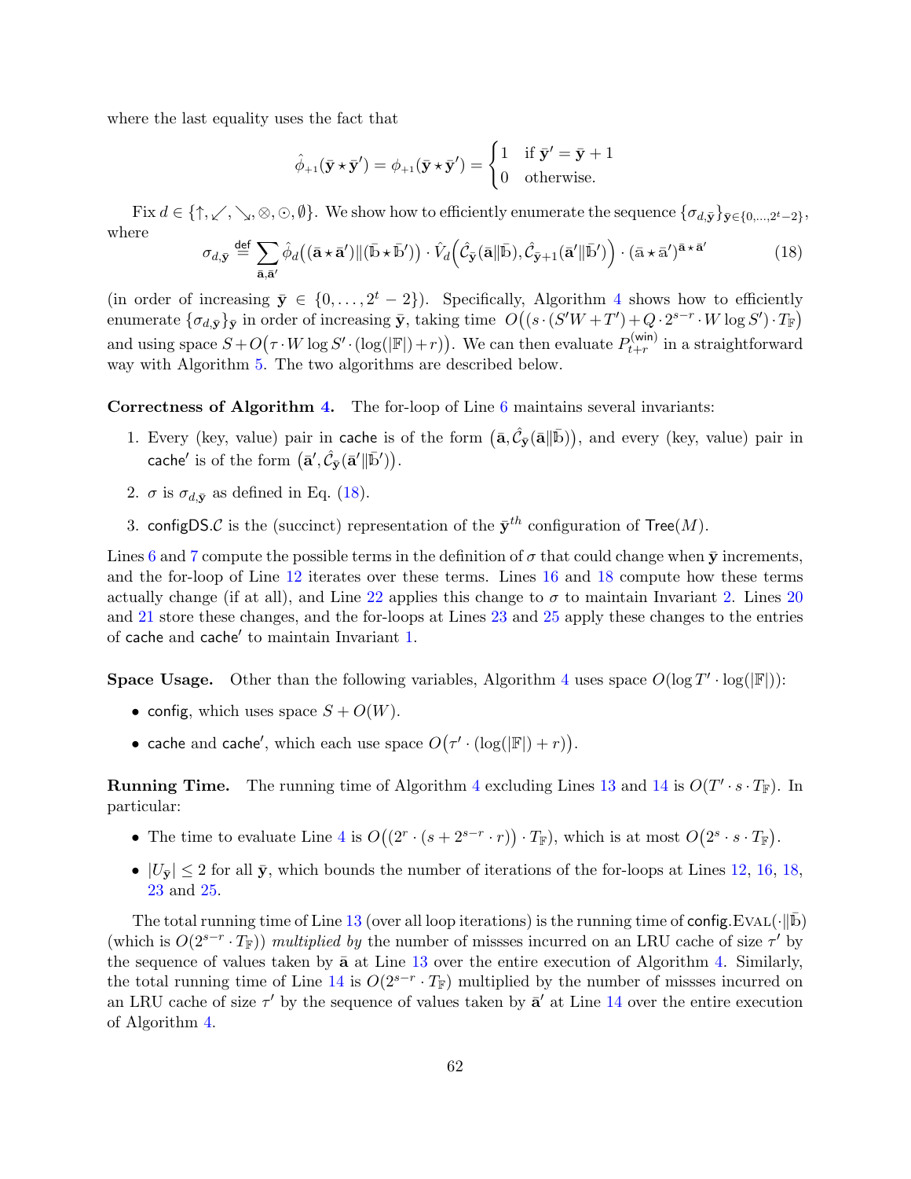where the last equality uses the fact that

$$\hat{\phi}_{+1}(\bar{\mathbf{y}} \star \bar{\mathbf{y}}') = \phi_{+1}(\bar{\mathbf{y}} \star \bar{\mathbf{y}}') = \begin{cases} 1 & \text{if } \bar{\mathbf{y}}' = \bar{\mathbf{y}} + 1 \\ 0 & \text{otherwise.} \end{cases}$$

Fix $d \in \{\uparrow, \swarrow, \searrow, \otimes, \odot, \emptyset\}$. We show how to efficiently enumerate the sequence $\{\sigma_{d,\bar{\mathbf{y}}}\}_{\bar{\mathbf{y}} \in \{0,\ldots,2^t-2\}}$, where

$$\sigma_{d,\bar{\mathbf{y}}} \stackrel{\mathsf{def}}{=} \sum_{\bar{\mathbf{a}},\bar{\mathbf{a}}'} \hat{\phi}_d\big((\bar{\mathbf{a}} \star \bar{\mathbf{a}}') \| (\bar{\mathbb{b}} \star \bar{\mathbb{b}}')\big) \cdot \hat{V}_d\Big(\hat{\mathcal{C}}_{\bar{\mathbf{y}}}(\bar{\mathbf{a}} \| \bar{\mathbb{b}}), \hat{\mathcal{C}}_{\bar{\mathbf{y}}+1}(\bar{\mathbf{a}}' \| \bar{\mathbb{b}}')\Big) \cdot (\bar{\mathbf{a}} \star \bar{\mathbf{a}}')^{\bar{\mathbf{a}} \star \bar{\mathbf{a}}'} \tag{18}$$

(in order of increasing $\bar{\mathbf{y}} \in \{0, \ldots, 2^t - 2\}$). Specifically, Algorithm 4 shows how to efficiently enumerate $\{\sigma_{d,\bar{\mathbf{y}}}\}_{\bar{\mathbf{y}}}$ in order of increasing $\bar{\mathbf{y}}$, taking time $O\big((s \cdot (S'W + T') + Q \cdot 2^{s-r} \cdot W \log S') \cdot T_{\mathbb{F}}\big)$ and using space $S + O\big(\tau \cdot W \log S' \cdot (\log(|\mathbb{F}|) + r)\big)$. We can then evaluate $P^{(\mathsf{win})}_{t+r}$ in a straightforward way with Algorithm 5. The two algorithms are described below.

**Correctness of Algorithm 4.** The for-loop of Line 6 maintains several invariants:

1. Every (key, value) pair in $\mathsf{cache}$ is of the form $\big(\bar{\mathbf{a}}, \hat{\mathcal{C}}_{\bar{\mathbf{y}}}(\bar{\mathbf{a}} \| \bar{\mathbb{b}})\big)$, and every (key, value) pair in $\mathsf{cache}'$ is of the form $\big(\bar{\mathbf{a}}', \hat{\mathcal{C}}_{\bar{\mathbf{y}}}(\bar{\mathbf{a}}' \| \bar{\mathbb{b}}')\big)$.
2. $\sigma$ is $\sigma_{d,\bar{\mathbf{y}}}$ as defined in Eq. (18).
3. $\mathsf{configDS}.\mathcal{C}$ is the (succinct) representation of the $\bar{\mathbf{y}}^{th}$ configuration of $\mathsf{Tree}(M)$.

Lines 6 and 7 compute the possible terms in the definition of $\sigma$ that could change when $\bar{\mathbf{y}}$ increments, and the for-loop of Line 12 iterates over these terms. Lines 16 and 18 compute how these terms actually change (if at all), and Line 22 applies this change to $\sigma$ to maintain Invariant 2. Lines 20 and 21 store these changes, and the for-loops at Lines 23 and 25 apply these changes to the entries of $\mathsf{cache}$ and $\mathsf{cache}'$ to maintain Invariant 1.

**Space Usage.** Other than the following variables, Algorithm 4 uses space $O(\log T' \cdot \log(|\mathbb{F}|))$:

- $\mathsf{config}$, which uses space $S + O(W)$.
- $\mathsf{cache}$ and $\mathsf{cache}'$, which each use space $O\big(\tau' \cdot (\log(|\mathbb{F}|) + r)\big)$.

**Running Time.** The running time of Algorithm 4 excluding Lines 13 and 14 is $O(T' \cdot s \cdot T_{\mathbb{F}})$. In particular:

- The time to evaluate Line 4 is $O\big((2^r \cdot (s + 2^{s-r} \cdot r)) \cdot T_{\mathbb{F}}\big)$, which is at most $O\big(2^s \cdot s \cdot T_{\mathbb{F}}\big)$.
- $|U_{\bar{\mathbf{y}}}| \leq 2$ for all $\bar{\mathbf{y}}$, which bounds the number of iterations of the for-loops at Lines 12, 16, 18, 23 and 25.

The total running time of Line 13 (over all loop iterations) is the running time of $\mathsf{config}.\textsc{Eval}(\cdot \| \bar{\mathbb{b}})$ (which is $O(2^{s-r} \cdot T_{\mathbb{F}})$) *multiplied by* the number of missses incurred on an LRU cache of size $\tau'$ by the sequence of values taken by $\bar{\mathbf{a}}$ at Line 13 over the entire execution of Algorithm 4. Similarly, the total running time of Line 14 is $O(2^{s-r} \cdot T_{\mathbb{F}})$ multiplied by the number of missses incurred on an LRU cache of size $\tau'$ by the sequence of values taken by $\bar{\mathbf{a}}'$ at Line 14 over the entire execution of Algorithm 4.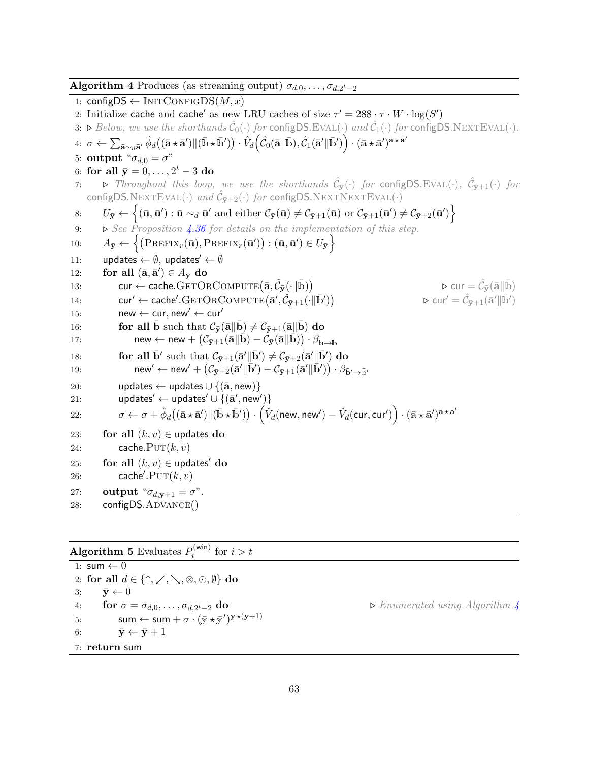**Algorithm 4** Produces (as streaming output) $\sigma_{d,0},\ldots,\sigma_{d,2^t-2}$

```
1: configDS ← INITCONFIGDS(M, x)
2: Initialize cache and cache′ as new LRU caches of size τ′ = 288 · τ · W · log(S′)
3: ▷ Below, we use the shorthands Ĉ_0(·) for configDS.EVAL(·) and Ĉ_1(·) for configDS.NEXTEVAL(·).
4: σ ← Σ_{ā ∼_d ā′} φ̂_d((ā ⋆ ā′)‖(𝕓̄ ⋆ 𝕓̄′)) · V̂_d(Ĉ_0(ā‖𝕓̄), Ĉ_1(ā′‖𝕓̄′)) · (ā ⋆ ā′)^{ā⋆ā′}
5: output "σ_{d,0} = σ"
6: for all ȳ = 0, ..., 2^t − 3 do
7:     ▷ Throughout this loop, we use the shorthands Ĉ_ȳ(·) for configDS.EVAL(·), Ĉ_{ȳ+1}(·) for
       configDS.NEXTEVAL(·) and Ĉ_{ȳ+2}(·) for configDS.NEXTNEXTEVAL(·)
8:     U_ȳ ← {(ū, ū′) : ū ∼_d ū′ and either C_ȳ(ū) ≠ C_{ȳ+1}(ū) or C_{ȳ+1}(ū′) ≠ C_{ȳ+2}(ū′)}
9:     ▷ See Proposition 4.36 for details on the implementation of this step.
10:    A_ȳ ← {(PREFIX_r(ū), PREFIX_r(ū′)) : (ū, ū′) ∈ U_ȳ}
11:    updates ← ∅, updates′ ← ∅
12:    for all (ā, ā′) ∈ A_ȳ do
13:        cur ← cache.GETORCOMPUTE(ā, Ĉ_ȳ(·‖𝕓̄))                         ▷ cur = Ĉ_ȳ(ā‖𝕓̄)
14:        cur′ ← cache′.GETORCOMPUTE(ā′, Ĉ_{ȳ+1}(·‖𝕓̄′))                 ▷ cur′ = Ĉ_{ȳ+1}(ā′‖𝕓̄′)
15:        new ← cur, new′ ← cur′
16:        for all b̄ such that C_ȳ(ā‖b̄) ≠ C_{ȳ+1}(ā‖b̄) do
17:            new ← new + (C_{ȳ+1}(ā‖b̄) − C_ȳ(ā‖b̄)) · β_{b̄→𝕓̄}
18:        for all b̄′ such that C_{ȳ+1}(ā′‖b̄′) ≠ C_{ȳ+2}(ā′‖b̄′) do
19:            new′ ← new′ + (C_{ȳ+2}(ā′‖b̄′) − C_{ȳ+1}(ā′‖b̄′)) · β_{b̄′→𝕓̄′}
20:        updates ← updates ∪ {(ā, new)}
21:        updates′ ← updates′ ∪ {(ā′, new′)}
22:        σ ← σ + φ̂_d((ā ⋆ ā′)‖(𝕓̄ ⋆ 𝕓̄′)) · (V̂_d(new, new′) − V̂_d(cur, cur′)) · (ā ⋆ ā′)^{ā⋆ā′}
23:    for all (k, v) ∈ updates do
24:        cache.PUT(k, v)
25:    for all (k, v) ∈ updates′ do
26:        cache′.PUT(k, v)
27:    output "σ_{d,ȳ+1} = σ".
28:    configDS.ADVANCE()
```

**Algorithm 5** Evaluates $P_i^{(\mathsf{win})}$ for $i > t$

```
1: sum ← 0
2: for all d ∈ {↑, ↙, ↘, ⊗, ⊙, ∅} do
3:     ȳ ← 0
4:     for σ = σ_{d,0}, ..., σ_{d,2^t−2} do                    ▷ Enumerated using Algorithm 4
5:         sum ← sum + σ · (𝕪̄ ⋆ 𝕪̄′)^{ȳ⋆(ȳ+1)}
6:         ȳ ← ȳ + 1
7: return sum
```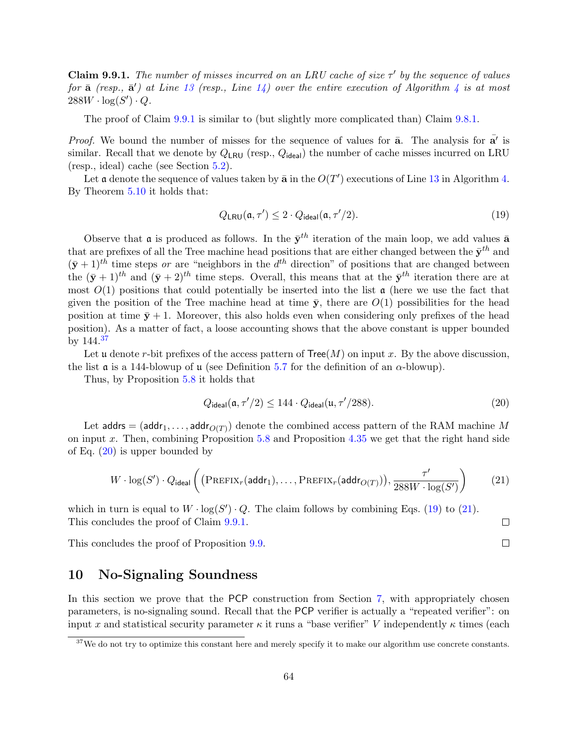**Claim 9.9.1.** *The number of misses incurred on an LRU cache of size $\tau'$ by the sequence of values for $\bar{\mathbf{a}}$ (resp., $\bar{\mathbf{a}}'$) at Line 13 (resp., Line 14) over the entire execution of Algorithm 4 is at most $288W \cdot \log(S') \cdot Q$.*

The proof of Claim 9.9.1 is similar to (but slightly more complicated than) Claim 9.8.1.

*Proof.* We bound the number of misses for the sequence of values for $\bar{\mathbf{a}}$. The analysis for $\bar{\mathbf{a}'}$ is similar. Recall that we denote by $Q_{\mathsf{LRU}}$ (resp., $Q_{\mathsf{ideal}}$) the number of cache misses incurred on LRU (resp., ideal) cache (see Section 5.2).

Let $\mathfrak{a}$ denote the sequence of values taken by $\bar{\mathbf{a}}$ in the $O(T')$ executions of Line 13 in Algorithm 4. By Theorem 5.10 it holds that:

$$Q_{\mathsf{LRU}}(\mathfrak{a}, \tau') \leq 2 \cdot Q_{\mathsf{ideal}}(\mathfrak{a}, \tau'/2). \tag{19}$$

Observe that $\mathfrak{a}$ is produced as follows. In the $\bar{\mathbf{y}}^{th}$ iteration of the main loop, we add values $\bar{\mathbf{a}}$ that are prefixes of all the Tree machine head positions that are either changed between the $\bar{\mathbf{y}}^{th}$ and $(\bar{\mathbf{y}}+1)^{th}$ time steps *or* are "neighbors in the $d^{th}$ direction" of positions that are changed between the $(\bar{\mathbf{y}}+1)^{th}$ and $(\bar{\mathbf{y}}+2)^{th}$ time steps. Overall, this means that at the $\bar{\mathbf{y}}^{th}$ iteration there are at most $O(1)$ positions that could potentially be inserted into the list $\mathfrak{a}$ (here we use the fact that given the position of the Tree machine head at time $\bar{\mathbf{y}}$, there are $O(1)$ possibilities for the head position at time $\bar{\mathbf{y}}+1$. Moreover, this also holds even when considering only prefixes of the head position). As a matter of fact, a loose accounting shows that the above constant is upper bounded by 144.[37]

Let $\mathfrak{u}$ denote $r$-bit prefixes of the access pattern of $\mathsf{Tree}(M)$ on input $x$. By the above discussion, the list $\mathfrak{a}$ is a 144-blowup of $\mathfrak{u}$ (see Definition 5.7 for the definition of an $\alpha$-blowup).

Thus, by Proposition 5.8 it holds that

$$Q_{\mathsf{ideal}}(\mathfrak{a}, \tau'/2) \leq 144 \cdot Q_{\mathsf{ideal}}(\mathfrak{u}, \tau'/288). \tag{20}$$

Let $\mathsf{addrs} = (\mathsf{addr}_1, \dots, \mathsf{addr}_{O(T)})$ denote the combined access pattern of the RAM machine $M$ on input $x$. Then, combining Proposition 5.8 and Proposition 4.35 we get that the right hand side of Eq. (20) is upper bounded by

$$W \cdot \log(S') \cdot Q_{\mathsf{ideal}}\left( \left( \textsc{Prefix}_r(\mathsf{addr}_1), \dots, \textsc{Prefix}_r(\mathsf{addr}_{O(T)}) \right), \frac{\tau'}{288W \cdot \log(S')} \right) \tag{21}$$

which in turn is equal to $W \cdot \log(S') \cdot Q$. The claim follows by combining Eqs. (19) to (21). This concludes the proof of Claim 9.9.1. $\square$

This concludes the proof of Proposition 9.9. $\square$

# 10 No-Signaling Soundness

In this section we prove that the PCP construction from Section 7, with appropriately chosen parameters, is no-signaling sound. Recall that the PCP verifier is actually a "repeated verifier": on input $x$ and statistical security parameter $\kappa$ it runs a "base verifier" $V$ independently $\kappa$ times (each

[37] We do not try to optimize this constant here and merely specify it to make our algorithm use concrete constants.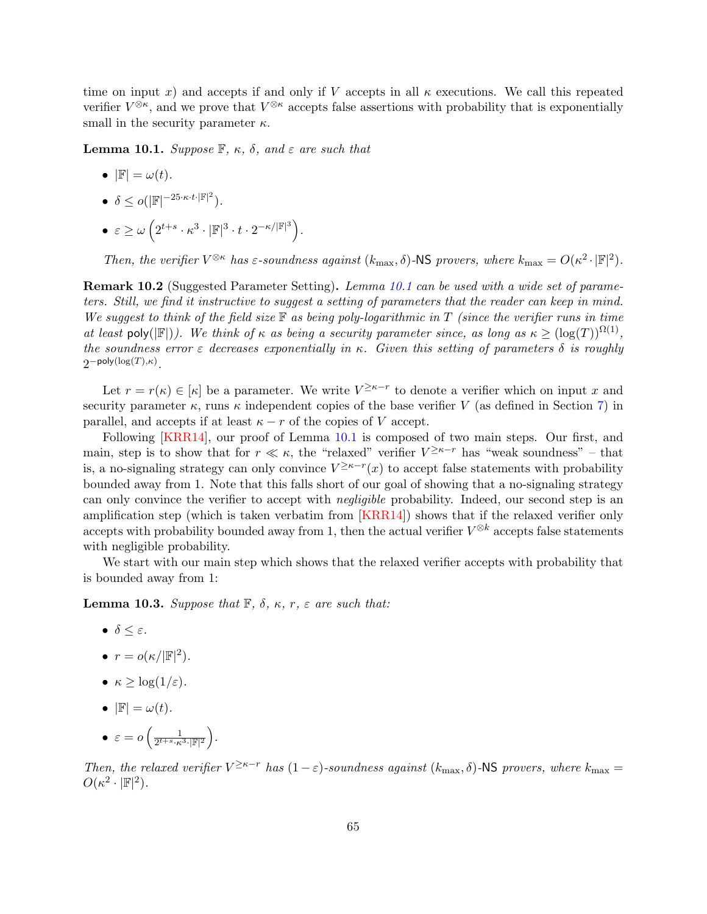time on input $x$) and accepts if and only if $V$ accepts in all $\kappa$ executions. We call this repeated verifier $V^{\otimes\kappa}$, and we prove that $V^{\otimes\kappa}$ accepts false assertions with probability that is exponentially small in the security parameter $\kappa$.

**Lemma 10.1.** *Suppose $\mathbb{F}$, $\kappa$, $\delta$, and $\varepsilon$ are such that*

- $|\mathbb{F}| = \omega(t)$.
- $\delta \leq o(|\mathbb{F}|^{-25\cdot\kappa\cdot t\cdot|\mathbb{F}|^2})$.
- $\varepsilon \geq \omega\left(2^{t+s}\cdot\kappa^3\cdot|\mathbb{F}|^3\cdot t\cdot 2^{-\kappa/|\mathbb{F}|^3}\right)$.

*Then, the verifier $V^{\otimes\kappa}$ has $\varepsilon$-soundness against $(k_{\max},\delta)$-$\mathsf{NS}$ provers, where $k_{\max} = O(\kappa^2\cdot|\mathbb{F}|^2)$.*

**Remark 10.2** (Suggested Parameter Setting)**.** *Lemma 10.1 can be used with a wide set of parameters. Still, we find it instructive to suggest a setting of parameters that the reader can keep in mind. We suggest to think of the field size $\mathbb{F}$ as being poly-logarithmic in $T$ (since the verifier runs in time at least $\mathsf{poly}(|\mathbb{F}|)$). We think of $\kappa$ as being a security parameter since, as long as $\kappa \geq (\log(T))^{\Omega(1)}$, the soundness error $\varepsilon$ decreases exponentially in $\kappa$. Given this setting of parameters $\delta$ is roughly $2^{-\mathsf{poly}(\log(T),\kappa)}$.*

Let $r = r(\kappa) \in [\kappa]$ be a parameter. We write $V^{\geq\kappa-r}$ to denote a verifier which on input $x$ and security parameter $\kappa$, runs $\kappa$ independent copies of the base verifier $V$ (as defined in Section 7) in parallel, and accepts if at least $\kappa - r$ of the copies of $V$ accept.

Following [KRR14], our proof of Lemma 10.1 is composed of two main steps. Our first, and main, step is to show that for $r \ll \kappa$, the "relaxed" verifier $V^{\geq\kappa-r}$ has "weak soundness" – that is, a no-signaling strategy can only convince $V^{\geq\kappa-r}(x)$ to accept false statements with probability bounded away from 1. Note that this falls short of our goal of showing that a no-signaling strategy can only convince the verifier to accept with *negligible* probability. Indeed, our second step is an amplification step (which is taken verbatim from [KRR14]) shows that if the relaxed verifier only accepts with probability bounded away from 1, then the actual verifier $V^{\otimes k}$ accepts false statements with negligible probability.

We start with our main step which shows that the relaxed verifier accepts with probability that is bounded away from 1:

**Lemma 10.3.** *Suppose that $\mathbb{F}$, $\delta$, $\kappa$, $r$, $\varepsilon$ are such that:*

- $\delta \leq \varepsilon$.
- $r = o(\kappa/|\mathbb{F}|^2)$.
- $\kappa \geq \log(1/\varepsilon)$.
- $|\mathbb{F}| = \omega(t)$.
- $\varepsilon = o\left(\frac{1}{2^{t+s}\cdot\kappa^3\cdot|\mathbb{F}|^2}\right)$.

*Then, the relaxed verifier $V^{\geq\kappa-r}$ has $(1-\varepsilon)$-soundness against $(k_{\max},\delta)$-$\mathsf{NS}$ provers, where $k_{\max} = O(\kappa^2\cdot|\mathbb{F}|^2)$.*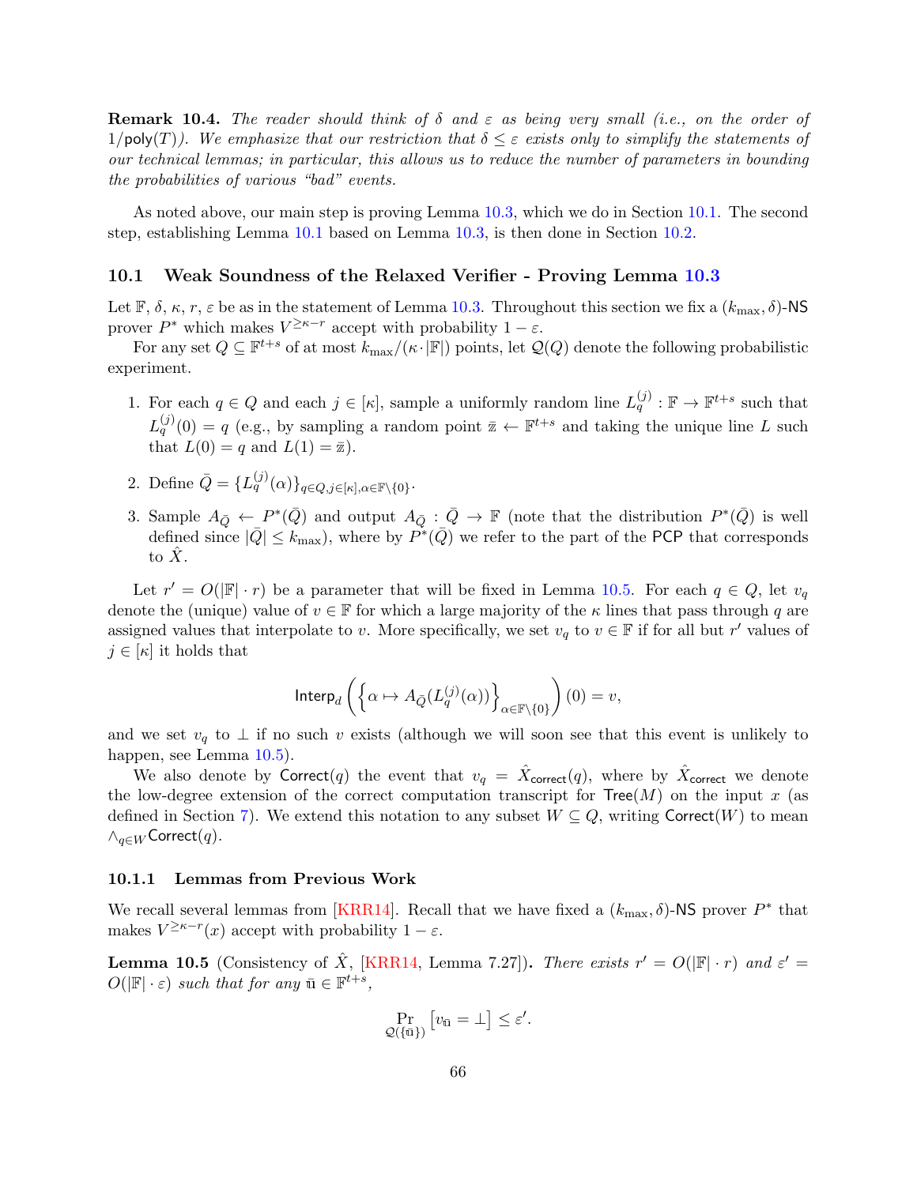**Remark 10.4.** *The reader should think of $\delta$ and $\varepsilon$ as being very small (i.e., on the order of $1/\mathsf{poly}(T)$). We emphasize that our restriction that $\delta \leq \varepsilon$ exists only to simplify the statements of our technical lemmas; in particular, this allows us to reduce the number of parameters in bounding the probabilities of various "bad" events.*

As noted above, our main step is proving Lemma 10.3, which we do in Section 10.1. The second step, establishing Lemma 10.1 based on Lemma 10.3, is then done in Section 10.2.

## 10.1 Weak Soundness of the Relaxed Verifier - Proving Lemma 10.3

Let $\mathbb{F}$, $\delta$, $\kappa$, $r$, $\varepsilon$ be as in the statement of Lemma 10.3. Throughout this section we fix a $(k_{\max}, \delta)$-$\mathsf{NS}$ prover $P^*$ which makes $V^{\geq \kappa - r}$ accept with probability $1 - \varepsilon$.

For any set $Q \subseteq \mathbb{F}^{t+s}$ of at most $k_{\max}/(\kappa \cdot |\mathbb{F}|)$ points, let $\mathcal{Q}(Q)$ denote the following probabilistic experiment.

1. For each $q \in Q$ and each $j \in [\kappa]$, sample a uniformly random line $L_q^{(j)} : \mathbb{F} \to \mathbb{F}^{t+s}$ such that $L_q^{(j)}(0) = q$ (e.g., by sampling a random point $\bar{z} \leftarrow \mathbb{F}^{t+s}$ and taking the unique line $L$ such that $L(0) = q$ and $L(1) = \bar{z}$).
2. Define $\bar{Q} = \{L_q^{(j)}(\alpha)\}_{q \in Q, j \in [\kappa], \alpha \in \mathbb{F} \setminus \{0\}}$.
3. Sample $A_{\bar{Q}} \leftarrow P^*(\bar{Q})$ and output $A_{\bar{Q}} : \bar{Q} \to \mathbb{F}$ (note that the distribution $P^*(\bar{Q})$ is well defined since $|\bar{Q}| \leq k_{\max}$), where by $P^*(\bar{Q})$ we refer to the part of the $\mathsf{PCP}$ that corresponds to $\hat{X}$.

Let $r' = O(|\mathbb{F}| \cdot r)$ be a parameter that will be fixed in Lemma 10.5. For each $q \in Q$, let $v_q$ denote the (unique) value of $v \in \mathbb{F}$ for which a large majority of the $\kappa$ lines that pass through $q$ are assigned values that interpolate to $v$. More specifically, we set $v_q$ to $v \in \mathbb{F}$ if for all but $r'$ values of $j \in [\kappa]$ it holds that

$$\mathsf{Interp}_d\left(\left\{\alpha \mapsto A_{\bar{Q}}(L_q^{(j)}(\alpha))\right\}_{\alpha \in \mathbb{F} \setminus \{0\}}\right)(0) = v,$$

and we set $v_q$ to $\perp$ if no such $v$ exists (although we will soon see that this event is unlikely to happen, see Lemma 10.5).

We also denote by $\mathsf{Correct}(q)$ the event that $v_q = \hat{X}_{\mathsf{correct}}(q)$, where by $\hat{X}_{\mathsf{correct}}$ we denote the low-degree extension of the correct computation transcript for $\mathsf{Tree}(M)$ on the input $x$ (as defined in Section 7). We extend this notation to any subset $W \subseteq Q$, writing $\mathsf{Correct}(W)$ to mean $\wedge_{q \in W} \mathsf{Correct}(q)$.

### 10.1.1 Lemmas from Previous Work

We recall several lemmas from [KRR14]. Recall that we have fixed a $(k_{\max}, \delta)$-$\mathsf{NS}$ prover $P^*$ that makes $V^{\geq \kappa - r}(x)$ accept with probability $1 - \varepsilon$.

**Lemma 10.5** (Consistency of $\hat{X}$, [KRR14, Lemma 7.27])**.** *There exists $r' = O(|\mathbb{F}| \cdot r)$ and $\varepsilon' = O(|\mathbb{F}| \cdot \varepsilon)$ such that for any $\bar{u} \in \mathbb{F}^{t+s}$,*

$$\Pr_{\mathcal{Q}(\{\bar{u}\})}\left[v_{\bar{u}} = \perp\right] \leq \varepsilon'.$$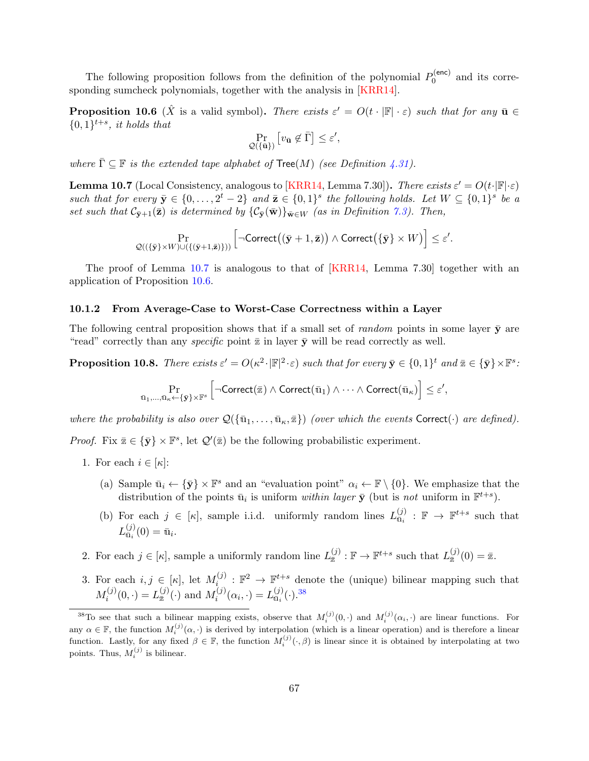The following proposition follows from the definition of the polynomial $P_0^{(\mathsf{enc})}$ and its corresponding sumcheck polynomials, together with the analysis in [KRR14].

**Proposition 10.6** ($\hat{X}$ is a valid symbol)**.** *There exists $\varepsilon' = O(t \cdot |\mathbb{F}| \cdot \varepsilon)$ such that for any $\bar{\mathbf{u}} \in \{0,1\}^{t+s}$, it holds that*

$$\Pr_{\mathcal{Q}(\{\bar{\mathbf{u}}\})} \left[ v_{\bar{\mathbf{u}}} \notin \bar{\Gamma} \right] \leq \varepsilon',$$

*where $\bar{\Gamma} \subseteq \mathbb{F}$ is the extended tape alphabet of $\mathsf{Tree}(M)$ (see Definition 4.31).*

**Lemma 10.7** (Local Consistency, analogous to [KRR14, Lemma 7.30])**.** *There exists $\varepsilon' = O(t \cdot |\mathbb{F}| \cdot \varepsilon)$ such that for every $\bar{\mathbf{y}} \in \{0, \dots, 2^t - 2\}$ and $\bar{\mathbf{z}} \in \{0,1\}^s$ the following holds. Let $W \subseteq \{0,1\}^s$ be a set such that $\mathcal{C}_{\bar{\mathbf{y}}+1}(\bar{\mathbf{z}})$ is determined by $\{\mathcal{C}_{\bar{\mathbf{y}}}(\bar{\mathbf{w}})\}_{\bar{\mathbf{w}} \in W}$ (as in Definition 7.3). Then,*

$$\Pr_{\mathcal{Q}((\{\bar{\mathbf{y}}\} \times W) \cup (\{(\bar{\mathbf{y}}+1, \bar{\mathbf{z}})\}))} \left[ \neg \mathsf{Correct}\big((\bar{\mathbf{y}}+1, \bar{\mathbf{z}})\big) \wedge \mathsf{Correct}\big(\{\bar{\mathbf{y}}\} \times W\big) \right] \leq \varepsilon'.$$

The proof of Lemma 10.7 is analogous to that of [KRR14, Lemma 7.30] together with an application of Proposition 10.6.

### 10.1.2 From Average-Case to Worst-Case Correctness within a Layer

The following central proposition shows that if a small set of *random* points in some layer $\bar{\mathbf{y}}$ are "read" correctly than any *specific* point $\bar{\mathbb{z}}$ in layer $\bar{\mathbf{y}}$ will be read correctly as well.

**Proposition 10.8.** *There exists $\varepsilon' = O(\kappa^2 \cdot |\mathbb{F}|^2 \cdot \varepsilon)$ such that for every $\bar{\mathbf{y}} \in \{0,1\}^t$ and $\bar{\mathbb{z}} \in \{\bar{\mathbf{y}}\} \times \mathbb{F}^s$:*

$$\Pr_{\bar{\mathbb{u}}_1, \dots, \bar{\mathbb{u}}_\kappa \leftarrow \{\bar{\mathbf{y}}\} \times \mathbb{F}^s} \left[ \neg \mathsf{Correct}(\bar{\mathbb{z}}) \wedge \mathsf{Correct}(\bar{\mathbb{u}}_1) \wedge \dots \wedge \mathsf{Correct}(\bar{\mathbb{u}}_\kappa) \right] \leq \varepsilon',$$

*where the probability is also over $\mathcal{Q}(\{\bar{\mathbb{u}}_1, \dots, \bar{\mathbb{u}}_\kappa, \bar{\mathbb{z}}\})$ (over which the events $\mathsf{Correct}(\cdot)$ are defined).*

*Proof.* Fix $\bar{\mathbb{z}} \in \{\bar{\mathbf{y}}\} \times \mathbb{F}^s$, let $\mathcal{Q}'(\bar{\mathbb{z}})$ be the following probabilistic experiment.

1. For each $i \in [\kappa]$:

   (a) Sample $\bar{\mathbb{u}}_i \leftarrow \{\bar{\mathbf{y}}\} \times \mathbb{F}^s$ and an "evaluation point" $\alpha_i \leftarrow \mathbb{F} \setminus \{0\}$. We emphasize that the distribution of the points $\bar{\mathbb{u}}_i$ is uniform *within layer* $\bar{\mathbf{y}}$ (but is *not* uniform in $\mathbb{F}^{t+s}$).

   (b) For each $j \in [\kappa]$, sample i.i.d. uniformly random lines $L_{\bar{\mathbb{u}}_i}^{(j)} : \mathbb{F} \to \mathbb{F}^{t+s}$ such that $L_{\bar{\mathbb{u}}_i}^{(j)}(0) = \bar{\mathbb{u}}_i$.

2. For each $j \in [\kappa]$, sample a uniformly random line $L_{\bar{\mathbb{z}}}^{(j)} : \mathbb{F} \to \mathbb{F}^{t+s}$ such that $L_{\bar{\mathbb{z}}}^{(j)}(0) = \bar{\mathbb{z}}$.

3. For each $i, j \in [\kappa]$, let $M_i^{(j)} : \mathbb{F}^2 \to \mathbb{F}^{t+s}$ denote the (unique) bilinear mapping such that $M_i^{(j)}(0, \cdot) = L_{\bar{\mathbb{z}}}^{(j)}(\cdot)$ and $M_i^{(j)}(\alpha_i, \cdot) = L_{\bar{\mathbb{u}}_i}^{(j)}(\cdot)$.[38]

---

[38] To see that such a bilinear mapping exists, observe that $M_i^{(j)}(0, \cdot)$ and $M_i^{(j)}(\alpha_i, \cdot)$ are linear functions. For any $\alpha \in \mathbb{F}$, the function $M_i^{(j)}(\alpha, \cdot)$ is derived by interpolation (which is a linear operation) and is therefore a linear function. Lastly, for any fixed $\beta \in \mathbb{F}$, the function $M_i^{(j)}(\cdot, \beta)$ is linear since it is obtained by interpolating at two points. Thus, $M_i^{(j)}$ is bilinear.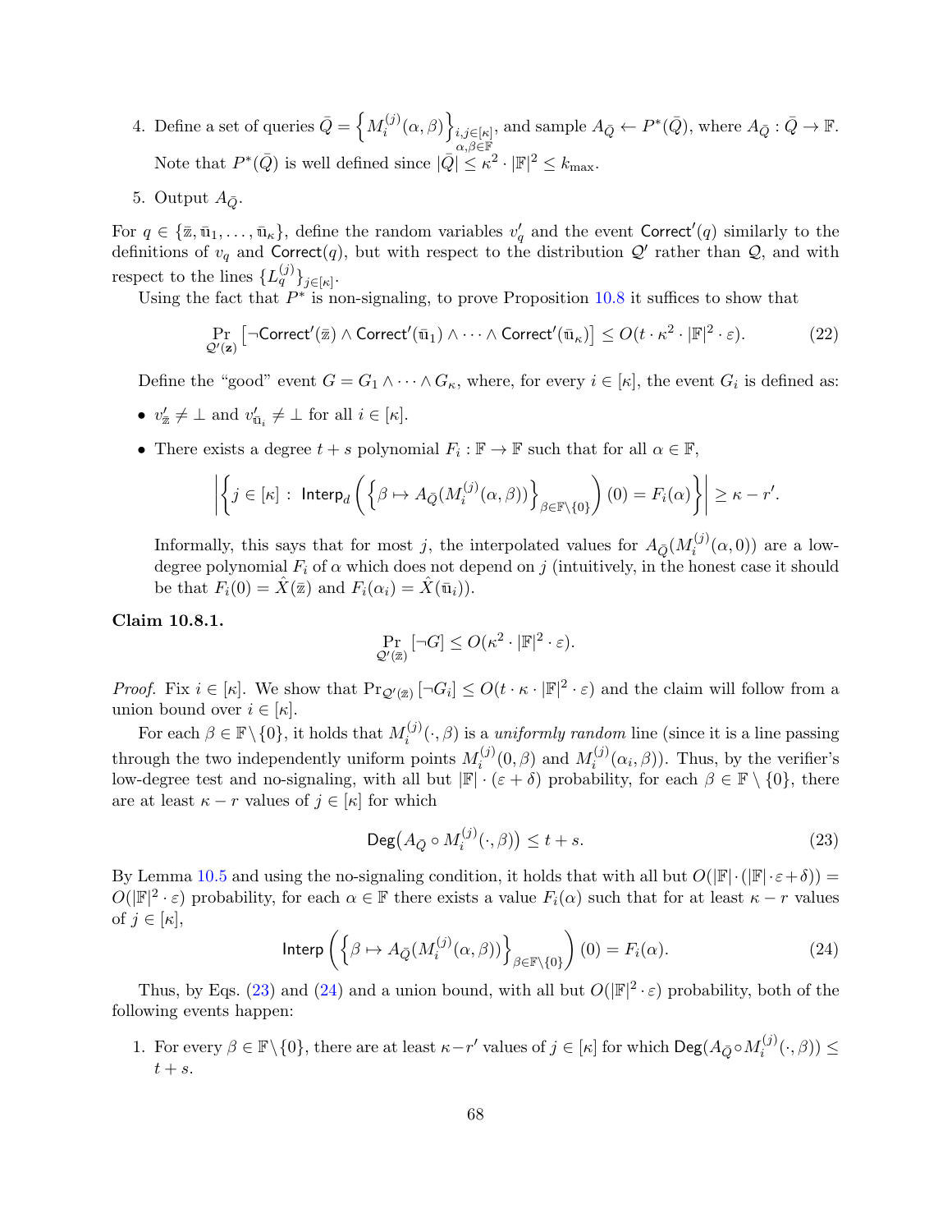4. Define a set of queries $\bar{Q} = \left\{ M_i^{(j)}(\alpha, \beta) \right\}_{\substack{i,j \in [\kappa] \\ \alpha,\beta \in \mathbb{F}}}$, and sample $A_{\bar{Q}} \leftarrow P^*(\bar{Q})$, where $A_{\bar{Q}} : \bar{Q} \to \mathbb{F}$. Note that $P^*(\bar{Q})$ is well defined since $|\bar{Q}| \leq \kappa^2 \cdot |\mathbb{F}|^2 \leq k_{\max}$.

5. Output $A_{\bar{Q}}$.

For $q \in \{\bar{\mathbb{z}}, \bar{\mathbb{u}}_1, \ldots, \bar{\mathbb{u}}_\kappa\}$, define the random variables $v'_q$ and the event $\mathsf{Correct}'(q)$ similarly to the definitions of $v_q$ and $\mathsf{Correct}(q)$, but with respect to the distribution $\mathcal{Q}'$ rather than $\mathcal{Q}$, and with respect to the lines $\{L_q^{(j)}\}_{j \in [\kappa]}$.

Using the fact that $P^*$ is non-signaling, to prove Proposition 10.8 it suffices to show that

$$\Pr_{\mathcal{Q}'(\mathbf{z})} \left[ \neg \mathsf{Correct}'(\bar{\mathbb{z}}) \wedge \mathsf{Correct}'(\bar{\mathbb{u}}_1) \wedge \cdots \wedge \mathsf{Correct}'(\bar{\mathbb{u}}_\kappa) \right] \leq O(t \cdot \kappa^2 \cdot |\mathbb{F}|^2 \cdot \varepsilon). \tag{22}$$

Define the "good" event $G = G_1 \wedge \cdots \wedge G_\kappa$, where, for every $i \in [\kappa]$, the event $G_i$ is defined as:

- $v'_{\bar{\mathbb{z}}} \neq \bot$ and $v'_{\bar{\mathbb{u}}_i} \neq \bot$ for all $i \in [\kappa]$.
- There exists a degree $t + s$ polynomial $F_i : \mathbb{F} \to \mathbb{F}$ such that for all $\alpha \in \mathbb{F}$,

$$\left| \left\{ j \in [\kappa] \,:\, \mathsf{Interp}_d \left( \left\{ \beta \mapsto A_{\bar{Q}}(M_i^{(j)}(\alpha, \beta)) \right\}_{\beta \in \mathbb{F} \setminus \{0\}} \right)(0) = F_i(\alpha) \right\} \right| \geq \kappa - r'.$$

  Informally, this says that for most $j$, the interpolated values for $A_{\bar{Q}}(M_i^{(j)}(\alpha, 0))$ are a low-degree polynomial $F_i$ of $\alpha$ which does not depend on $j$ (intuitively, in the honest case it should be that $F_i(0) = \hat{X}(\bar{\mathbb{z}})$ and $F_i(\alpha_i) = \hat{X}(\bar{\mathbb{u}}_i)$).

**Claim 10.8.1.**

$$\Pr_{\mathcal{Q}'(\bar{\mathbb{z}})} [\neg G] \leq O(\kappa^2 \cdot |\mathbb{F}|^2 \cdot \varepsilon).$$

*Proof.* Fix $i \in [\kappa]$. We show that $\Pr_{\mathcal{Q}'(\bar{\mathbb{z}})} [\neg G_i] \leq O(t \cdot \kappa \cdot |\mathbb{F}|^2 \cdot \varepsilon)$ and the claim will follow from a union bound over $i \in [\kappa]$.

For each $\beta \in \mathbb{F} \setminus \{0\}$, it holds that $M_i^{(j)}(\cdot, \beta)$ is a *uniformly random* line (since it is a line passing through the two independently uniform points $M_i^{(j)}(0, \beta)$ and $M_i^{(j)}(\alpha_i, \beta)$). Thus, by the verifier's low-degree test and no-signaling, with all but $|\mathbb{F}| \cdot (\varepsilon + \delta)$ probability, for each $\beta \in \mathbb{F} \setminus \{0\}$, there are at least $\kappa - r$ values of $j \in [\kappa]$ for which

$$\mathsf{Deg}\big(A_{\bar{Q}} \circ M_i^{(j)}(\cdot, \beta)\big) \leq t + s. \tag{23}$$

By Lemma 10.5 and using the no-signaling condition, it holds that with all but $O(|\mathbb{F}| \cdot (|\mathbb{F}| \cdot \varepsilon + \delta)) = O(|\mathbb{F}|^2 \cdot \varepsilon)$ probability, for each $\alpha \in \mathbb{F}$ there exists a value $F_i(\alpha)$ such that for at least $\kappa - r$ values of $j \in [\kappa]$,

$$\mathsf{Interp} \left( \left\{ \beta \mapsto A_{\bar{Q}}(M_i^{(j)}(\alpha, \beta)) \right\}_{\beta \in \mathbb{F} \setminus \{0\}} \right)(0) = F_i(\alpha). \tag{24}$$

Thus, by Eqs. (23) and (24) and a union bound, with all but $O(|\mathbb{F}|^2 \cdot \varepsilon)$ probability, both of the following events happen:

1. For every $\beta \in \mathbb{F} \setminus \{0\}$, there are at least $\kappa - r'$ values of $j \in [\kappa]$ for which $\mathsf{Deg}(A_{\bar{Q}} \circ M_i^{(j)}(\cdot, \beta)) \leq t + s$.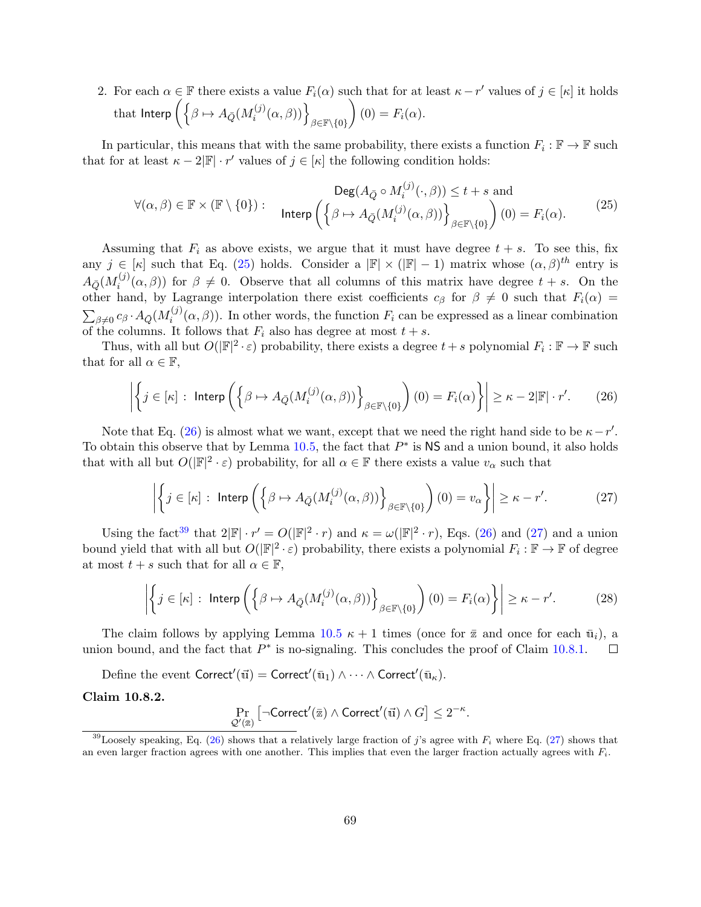2. For each $\alpha \in \mathbb{F}$ there exists a value $F_i(\alpha)$ such that for at least $\kappa - r'$ values of $j \in [\kappa]$ it holds that $\mathsf{Interp}\left(\left\{\beta \mapsto A_{\bar{Q}}(M_i^{(j)}(\alpha,\beta))\right\}_{\beta \in \mathbb{F}\setminus\{0\}}\right)(0) = F_i(\alpha)$.

In particular, this means that with the same probability, there exists a function $F_i : \mathbb{F} \to \mathbb{F}$ such that for at least $\kappa - 2|\mathbb{F}| \cdot r'$ values of $j \in [\kappa]$ the following condition holds:

$$\forall(\alpha,\beta) \in \mathbb{F} \times (\mathbb{F} \setminus \{0\}) : \quad \begin{array}{c} \mathsf{Deg}(A_{\bar{Q}} \circ M_i^{(j)}(\cdot,\beta)) \leq t+s \text{ and} \\ \mathsf{Interp}\left(\left\{\beta \mapsto A_{\bar{Q}}(M_i^{(j)}(\alpha,\beta))\right\}_{\beta \in \mathbb{F}\setminus\{0\}}\right)(0) = F_i(\alpha). \end{array} \tag{25}$$

Assuming that $F_i$ as above exists, we argue that it must have degree $t+s$. To see this, fix any $j \in [\kappa]$ such that Eq. (25) holds. Consider a $|\mathbb{F}| \times (|\mathbb{F}|-1)$ matrix whose $(\alpha,\beta)^{th}$ entry is $A_{\bar{Q}}(M_i^{(j)}(\alpha,\beta))$ for $\beta \neq 0$. Observe that all columns of this matrix have degree $t+s$. On the other hand, by Lagrange interpolation there exist coefficients $c_\beta$ for $\beta \neq 0$ such that $F_i(\alpha) = \sum_{\beta \neq 0} c_\beta \cdot A_{\bar{Q}}(M_i^{(j)}(\alpha,\beta))$. In other words, the function $F_i$ can be expressed as a linear combination of the columns. It follows that $F_i$ also has degree at most $t+s$.

Thus, with all but $O(|\mathbb{F}|^2 \cdot \varepsilon)$ probability, there exists a degree $t+s$ polynomial $F_i : \mathbb{F} \to \mathbb{F}$ such that for all $\alpha \in \mathbb{F}$,

$$\left|\left\{ j \in [\kappa] \,:\, \mathsf{Interp}\left(\left\{\beta \mapsto A_{\bar{Q}}(M_i^{(j)}(\alpha,\beta))\right\}_{\beta \in \mathbb{F}\setminus\{0\}}\right)(0) = F_i(\alpha) \right\}\right| \geq \kappa - 2|\mathbb{F}| \cdot r'. \tag{26}$$

Note that Eq. (26) is almost what we want, except that we need the right hand side to be $\kappa - r'$. To obtain this observe that by Lemma 10.5, the fact that $P^*$ is $\mathsf{NS}$ and a union bound, it also holds that with all but $O(|\mathbb{F}|^2 \cdot \varepsilon)$ probability, for all $\alpha \in \mathbb{F}$ there exists a value $v_\alpha$ such that

$$\left|\left\{ j \in [\kappa] \,:\, \mathsf{Interp}\left(\left\{\beta \mapsto A_{\bar{Q}}(M_i^{(j)}(\alpha,\beta))\right\}_{\beta \in \mathbb{F}\setminus\{0\}}\right)(0) = v_\alpha \right\}\right| \geq \kappa - r'. \tag{27}$$

Using the fact[39] that $2|\mathbb{F}| \cdot r' = O(|\mathbb{F}|^2 \cdot r)$ and $\kappa = \omega(|\mathbb{F}|^2 \cdot r)$, Eqs. (26) and (27) and a union bound yield that with all but $O(|\mathbb{F}|^2 \cdot \varepsilon)$ probability, there exists a polynomial $F_i : \mathbb{F} \to \mathbb{F}$ of degree at most $t+s$ such that for all $\alpha \in \mathbb{F}$,

$$\left|\left\{ j \in [\kappa] \,:\, \mathsf{Interp}\left(\left\{\beta \mapsto A_{\bar{Q}}(M_i^{(j)}(\alpha,\beta))\right\}_{\beta \in \mathbb{F}\setminus\{0\}}\right)(0) = F_i(\alpha) \right\}\right| \geq \kappa - r'. \tag{28}$$

The claim follows by applying Lemma 10.5 $\kappa + 1$ times (once for $\bar{\mathbb{z}}$ and once for each $\bar{\mathbb{u}}_i$), a union bound, and the fact that $P^*$ is no-signaling. This concludes the proof of Claim 10.8.1. $\square$

Define the event $\mathsf{Correct}'(\vec{\mathbb{u}}) = \mathsf{Correct}'(\bar{\mathbb{u}}_1) \wedge \cdots \wedge \mathsf{Correct}'(\bar{\mathbb{u}}_\kappa)$.

**Claim 10.8.2.**

$$\Pr_{\mathcal{Q}'(\bar{\mathbb{z}})}\left[\neg\mathsf{Correct}'(\bar{\mathbb{z}}) \wedge \mathsf{Correct}'(\vec{\mathbb{u}}) \wedge G\right] \leq 2^{-\kappa}.$$

[39] Loosely speaking, Eq. (26) shows that a relatively large fraction of $j$'s agree with $F_i$ where Eq. (27) shows that an even larger fraction agrees with one another. This implies that even the larger fraction actually agrees with $F_i$.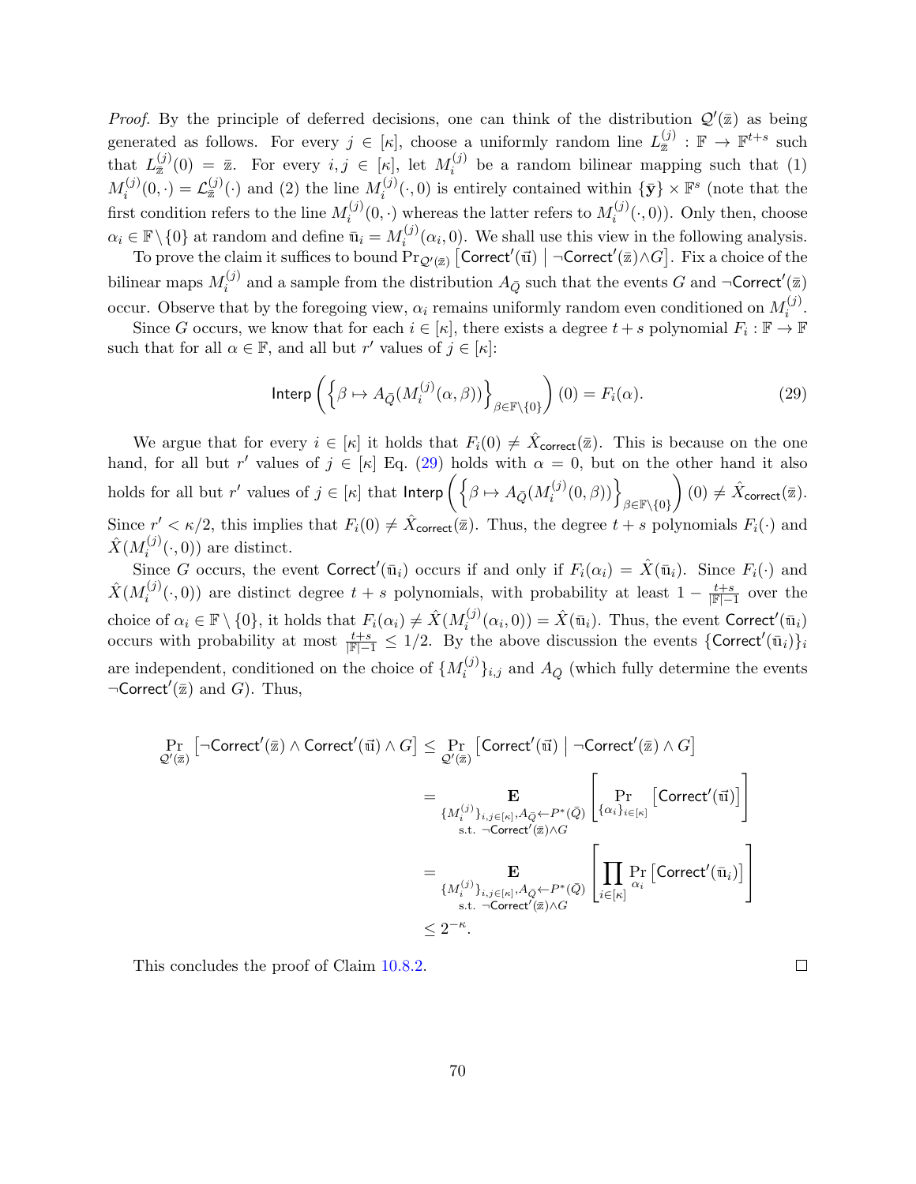*Proof.* By the principle of deferred decisions, one can think of the distribution $\mathcal{Q}'(\bar{z})$ as being generated as follows. For every $j \in [\kappa]$, choose a uniformly random line $L^{(j)}_{\bar{z}} : \mathbb{F} \to \mathbb{F}^{t+s}$ such that $L^{(j)}_{\bar{z}}(0) = \bar{z}$. For every $i, j \in [\kappa]$, let $M^{(j)}_i$ be a random bilinear mapping such that (1) $M^{(j)}_i(0, \cdot) = \mathcal{L}^{(j)}_{\bar{z}}(\cdot)$ and (2) the line $M^{(j)}_i(\cdot, 0)$ is entirely contained within $\{\bar{y}\} \times \mathbb{F}^s$ (note that the first condition refers to the line $M^{(j)}_i(0, \cdot)$ whereas the latter refers to $M^{(j)}_i(\cdot, 0)$). Only then, choose $\alpha_i \in \mathbb{F} \setminus \{0\}$ at random and define $\bar{u}_i = M^{(j)}_i(\alpha_i, 0)$. We shall use this view in the following analysis.

To prove the claim it suffices to bound $\Pr_{\mathcal{Q}'(\bar{z})}\left[\mathsf{Correct}'(\vec{u}) \mid \neg\mathsf{Correct}'(\bar{z}) \wedge G\right]$. Fix a choice of the bilinear maps $M^{(j)}_i$ and a sample from the distribution $A_{\bar{Q}}$ such that the events $G$ and $\neg\mathsf{Correct}'(\bar{z})$ occur. Observe that by the foregoing view, $\alpha_i$ remains uniformly random even conditioned on $M^{(j)}_i$.

Since $G$ occurs, we know that for each $i \in [\kappa]$, there exists a degree $t+s$ polynomial $F_i : \mathbb{F} \to \mathbb{F}$ such that for all $\alpha \in \mathbb{F}$, and all but $r'$ values of $j \in [\kappa]$:

$$\mathsf{Interp}\left(\left\{\beta \mapsto A_{\bar{Q}}(M^{(j)}_i(\alpha, \beta))\right\}_{\beta \in \mathbb{F}\setminus\{0\}}\right)(0) = F_i(\alpha). \tag{29}$$

We argue that for every $i \in [\kappa]$ it holds that $F_i(0) \neq \hat{X}_{\mathsf{correct}}(\bar{z})$. This is because on the one hand, for all but $r'$ values of $j \in [\kappa]$ Eq. (29) holds with $\alpha = 0$, but on the other hand it also holds for all but $r'$ values of $j \in [\kappa]$ that $\mathsf{Interp}\left(\left\{\beta \mapsto A_{\bar{Q}}(M^{(j)}_i(0, \beta))\right\}_{\beta \in \mathbb{F}\setminus\{0\}}\right)(0) \neq \hat{X}_{\mathsf{correct}}(\bar{z})$. Since $r' < \kappa/2$, this implies that $F_i(0) \neq \hat{X}_{\mathsf{correct}}(\bar{z})$. Thus, the degree $t+s$ polynomials $F_i(\cdot)$ and $\hat{X}(M^{(j)}_i(\cdot, 0))$ are distinct.

Since $G$ occurs, the event $\mathsf{Correct}'(\bar{u}_i)$ occurs if and only if $F_i(\alpha_i) = \hat{X}(\bar{u}_i)$. Since $F_i(\cdot)$ and $\hat{X}(M^{(j)}_i(\cdot, 0))$ are distinct degree $t+s$ polynomials, with probability at least $1 - \frac{t+s}{|\mathbb{F}|-1}$ over the choice of $\alpha_i \in \mathbb{F} \setminus \{0\}$, it holds that $F_i(\alpha_i) \neq \hat{X}(M^{(j)}_i(\alpha_i, 0)) = \hat{X}(\bar{u}_i)$. Thus, the event $\mathsf{Correct}'(\bar{u}_i)$ occurs with probability at most $\frac{t+s}{|\mathbb{F}|-1} \leq 1/2$. By the above discussion the events $\{\mathsf{Correct}'(\bar{u}_i)\}_i$ are independent, conditioned on the choice of $\{M^{(j)}_i\}_{i,j}$ and $A_{\bar{Q}}$ (which fully determine the events $\neg\mathsf{Correct}'(\bar{z})$ and $G$). Thus,

$$\begin{aligned}
\Pr_{\mathcal{Q}'(\bar{z})}\left[\neg\mathsf{Correct}'(\bar{z}) \wedge \mathsf{Correct}'(\vec{u}) \wedge G\right] &\leq \Pr_{\mathcal{Q}'(\bar{z})}\left[\mathsf{Correct}'(\vec{u}) \mid \neg\mathsf{Correct}'(\bar{z}) \wedge G\right] \\
&= \mathop{\mathbf{E}}_{\substack{\{M^{(j)}_i\}_{i,j\in[\kappa]}, A_{\bar{Q}} \leftarrow P^*(\bar{Q}) \\ \text{s.t. } \neg\mathsf{Correct}'(\bar{z}) \wedge G}}\left[\Pr_{\{\alpha_i\}_{i\in[\kappa]}}\left[\mathsf{Correct}'(\vec{u})\right]\right] \\
&= \mathop{\mathbf{E}}_{\substack{\{M^{(j)}_i\}_{i,j\in[\kappa]}, A_{\bar{Q}} \leftarrow P^*(\bar{Q}) \\ \text{s.t. } \neg\mathsf{Correct}'(\bar{z}) \wedge G}}\left[\prod_{i\in[\kappa]} \Pr_{\alpha_i}\left[\mathsf{Correct}'(\bar{u}_i)\right]\right] \\
&\leq 2^{-\kappa}.
\end{aligned}$$

This concludes the proof of Claim 10.8.2. $\square$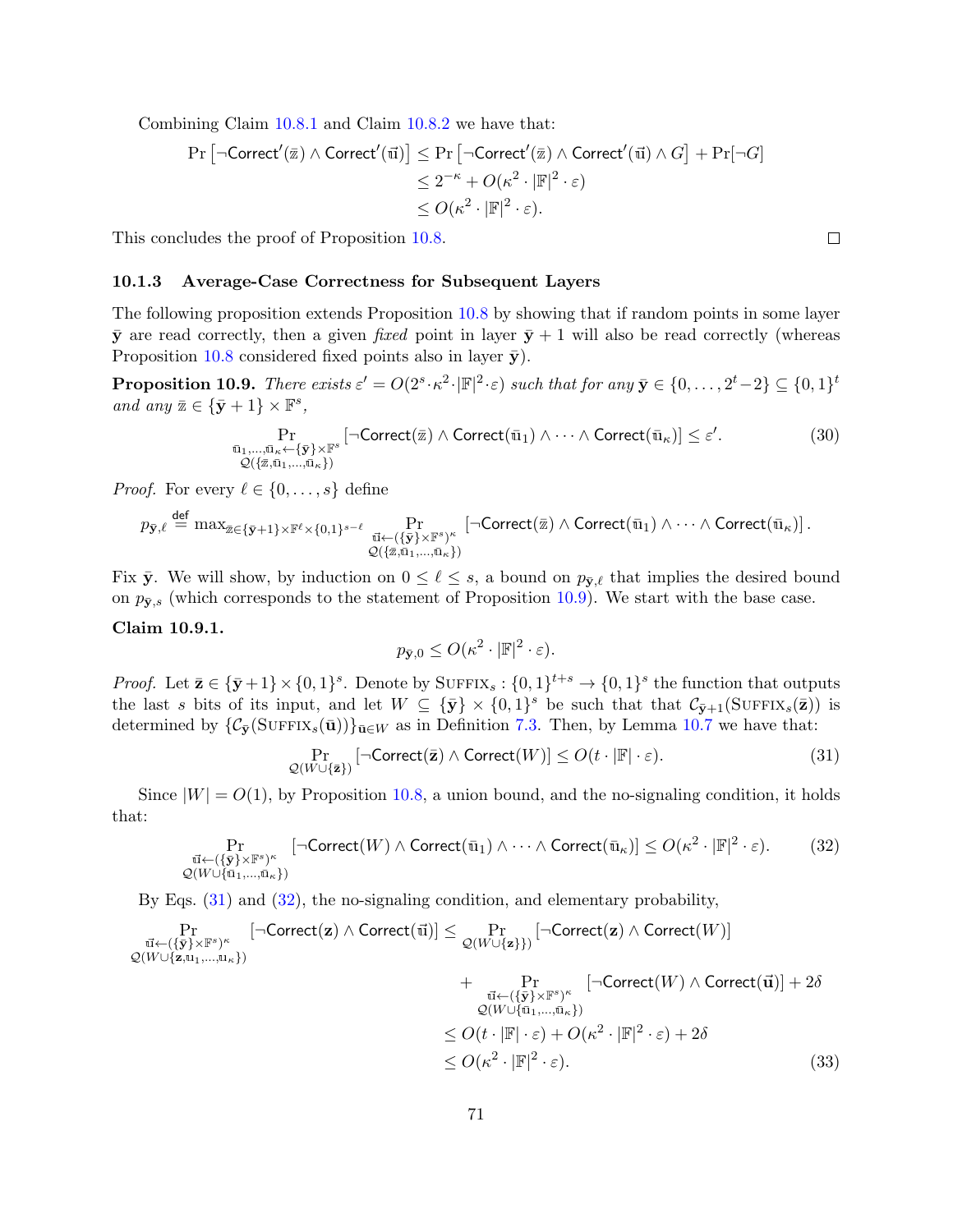Combining Claim 10.8.1 and Claim 10.8.2 we have that:

$$
\begin{aligned}
\Pr\left[\neg\mathsf{Correct}'(\bar{\mathbb{z}}) \wedge \mathsf{Correct}'(\vec{\mathbb{u}})\right] &\leq \Pr\left[\neg\mathsf{Correct}'(\bar{\mathbb{z}}) \wedge \mathsf{Correct}'(\vec{\mathbb{u}}) \wedge G\right] + \Pr[\neg G] \\
&\leq 2^{-\kappa} + O(\kappa^2 \cdot |\mathbb{F}|^2 \cdot \varepsilon) \\
&\leq O(\kappa^2 \cdot |\mathbb{F}|^2 \cdot \varepsilon).
\end{aligned}
$$

This concludes the proof of Proposition 10.8. $\square$

### 10.1.3 Average-Case Correctness for Subsequent Layers

The following proposition extends Proposition 10.8 by showing that if random points in some layer $\bar{\mathbf{y}}$ are read correctly, then a given *fixed* point in layer $\bar{\mathbf{y}}+1$ will also be read correctly (whereas Proposition 10.8 considered fixed points also in layer $\bar{\mathbf{y}}$).

**Proposition 10.9.** *There exists $\varepsilon' = O(2^s \cdot \kappa^2 \cdot |\mathbb{F}|^2 \cdot \varepsilon)$ such that for any $\bar{\mathbf{y}} \in \{0, \ldots, 2^t-2\} \subseteq \{0,1\}^t$ and any $\bar{\mathbb{z}} \in \{\bar{\mathbf{y}}+1\} \times \mathbb{F}^s$,*

$$
\Pr_{\substack{\bar{\mathbb{u}}_1,\ldots,\bar{\mathbb{u}}_\kappa \leftarrow \{\bar{\mathbf{y}}\} \times \mathbb{F}^s \\ \mathcal{Q}(\{\bar{\mathbb{z}},\bar{\mathbb{u}}_1,\ldots,\bar{\mathbb{u}}_\kappa\})}} \left[\neg\mathsf{Correct}(\bar{\mathbb{z}}) \wedge \mathsf{Correct}(\bar{\mathbb{u}}_1) \wedge \cdots \wedge \mathsf{Correct}(\bar{\mathbb{u}}_\kappa)\right] \leq \varepsilon'. \tag{30}
$$

*Proof.* For every $\ell \in \{0, \ldots, s\}$ define

$$
p_{\bar{\mathbf{y}},\ell} \stackrel{\mathsf{def}}{=} \max_{\bar{\mathbb{z}} \in \{\bar{\mathbf{y}}+1\} \times \mathbb{F}^\ell \times \{0,1\}^{s-\ell}} \Pr_{\substack{\vec{\mathbb{u}} \leftarrow (\{\bar{\mathbf{y}}\} \times \mathbb{F}^s)^\kappa \\ \mathcal{Q}(\{\bar{\mathbb{z}},\bar{\mathbb{u}}_1,\ldots,\bar{\mathbb{u}}_\kappa\})}} \left[\neg\mathsf{Correct}(\bar{\mathbb{z}}) \wedge \mathsf{Correct}(\bar{\mathbb{u}}_1) \wedge \cdots \wedge \mathsf{Correct}(\bar{\mathbb{u}}_\kappa)\right].
$$

Fix $\bar{\mathbf{y}}$. We will show, by induction on $0 \leq \ell \leq s$, a bound on $p_{\bar{\mathbf{y}},\ell}$ that implies the desired bound on $p_{\bar{\mathbf{y}},s}$ (which corresponds to the statement of Proposition 10.9). We start with the base case.

**Claim 10.9.1.**

$$
p_{\bar{\mathbf{y}},0} \leq O(\kappa^2 \cdot |\mathbb{F}|^2 \cdot \varepsilon).
$$

*Proof.* Let $\bar{\mathbf{z}} \in \{\bar{\mathbf{y}}+1\} \times \{0,1\}^s$. Denote by $\textsc{Suffix}_s : \{0,1\}^{t+s} \to \{0,1\}^s$ the function that outputs the last $s$ bits of its input, and let $W \subseteq \{\bar{\mathbf{y}}\} \times \{0,1\}^s$ be such that that $\mathcal{C}_{\bar{\mathbf{y}}+1}(\textsc{Suffix}_s(\bar{\mathbf{z}}))$ is determined by $\{\mathcal{C}_{\bar{\mathbf{y}}}(\textsc{Suffix}_s(\bar{\mathbf{u}}))\}_{\bar{\mathbf{u}} \in W}$ as in Definition 7.3. Then, by Lemma 10.7 we have that:

$$
\Pr_{\mathcal{Q}(W \cup \{\bar{\mathbf{z}}\})} \left[\neg\mathsf{Correct}(\bar{\mathbf{z}}) \wedge \mathsf{Correct}(W)\right] \leq O(t \cdot |\mathbb{F}| \cdot \varepsilon). \tag{31}
$$

Since $|W| = O(1)$, by Proposition 10.8, a union bound, and the no-signaling condition, it holds that:

$$
\Pr_{\substack{\vec{\mathbb{u}} \leftarrow (\{\bar{\mathbf{y}}\} \times \mathbb{F}^s)^\kappa \\ \mathcal{Q}(W \cup \{\bar{\mathbb{u}}_1,\ldots,\bar{\mathbb{u}}_\kappa\})}} \left[\neg\mathsf{Correct}(W) \wedge \mathsf{Correct}(\bar{\mathbb{u}}_1) \wedge \cdots \wedge \mathsf{Correct}(\bar{\mathbb{u}}_\kappa)\right] \leq O(\kappa^2 \cdot |\mathbb{F}|^2 \cdot \varepsilon). \tag{32}
$$

By Eqs. (31) and (32), the no-signaling condition, and elementary probability,

$$
\begin{aligned}
\Pr_{\substack{\vec{\mathbb{u}} \leftarrow (\{\bar{\mathbf{y}}\} \times \mathbb{F}^s)^\kappa \\ \mathcal{Q}(W \cup \{\mathbf{z},\mathbb{u}_1,\ldots,\mathbb{u}_\kappa\})}} \left[\neg\mathsf{Correct}(\mathbf{z}) \wedge \mathsf{Correct}(\vec{\mathbb{u}})\right] &\leq \Pr_{\mathcal{Q}(W \cup \{\mathbf{z}\})} \left[\neg\mathsf{Correct}(\mathbf{z}) \wedge \mathsf{Correct}(W)\right] \\
&\quad + \Pr_{\substack{\vec{\mathbb{u}} \leftarrow (\{\bar{\mathbf{y}}\} \times \mathbb{F}^s)^\kappa \\ \mathcal{Q}(W \cup \{\bar{\mathbb{u}}_1,\ldots,\bar{\mathbb{u}}_\kappa\})}} \left[\neg\mathsf{Correct}(W) \wedge \mathsf{Correct}(\vec{\mathbf{u}})\right] + 2\delta \\
&\leq O(t \cdot |\mathbb{F}| \cdot \varepsilon) + O(\kappa^2 \cdot |\mathbb{F}|^2 \cdot \varepsilon) + 2\delta \\
&\leq O(\kappa^2 \cdot |\mathbb{F}|^2 \cdot \varepsilon).
\end{aligned} \tag{33}
$$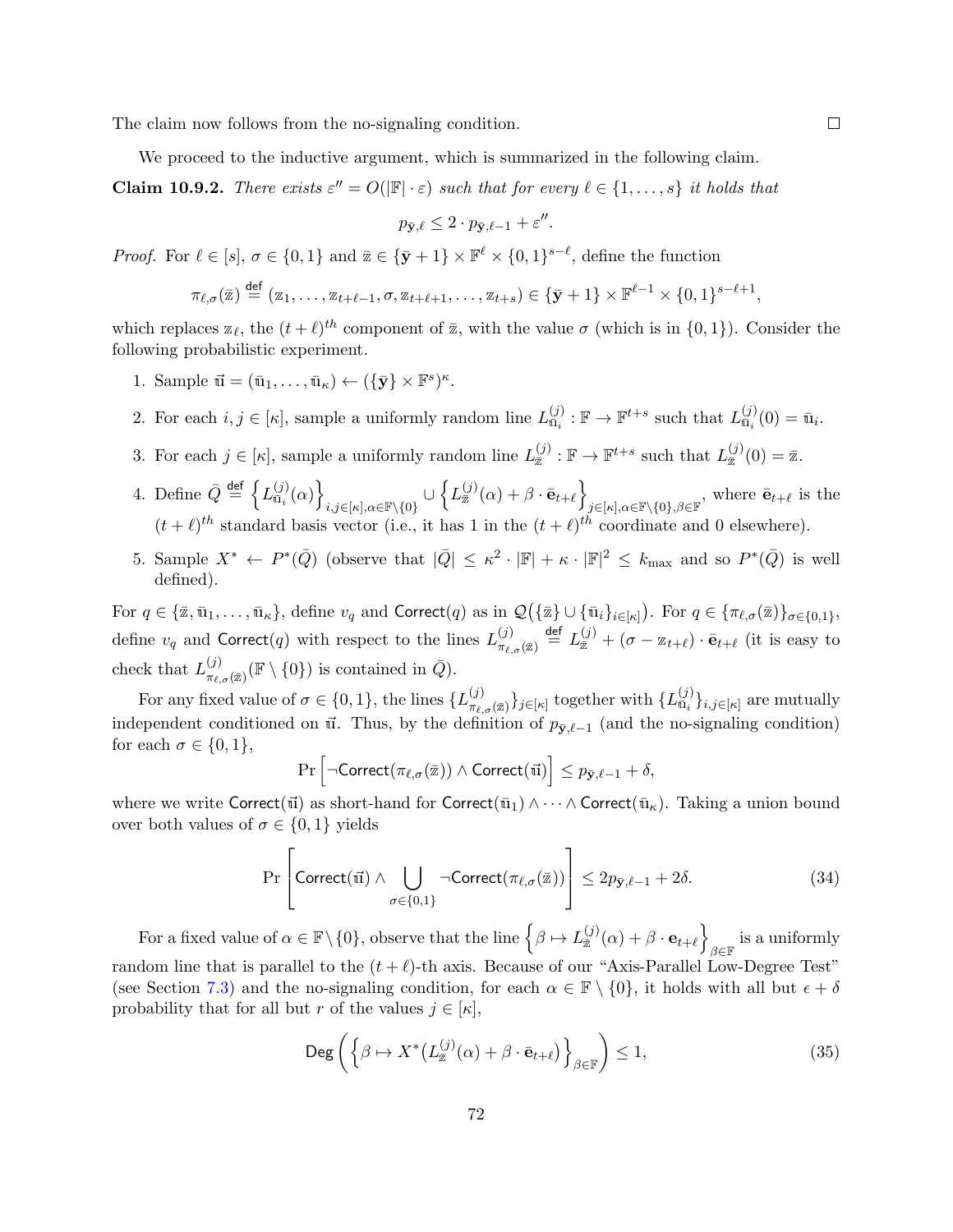The claim now follows from the no-signaling condition. □

We proceed to the inductive argument, which is summarized in the following claim.

**Claim 10.9.2.** *There exists $\varepsilon'' = O(|\mathbb{F}| \cdot \varepsilon)$ such that for every $\ell \in \{1, \ldots, s\}$ it holds that*

$$p_{\bar{\mathbf{y}},\ell} \leq 2 \cdot p_{\bar{\mathbf{y}},\ell-1} + \varepsilon''.$$

*Proof.* For $\ell \in [s]$, $\sigma \in \{0,1\}$ and $\bar{\mathbb{z}} \in \{\bar{\mathbf{y}}+1\} \times \mathbb{F}^{\ell} \times \{0,1\}^{s-\ell}$, define the function

$$\pi_{\ell,\sigma}(\bar{\mathbb{z}}) \stackrel{\mathsf{def}}{=} (\mathbb{z}_1, \ldots, \mathbb{z}_{t+\ell-1}, \sigma, \mathbb{z}_{t+\ell+1}, \ldots, \mathbb{z}_{t+s}) \in \{\bar{\mathbf{y}}+1\} \times \mathbb{F}^{\ell-1} \times \{0,1\}^{s-\ell+1},$$

which replaces $\mathbb{z}_\ell$, the $(t+\ell)^{th}$ component of $\bar{\mathbb{z}}$, with the value $\sigma$ (which is in $\{0,1\}$). Consider the following probabilistic experiment.

1. Sample $\vec{\mathbf{u}} = (\bar{\mathbf{u}}_1, \ldots, \bar{\mathbf{u}}_\kappa) \leftarrow (\{\bar{\mathbf{y}}\} \times \mathbb{F}^s)^\kappa$.
2. For each $i, j \in [\kappa]$, sample a uniformly random line $L^{(j)}_{\bar{\mathbf{u}}_i} : \mathbb{F} \to \mathbb{F}^{t+s}$ such that $L^{(j)}_{\bar{\mathbf{u}}_i}(0) = \bar{\mathbf{u}}_i$.
3. For each $j \in [\kappa]$, sample a uniformly random line $L^{(j)}_{\bar{\mathbb{z}}} : \mathbb{F} \to \mathbb{F}^{t+s}$ such that $L^{(j)}_{\bar{\mathbb{z}}}(0) = \bar{\mathbb{z}}$.
4. Define $\bar{Q} \stackrel{\mathsf{def}}{=} \left\{L^{(j)}_{\bar{\mathbf{u}}_i}(\alpha)\right\}_{i,j\in[\kappa],\alpha\in\mathbb{F}\setminus\{0\}} \cup \left\{L^{(j)}_{\bar{\mathbb{z}}}(\alpha) + \beta \cdot \bar{\mathbf{e}}_{t+\ell}\right\}_{j\in[\kappa],\alpha\in\mathbb{F}\setminus\{0\},\beta\in\mathbb{F}}$, where $\bar{\mathbf{e}}_{t+\ell}$ is the $(t+\ell)^{th}$ standard basis vector (i.e., it has 1 in the $(t+\ell)^{th}$ coordinate and 0 elsewhere).
5. Sample $X^* \leftarrow P^*(\bar{Q})$ (observe that $|\bar{Q}| \leq \kappa^2 \cdot |\mathbb{F}| + \kappa \cdot |\mathbb{F}|^2 \leq k_{\max}$ and so $P^*(\bar{Q})$ is well defined).

For $q \in \{\bar{\mathbb{z}}, \bar{\mathbf{u}}_1, \ldots, \bar{\mathbf{u}}_\kappa\}$, define $v_q$ and $\mathsf{Correct}(q)$ as in $\mathcal{Q}\big(\{\bar{\mathbb{z}}\} \cup \{\bar{\mathbf{u}}_i\}_{i\in[\kappa]}\big)$. For $q \in \{\pi_{\ell,\sigma}(\bar{\mathbb{z}})\}_{\sigma\in\{0,1\}}$, define $v_q$ and $\mathsf{Correct}(q)$ with respect to the lines $L^{(j)}_{\pi_{\ell,\sigma}(\bar{\mathbb{z}})} \stackrel{\mathsf{def}}{=} L^{(j)}_{\bar{\mathbb{z}}} + (\sigma - \mathbb{z}_{t+\ell}) \cdot \bar{\mathbf{e}}_{t+\ell}$ (it is easy to check that $L^{(j)}_{\pi_{\ell,\sigma}(\bar{\mathbb{z}})}(\mathbb{F} \setminus \{0\})$ is contained in $\bar{Q}$).

For any fixed value of $\sigma \in \{0,1\}$, the lines $\{L^{(j)}_{\pi_{\ell,\sigma}(\bar{\mathbb{z}})}\}_{j\in[\kappa]}$ together with $\{L^{(j)}_{\bar{\mathbf{u}}_i}\}_{i,j\in[\kappa]}$ are mutually independent conditioned on $\vec{\mathbf{u}}$. Thus, by the definition of $p_{\bar{\mathbf{y}},\ell-1}$ (and the no-signaling condition) for each $\sigma \in \{0,1\}$,

$$\Pr\Big[\neg\mathsf{Correct}(\pi_{\ell,\sigma}(\bar{\mathbb{z}})) \wedge \mathsf{Correct}(\vec{\mathbf{u}})\Big] \leq p_{\bar{\mathbf{y}},\ell-1} + \delta,$$

where we write $\mathsf{Correct}(\vec{\mathbf{u}})$ as short-hand for $\mathsf{Correct}(\bar{\mathbf{u}}_1) \wedge \cdots \wedge \mathsf{Correct}(\bar{\mathbf{u}}_\kappa)$. Taking a union bound over both values of $\sigma \in \{0,1\}$ yields

$$\Pr\left[\mathsf{Correct}(\vec{\mathbf{u}}) \wedge \bigcup_{\sigma\in\{0,1\}} \neg\mathsf{Correct}(\pi_{\ell,\sigma}(\bar{\mathbb{z}}))\right] \leq 2p_{\bar{\mathbf{y}},\ell-1} + 2\delta. \tag{34}$$

For a fixed value of $\alpha \in \mathbb{F}\setminus\{0\}$, observe that the line $\left\{\beta \mapsto L^{(j)}_{\bar{\mathbb{z}}}(\alpha) + \beta \cdot \mathbf{e}_{t+\ell}\right\}_{\beta\in\mathbb{F}}$ is a uniformly random line that is parallel to the $(t+\ell)$-th axis. Because of our "Axis-Parallel Low-Degree Test" (see Section 7.3) and the no-signaling condition, for each $\alpha \in \mathbb{F} \setminus \{0\}$, it holds with all but $\epsilon + \delta$ probability that for all but $r$ of the values $j \in [\kappa]$,

$$\mathsf{Deg}\left(\left\{\beta \mapsto X^*\big(L^{(j)}_{\bar{\mathbb{z}}}(\alpha) + \beta \cdot \bar{\mathbf{e}}_{t+\ell}\big)\right\}_{\beta\in\mathbb{F}}\right) \leq 1, \tag{35}$$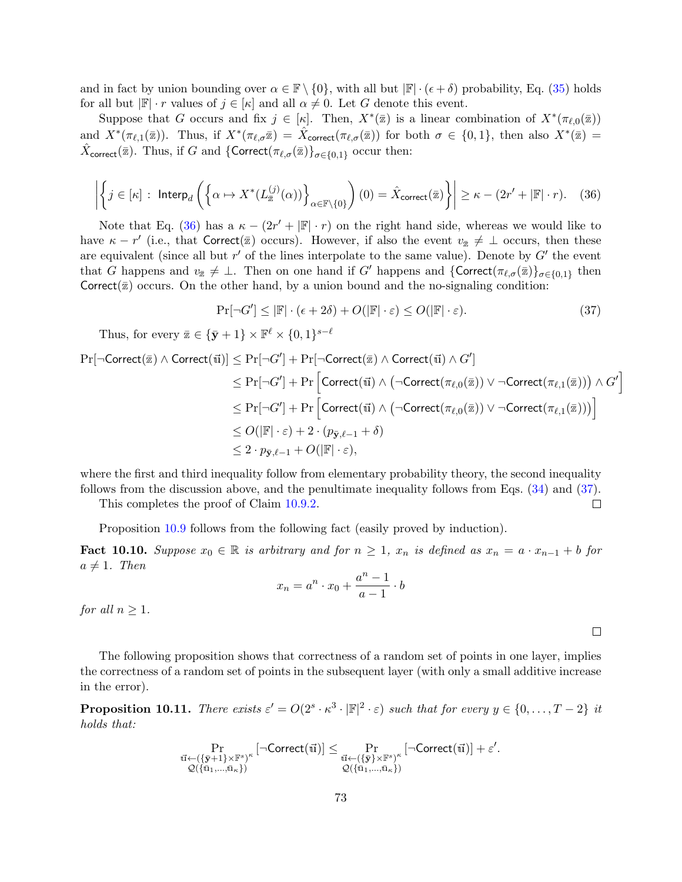and in fact by union bounding over $\alpha \in \mathbb{F} \setminus \{0\}$, with all but $|\mathbb{F}| \cdot (\epsilon + \delta)$ probability, Eq. (35) holds for all but $|\mathbb{F}| \cdot r$ values of $j \in [\kappa]$ and all $\alpha \neq 0$. Let $G$ denote this event.

Suppose that $G$ occurs and fix $j \in [\kappa]$. Then, $X^*(\bar{\mathbb{z}})$ is a linear combination of $X^*(\pi_{\ell,0}(\bar{\mathbb{z}}))$ and $X^*(\pi_{\ell,1}(\bar{\mathbb{z}}))$. Thus, if $X^*(\pi_{\ell,\sigma}\bar{\mathbb{z}}) = \hat{X}_{\mathsf{correct}}(\pi_{\ell,\sigma}(\bar{\mathbb{z}}))$ for both $\sigma \in \{0,1\}$, then also $X^*(\bar{\mathbb{z}}) = \hat{X}_{\mathsf{correct}}(\bar{\mathbb{z}})$. Thus, if $G$ and $\{\mathsf{Correct}(\pi_{\ell,\sigma}(\bar{\mathbb{z}})\}_{\sigma \in \{0,1\}}$ occur then:

$$\left| \left\{ j \in [\kappa] \,:\, \mathsf{Interp}_d \left( \left\{ \alpha \mapsto X^*(L^{(j)}_{\bar{\mathbb{z}}}(\alpha)) \right\}_{\alpha \in \mathbb{F} \setminus \{0\}} \right)(0) = \hat{X}_{\mathsf{correct}}(\bar{\mathbb{z}}) \right\} \right| \geq \kappa - (2r' + |\mathbb{F}| \cdot r). \tag{36}$$

Note that Eq. (36) has a $\kappa - (2r' + |\mathbb{F}| \cdot r)$ on the right hand side, whereas we would like to have $\kappa - r'$ (i.e., that $\mathsf{Correct}(\bar{\mathbb{z}})$ occurs). However, if also the event $v_{\bar{\mathbb{z}}} \neq \perp$ occurs, then these are equivalent (since all but $r'$ of the lines interpolate to the same value). Denote by $G'$ the event that $G$ happens and $v_{\bar{\mathbb{z}}} \neq \perp$. Then on one hand if $G'$ happens and $\{\mathsf{Correct}(\pi_{\ell,\sigma}(\bar{\mathbb{z}})\}_{\sigma \in \{0,1\}}$ then $\mathsf{Correct}(\bar{\mathbb{z}})$ occurs. On the other hand, by a union bound and the no-signaling condition:

$$\Pr[\neg G'] \leq |\mathbb{F}| \cdot (\epsilon + 2\delta) + O(|\mathbb{F}| \cdot \varepsilon) \leq O(|\mathbb{F}| \cdot \varepsilon). \tag{37}$$

Thus, for every $\bar{\mathbb{z}} \in \{\bar{\mathbf{y}} + 1\} \times \mathbb{F}^\ell \times \{0,1\}^{s-\ell}$

$$\begin{aligned}
\Pr[\neg \mathsf{Correct}(\bar{\mathbb{z}}) \wedge \mathsf{Correct}(\vec{\mathbb{u}})] &\leq \Pr[\neg G'] + \Pr[\neg \mathsf{Correct}(\bar{\mathbb{z}}) \wedge \mathsf{Correct}(\vec{\mathbb{u}}) \wedge G'] \\
&\leq \Pr[\neg G'] + \Pr\Big[ \mathsf{Correct}(\vec{\mathbb{u}}) \wedge \big( \neg \mathsf{Correct}(\pi_{\ell,0}(\bar{\mathbb{z}})) \vee \neg \mathsf{Correct}(\pi_{\ell,1}(\bar{\mathbb{z}})) \big) \wedge G' \Big] \\
&\leq \Pr[\neg G'] + \Pr\Big[ \mathsf{Correct}(\vec{\mathbb{u}}) \wedge \big( \neg \mathsf{Correct}(\pi_{\ell,0}(\bar{\mathbb{z}})) \vee \neg \mathsf{Correct}(\pi_{\ell,1}(\bar{\mathbb{z}})) \big) \Big] \\
&\leq O(|\mathbb{F}| \cdot \varepsilon) + 2 \cdot (p_{\bar{\mathbf{y}},\ell-1} + \delta) \\
&\leq 2 \cdot p_{\bar{\mathbf{y}},\ell-1} + O(|\mathbb{F}| \cdot \varepsilon),
\end{aligned}$$

where the first and third inequality follow from elementary probability theory, the second inequality follows from the discussion above, and the penultimate inequality follows from Eqs. (34) and (37).

This completes the proof of Claim 10.9.2. $\square$

Proposition 10.9 follows from the following fact (easily proved by induction).

**Fact 10.10.** *Suppose $x_0 \in \mathbb{R}$ is arbitrary and for $n \geq 1$, $x_n$ is defined as $x_n = a \cdot x_{n-1} + b$ for $a \neq 1$. Then*

$$x_n = a^n \cdot x_0 + \frac{a^n - 1}{a - 1} \cdot b$$

*for all $n \geq 1$.*

$\square$

The following proposition shows that correctness of a random set of points in one layer, implies the correctness of a random set of points in the subsequent layer (with only a small additive increase in the error).

**Proposition 10.11.** *There exists $\varepsilon' = O(2^s \cdot \kappa^3 \cdot |\mathbb{F}|^2 \cdot \varepsilon)$ such that for every $y \in \{0, \dots, T-2\}$ it holds that:*

$$\Pr_{\substack{\vec{\mathbb{u}} \leftarrow (\{\bar{\mathbf{y}}+1\} \times \mathbb{F}^s)^\kappa \\ \mathcal{Q}(\{\bar{\mathbb{u}}_1, \dots, \bar{\mathbb{u}}_\kappa\})}} [\neg \mathsf{Correct}(\vec{\mathbb{u}})] \leq \Pr_{\substack{\vec{\mathbb{u}} \leftarrow (\{\bar{\mathbf{y}}\} \times \mathbb{F}^s)^\kappa \\ \mathcal{Q}(\{\bar{\mathbb{u}}_1, \dots, \bar{\mathbb{u}}_\kappa\})}} [\neg \mathsf{Correct}(\vec{\mathbb{u}})] + \varepsilon'.$$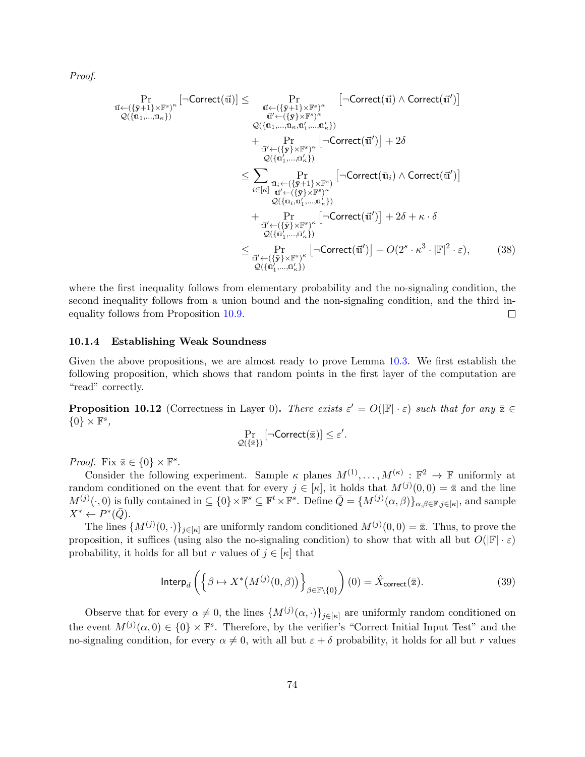*Proof.*

$$
\begin{aligned}
\Pr_{\substack{\vec{\mathbb{u}} \leftarrow (\{\bar{\mathbf{y}}+1\}\times\mathbb{F}^s)^\kappa \\ \mathcal{Q}(\{\bar{\mathbb{u}}_1,\ldots,\bar{\mathbb{u}}_\kappa\})}} [\neg\mathsf{Correct}(\vec{\mathbb{u}})] &\leq \Pr_{\substack{\vec{\mathbb{u}} \leftarrow (\{\bar{\mathbf{y}}+1\}\times\mathbb{F}^s)^\kappa \\ \vec{\mathbb{u}}' \leftarrow (\{\bar{\mathbf{y}}\}\times\mathbb{F}^s)^\kappa \\ \mathcal{Q}(\{\bar{\mathbb{u}}_1,\ldots,\bar{\mathbb{u}}_\kappa,\bar{\mathbb{u}}'_1,\ldots,\bar{\mathbb{u}}'_\kappa\})}} \left[\neg\mathsf{Correct}(\vec{\mathbb{u}}) \wedge \mathsf{Correct}(\vec{\mathbb{u}}')\right] \\
&\quad + \Pr_{\substack{\vec{\mathbb{u}}' \leftarrow (\{\bar{\mathbf{y}}\}\times\mathbb{F}^s)^\kappa \\ \mathcal{Q}(\{\bar{\mathbb{u}}'_1,\ldots,\bar{\mathbb{u}}'_\kappa\})}} \left[\neg\mathsf{Correct}(\vec{\mathbb{u}}')\right] + 2\delta \\
&\leq \sum_{i\in[\kappa]} \Pr_{\substack{\bar{\mathbb{u}}_i \leftarrow (\{\bar{\mathbf{y}}+1\}\times\mathbb{F}^s) \\ \vec{\mathbb{u}}' \leftarrow (\{\bar{\mathbf{y}}\}\times\mathbb{F}^s)^\kappa \\ \mathcal{Q}(\{\bar{\mathbb{u}}_i,\bar{\mathbb{u}}'_1,\ldots,\bar{\mathbb{u}}'_\kappa\})}} \left[\neg\mathsf{Correct}(\bar{\mathbb{u}}_i) \wedge \mathsf{Correct}(\vec{\mathbb{u}}')\right] \\
&\quad + \Pr_{\substack{\vec{\mathbb{u}}' \leftarrow (\{\bar{\mathbf{y}}\}\times\mathbb{F}^s)^\kappa \\ \mathcal{Q}(\{\bar{\mathbb{u}}'_1,\ldots,\bar{\mathbb{u}}'_\kappa\})}} \left[\neg\mathsf{Correct}(\vec{\mathbb{u}}')\right] + 2\delta + \kappa\cdot\delta \\
&\leq \Pr_{\substack{\vec{\mathbb{u}}' \leftarrow (\{\bar{\mathbf{y}}\}\times\mathbb{F}^s)^\kappa \\ \mathcal{Q}(\{\bar{\mathbb{u}}'_1,\ldots,\bar{\mathbb{u}}'_\kappa\})}} \left[\neg\mathsf{Correct}(\vec{\mathbb{u}}')\right] + O(2^s\cdot\kappa^3\cdot|\mathbb{F}|^2\cdot\varepsilon),
\end{aligned}
\tag{38}
$$

where the first inequality follows from elementary probability and the no-signaling condition, the second inequality follows from a union bound and the non-signaling condition, and the third inequality follows from Proposition 10.9. $\square$

#### 10.1.4 Establishing Weak Soundness

Given the above propositions, we are almost ready to prove Lemma 10.3. We first establish the following proposition, which shows that random points in the first layer of the computation are "read" correctly.

**Proposition 10.12** (Correctness in Layer 0)**.** *There exists $\varepsilon' = O(|\mathbb{F}|\cdot\varepsilon)$ such that for any $\bar{\mathbb{z}} \in \{0\}\times\mathbb{F}^s$,*

$$\Pr_{\mathcal{Q}(\{\bar{\mathbb{z}}\})} [\neg\mathsf{Correct}(\bar{\mathbb{z}})] \leq \varepsilon'.$$

*Proof.* Fix $\bar{\mathbb{z}} \in \{0\}\times\mathbb{F}^s$.

Consider the following experiment. Sample $\kappa$ planes $M^{(1)},\ldots,M^{(\kappa)} : \mathbb{F}^2 \to \mathbb{F}$ uniformly at random conditioned on the event that for every $j\in[\kappa]$, it holds that $M^{(j)}(0,0) = \bar{\mathbb{z}}$ and the line $M^{(j)}(\cdot,0)$ is fully contained in $\subseteq \{0\}\times\mathbb{F}^s \subseteq \mathbb{F}^t\times\mathbb{F}^s$. Define $\bar{Q} = \{M^{(j)}(\alpha,\beta)\}_{\alpha,\beta\in\mathbb{F},j\in[\kappa]}$, and sample $X^* \leftarrow P^*(\bar{Q})$.

The lines $\{M^{(j)}(0,\cdot)\}_{j\in[\kappa]}$ are uniformly random conditioned $M^{(j)}(0,0) = \bar{\mathbb{z}}$. Thus, to prove the proposition, it suffices (using also the no-signaling condition) to show that with all but $O(|\mathbb{F}|\cdot\varepsilon)$ probability, it holds for all but $r$ values of $j\in[\kappa]$ that

$$\mathsf{Interp}_d\left(\left\{\beta \mapsto X^*\big(M^{(j)}(0,\beta)\big)\right\}_{\beta\in\mathbb{F}\setminus\{0\}}\right)(0) = \hat{X}_{\mathsf{correct}}(\bar{\mathbb{z}}). \tag{39}$$

Observe that for every $\alpha \neq 0$, the lines $\{M^{(j)}(\alpha,\cdot)\}_{j\in[\kappa]}$ are uniformly random conditioned on the event $M^{(j)}(\alpha,0) \in \{0\}\times\mathbb{F}^s$. Therefore, by the verifier's "Correct Initial Input Test" and the no-signaling condition, for every $\alpha \neq 0$, with all but $\varepsilon + \delta$ probability, it holds for all but $r$ values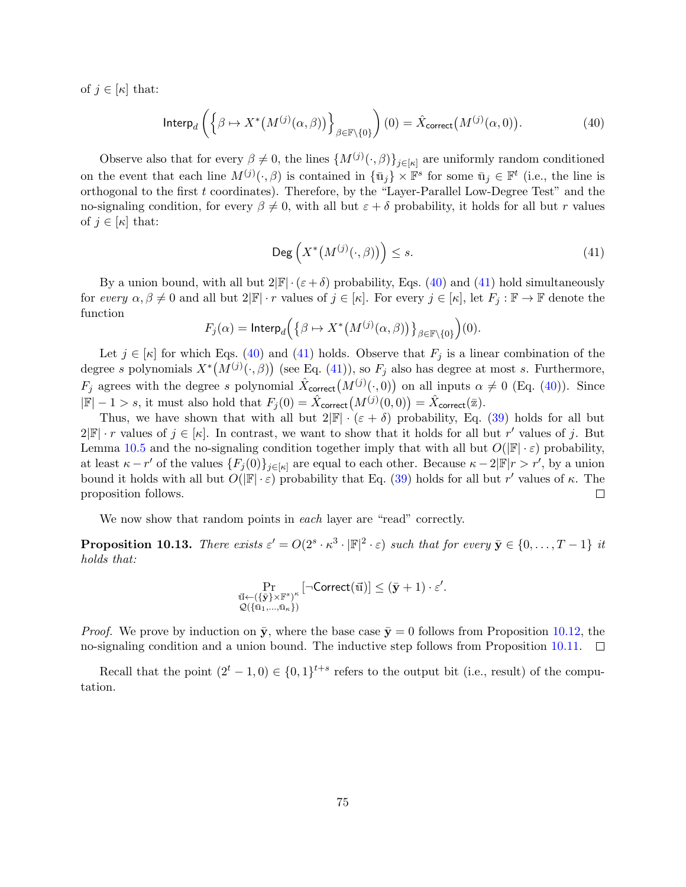of $j \in [\kappa]$ that:

$$\mathsf{Interp}_d\left(\left\{\beta \mapsto X^*\big(M^{(j)}(\alpha,\beta)\big)\right\}_{\beta\in\mathbb{F}\setminus\{0\}}\right)(0) = \hat{X}_{\mathsf{correct}}\big(M^{(j)}(\alpha,0)\big). \tag{40}$$

Observe also that for every $\beta \neq 0$, the lines $\{M^{(j)}(\cdot,\beta)\}_{j\in[\kappa]}$ are uniformly random conditioned on the event that each line $M^{(j)}(\cdot,\beta)$ is contained in $\{\bar{\mathbf{u}}_j\} \times \mathbb{F}^s$ for some $\bar{\mathbf{u}}_j \in \mathbb{F}^t$ (i.e., the line is orthogonal to the first $t$ coordinates). Therefore, by the "Layer-Parallel Low-Degree Test" and the no-signaling condition, for every $\beta \neq 0$, with all but $\varepsilon + \delta$ probability, it holds for all but $r$ values of $j \in [\kappa]$ that:

$$\mathsf{Deg}\left(X^*\big(M^{(j)}(\cdot,\beta)\big)\right) \leq s. \tag{41}$$

By a union bound, with all but $2|\mathbb{F}| \cdot (\varepsilon+\delta)$ probability, Eqs. (40) and (41) hold simultaneously for *every* $\alpha, \beta \neq 0$ and all but $2|\mathbb{F}| \cdot r$ values of $j \in [\kappa]$. For every $j \in [\kappa]$, let $F_j : \mathbb{F} \to \mathbb{F}$ denote the function

$$F_j(\alpha) = \mathsf{Interp}_d\Big(\big\{\beta \mapsto X^*\big(M^{(j)}(\alpha,\beta)\big)\big\}_{\beta\in\mathbb{F}\setminus\{0\}}\Big)(0).$$

Let $j \in [\kappa]$ for which Eqs. (40) and (41) holds. Observe that $F_j$ is a linear combination of the degree $s$ polynomials $X^*\big(M^{(j)}(\cdot,\beta)\big)$ (see Eq. (41)), so $F_j$ also has degree at most $s$. Furthermore, $F_j$ agrees with the degree $s$ polynomial $\hat{X}_{\mathsf{correct}}\big(M^{(j)}(\cdot,0)\big)$ on all inputs $\alpha \neq 0$ (Eq. (40)). Since $|\mathbb{F}| - 1 > s$, it must also hold that $F_j(0) = \hat{X}_{\mathsf{correct}}\big(M^{(j)}(0,0)\big) = \hat{X}_{\mathsf{correct}}(\bar{\mathbf{z}})$.

Thus, we have shown that with all but $2|\mathbb{F}| \cdot (\varepsilon + \delta)$ probability, Eq. (39) holds for all but $2|\mathbb{F}| \cdot r$ values of $j \in [\kappa]$. In contrast, we want to show that it holds for all but $r'$ values of $j$. But Lemma 10.5 and the no-signaling condition together imply that with all but $O(|\mathbb{F}| \cdot \varepsilon)$ probability, at least $\kappa - r'$ of the values $\{F_j(0)\}_{j\in[\kappa]}$ are equal to each other. Because $\kappa - 2|\mathbb{F}|r > r'$, by a union bound it holds with all but $O(|\mathbb{F}| \cdot \varepsilon)$ probability that Eq. (39) holds for all but $r'$ values of $\kappa$. The proposition follows. □

We now show that random points in *each* layer are "read" correctly.

**Proposition 10.13.** *There exists $\varepsilon' = O(2^s \cdot \kappa^3 \cdot |\mathbb{F}|^2 \cdot \varepsilon)$ such that for every $\bar{\mathbf{y}} \in \{0,\ldots,T-1\}$ it holds that:*

$$\Pr_{\substack{\vec{\mathbf{u}} \leftarrow (\{\bar{\mathbf{y}}\}\times\mathbb{F}^s)^\kappa \\ \mathcal{Q}(\{\bar{\mathbf{u}}_1,\ldots,\bar{\mathbf{u}}_\kappa\})}} [\neg\mathsf{Correct}(\vec{\mathbf{u}})] \leq (\bar{\mathbf{y}}+1)\cdot\varepsilon'.$$

*Proof.* We prove by induction on $\bar{\mathbf{y}}$, where the base case $\bar{\mathbf{y}} = 0$ follows from Proposition 10.12, the no-signaling condition and a union bound. The inductive step follows from Proposition 10.11. □

Recall that the point $(2^t - 1, 0) \in \{0,1\}^{t+s}$ refers to the output bit (i.e., result) of the computation.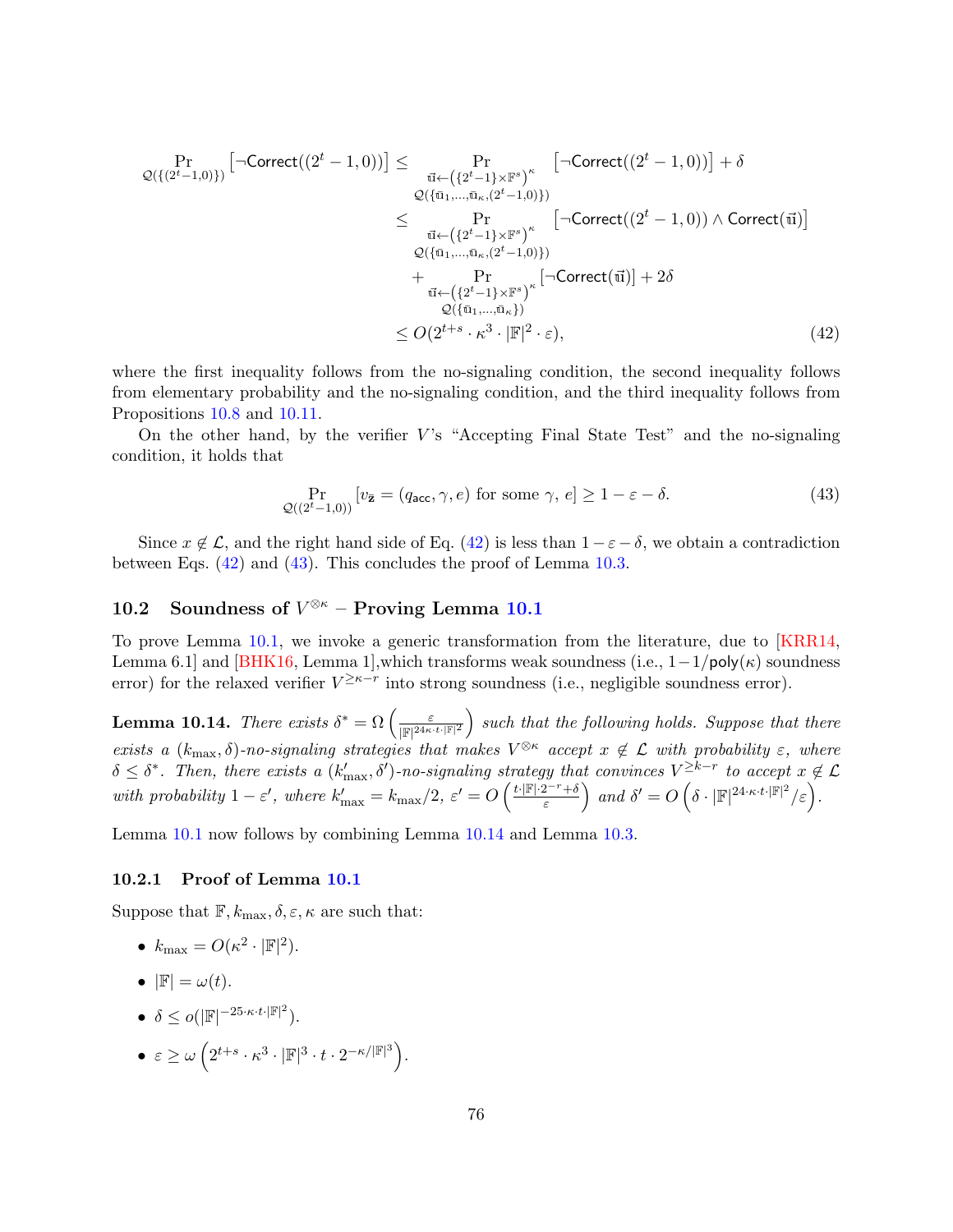$$
\begin{aligned}
\Pr_{\mathcal{Q}(\{(2^t-1,0)\})}\left[\neg\mathsf{Correct}((2^t-1,0))\right] &\leq \Pr_{\substack{\vec{\mathbf{u}}\leftarrow\left(\{2^t-1\}\times\mathbb{F}^s\right)^\kappa\\ \mathcal{Q}(\{\bar{\mathbf{u}}_1,\ldots,\bar{\mathbf{u}}_\kappa,(2^t-1,0)\})}}\left[\neg\mathsf{Correct}((2^t-1,0))\right]+\delta \\
&\leq \Pr_{\substack{\vec{\mathbf{u}}\leftarrow\left(\{2^t-1\}\times\mathbb{F}^s\right)^\kappa\\ \mathcal{Q}(\{\bar{\mathbf{u}}_1,\ldots,\bar{\mathbf{u}}_\kappa,(2^t-1,0)\})}}\left[\neg\mathsf{Correct}((2^t-1,0))\wedge\mathsf{Correct}(\vec{\mathbf{u}})\right] \\
&\quad+\Pr_{\substack{\vec{\mathbf{u}}\leftarrow\left(\{2^t-1\}\times\mathbb{F}^s\right)^\kappa\\ \mathcal{Q}(\{\bar{\mathbf{u}}_1,\ldots,\bar{\mathbf{u}}_\kappa\})}}\left[\neg\mathsf{Correct}(\vec{\mathbf{u}})\right]+2\delta \\
&\leq O(2^{t+s}\cdot\kappa^3\cdot|\mathbb{F}|^2\cdot\varepsilon),
\end{aligned}
\tag{42}
$$

where the first inequality follows from the no-signaling condition, the second inequality follows from elementary probability and the no-signaling condition, and the third inequality follows from Propositions 10.8 and 10.11.

On the other hand, by the verifier $V$'s "Accepting Final State Test" and the no-signaling condition, it holds that

$$
\Pr_{\mathcal{Q}((2^t-1,0))}\left[v_{\bar{\mathbf{z}}}=(q_{\mathsf{acc}},\gamma,e)\text{ for some }\gamma,\,e\right]\geq 1-\varepsilon-\delta. \tag{43}
$$

Since $x\notin\mathcal{L}$, and the right hand side of Eq. (42) is less than $1-\varepsilon-\delta$, we obtain a contradiction between Eqs. (42) and (43). This concludes the proof of Lemma 10.3.

## 10.2 Soundness of $V^{\otimes\kappa}$ – Proving Lemma 10.1

To prove Lemma 10.1, we invoke a generic transformation from the literature, due to [KRR14, Lemma 6.1] and [BHK16, Lemma 1],which transforms weak soundness (i.e., $1-1/\mathsf{poly}(\kappa)$ soundness error) for the relaxed verifier $V^{\geq\kappa-r}$ into strong soundness (i.e., negligible soundness error).

**Lemma 10.14.** *There exists $\delta^*=\Omega\left(\frac{\varepsilon}{|\mathbb{F}|^{24\kappa\cdot t\cdot|\mathbb{F}|^2}}\right)$ such that the following holds. Suppose that there exists a $(k_{\max},\delta)$-no-signaling strategies that makes $V^{\otimes\kappa}$ accept $x\notin\mathcal{L}$ with probability $\varepsilon$, where $\delta\leq\delta^*$. Then, there exists a $(k'_{\max},\delta')$-no-signaling strategy that convinces $V^{\geq k-r}$ to accept $x\notin\mathcal{L}$ with probability $1-\varepsilon'$, where $k'_{\max}=k_{\max}/2$, $\varepsilon'=O\left(\frac{t\cdot|\mathbb{F}|\cdot 2^{-r}+\delta}{\varepsilon}\right)$ and $\delta'=O\left(\delta\cdot|\mathbb{F}|^{24\cdot\kappa\cdot t\cdot|\mathbb{F}|^2}/\varepsilon\right)$.*

Lemma 10.1 now follows by combining Lemma 10.14 and Lemma 10.3.

### 10.2.1 Proof of Lemma 10.1

Suppose that $\mathbb{F},k_{\max},\delta,\varepsilon,\kappa$ are such that:

- $k_{\max}=O(\kappa^2\cdot|\mathbb{F}|^2)$.
- $|\mathbb{F}|=\omega(t)$.
- $\delta\leq o(|\mathbb{F}|^{-25\cdot\kappa\cdot t\cdot|\mathbb{F}|^2})$.
- $\varepsilon\geq\omega\left(2^{t+s}\cdot\kappa^3\cdot|\mathbb{F}|^3\cdot t\cdot 2^{-\kappa/|\mathbb{F}|^3}\right)$.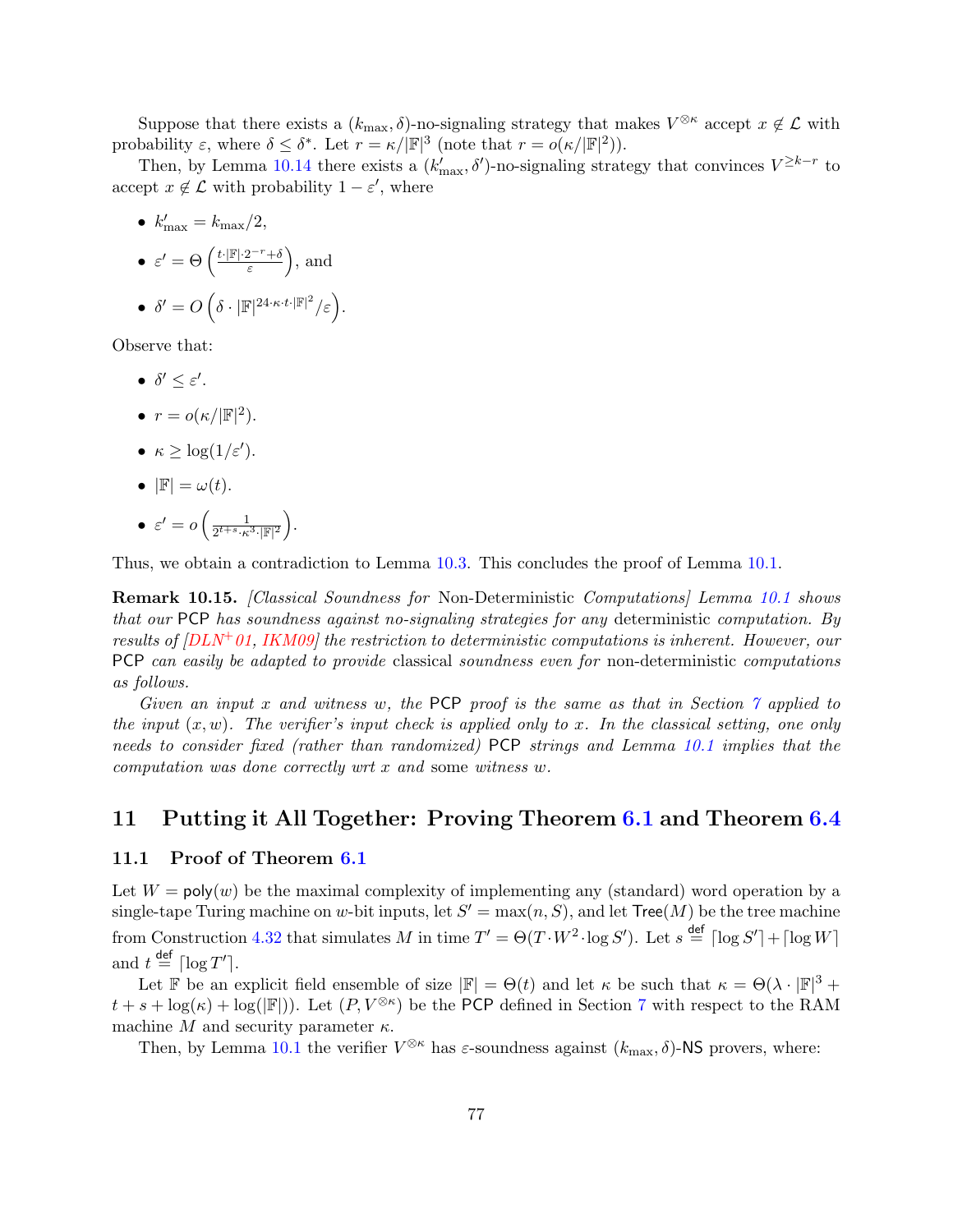Suppose that there exists a $(k_{\max}, \delta)$-no-signaling strategy that makes $V^{\otimes\kappa}$ accept $x \notin \mathcal{L}$ with probability $\varepsilon$, where $\delta \leq \delta^*$. Let $r = \kappa/|\mathbb{F}|^3$ (note that $r = o(\kappa/|\mathbb{F}|^2)$).

Then, by Lemma 10.14 there exists a $(k'_{\max}, \delta')$-no-signaling strategy that convinces $V^{\geq k-r}$ to accept $x \notin \mathcal{L}$ with probability $1 - \varepsilon'$, where

- $k'_{\max} = k_{\max}/2$,
- $\varepsilon' = \Theta\left(\frac{t \cdot |\mathbb{F}| \cdot 2^{-r} + \delta}{\varepsilon}\right)$, and
- $\delta' = O\left(\delta \cdot |\mathbb{F}|^{24 \cdot \kappa \cdot t \cdot |\mathbb{F}|^2} / \varepsilon\right)$.

Observe that:

- $\delta' \leq \varepsilon'$.
- $r = o(\kappa/|\mathbb{F}|^2)$.
- $\kappa \geq \log(1/\varepsilon')$.
- $|\mathbb{F}| = \omega(t)$.
- $\varepsilon' = o\left(\frac{1}{2^{t+s} \cdot \kappa^3 \cdot |\mathbb{F}|^2}\right)$.

Thus, we obtain a contradiction to Lemma 10.3. This concludes the proof of Lemma 10.1.

**Remark 10.15.** *[Classical Soundness for* Non-Deterministic *Computations] Lemma 10.1 shows that our* PCP *has soundness against no-signaling strategies for any* deterministic *computation. By results of [DLN+01, IKM09] the restriction to deterministic computations is inherent. However, our* PCP *can easily be adapted to provide* classical *soundness even for* non-deterministic *computations as follows.*

*Given an input $x$ and witness $w$, the* PCP *proof is the same as that in Section 7 applied to the input $(x, w)$. The verifier's input check is applied only to $x$. In the classical setting, one only needs to consider fixed (rather than randomized)* PCP *strings and Lemma 10.1 implies that the computation was done correctly wrt $x$ and* some *witness $w$.*

# 11 Putting it All Together: Proving Theorem 6.1 and Theorem 6.4

## 11.1 Proof of Theorem 6.1

Let $W = \mathsf{poly}(w)$ be the maximal complexity of implementing any (standard) word operation by a single-tape Turing machine on $w$-bit inputs, let $S' = \max(n, S)$, and let $\mathsf{Tree}(M)$ be the tree machine from Construction 4.32 that simulates $M$ in time $T' = \Theta(T \cdot W^2 \cdot \log S')$. Let $s \stackrel{\text{def}}{=} \lceil \log S' \rceil + \lceil \log W \rceil$ and $t \stackrel{\text{def}}{=} \lceil \log T' \rceil$.

Let $\mathbb{F}$ be an explicit field ensemble of size $|\mathbb{F}| = \Theta(t)$ and let $\kappa$ be such that $\kappa = \Theta(\lambda \cdot |\mathbb{F}|^3 + t + s + \log(\kappa) + \log(|\mathbb{F}|))$. Let $(P, V^{\otimes\kappa})$ be the PCP defined in Section 7 with respect to the RAM machine $M$ and security parameter $\kappa$.

Then, by Lemma 10.1 the verifier $V^{\otimes\kappa}$ has $\varepsilon$-soundness against $(k_{\max}, \delta)$-NS provers, where: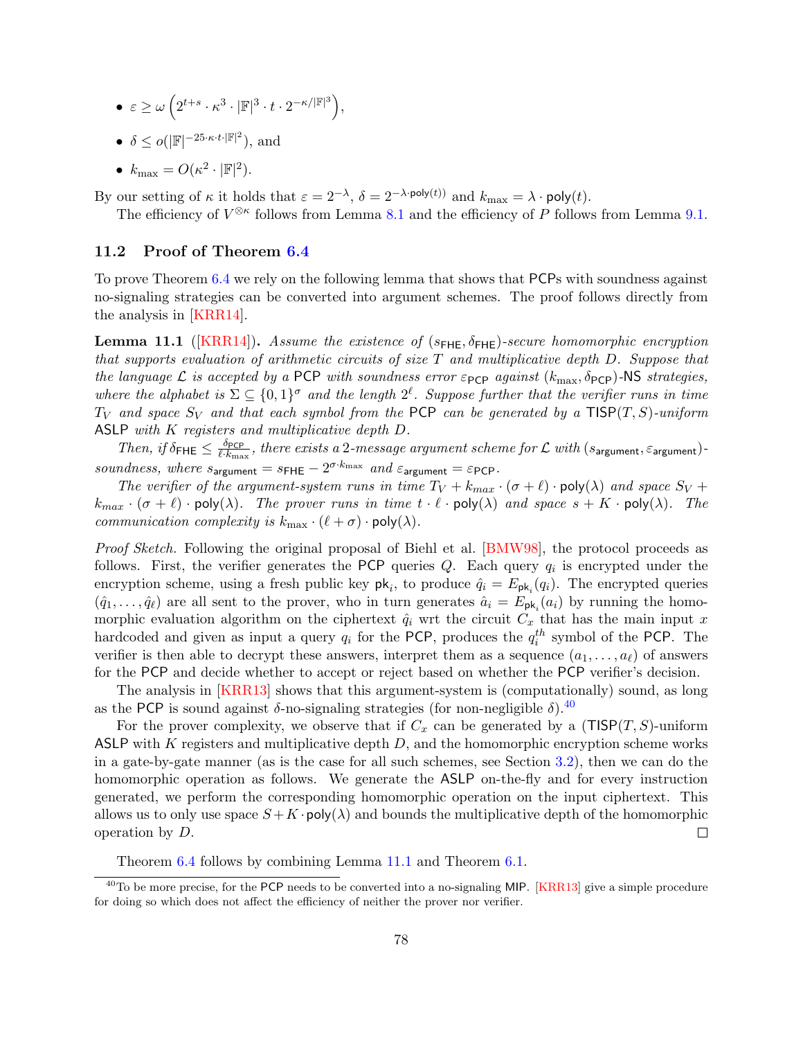- $\varepsilon \geq \omega\left(2^{t+s} \cdot \kappa^3 \cdot |\mathbb{F}|^3 \cdot t \cdot 2^{-\kappa/|\mathbb{F}|^3}\right)$,
- $\delta \leq o(|\mathbb{F}|^{-25 \cdot \kappa \cdot t \cdot |\mathbb{F}|^2})$, and
- $k_{\max} = O(\kappa^2 \cdot |\mathbb{F}|^2)$.

By our setting of $\kappa$ it holds that $\varepsilon = 2^{-\lambda}$, $\delta = 2^{-\lambda \cdot \mathsf{poly}(t))}$ and $k_{\max} = \lambda \cdot \mathsf{poly}(t)$.

The efficiency of $V^{\otimes \kappa}$ follows from Lemma 8.1 and the efficiency of $P$ follows from Lemma 9.1.

### 11.2 Proof of Theorem 6.4

To prove Theorem 6.4 we rely on the following lemma that shows that PCPs with soundness against no-signaling strategies can be converted into argument schemes. The proof follows directly from the analysis in [KRR14].

**Lemma 11.1** ([KRR14]). *Assume the existence of $(s_{\mathsf{FHE}}, \delta_{\mathsf{FHE}})$-secure homomorphic encryption that supports evaluation of arithmetic circuits of size $T$ and multiplicative depth $D$. Suppose that the language $\mathcal{L}$ is accepted by a PCP with soundness error $\varepsilon_{\mathsf{PCP}}$ against $(k_{\max}, \delta_{\mathsf{PCP}})$-NS strategies, where the alphabet is $\Sigma \subseteq \{0,1\}^\sigma$ and the length $2^\ell$. Suppose further that the verifier runs in time $T_V$ and space $S_V$ and that each symbol from the PCP can be generated by a $\mathsf{TISP}(T,S)$-uniform ASLP with $K$ registers and multiplicative depth $D$.*

*Then, if $\delta_{\mathsf{FHE}} \leq \frac{\delta_{\mathsf{PCP}}}{\ell \cdot k_{\max}}$, there exists a 2-message argument scheme for $\mathcal{L}$ with $(s_{\mathsf{argument}}, \varepsilon_{\mathsf{argument}})$-soundness, where $s_{\mathsf{argument}} = s_{\mathsf{FHE}} - 2^{\sigma \cdot k_{\max}}$ and $\varepsilon_{\mathsf{argument}} = \varepsilon_{\mathsf{PCP}}$.*

*The verifier of the argument-system runs in time $T_V + k_{max} \cdot (\sigma + \ell) \cdot \mathsf{poly}(\lambda)$ and space $S_V + k_{max} \cdot (\sigma + \ell) \cdot \mathsf{poly}(\lambda)$. The prover runs in time $t \cdot \ell \cdot \mathsf{poly}(\lambda)$ and space $s + K \cdot \mathsf{poly}(\lambda)$. The communication complexity is $k_{\max} \cdot (\ell + \sigma) \cdot \mathsf{poly}(\lambda)$.*

*Proof Sketch.* Following the original proposal of Biehl et al. [BMW98], the protocol proceeds as follows. First, the verifier generates the PCP queries $Q$. Each query $q_i$ is encrypted under the encryption scheme, using a fresh public key $\mathsf{pk}_i$, to produce $\hat{q}_i = E_{\mathsf{pk}_i}(q_i)$. The encrypted queries $(\hat{q}_1, \ldots, \hat{q}_\ell)$ are all sent to the prover, who in turn generates $\hat{a}_i = E_{\mathsf{pk}_i}(a_i)$ by running the homomorphic evaluation algorithm on the ciphertext $\hat{q}_i$ wrt the circuit $C_x$ that has the main input $x$ hardcoded and given as input a query $q_i$ for the PCP, produces the $q_i^{th}$ symbol of the PCP. The verifier is then able to decrypt these answers, interpret them as a sequence $(a_1, \ldots, a_\ell)$ of answers for the PCP and decide whether to accept or reject based on whether the PCP verifier's decision.

The analysis in [KRR13] shows that this argument-system is (computationally) sound, as long as the PCP is sound against $\delta$-no-signaling strategies (for non-negligible $\delta$).[40]

For the prover complexity, we observe that if $C_x$ can be generated by a ($\mathsf{TISP}(T,S)$-uniform ASLP with $K$ registers and multiplicative depth $D$, and the homomorphic encryption scheme works in a gate-by-gate manner (as is the case for all such schemes, see Section 3.2), then we can do the homomorphic operation as follows. We generate the ASLP on-the-fly and for every instruction generated, we perform the corresponding homomorphic operation on the input ciphertext. This allows us to only use space $S + K \cdot \mathsf{poly}(\lambda)$ and bounds the multiplicative depth of the homomorphic operation by $D$. □

Theorem 6.4 follows by combining Lemma 11.1 and Theorem 6.1.

[40] To be more precise, for the PCP needs to be converted into a no-signaling MIP. [KRR13] give a simple procedure for doing so which does not affect the efficiency of neither the prover nor verifier.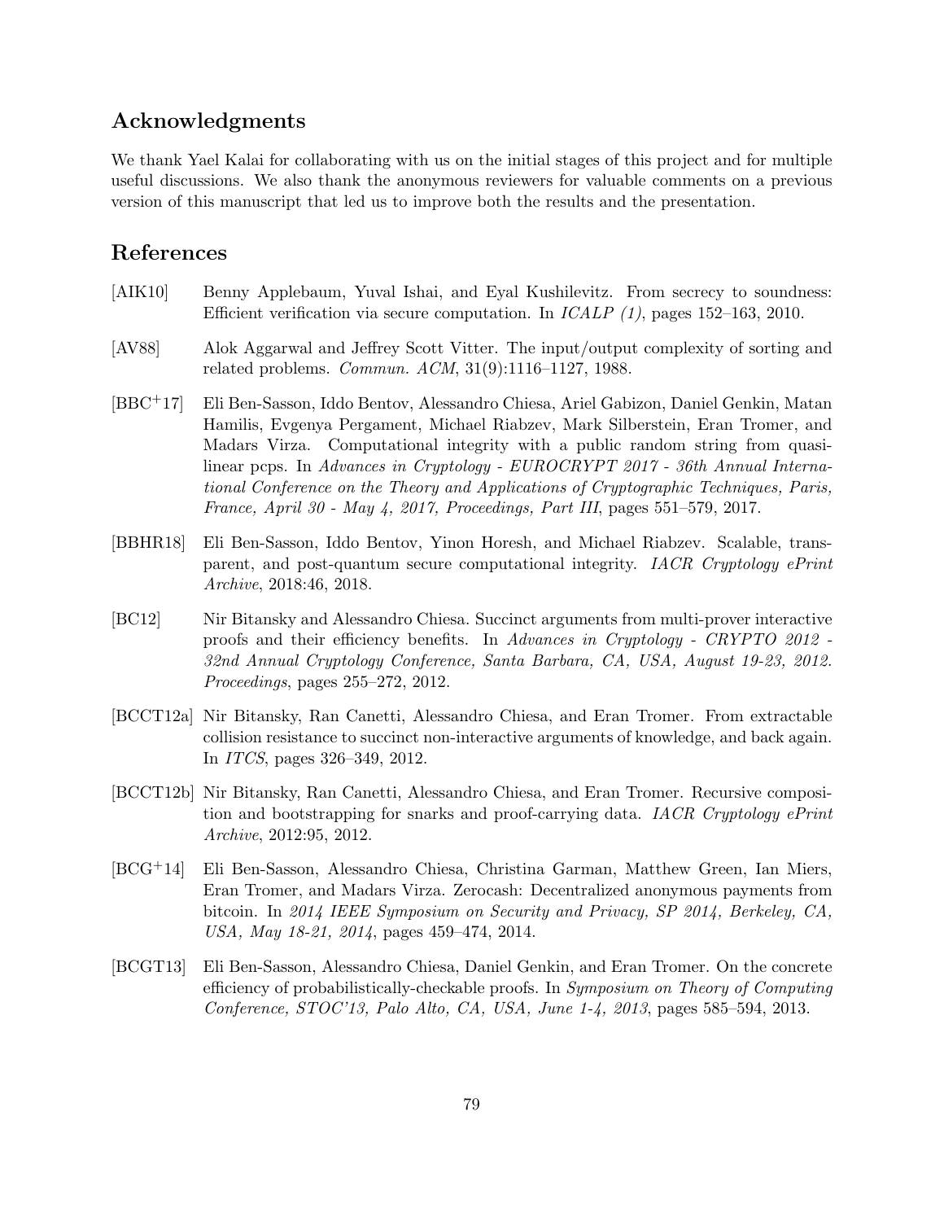## Acknowledgments

We thank Yael Kalai for collaborating with us on the initial stages of this project and for multiple useful discussions. We also thank the anonymous reviewers for valuable comments on a previous version of this manuscript that led us to improve both the results and the presentation.

## References

[AIK10] Benny Applebaum, Yuval Ishai, and Eyal Kushilevitz. From secrecy to soundness: Efficient verification via secure computation. In *ICALP (1)*, pages 152–163, 2010.

[AV88] Alok Aggarwal and Jeffrey Scott Vitter. The input/output complexity of sorting and related problems. *Commun. ACM*, 31(9):1116–1127, 1988.

[BBC+17] Eli Ben-Sasson, Iddo Bentov, Alessandro Chiesa, Ariel Gabizon, Daniel Genkin, Matan Hamilis, Evgenya Pergament, Michael Riabzev, Mark Silberstein, Eran Tromer, and Madars Virza. Computational integrity with a public random string from quasi-linear pcps. In *Advances in Cryptology - EUROCRYPT 2017 - 36th Annual International Conference on the Theory and Applications of Cryptographic Techniques, Paris, France, April 30 - May 4, 2017, Proceedings, Part III*, pages 551–579, 2017.

[BBHR18] Eli Ben-Sasson, Iddo Bentov, Yinon Horesh, and Michael Riabzev. Scalable, transparent, and post-quantum secure computational integrity. *IACR Cryptology ePrint Archive*, 2018:46, 2018.

[BC12] Nir Bitansky and Alessandro Chiesa. Succinct arguments from multi-prover interactive proofs and their efficiency benefits. In *Advances in Cryptology - CRYPTO 2012 - 32nd Annual Cryptology Conference, Santa Barbara, CA, USA, August 19-23, 2012. Proceedings*, pages 255–272, 2012.

[BCCT12a] Nir Bitansky, Ran Canetti, Alessandro Chiesa, and Eran Tromer. From extractable collision resistance to succinct non-interactive arguments of knowledge, and back again. In *ITCS*, pages 326–349, 2012.

[BCCT12b] Nir Bitansky, Ran Canetti, Alessandro Chiesa, and Eran Tromer. Recursive composition and bootstrapping for snarks and proof-carrying data. *IACR Cryptology ePrint Archive*, 2012:95, 2012.

[BCG+14] Eli Ben-Sasson, Alessandro Chiesa, Christina Garman, Matthew Green, Ian Miers, Eran Tromer, and Madars Virza. Zerocash: Decentralized anonymous payments from bitcoin. In *2014 IEEE Symposium on Security and Privacy, SP 2014, Berkeley, CA, USA, May 18-21, 2014*, pages 459–474, 2014.

[BCGT13] Eli Ben-Sasson, Alessandro Chiesa, Daniel Genkin, and Eran Tromer. On the concrete efficiency of probabilistically-checkable proofs. In *Symposium on Theory of Computing Conference, STOC'13, Palo Alto, CA, USA, June 1-4, 2013*, pages 585–594, 2013.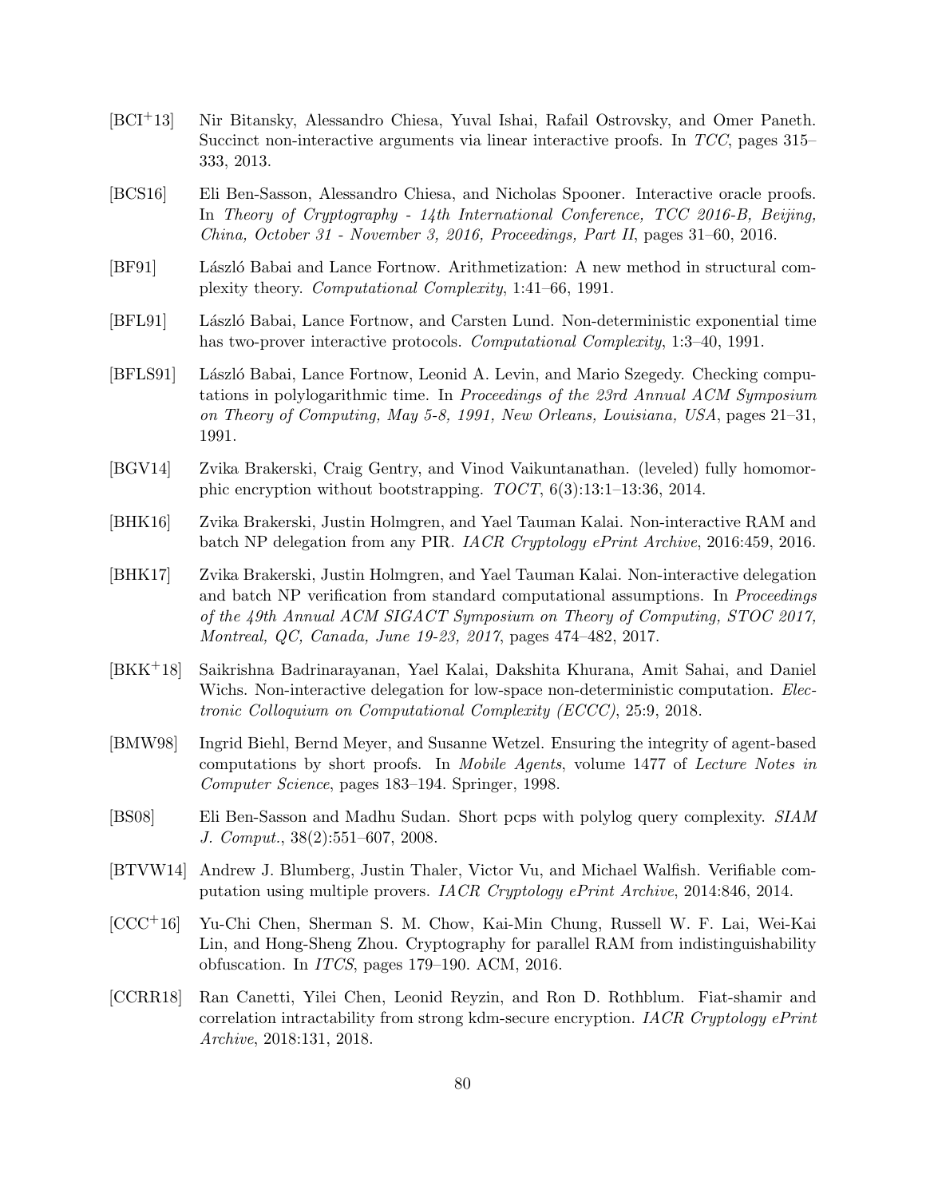[BCI+13] Nir Bitansky, Alessandro Chiesa, Yuval Ishai, Rafail Ostrovsky, and Omer Paneth. Succinct non-interactive arguments via linear interactive proofs. In *TCC*, pages 315–333, 2013.

[BCS16] Eli Ben-Sasson, Alessandro Chiesa, and Nicholas Spooner. Interactive oracle proofs. In *Theory of Cryptography - 14th International Conference, TCC 2016-B, Beijing, China, October 31 - November 3, 2016, Proceedings, Part II*, pages 31–60, 2016.

[BF91] László Babai and Lance Fortnow. Arithmetization: A new method in structural complexity theory. *Computational Complexity*, 1:41–66, 1991.

[BFL91] László Babai, Lance Fortnow, and Carsten Lund. Non-deterministic exponential time has two-prover interactive protocols. *Computational Complexity*, 1:3–40, 1991.

[BFLS91] László Babai, Lance Fortnow, Leonid A. Levin, and Mario Szegedy. Checking computations in polylogarithmic time. In *Proceedings of the 23rd Annual ACM Symposium on Theory of Computing, May 5-8, 1991, New Orleans, Louisiana, USA*, pages 21–31, 1991.

[BGV14] Zvika Brakerski, Craig Gentry, and Vinod Vaikuntanathan. (leveled) fully homomorphic encryption without bootstrapping. *TOCT*, 6(3):13:1–13:36, 2014.

[BHK16] Zvika Brakerski, Justin Holmgren, and Yael Tauman Kalai. Non-interactive RAM and batch NP delegation from any PIR. *IACR Cryptology ePrint Archive*, 2016:459, 2016.

[BHK17] Zvika Brakerski, Justin Holmgren, and Yael Tauman Kalai. Non-interactive delegation and batch NP verification from standard computational assumptions. In *Proceedings of the 49th Annual ACM SIGACT Symposium on Theory of Computing, STOC 2017, Montreal, QC, Canada, June 19-23, 2017*, pages 474–482, 2017.

[BKK+18] Saikrishna Badrinarayanan, Yael Kalai, Dakshita Khurana, Amit Sahai, and Daniel Wichs. Non-interactive delegation for low-space non-deterministic computation. *Electronic Colloquium on Computational Complexity (ECCC)*, 25:9, 2018.

[BMW98] Ingrid Biehl, Bernd Meyer, and Susanne Wetzel. Ensuring the integrity of agent-based computations by short proofs. In *Mobile Agents*, volume 1477 of *Lecture Notes in Computer Science*, pages 183–194. Springer, 1998.

[BS08] Eli Ben-Sasson and Madhu Sudan. Short pcps with polylog query complexity. *SIAM J. Comput.*, 38(2):551–607, 2008.

[BTVW14] Andrew J. Blumberg, Justin Thaler, Victor Vu, and Michael Walfish. Verifiable computation using multiple provers. *IACR Cryptology ePrint Archive*, 2014:846, 2014.

[CCC+16] Yu-Chi Chen, Sherman S. M. Chow, Kai-Min Chung, Russell W. F. Lai, Wei-Kai Lin, and Hong-Sheng Zhou. Cryptography for parallel RAM from indistinguishability obfuscation. In *ITCS*, pages 179–190. ACM, 2016.

[CCRR18] Ran Canetti, Yilei Chen, Leonid Reyzin, and Ron D. Rothblum. Fiat-shamir and correlation intractability from strong kdm-secure encryption. *IACR Cryptology ePrint Archive*, 2018:131, 2018.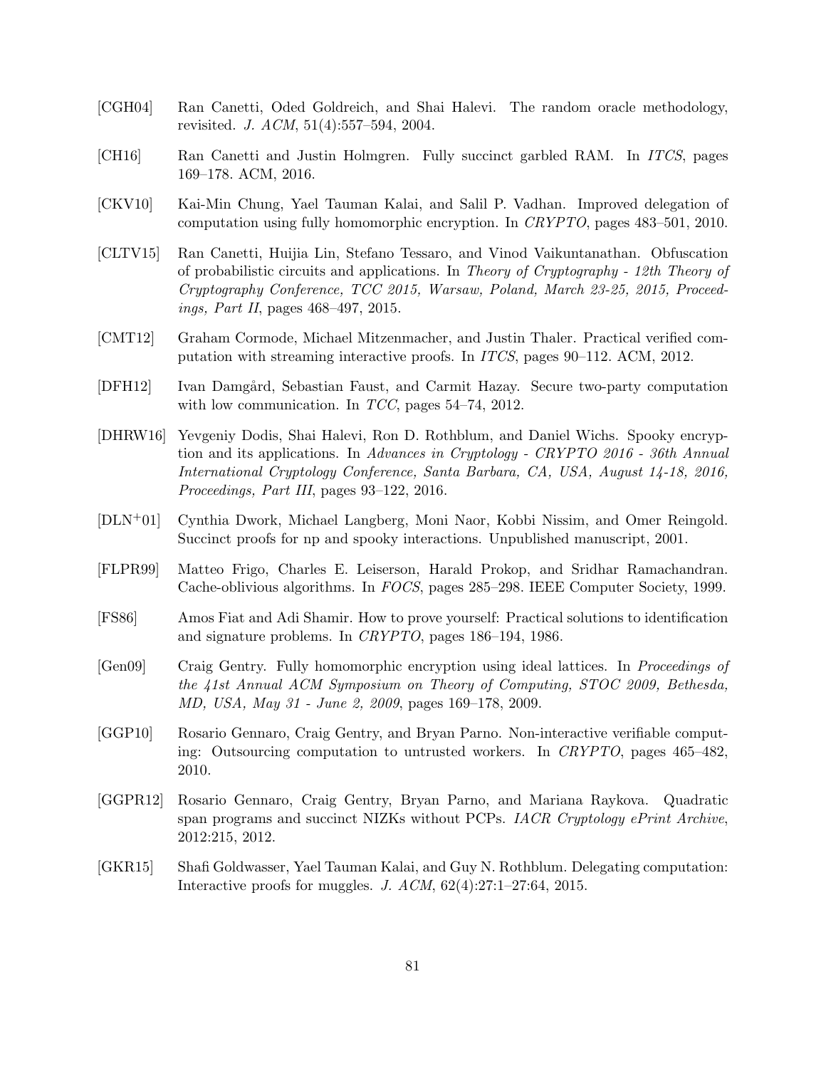[CGH04] Ran Canetti, Oded Goldreich, and Shai Halevi. The random oracle methodology, revisited. *J. ACM*, 51(4):557–594, 2004.

[CH16] Ran Canetti and Justin Holmgren. Fully succinct garbled RAM. In *ITCS*, pages 169–178. ACM, 2016.

[CKV10] Kai-Min Chung, Yael Tauman Kalai, and Salil P. Vadhan. Improved delegation of computation using fully homomorphic encryption. In *CRYPTO*, pages 483–501, 2010.

[CLTV15] Ran Canetti, Huijia Lin, Stefano Tessaro, and Vinod Vaikuntanathan. Obfuscation of probabilistic circuits and applications. In *Theory of Cryptography - 12th Theory of Cryptography Conference, TCC 2015, Warsaw, Poland, March 23-25, 2015, Proceedings, Part II*, pages 468–497, 2015.

[CMT12] Graham Cormode, Michael Mitzenmacher, and Justin Thaler. Practical verified computation with streaming interactive proofs. In *ITCS*, pages 90–112. ACM, 2012.

[DFH12] Ivan Damgård, Sebastian Faust, and Carmit Hazay. Secure two-party computation with low communication. In *TCC*, pages 54–74, 2012.

[DHRW16] Yevgeniy Dodis, Shai Halevi, Ron D. Rothblum, and Daniel Wichs. Spooky encryption and its applications. In *Advances in Cryptology - CRYPTO 2016 - 36th Annual International Cryptology Conference, Santa Barbara, CA, USA, August 14-18, 2016, Proceedings, Part III*, pages 93–122, 2016.

[DLN+01] Cynthia Dwork, Michael Langberg, Moni Naor, Kobbi Nissim, and Omer Reingold. Succinct proofs for np and spooky interactions. Unpublished manuscript, 2001.

[FLPR99] Matteo Frigo, Charles E. Leiserson, Harald Prokop, and Sridhar Ramachandran. Cache-oblivious algorithms. In *FOCS*, pages 285–298. IEEE Computer Society, 1999.

[FS86] Amos Fiat and Adi Shamir. How to prove yourself: Practical solutions to identification and signature problems. In *CRYPTO*, pages 186–194, 1986.

[Gen09] Craig Gentry. Fully homomorphic encryption using ideal lattices. In *Proceedings of the 41st Annual ACM Symposium on Theory of Computing, STOC 2009, Bethesda, MD, USA, May 31 - June 2, 2009*, pages 169–178, 2009.

[GGP10] Rosario Gennaro, Craig Gentry, and Bryan Parno. Non-interactive verifiable computing: Outsourcing computation to untrusted workers. In *CRYPTO*, pages 465–482, 2010.

[GGPR12] Rosario Gennaro, Craig Gentry, Bryan Parno, and Mariana Raykova. Quadratic span programs and succinct NIZKs without PCPs. *IACR Cryptology ePrint Archive*, 2012:215, 2012.

[GKR15] Shafi Goldwasser, Yael Tauman Kalai, and Guy N. Rothblum. Delegating computation: Interactive proofs for muggles. *J. ACM*, 62(4):27:1–27:64, 2015.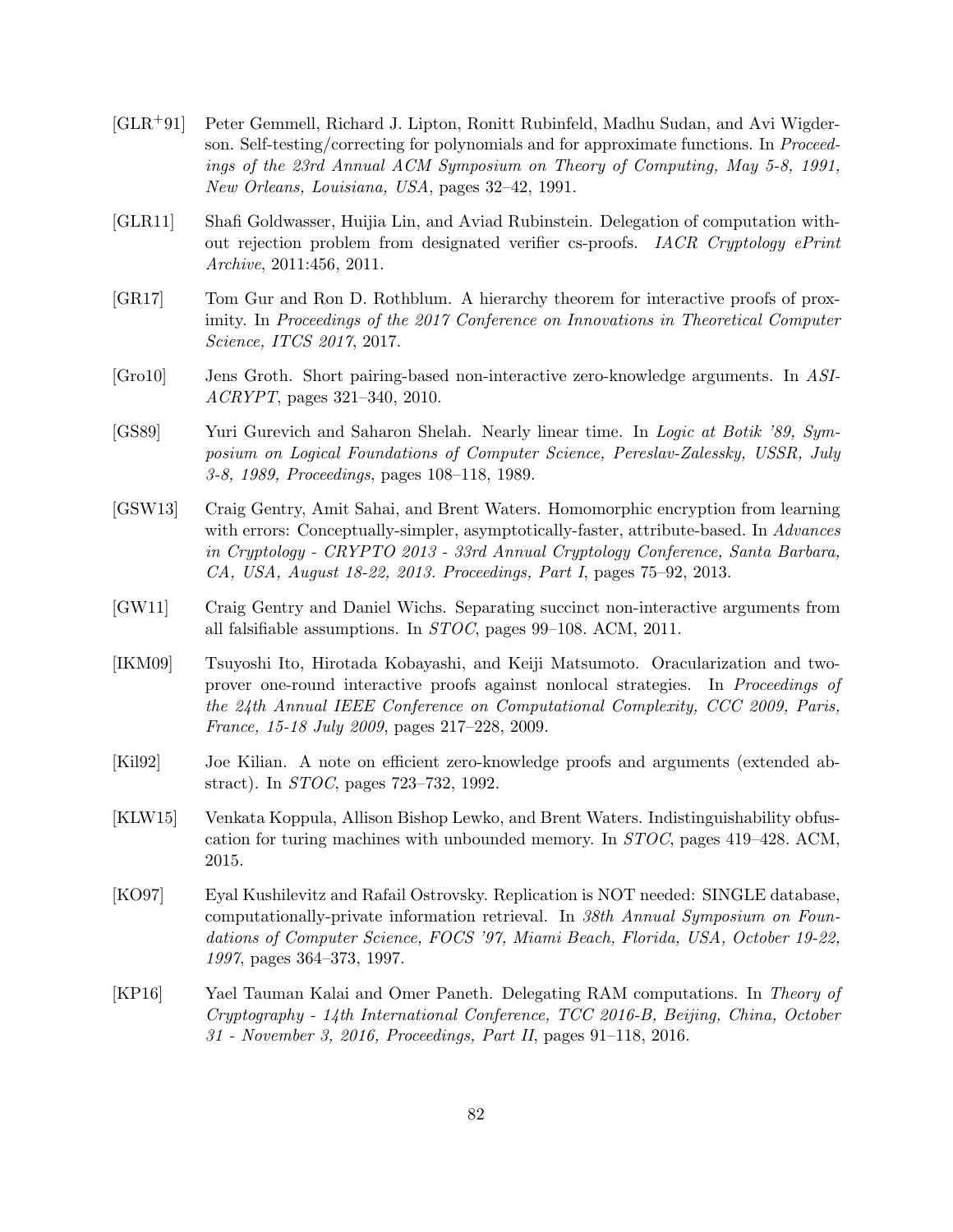[GLR+91] Peter Gemmell, Richard J. Lipton, Ronitt Rubinfeld, Madhu Sudan, and Avi Wigderson. Self-testing/correcting for polynomials and for approximate functions. In *Proceedings of the 23rd Annual ACM Symposium on Theory of Computing, May 5-8, 1991, New Orleans, Louisiana, USA*, pages 32–42, 1991.

[GLR11] Shafi Goldwasser, Huijia Lin, and Aviad Rubinstein. Delegation of computation without rejection problem from designated verifier cs-proofs. *IACR Cryptology ePrint Archive*, 2011:456, 2011.

[GR17] Tom Gur and Ron D. Rothblum. A hierarchy theorem for interactive proofs of proximity. In *Proceedings of the 2017 Conference on Innovations in Theoretical Computer Science, ITCS 2017*, 2017.

[Gro10] Jens Groth. Short pairing-based non-interactive zero-knowledge arguments. In *ASIACRYPT*, pages 321–340, 2010.

[GS89] Yuri Gurevich and Saharon Shelah. Nearly linear time. In *Logic at Botik '89, Symposium on Logical Foundations of Computer Science, Pereslav-Zalessky, USSR, July 3-8, 1989, Proceedings*, pages 108–118, 1989.

[GSW13] Craig Gentry, Amit Sahai, and Brent Waters. Homomorphic encryption from learning with errors: Conceptually-simpler, asymptotically-faster, attribute-based. In *Advances in Cryptology - CRYPTO 2013 - 33rd Annual Cryptology Conference, Santa Barbara, CA, USA, August 18-22, 2013. Proceedings, Part I*, pages 75–92, 2013.

[GW11] Craig Gentry and Daniel Wichs. Separating succinct non-interactive arguments from all falsifiable assumptions. In *STOC*, pages 99–108. ACM, 2011.

[IKM09] Tsuyoshi Ito, Hirotada Kobayashi, and Keiji Matsumoto. Oracularization and two-prover one-round interactive proofs against nonlocal strategies. In *Proceedings of the 24th Annual IEEE Conference on Computational Complexity, CCC 2009, Paris, France, 15-18 July 2009*, pages 217–228, 2009.

[Kil92] Joe Kilian. A note on efficient zero-knowledge proofs and arguments (extended abstract). In *STOC*, pages 723–732, 1992.

[KLW15] Venkata Koppula, Allison Bishop Lewko, and Brent Waters. Indistinguishability obfuscation for turing machines with unbounded memory. In *STOC*, pages 419–428. ACM, 2015.

[KO97] Eyal Kushilevitz and Rafail Ostrovsky. Replication is NOT needed: SINGLE database, computationally-private information retrieval. In *38th Annual Symposium on Foundations of Computer Science, FOCS '97, Miami Beach, Florida, USA, October 19-22, 1997*, pages 364–373, 1997.

[KP16] Yael Tauman Kalai and Omer Paneth. Delegating RAM computations. In *Theory of Cryptography - 14th International Conference, TCC 2016-B, Beijing, China, October 31 - November 3, 2016, Proceedings, Part II*, pages 91–118, 2016.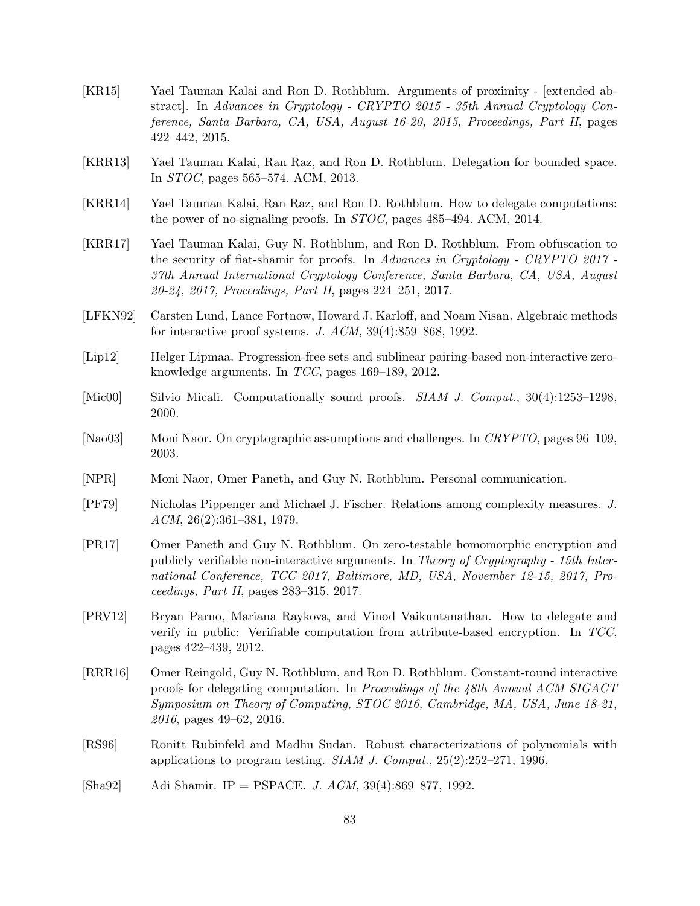[KR15] Yael Tauman Kalai and Ron D. Rothblum. Arguments of proximity - [extended abstract]. In *Advances in Cryptology - CRYPTO 2015 - 35th Annual Cryptology Conference, Santa Barbara, CA, USA, August 16-20, 2015, Proceedings, Part II*, pages 422–442, 2015.

[KRR13] Yael Tauman Kalai, Ran Raz, and Ron D. Rothblum. Delegation for bounded space. In *STOC*, pages 565–574. ACM, 2013.

[KRR14] Yael Tauman Kalai, Ran Raz, and Ron D. Rothblum. How to delegate computations: the power of no-signaling proofs. In *STOC*, pages 485–494. ACM, 2014.

[KRR17] Yael Tauman Kalai, Guy N. Rothblum, and Ron D. Rothblum. From obfuscation to the security of fiat-shamir for proofs. In *Advances in Cryptology - CRYPTO 2017 - 37th Annual International Cryptology Conference, Santa Barbara, CA, USA, August 20-24, 2017, Proceedings, Part II*, pages 224–251, 2017.

[LFKN92] Carsten Lund, Lance Fortnow, Howard J. Karloff, and Noam Nisan. Algebraic methods for interactive proof systems. *J. ACM*, 39(4):859–868, 1992.

[Lip12] Helger Lipmaa. Progression-free sets and sublinear pairing-based non-interactive zero-knowledge arguments. In *TCC*, pages 169–189, 2012.

[Mic00] Silvio Micali. Computationally sound proofs. *SIAM J. Comput.*, 30(4):1253–1298, 2000.

[Nao03] Moni Naor. On cryptographic assumptions and challenges. In *CRYPTO*, pages 96–109, 2003.

[NPR] Moni Naor, Omer Paneth, and Guy N. Rothblum. Personal communication.

[PF79] Nicholas Pippenger and Michael J. Fischer. Relations among complexity measures. *J. ACM*, 26(2):361–381, 1979.

[PR17] Omer Paneth and Guy N. Rothblum. On zero-testable homomorphic encryption and publicly verifiable non-interactive arguments. In *Theory of Cryptography - 15th International Conference, TCC 2017, Baltimore, MD, USA, November 12-15, 2017, Proceedings, Part II*, pages 283–315, 2017.

[PRV12] Bryan Parno, Mariana Raykova, and Vinod Vaikuntanathan. How to delegate and verify in public: Verifiable computation from attribute-based encryption. In *TCC*, pages 422–439, 2012.

[RRR16] Omer Reingold, Guy N. Rothblum, and Ron D. Rothblum. Constant-round interactive proofs for delegating computation. In *Proceedings of the 48th Annual ACM SIGACT Symposium on Theory of Computing, STOC 2016, Cambridge, MA, USA, June 18-21, 2016*, pages 49–62, 2016.

[RS96] Ronitt Rubinfeld and Madhu Sudan. Robust characterizations of polynomials with applications to program testing. *SIAM J. Comput.*, 25(2):252–271, 1996.

[Sha92] Adi Shamir. IP = PSPACE. *J. ACM*, 39(4):869–877, 1992.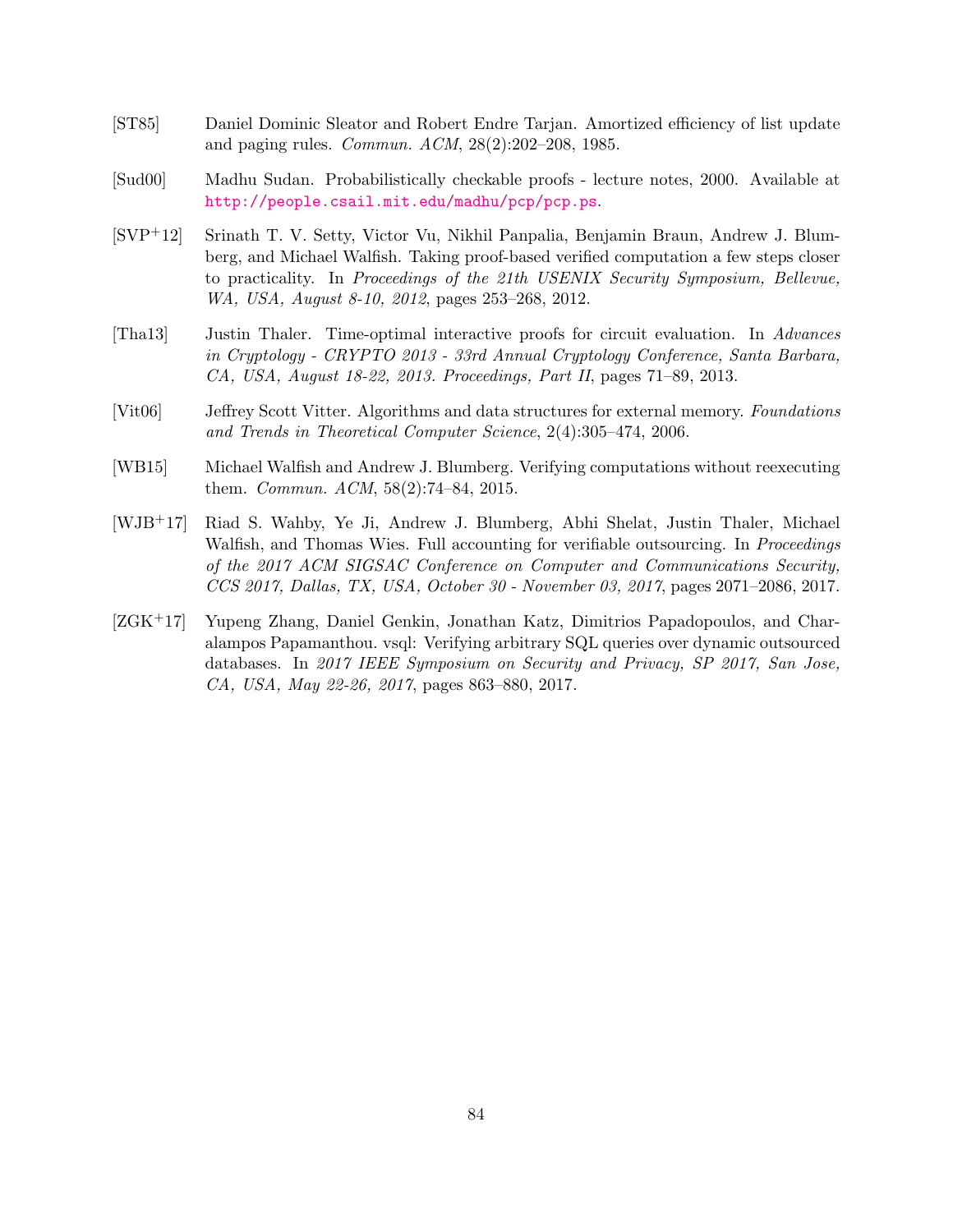[ST85] Daniel Dominic Sleator and Robert Endre Tarjan. Amortized efficiency of list update and paging rules. *Commun. ACM*, 28(2):202–208, 1985.

[Sud00] Madhu Sudan. Probabilistically checkable proofs - lecture notes, 2000. Available at http://people.csail.mit.edu/madhu/pcp/pcp.ps.

[SVP+12] Srinath T. V. Setty, Victor Vu, Nikhil Panpalia, Benjamin Braun, Andrew J. Blumberg, and Michael Walfish. Taking proof-based verified computation a few steps closer to practicality. In *Proceedings of the 21th USENIX Security Symposium, Bellevue, WA, USA, August 8-10, 2012*, pages 253–268, 2012.

[Tha13] Justin Thaler. Time-optimal interactive proofs for circuit evaluation. In *Advances in Cryptology - CRYPTO 2013 - 33rd Annual Cryptology Conference, Santa Barbara, CA, USA, August 18-22, 2013. Proceedings, Part II*, pages 71–89, 2013.

[Vit06] Jeffrey Scott Vitter. Algorithms and data structures for external memory. *Foundations and Trends in Theoretical Computer Science*, 2(4):305–474, 2006.

[WB15] Michael Walfish and Andrew J. Blumberg. Verifying computations without reexecuting them. *Commun. ACM*, 58(2):74–84, 2015.

[WJB+17] Riad S. Wahby, Ye Ji, Andrew J. Blumberg, Abhi Shelat, Justin Thaler, Michael Walfish, and Thomas Wies. Full accounting for verifiable outsourcing. In *Proceedings of the 2017 ACM SIGSAC Conference on Computer and Communications Security, CCS 2017, Dallas, TX, USA, October 30 - November 03, 2017*, pages 2071–2086, 2017.

[ZGK+17] Yupeng Zhang, Daniel Genkin, Jonathan Katz, Dimitrios Papadopoulos, and Charalampos Papamanthou. vsql: Verifying arbitrary SQL queries over dynamic outsourced databases. In *2017 IEEE Symposium on Security and Privacy, SP 2017, San Jose, CA, USA, May 22-26, 2017*, pages 863–880, 2017.